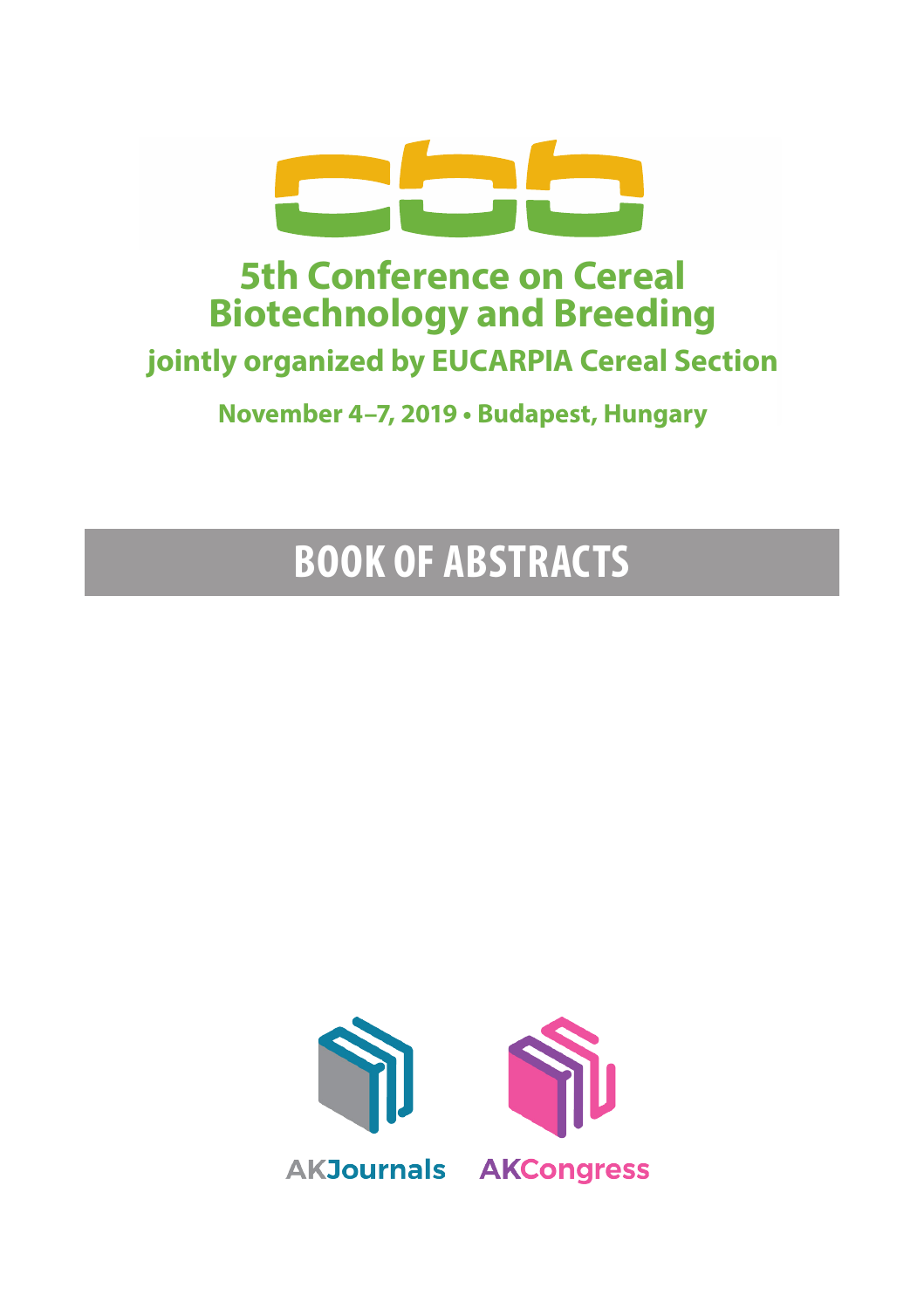# 5th Conference on Cereal Biotechnology and Breeding

## jointly organized by EUCARPIA Cereal Section

**November 4–7, 2019 • Budapest, Hungary**

# BOOK OF ABSTRACTS

AKJournals AKCongress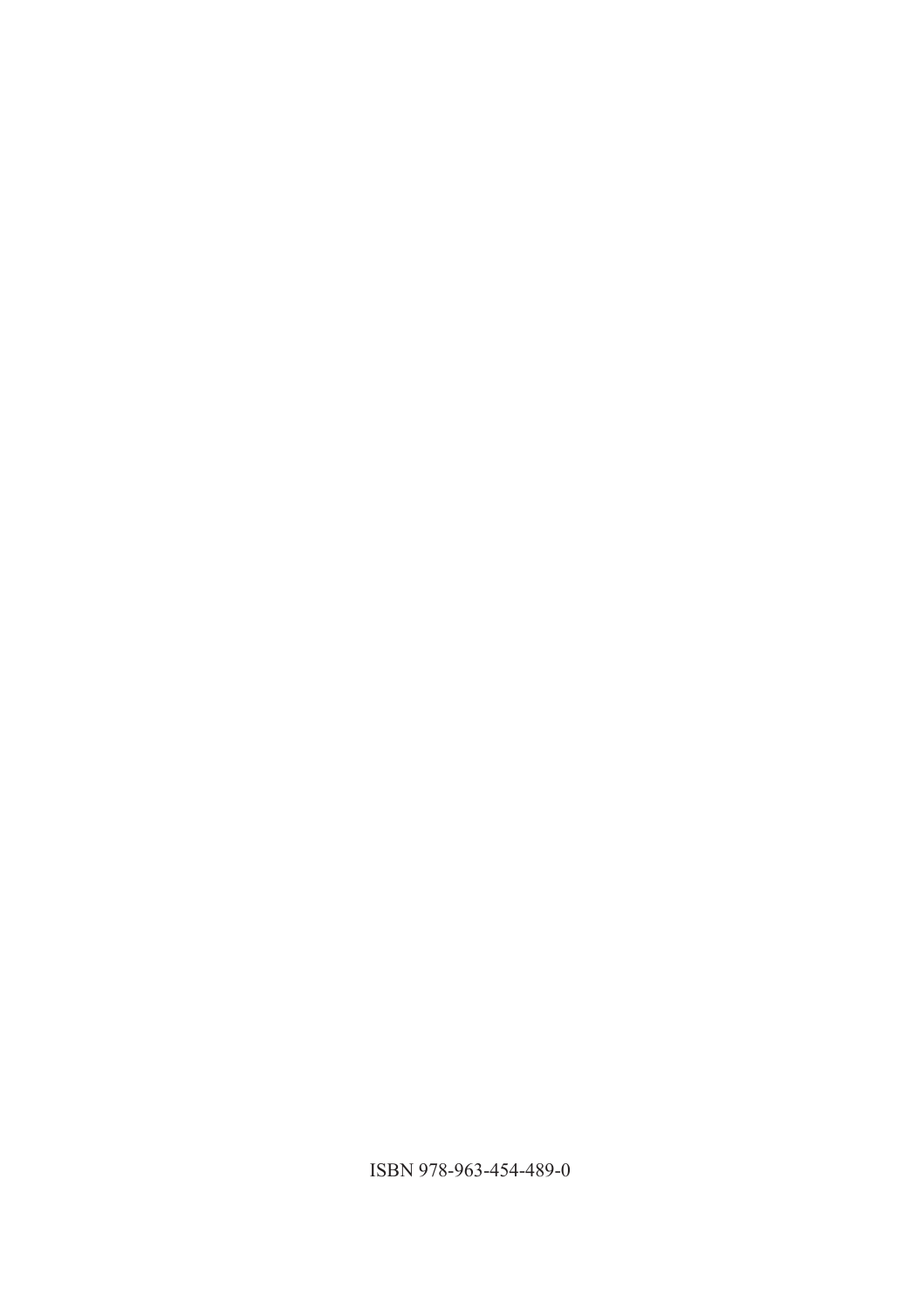ISBN 978-963-454-489-0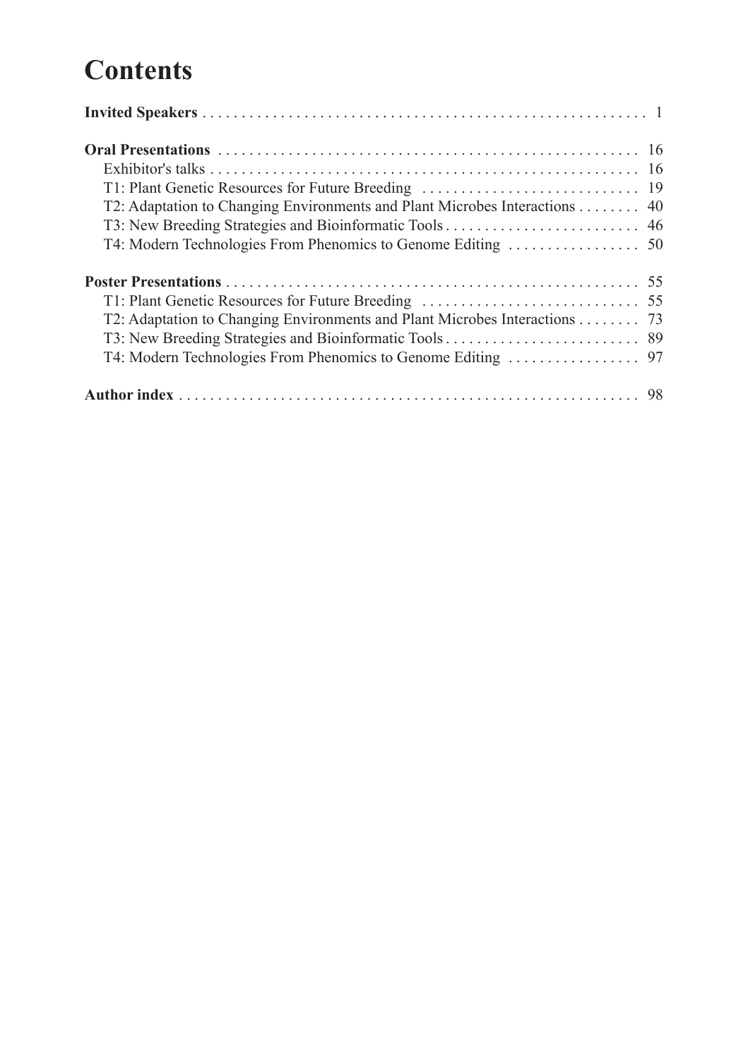# Contents

**Invited Speakers** . . . . . . . . . . . . . . . . . . . . . . . . . . . . . . . . . . . . . . . . . . . . . . . . . . . . . . . . 1

**Oral Presentations** . . . . . . . . . . . . . . . . . . . . . . . . . . . . . . . . . . . . . . . . . . . . . . . . . . . . . 16
- Exhibitor's talks . . . . . . . . . . . . . . . . . . . . . . . . . . . . . . . . . . . . . . . . . . . . . . . . . . . . . . 16
- T1: Plant Genetic Resources for Future Breeding . . . . . . . . . . . . . . . . . . . . . . . . . . . . 19
- T2: Adaptation to Changing Environments and Plant Microbes Interactions . . . . . . . . 40
- T3: New Breeding Strategies and Bioinformatic Tools . . . . . . . . . . . . . . . . . . . . . . . . . 46
- T4: Modern Technologies From Phenomics to Genome Editing . . . . . . . . . . . . . . . . . 50

**Poster Presentations** . . . . . . . . . . . . . . . . . . . . . . . . . . . . . . . . . . . . . . . . . . . . . . . . . . . . 55
- T1: Plant Genetic Resources for Future Breeding . . . . . . . . . . . . . . . . . . . . . . . . . . . . 55
- T2: Adaptation to Changing Environments and Plant Microbes Interactions . . . . . . . . 73
- T3: New Breeding Strategies and Bioinformatic Tools . . . . . . . . . . . . . . . . . . . . . . . . . 89
- T4: Modern Technologies From Phenomics to Genome Editing . . . . . . . . . . . . . . . . . 97

**Author index** . . . . . . . . . . . . . . . . . . . . . . . . . . . . . . . . . . . . . . . . . . . . . . . . . . . . . . . . . . 98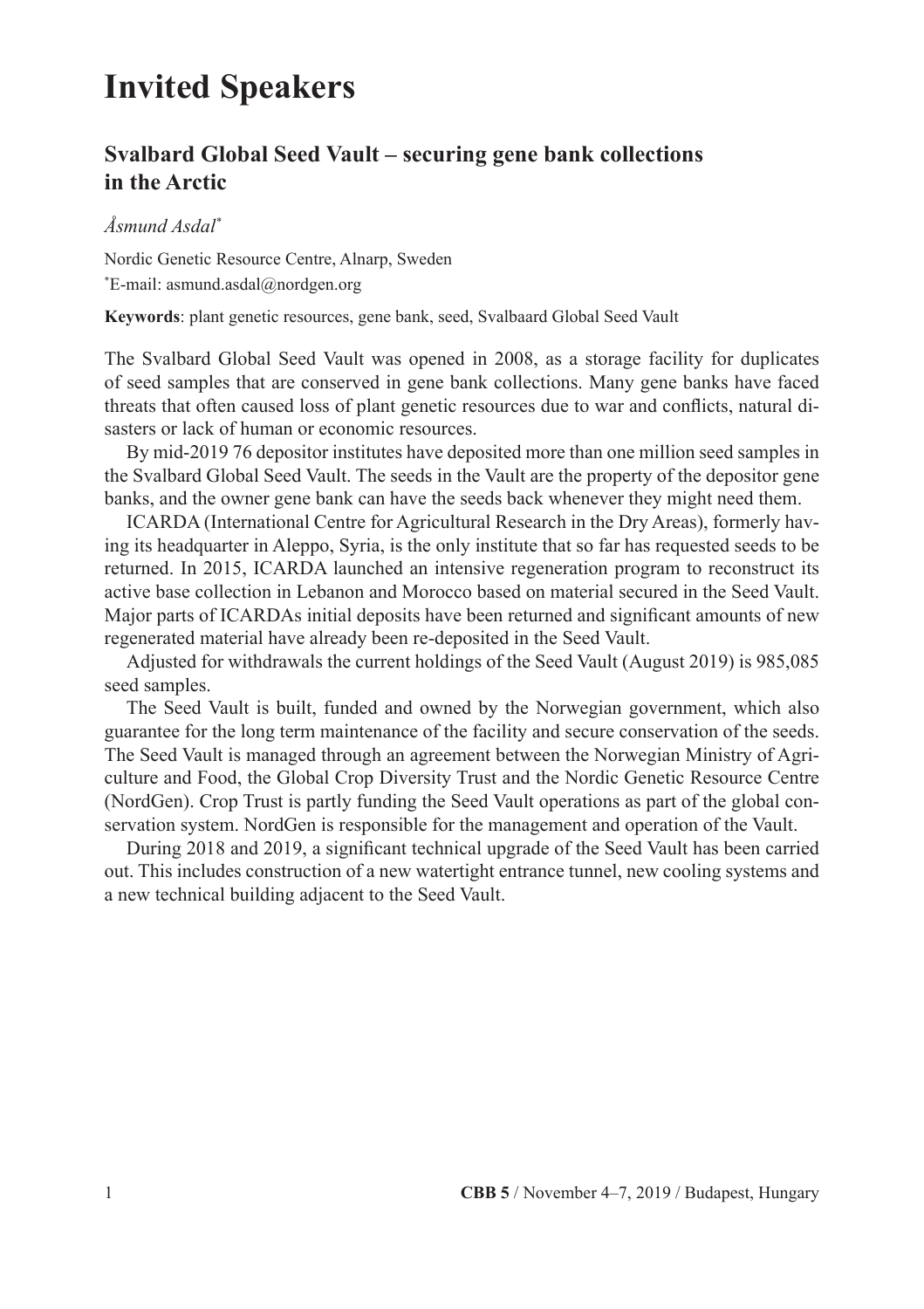# Invited Speakers

## Svalbard Global Seed Vault – securing gene bank collections in the Arctic

*Åsmund Asdal**

Nordic Genetic Resource Centre, Alnarp, Sweden
*E-mail: asmund.asdal@nordgen.org

**Keywords**: plant genetic resources, gene bank, seed, Svalbaard Global Seed Vault

The Svalbard Global Seed Vault was opened in 2008, as a storage facility for duplicates of seed samples that are conserved in gene bank collections. Many gene banks have faced threats that often caused loss of plant genetic resources due to war and conflicts, natural disasters or lack of human or economic resources.

By mid-2019 76 depositor institutes have deposited more than one million seed samples in the Svalbard Global Seed Vault. The seeds in the Vault are the property of the depositor gene banks, and the owner gene bank can have the seeds back whenever they might need them.

ICARDA (International Centre for Agricultural Research in the Dry Areas), formerly having its headquarter in Aleppo, Syria, is the only institute that so far has requested seeds to be returned. In 2015, ICARDA launched an intensive regeneration program to reconstruct its active base collection in Lebanon and Morocco based on material secured in the Seed Vault. Major parts of ICARDAs initial deposits have been returned and significant amounts of new regenerated material have already been re-deposited in the Seed Vault.

Adjusted for withdrawals the current holdings of the Seed Vault (August 2019) is 985,085 seed samples.

The Seed Vault is built, funded and owned by the Norwegian government, which also guarantee for the long term maintenance of the facility and secure conservation of the seeds. The Seed Vault is managed through an agreement between the Norwegian Ministry of Agriculture and Food, the Global Crop Diversity Trust and the Nordic Genetic Resource Centre (NordGen). Crop Trust is partly funding the Seed Vault operations as part of the global conservation system. NordGen is responsible for the management and operation of the Vault.

During 2018 and 2019, a significant technical upgrade of the Seed Vault has been carried out. This includes construction of a new watertight entrance tunnel, new cooling systems and a new technical building adjacent to the Seed Vault.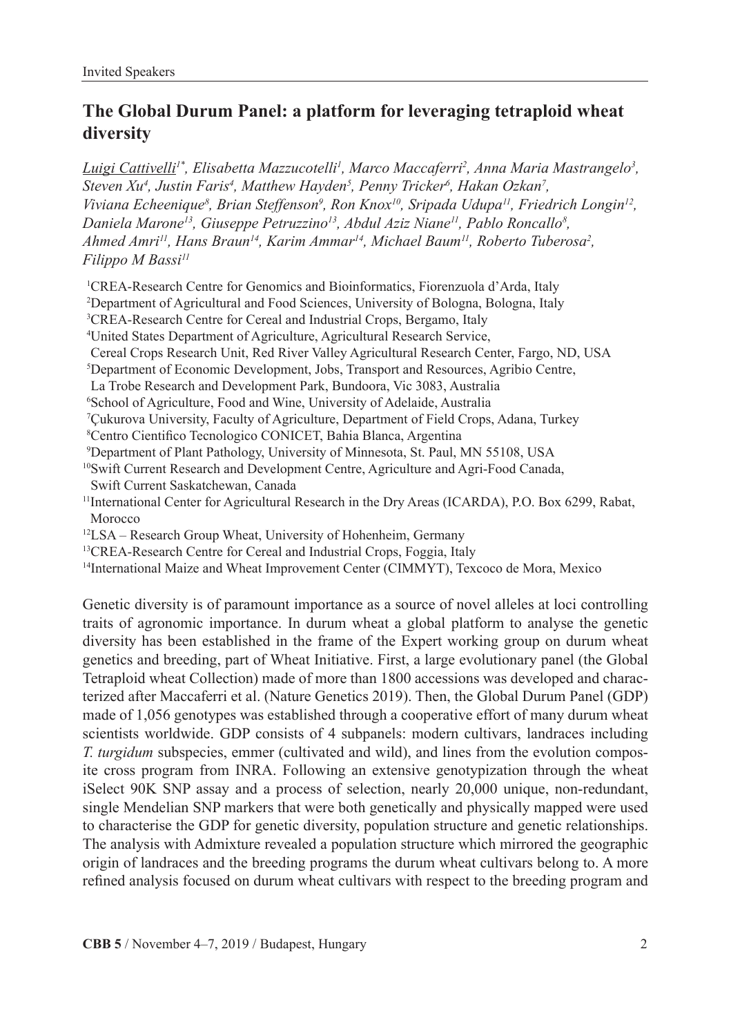## The Global Durum Panel: a platform for leveraging tetraploid wheat diversity

*Luigi Cattivelli[1*], Elisabetta Mazzucotelli[1], Marco Maccaferri[2], Anna Maria Mastrangelo[3], Steven Xu[4], Justin Faris[4], Matthew Hayden[5], Penny Tricker[6], Hakan Ozkan[7], Viviana Echeenique[8], Brian Steffenson[9], Ron Knox[10], Sripada Udupa[11], Friedrich Longin[12], Daniela Marone[13], Giuseppe Petruzzino[13], Abdul Aziz Niane[11], Pablo Roncallo[8], Ahmed Amri[11], Hans Braun[14], Karim Ammar[14], Michael Baum[11], Roberto Tuberosa[2], Filippo M Bassi[11]*

[1]CREA-Research Centre for Genomics and Bioinformatics, Fiorenzuola d'Arda, Italy
[2]Department of Agricultural and Food Sciences, University of Bologna, Bologna, Italy
[3]CREA-Research Centre for Cereal and Industrial Crops, Bergamo, Italy
[4]United States Department of Agriculture, Agricultural Research Service, Cereal Crops Research Unit, Red River Valley Agricultural Research Center, Fargo, ND, USA
[5]Department of Economic Development, Jobs, Transport and Resources, Agribio Centre, La Trobe Research and Development Park, Bundoora, Vic 3083, Australia
[6]School of Agriculture, Food and Wine, University of Adelaide, Australia
[7]Çukurova University, Faculty of Agriculture, Department of Field Crops, Adana, Turkey
[8]Centro Cientifico Tecnologico CONICET, Bahia Blanca, Argentina
[9]Department of Plant Pathology, University of Minnesota, St. Paul, MN 55108, USA
[10]Swift Current Research and Development Centre, Agriculture and Agri-Food Canada, Swift Current Saskatchewan, Canada
[11]International Center for Agricultural Research in the Dry Areas (ICARDA), P.O. Box 6299, Rabat, Morocco
[12]LSA – Research Group Wheat, University of Hohenheim, Germany
[13]CREA-Research Centre for Cereal and Industrial Crops, Foggia, Italy
[14]International Maize and Wheat Improvement Center (CIMMYT), Texcoco de Mora, Mexico

Genetic diversity is of paramount importance as a source of novel alleles at loci controlling traits of agronomic importance. In durum wheat a global platform to analyse the genetic diversity has been established in the frame of the Expert working group on durum wheat genetics and breeding, part of Wheat Initiative. First, a large evolutionary panel (the Global Tetraploid wheat Collection) made of more than 1800 accessions was developed and characterized after Maccaferri et al. (Nature Genetics 2019). Then, the Global Durum Panel (GDP) made of 1,056 genotypes was established through a cooperative effort of many durum wheat scientists worldwide. GDP consists of 4 subpanels: modern cultivars, landraces including *T. turgidum* subspecies, emmer (cultivated and wild), and lines from the evolution composite cross program from INRA. Following an extensive genotypization through the wheat iSelect 90K SNP assay and a process of selection, nearly 20,000 unique, non-redundant, single Mendelian SNP markers that were both genetically and physically mapped were used to characterise the GDP for genetic diversity, population structure and genetic relationships. The analysis with Admixture revealed a population structure which mirrored the geographic origin of landraces and the breeding programs the durum wheat cultivars belong to. A more refined analysis focused on durum wheat cultivars with respect to the breeding program and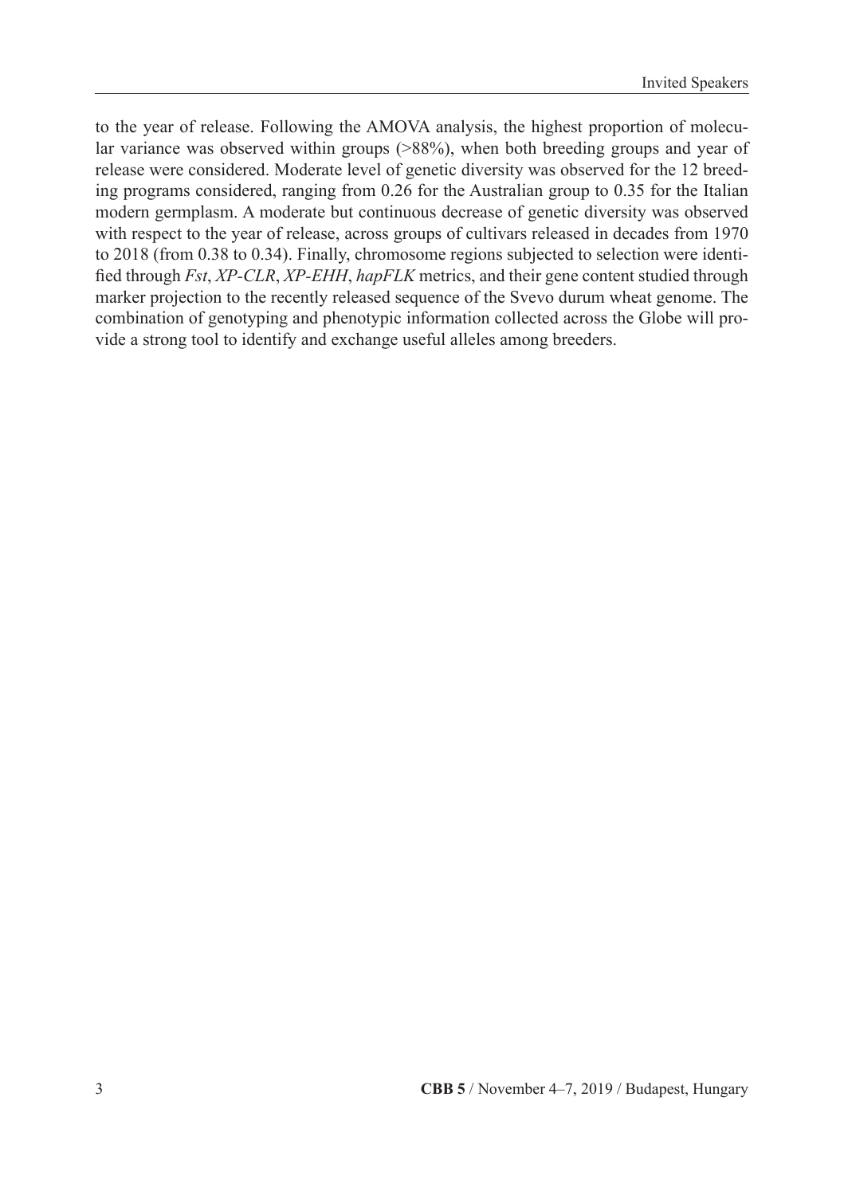to the year of release. Following the AMOVA analysis, the highest proportion of molecular variance was observed within groups (>88%), when both breeding groups and year of release were considered. Moderate level of genetic diversity was observed for the 12 breeding programs considered, ranging from 0.26 for the Australian group to 0.35 for the Italian modern germplasm. A moderate but continuous decrease of genetic diversity was observed with respect to the year of release, across groups of cultivars released in decades from 1970 to 2018 (from 0.38 to 0.34). Finally, chromosome regions subjected to selection were identified through *Fst*, *XP-CLR*, *XP-EHH*, *hapFLK* metrics, and their gene content studied through marker projection to the recently released sequence of the Svevo durum wheat genome. The combination of genotyping and phenotypic information collected across the Globe will provide a strong tool to identify and exchange useful alleles among breeders.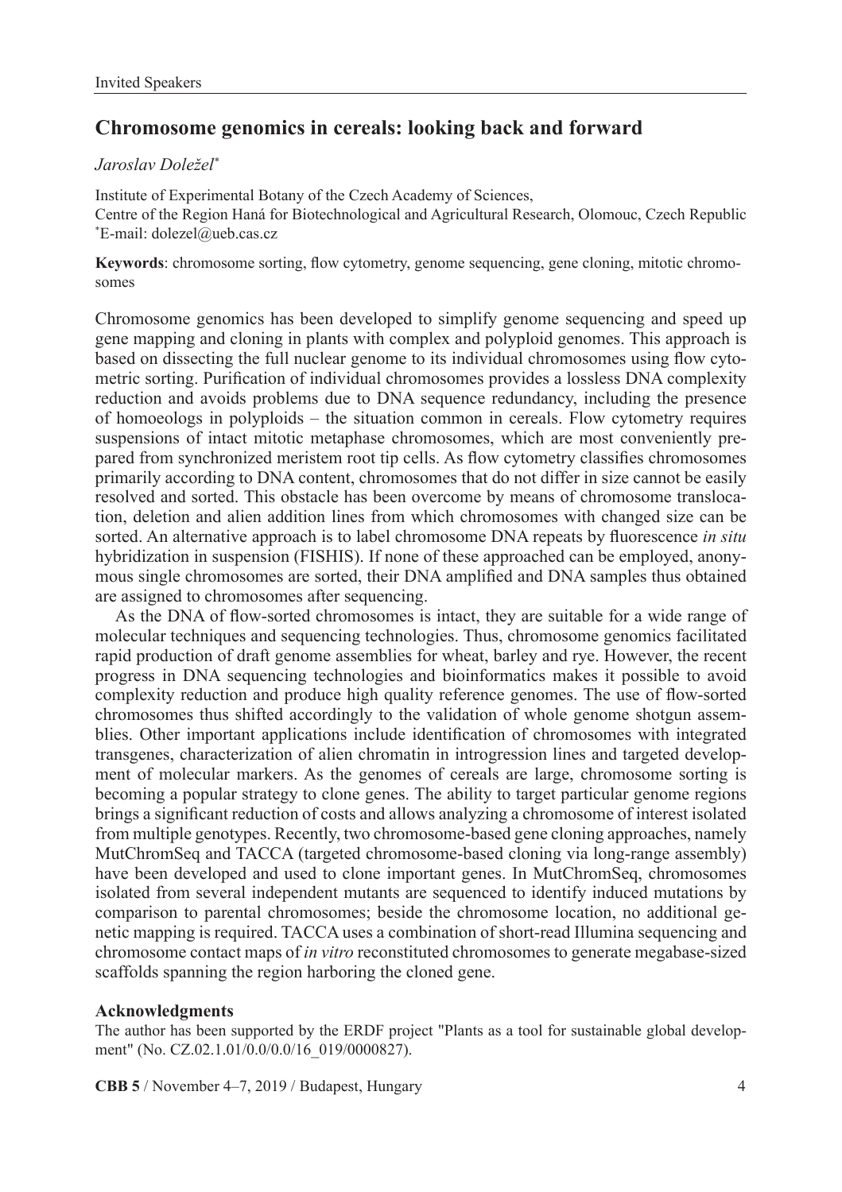# Chromosome genomics in cereals: looking back and forward

*Jaroslav Doležel*[*]

Institute of Experimental Botany of the Czech Academy of Sciences,
Centre of the Region Haná for Biotechnological and Agricultural Research, Olomouc, Czech Republic
[*]E-mail: dolezel@ueb.cas.cz

**Keywords**: chromosome sorting, flow cytometry, genome sequencing, gene cloning, mitotic chromosomes

Chromosome genomics has been developed to simplify genome sequencing and speed up gene mapping and cloning in plants with complex and polyploid genomes. This approach is based on dissecting the full nuclear genome to its individual chromosomes using flow cytometric sorting. Purification of individual chromosomes provides a lossless DNA complexity reduction and avoids problems due to DNA sequence redundancy, including the presence of homoeologs in polyploids – the situation common in cereals. Flow cytometry requires suspensions of intact mitotic metaphase chromosomes, which are most conveniently prepared from synchronized meristem root tip cells. As flow cytometry classifies chromosomes primarily according to DNA content, chromosomes that do not differ in size cannot be easily resolved and sorted. This obstacle has been overcome by means of chromosome translocation, deletion and alien addition lines from which chromosomes with changed size can be sorted. An alternative approach is to label chromosome DNA repeats by fluorescence *in situ* hybridization in suspension (FISHIS). If none of these approached can be employed, anonymous single chromosomes are sorted, their DNA amplified and DNA samples thus obtained are assigned to chromosomes after sequencing.

As the DNA of flow-sorted chromosomes is intact, they are suitable for a wide range of molecular techniques and sequencing technologies. Thus, chromosome genomics facilitated rapid production of draft genome assemblies for wheat, barley and rye. However, the recent progress in DNA sequencing technologies and bioinformatics makes it possible to avoid complexity reduction and produce high quality reference genomes. The use of flow-sorted chromosomes thus shifted accordingly to the validation of whole genome shotgun assemblies. Other important applications include identification of chromosomes with integrated transgenes, characterization of alien chromatin in introgression lines and targeted development of molecular markers. As the genomes of cereals are large, chromosome sorting is becoming a popular strategy to clone genes. The ability to target particular genome regions brings a significant reduction of costs and allows analyzing a chromosome of interest isolated from multiple genotypes. Recently, two chromosome-based gene cloning approaches, namely MutChromSeq and TACCA (targeted chromosome-based cloning via long-range assembly) have been developed and used to clone important genes. In MutChromSeq, chromosomes isolated from several independent mutants are sequenced to identify induced mutations by comparison to parental chromosomes; beside the chromosome location, no additional genetic mapping is required. TACCA uses a combination of short-read Illumina sequencing and chromosome contact maps of *in vitro* reconstituted chromosomes to generate megabase-sized scaffolds spanning the region harboring the cloned gene.

### Acknowledgments

The author has been supported by the ERDF project "Plants as a tool for sustainable global development" (No. CZ.02.1.01/0.0/0.0/16_019/0000827).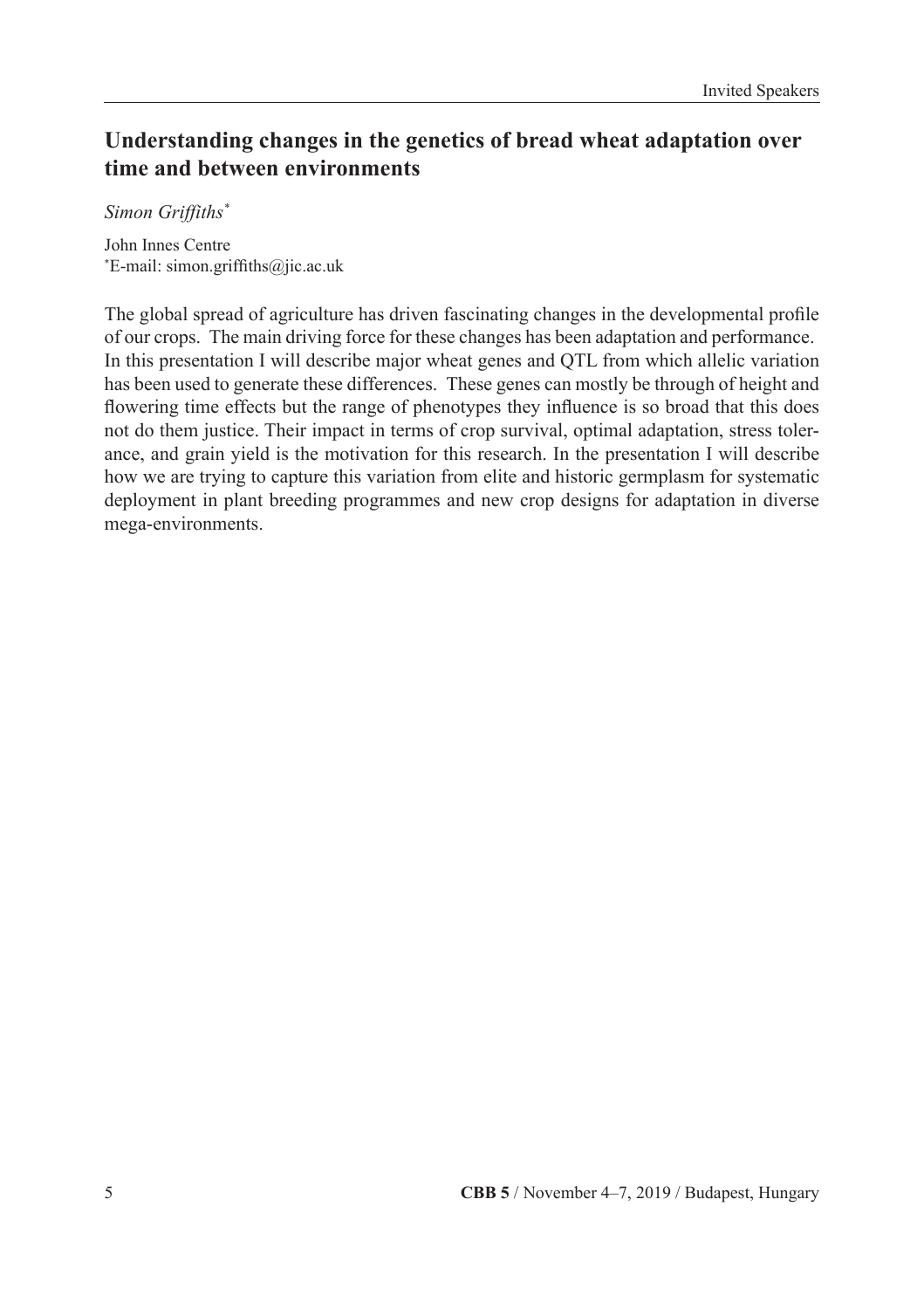## Understanding changes in the genetics of bread wheat adaptation over time and between environments

*Simon Griffiths**

John Innes Centre
*E-mail: simon.griffiths@jic.ac.uk

The global spread of agriculture has driven fascinating changes in the developmental profile of our crops. The main driving force for these changes has been adaptation and performance. In this presentation I will describe major wheat genes and QTL from which allelic variation has been used to generate these differences. These genes can mostly be through of height and flowering time effects but the range of phenotypes they influence is so broad that this does not do them justice. Their impact in terms of crop survival, optimal adaptation, stress tolerance, and grain yield is the motivation for this research. In the presentation I will describe how we are trying to capture this variation from elite and historic germplasm for systematic deployment in plant breeding programmes and new crop designs for adaptation in diverse mega-environments.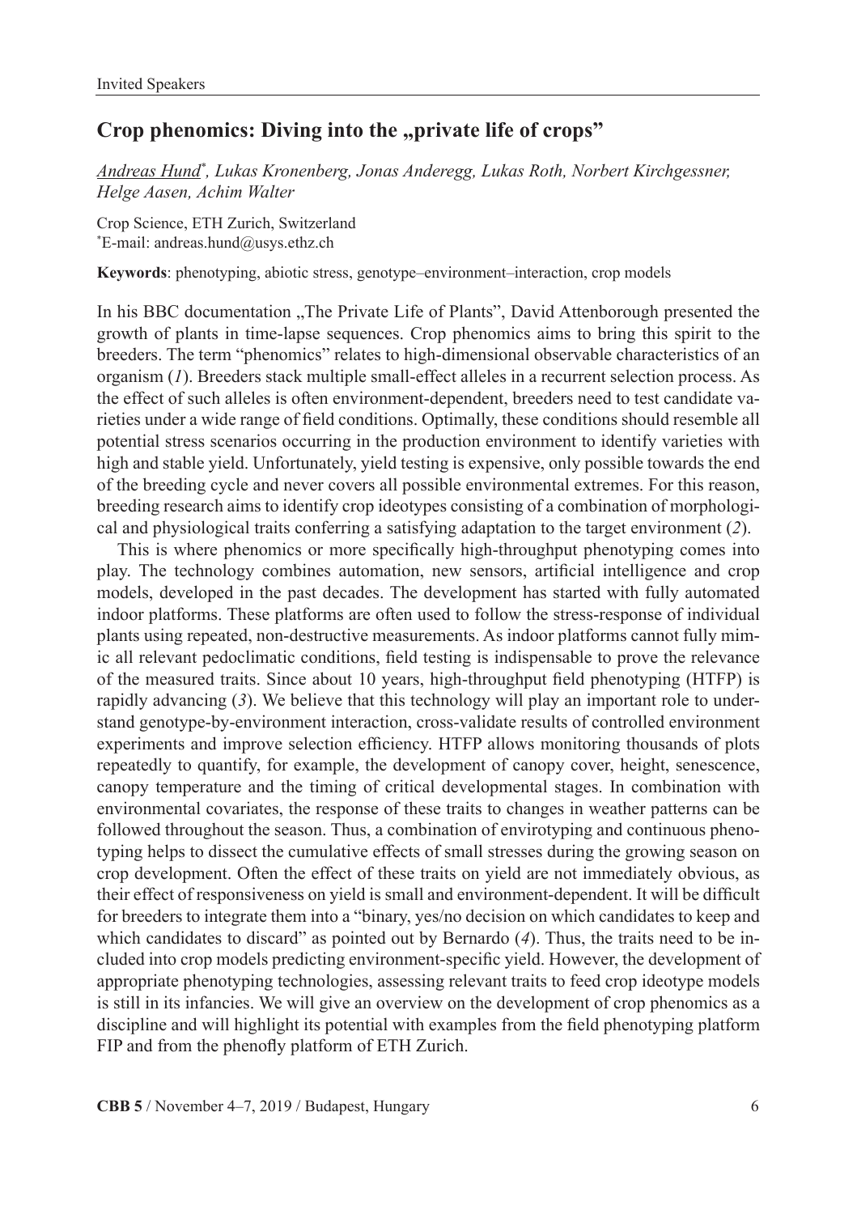## Crop phenomics: Diving into the „private life of crops"

*Andreas Hund*[*], *Lukas Kronenberg, Jonas Anderegg, Lukas Roth, Norbert Kirchgessner, Helge Aasen, Achim Walter*

Crop Science, ETH Zurich, Switzerland
[*]E-mail: andreas.hund@usys.ethz.ch

**Keywords**: phenotyping, abiotic stress, genotype–environment–interaction, crop models

In his BBC documentation „The Private Life of Plants", David Attenborough presented the growth of plants in time-lapse sequences. Crop phenomics aims to bring this spirit to the breeders. The term "phenomics" relates to high-dimensional observable characteristics of an organism (*1*). Breeders stack multiple small-effect alleles in a recurrent selection process. As the effect of such alleles is often environment-dependent, breeders need to test candidate varieties under a wide range of field conditions. Optimally, these conditions should resemble all potential stress scenarios occurring in the production environment to identify varieties with high and stable yield. Unfortunately, yield testing is expensive, only possible towards the end of the breeding cycle and never covers all possible environmental extremes. For this reason, breeding research aims to identify crop ideotypes consisting of a combination of morphological and physiological traits conferring a satisfying adaptation to the target environment (*2*).

This is where phenomics or more specifically high-throughput phenotyping comes into play. The technology combines automation, new sensors, artificial intelligence and crop models, developed in the past decades. The development has started with fully automated indoor platforms. These platforms are often used to follow the stress-response of individual plants using repeated, non-destructive measurements. As indoor platforms cannot fully mimic all relevant pedoclimatic conditions, field testing is indispensable to prove the relevance of the measured traits. Since about 10 years, high-throughput field phenotyping (HTFP) is rapidly advancing (*3*). We believe that this technology will play an important role to understand genotype-by-environment interaction, cross-validate results of controlled environment experiments and improve selection efficiency. HTFP allows monitoring thousands of plots repeatedly to quantify, for example, the development of canopy cover, height, senescence, canopy temperature and the timing of critical developmental stages. In combination with environmental covariates, the response of these traits to changes in weather patterns can be followed throughout the season. Thus, a combination of envirotyping and continuous phenotyping helps to dissect the cumulative effects of small stresses during the growing season on crop development. Often the effect of these traits on yield are not immediately obvious, as their effect of responsiveness on yield is small and environment-dependent. It will be difficult for breeders to integrate them into a "binary, yes/no decision on which candidates to keep and which candidates to discard" as pointed out by Bernardo (*4*). Thus, the traits need to be included into crop models predicting environment-specific yield. However, the development of appropriate phenotyping technologies, assessing relevant traits to feed crop ideotype models is still in its infancies. We will give an overview on the development of crop phenomics as a discipline and will highlight its potential with examples from the field phenotyping platform FIP and from the phenofly platform of ETH Zurich.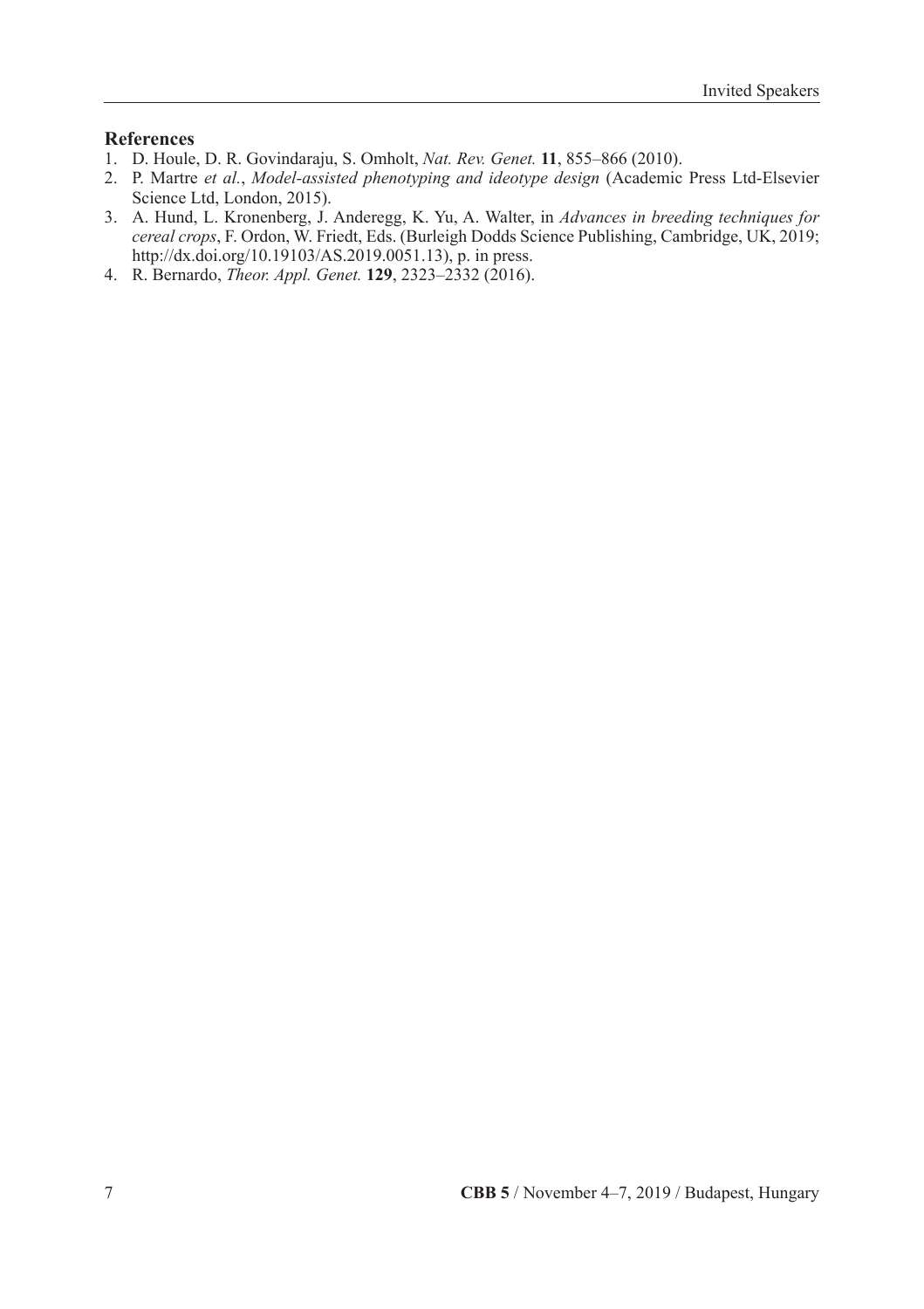## References

1. D. Houle, D. R. Govindaraju, S. Omholt, *Nat. Rev. Genet.* **11**, 855–866 (2010).
2. P. Martre *et al.*, *Model-assisted phenotyping and ideotype design* (Academic Press Ltd-Elsevier Science Ltd, London, 2015).
3. A. Hund, L. Kronenberg, J. Anderegg, K. Yu, A. Walter, in *Advances in breeding techniques for cereal crops*, F. Ordon, W. Friedt, Eds. (Burleigh Dodds Science Publishing, Cambridge, UK, 2019; http://dx.doi.org/10.19103/AS.2019.0051.13), p. in press.
4. R. Bernardo, *Theor. Appl. Genet.* **129**, 2323–2332 (2016).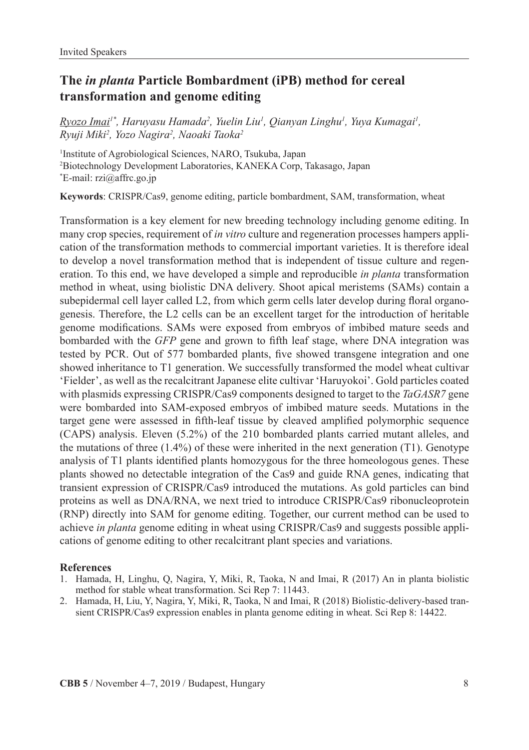# The *in planta* Particle Bombardment (iPB) method for cereal transformation and genome editing

*<u>Ryozo Imai</u>[1*], Haruyasu Hamada[2], Yuelin Liu[1], Qianyan Linghu[1], Yuya Kumagai[1], Ryuji Miki[2], Yozo Nagira[2], Naoaki Taoka[2]*

[1]Institute of Agrobiological Sciences, NARO, Tsukuba, Japan
[2]Biotechnology Development Laboratories, KANEKA Corp, Takasago, Japan
[*]E-mail: rzi@affrc.go.jp

**Keywords**: CRISPR/Cas9, genome editing, particle bombardment, SAM, transformation, wheat

Transformation is a key element for new breeding technology including genome editing. In many crop species, requirement of *in vitro* culture and regeneration processes hampers application of the transformation methods to commercial important varieties. It is therefore ideal to develop a novel transformation method that is independent of tissue culture and regeneration. To this end, we have developed a simple and reproducible *in planta* transformation method in wheat, using biolistic DNA delivery. Shoot apical meristems (SAMs) contain a subepidermal cell layer called L2, from which germ cells later develop during floral organogenesis. Therefore, the L2 cells can be an excellent target for the introduction of heritable genome modifications. SAMs were exposed from embryos of imbibed mature seeds and bombarded with the *GFP* gene and grown to fifth leaf stage, where DNA integration was tested by PCR. Out of 577 bombarded plants, five showed transgene integration and one showed inheritance to T1 generation. We successfully transformed the model wheat cultivar 'Fielder', as well as the recalcitrant Japanese elite cultivar 'Haruyokoi'. Gold particles coated with plasmids expressing CRISPR/Cas9 components designed to target to the *TaGASR7* gene were bombarded into SAM-exposed embryos of imbibed mature seeds. Mutations in the target gene were assessed in fifth-leaf tissue by cleaved amplified polymorphic sequence (CAPS) analysis. Eleven (5.2%) of the 210 bombarded plants carried mutant alleles, and the mutations of three (1.4%) of these were inherited in the next generation (T1). Genotype analysis of T1 plants identified plants homozygous for the three homeologous genes. These plants showed no detectable integration of the Cas9 and guide RNA genes, indicating that transient expression of CRISPR/Cas9 introduced the mutations. As gold particles can bind proteins as well as DNA/RNA, we next tried to introduce CRISPR/Cas9 ribonucleoprotein (RNP) directly into SAM for genome editing. Together, our current method can be used to achieve *in planta* genome editing in wheat using CRISPR/Cas9 and suggests possible applications of genome editing to other recalcitrant plant species and variations.

### References

1. Hamada, H, Linghu, Q, Nagira, Y, Miki, R, Taoka, N and Imai, R (2017) An in planta biolistic method for stable wheat transformation. Sci Rep 7: 11443.
2. Hamada, H, Liu, Y, Nagira, Y, Miki, R, Taoka, N and Imai, R (2018) Biolistic-delivery-based transient CRISPR/Cas9 expression enables in planta genome editing in wheat. Sci Rep 8: 14422.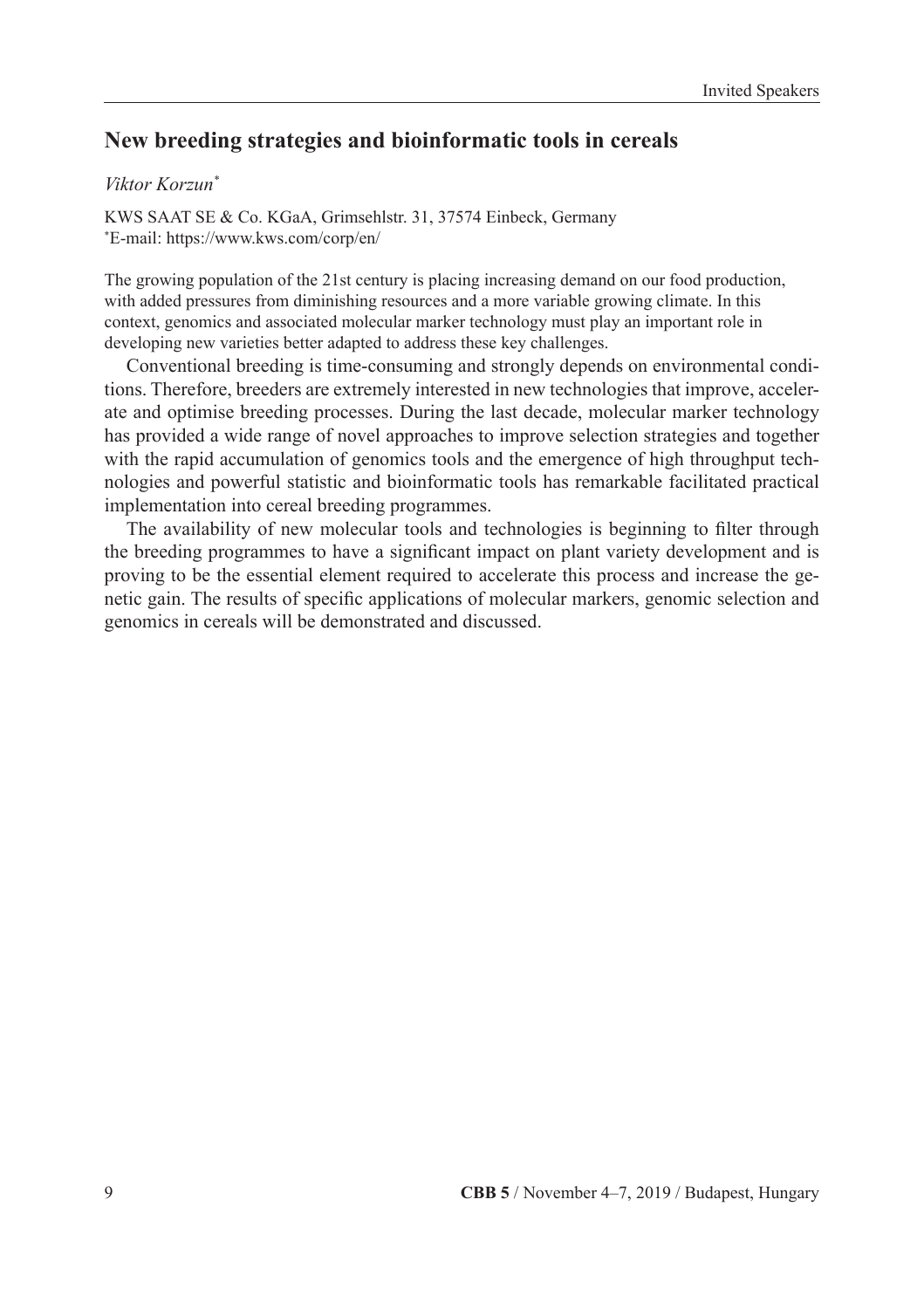## New breeding strategies and bioinformatic tools in cereals

*Viktor Korzun*[*]

KWS SAAT SE & Co. KGaA, Grimsehlstr. 31, 37574 Einbeck, Germany
[*]E-mail: https://www.kws.com/corp/en/

The growing population of the 21st century is placing increasing demand on our food production, with added pressures from diminishing resources and a more variable growing climate. In this context, genomics and associated molecular marker technology must play an important role in developing new varieties better adapted to address these key challenges.

Conventional breeding is time-consuming and strongly depends on environmental conditions. Therefore, breeders are extremely interested in new technologies that improve, accelerate and optimise breeding processes. During the last decade, molecular marker technology has provided a wide range of novel approaches to improve selection strategies and together with the rapid accumulation of genomics tools and the emergence of high throughput technologies and powerful statistic and bioinformatic tools has remarkable facilitated practical implementation into cereal breeding programmes.

The availability of new molecular tools and technologies is beginning to filter through the breeding programmes to have a significant impact on plant variety development and is proving to be the essential element required to accelerate this process and increase the genetic gain. The results of specific applications of molecular markers, genomic selection and genomics in cereals will be demonstrated and discussed.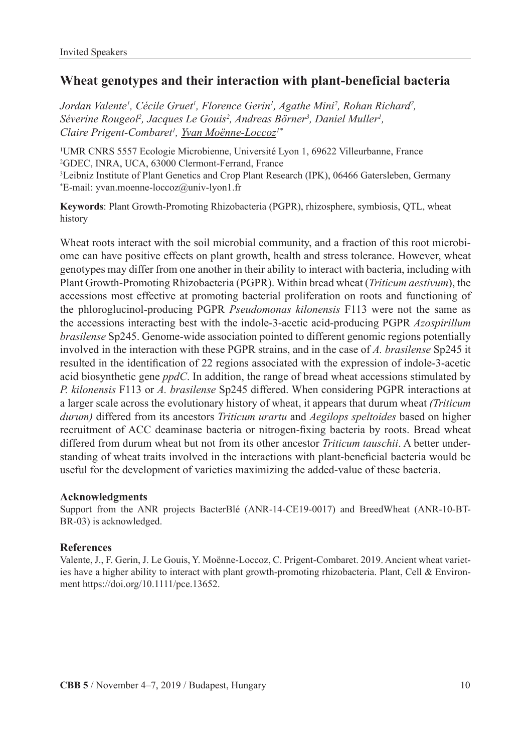## Wheat genotypes and their interaction with plant-beneficial bacteria

*Jordan Valente[1], Cécile Gruet[1], Florence Gerin[1], Agathe Mini[2], Rohan Richard[2], Séverine Rougeol[2], Jacques Le Gouis[2], Andreas Börner[3], Daniel Muller[1], Claire Prigent-Combaret[1], Yvan Moënne-Loccoz[1*]*

[1]UMR CNRS 5557 Ecologie Microbienne, Université Lyon 1, 69622 Villeurbanne, France
[2]GDEC, INRA, UCA, 63000 Clermont-Ferrand, France
[3]Leibniz Institute of Plant Genetics and Crop Plant Research (IPK), 06466 Gatersleben, Germany
[*]E-mail: yvan.moenne-loccoz@univ-lyon1.fr

**Keywords**: Plant Growth-Promoting Rhizobacteria (PGPR), rhizosphere, symbiosis, QTL, wheat history

Wheat roots interact with the soil microbial community, and a fraction of this root microbiome can have positive effects on plant growth, health and stress tolerance. However, wheat genotypes may differ from one another in their ability to interact with bacteria, including with Plant Growth-Promoting Rhizobacteria (PGPR). Within bread wheat (*Triticum aestivum*), the accessions most effective at promoting bacterial proliferation on roots and functioning of the phloroglucinol-producing PGPR *Pseudomonas kilonensis* F113 were not the same as the accessions interacting best with the indole-3-acetic acid-producing PGPR *Azospirillum brasilense* Sp245. Genome-wide association pointed to different genomic regions potentially involved in the interaction with these PGPR strains, and in the case of *A. brasilense* Sp245 it resulted in the identification of 22 regions associated with the expression of indole-3-acetic acid biosynthetic gene *ppdC*. In addition, the range of bread wheat accessions stimulated by *P. kilonensis* F113 or *A. brasilense* Sp245 differed. When considering PGPR interactions at a larger scale across the evolutionary history of wheat, it appears that durum wheat *(Triticum durum)* differed from its ancestors *Triticum urartu* and *Aegilops speltoides* based on higher recruitment of ACC deaminase bacteria or nitrogen-fixing bacteria by roots. Bread wheat differed from durum wheat but not from its other ancestor *Triticum tauschii*. A better understanding of wheat traits involved in the interactions with plant-beneficial bacteria would be useful for the development of varieties maximizing the added-value of these bacteria.

### Acknowledgments

Support from the ANR projects BacterBlé (ANR-14-CE19-0017) and BreedWheat (ANR-10-BT-BR-03) is acknowledged.

### References

Valente, J., F. Gerin, J. Le Gouis, Y. Moënne-Loccoz, C. Prigent-Combaret. 2019. Ancient wheat varieties have a higher ability to interact with plant growth-promoting rhizobacteria. Plant, Cell & Environment https://doi.org/10.1111/pce.13652.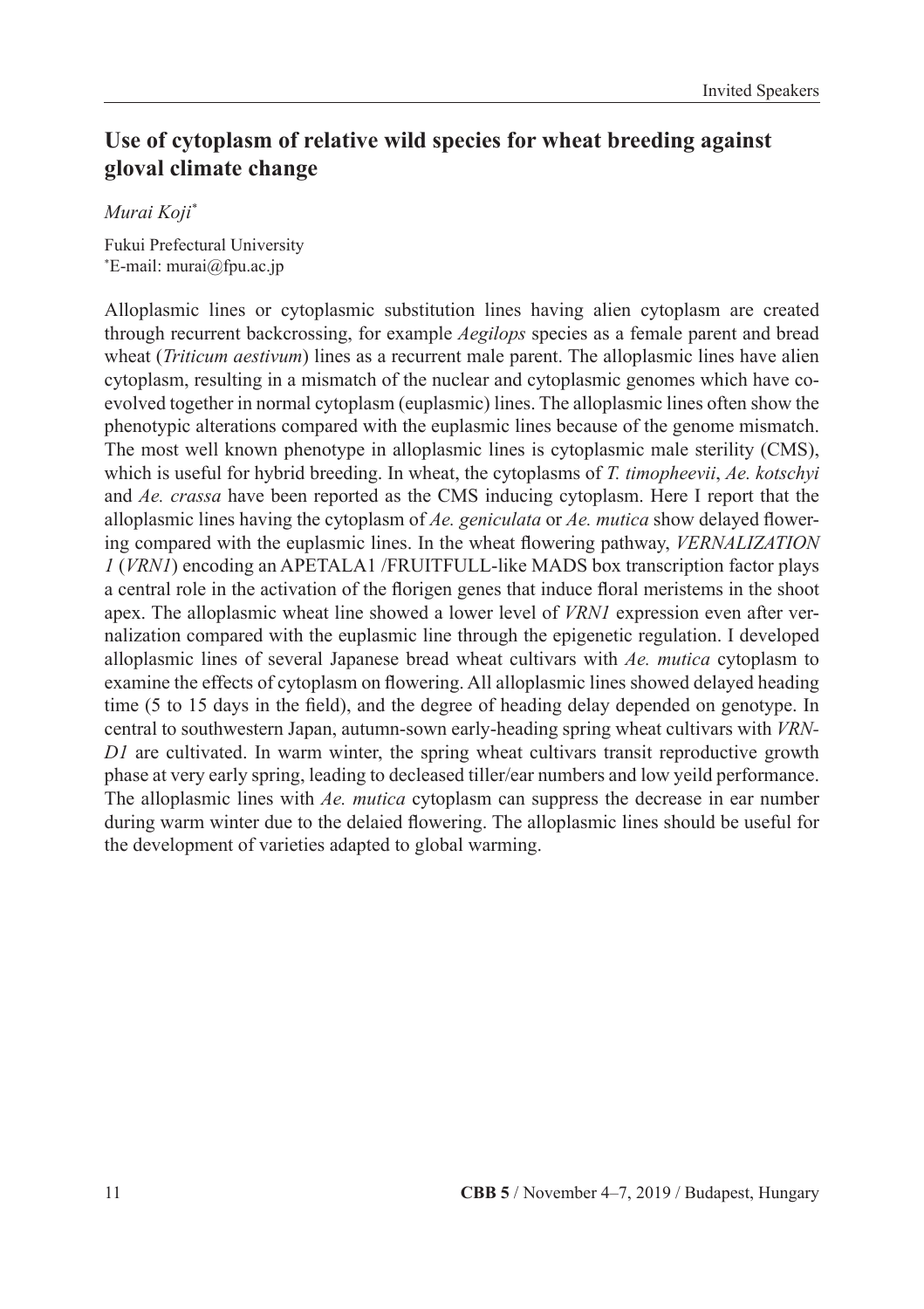## Use of cytoplasm of relative wild species for wheat breeding against gloval climate change

*Murai Koji**

Fukui Prefectural University
*E-mail: murai@fpu.ac.jp

Alloplasmic lines or cytoplasmic substitution lines having alien cytoplasm are created through recurrent backcrossing, for example *Aegilops* species as a female parent and bread wheat (*Triticum aestivum*) lines as a recurrent male parent. The alloplasmic lines have alien cytoplasm, resulting in a mismatch of the nuclear and cytoplasmic genomes which have co-evolved together in normal cytoplasm (euplasmic) lines. The alloplasmic lines often show the phenotypic alterations compared with the euplasmic lines because of the genome mismatch. The most well known phenotype in alloplasmic lines is cytoplasmic male sterility (CMS), which is useful for hybrid breeding. In wheat, the cytoplasms of *T. timopheevii*, *Ae. kotschyi* and *Ae. crassa* have been reported as the CMS inducing cytoplasm. Here I report that the alloplasmic lines having the cytoplasm of *Ae. geniculata* or *Ae. mutica* show delayed flowering compared with the euplasmic lines. In the wheat flowering pathway, *VERNALIZATION 1* (*VRN1*) encoding an APETALA1 /FRUITFULL-like MADS box transcription factor plays a central role in the activation of the florigen genes that induce floral meristems in the shoot apex. The alloplasmic wheat line showed a lower level of *VRN1* expression even after vernalization compared with the euplasmic line through the epigenetic regulation. I developed alloplasmic lines of several Japanese bread wheat cultivars with *Ae. mutica* cytoplasm to examine the effects of cytoplasm on flowering. All alloplasmic lines showed delayed heading time (5 to 15 days in the field), and the degree of heading delay depended on genotype. In central to southwestern Japan, autumn-sown early-heading spring wheat cultivars with *VRN-D1* are cultivated. In warm winter, the spring wheat cultivars transit reproductive growth phase at very early spring, leading to decleased tiller/ear numbers and low yeild performance. The alloplasmic lines with *Ae. mutica* cytoplasm can suppress the decrease in ear number during warm winter due to the delaied flowering. The alloplasmic lines should be useful for the development of varieties adapted to global warming.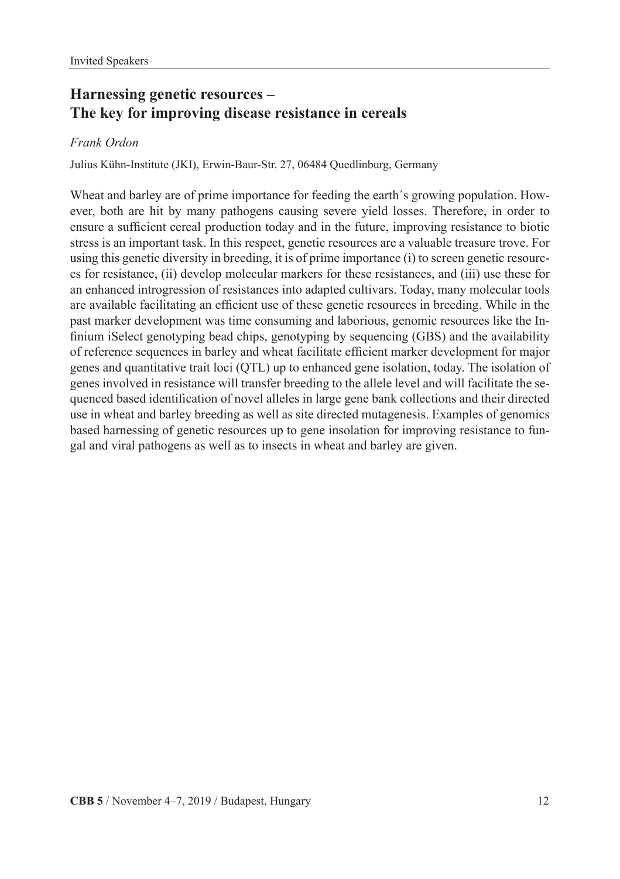## Harnessing genetic resources – The key for improving disease resistance in cereals

*Frank Ordon*

Julius Kühn-Institute (JKI), Erwin-Baur-Str. 27, 06484 Quedlinburg, Germany

Wheat and barley are of prime importance for feeding the earth´s growing population. However, both are hit by many pathogens causing severe yield losses. Therefore, in order to ensure a sufficient cereal production today and in the future, improving resistance to biotic stress is an important task. In this respect, genetic resources are a valuable treasure trove. For using this genetic diversity in breeding, it is of prime importance (i) to screen genetic resources for resistance, (ii) develop molecular markers for these resistances, and (iii) use these for an enhanced introgression of resistances into adapted cultivars. Today, many molecular tools are available facilitating an efficient use of these genetic resources in breeding. While in the past marker development was time consuming and laborious, genomic resources like the Infinium iSelect genotyping bead chips, genotyping by sequencing (GBS) and the availability of reference sequences in barley and wheat facilitate efficient marker development for major genes and quantitative trait loci (QTL) up to enhanced gene isolation, today. The isolation of genes involved in resistance will transfer breeding to the allele level and will facilitate the sequenced based identification of novel alleles in large gene bank collections and their directed use in wheat and barley breeding as well as site directed mutagenesis. Examples of genomics based harnessing of genetic resources up to gene insolation for improving resistance to fungal and viral pathogens as well as to insects in wheat and barley are given.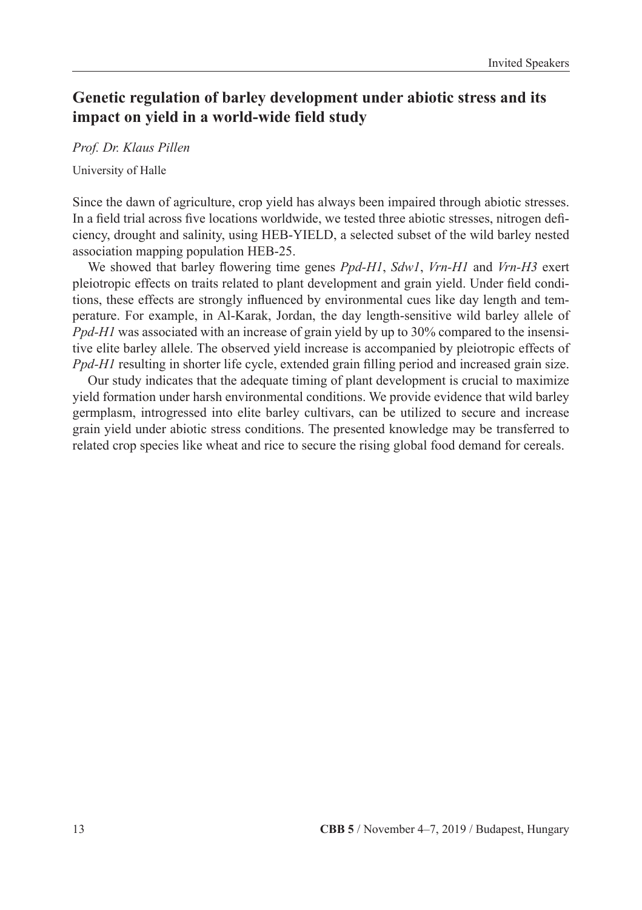## Genetic regulation of barley development under abiotic stress and its impact on yield in a world-wide field study

*Prof. Dr. Klaus Pillen*

University of Halle

Since the dawn of agriculture, crop yield has always been impaired through abiotic stresses. In a field trial across five locations worldwide, we tested three abiotic stresses, nitrogen deficiency, drought and salinity, using HEB-YIELD, a selected subset of the wild barley nested association mapping population HEB-25.

We showed that barley flowering time genes *Ppd-H1*, *Sdw1*, *Vrn-H1* and *Vrn-H3* exert pleiotropic effects on traits related to plant development and grain yield. Under field conditions, these effects are strongly influenced by environmental cues like day length and temperature. For example, in Al-Karak, Jordan, the day length-sensitive wild barley allele of *Ppd-H1* was associated with an increase of grain yield by up to 30% compared to the insensitive elite barley allele. The observed yield increase is accompanied by pleiotropic effects of *Ppd-H1* resulting in shorter life cycle, extended grain filling period and increased grain size.

Our study indicates that the adequate timing of plant development is crucial to maximize yield formation under harsh environmental conditions. We provide evidence that wild barley germplasm, introgressed into elite barley cultivars, can be utilized to secure and increase grain yield under abiotic stress conditions. The presented knowledge may be transferred to related crop species like wheat and rice to secure the rising global food demand for cereals.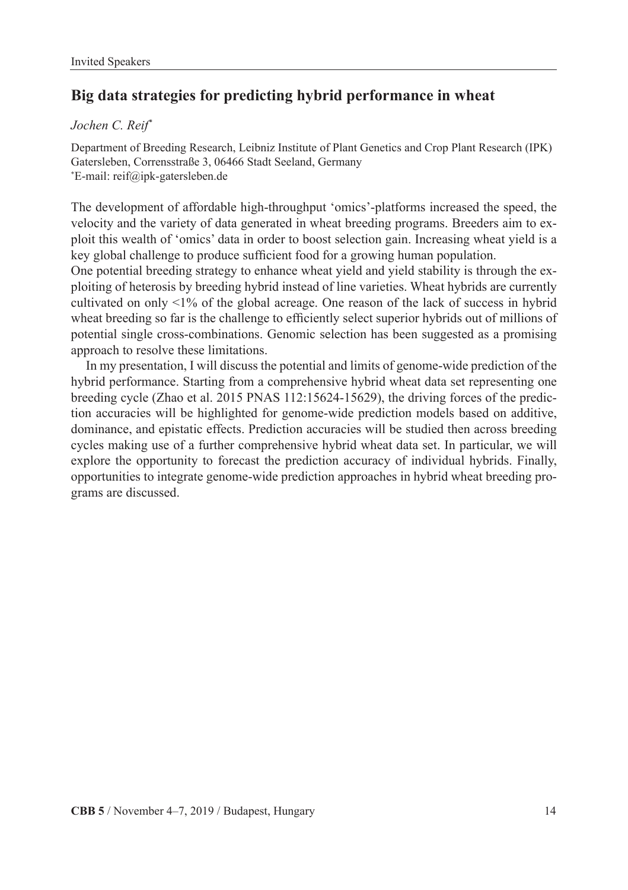## Big data strategies for predicting hybrid performance in wheat

*Jochen C. Reif*[*]

Department of Breeding Research, Leibniz Institute of Plant Genetics and Crop Plant Research (IPK) Gatersleben, Corrensstraße 3, 06466 Stadt Seeland, Germany
[*]E-mail: reif@ipk-gatersleben.de

The development of affordable high-throughput 'omics'-platforms increased the speed, the velocity and the variety of data generated in wheat breeding programs. Breeders aim to exploit this wealth of 'omics' data in order to boost selection gain. Increasing wheat yield is a key global challenge to produce sufficient food for a growing human population.

One potential breeding strategy to enhance wheat yield and yield stability is through the exploiting of heterosis by breeding hybrid instead of line varieties. Wheat hybrids are currently cultivated on only <1% of the global acreage. One reason of the lack of success in hybrid wheat breeding so far is the challenge to efficiently select superior hybrids out of millions of potential single cross-combinations. Genomic selection has been suggested as a promising approach to resolve these limitations.

In my presentation, I will discuss the potential and limits of genome-wide prediction of the hybrid performance. Starting from a comprehensive hybrid wheat data set representing one breeding cycle (Zhao et al. 2015 PNAS 112:15624-15629), the driving forces of the prediction accuracies will be highlighted for genome-wide prediction models based on additive, dominance, and epistatic effects. Prediction accuracies will be studied then across breeding cycles making use of a further comprehensive hybrid wheat data set. In particular, we will explore the opportunity to forecast the prediction accuracy of individual hybrids. Finally, opportunities to integrate genome-wide prediction approaches in hybrid wheat breeding programs are discussed.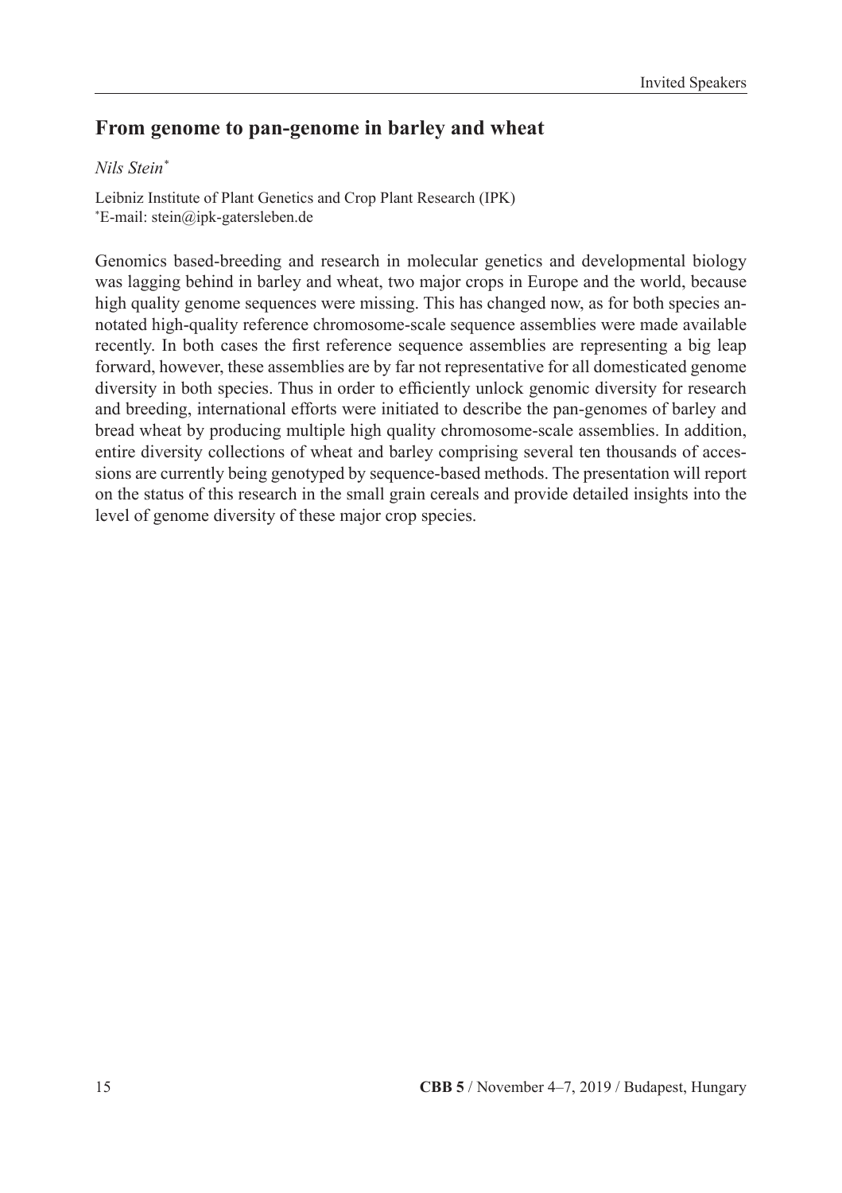## From genome to pan-genome in barley and wheat

*Nils Stein*[*]

Leibniz Institute of Plant Genetics and Crop Plant Research (IPK)
[*]E-mail: stein@ipk-gatersleben.de

Genomics based-breeding and research in molecular genetics and developmental biology was lagging behind in barley and wheat, two major crops in Europe and the world, because high quality genome sequences were missing. This has changed now, as for both species annotated high-quality reference chromosome-scale sequence assemblies were made available recently. In both cases the first reference sequence assemblies are representing a big leap forward, however, these assemblies are by far not representative for all domesticated genome diversity in both species. Thus in order to efficiently unlock genomic diversity for research and breeding, international efforts were initiated to describe the pan-genomes of barley and bread wheat by producing multiple high quality chromosome-scale assemblies. In addition, entire diversity collections of wheat and barley comprising several ten thousands of accessions are currently being genotyped by sequence-based methods. The presentation will report on the status of this research in the small grain cereals and provide detailed insights into the level of genome diversity of these major crop species.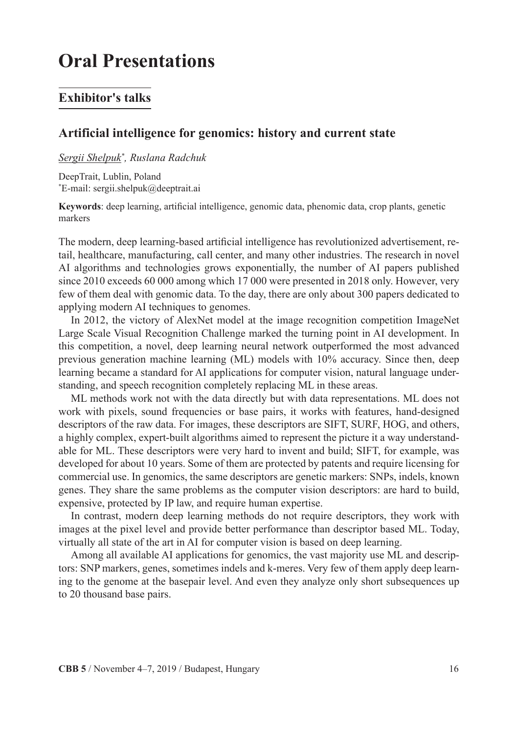# Oral Presentations

## Exhibitor's talks

### Artificial intelligence for genomics: history and current state

*Sergii Shelpuk*[*], *Ruslana Radchuk*

DeepTrait, Lublin, Poland
[*]E-mail: sergii.shelpuk@deeptrait.ai

**Keywords**: deep learning, artificial intelligence, genomic data, phenomic data, crop plants, genetic markers

The modern, deep learning-based artificial intelligence has revolutionized advertisement, retail, healthcare, manufacturing, call center, and many other industries. The research in novel AI algorithms and technologies grows exponentially, the number of AI papers published since 2010 exceeds 60 000 among which 17 000 were presented in 2018 only. However, very few of them deal with genomic data. To the day, there are only about 300 papers dedicated to applying modern AI techniques to genomes.

In 2012, the victory of AlexNet model at the image recognition competition ImageNet Large Scale Visual Recognition Challenge marked the turning point in AI development. In this competition, a novel, deep learning neural network outperformed the most advanced previous generation machine learning (ML) models with 10% accuracy. Since then, deep learning became a standard for AI applications for computer vision, natural language understanding, and speech recognition completely replacing ML in these areas.

ML methods work not with the data directly but with data representations. ML does not work with pixels, sound frequencies or base pairs, it works with features, hand-designed descriptors of the raw data. For images, these descriptors are SIFT, SURF, HOG, and others, a highly complex, expert-built algorithms aimed to represent the picture it a way understandable for ML. These descriptors were very hard to invent and build; SIFT, for example, was developed for about 10 years. Some of them are protected by patents and require licensing for commercial use. In genomics, the same descriptors are genetic markers: SNPs, indels, known genes. They share the same problems as the computer vision descriptors: are hard to build, expensive, protected by IP law, and require human expertise.

In contrast, modern deep learning methods do not require descriptors, they work with images at the pixel level and provide better performance than descriptor based ML. Today, virtually all state of the art in AI for computer vision is based on deep learning.

Among all available AI applications for genomics, the vast majority use ML and descriptors: SNP markers, genes, sometimes indels and k-meres. Very few of them apply deep learning to the genome at the basepair level. And even they analyze only short subsequences up to 20 thousand base pairs.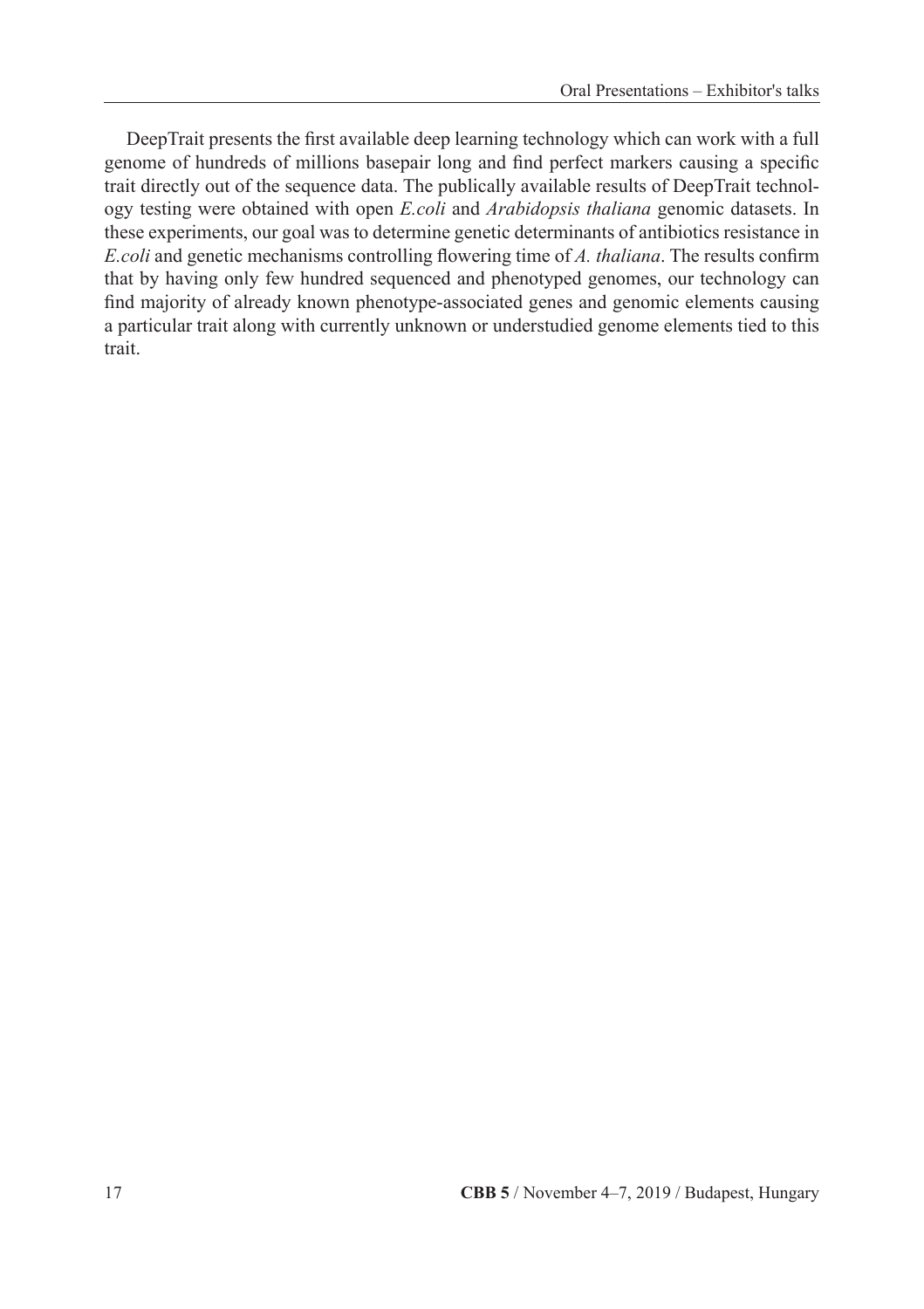DeepTrait presents the first available deep learning technology which can work with a full genome of hundreds of millions basepair long and find perfect markers causing a specific trait directly out of the sequence data. The publically available results of DeepTrait technology testing were obtained with open *E.coli* and *Arabidopsis thaliana* genomic datasets. In these experiments, our goal was to determine genetic determinants of antibiotics resistance in *E.coli* and genetic mechanisms controlling flowering time of *A. thaliana*. The results confirm that by having only few hundred sequenced and phenotyped genomes, our technology can find majority of already known phenotype-associated genes and genomic elements causing a particular trait along with currently unknown or understudied genome elements tied to this trait.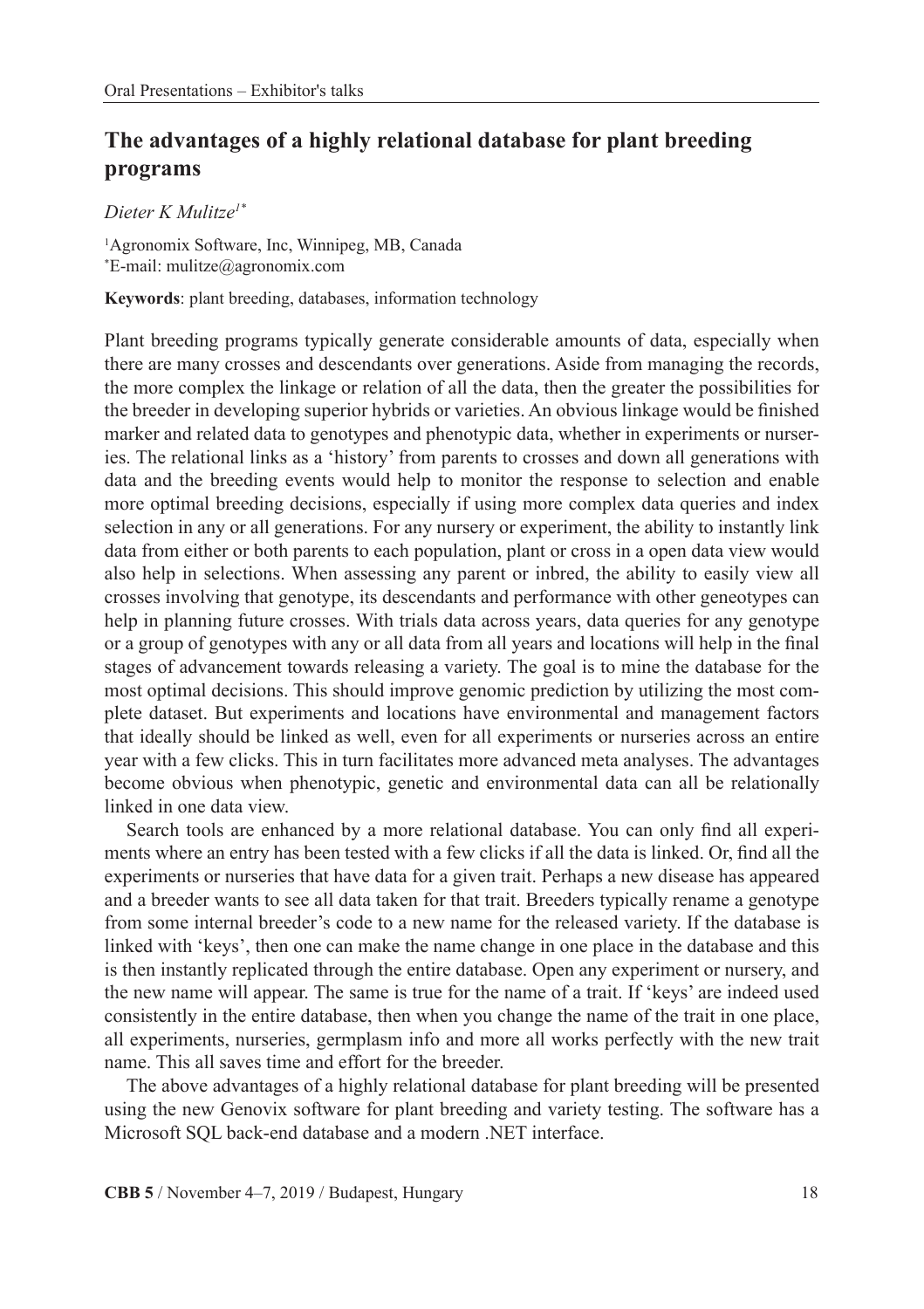# The advantages of a highly relational database for plant breeding programs

*Dieter K Mulitze*[1*]

[1]Agronomix Software, Inc, Winnipeg, MB, Canada
[*]E-mail: mulitze@agronomix.com

**Keywords**: plant breeding, databases, information technology

Plant breeding programs typically generate considerable amounts of data, especially when there are many crosses and descendants over generations. Aside from managing the records, the more complex the linkage or relation of all the data, then the greater the possibilities for the breeder in developing superior hybrids or varieties. An obvious linkage would be finished marker and related data to genotypes and phenotypic data, whether in experiments or nurseries. The relational links as a 'history' from parents to crosses and down all generations with data and the breeding events would help to monitor the response to selection and enable more optimal breeding decisions, especially if using more complex data queries and index selection in any or all generations. For any nursery or experiment, the ability to instantly link data from either or both parents to each population, plant or cross in a open data view would also help in selections. When assessing any parent or inbred, the ability to easily view all crosses involving that genotype, its descendants and performance with other geneotypes can help in planning future crosses. With trials data across years, data queries for any genotype or a group of genotypes with any or all data from all years and locations will help in the final stages of advancement towards releasing a variety. The goal is to mine the database for the most optimal decisions. This should improve genomic prediction by utilizing the most complete dataset. But experiments and locations have environmental and management factors that ideally should be linked as well, even for all experiments or nurseries across an entire year with a few clicks. This in turn facilitates more advanced meta analyses. The advantages become obvious when phenotypic, genetic and environmental data can all be relationally linked in one data view.

Search tools are enhanced by a more relational database. You can only find all experiments where an entry has been tested with a few clicks if all the data is linked. Or, find all the experiments or nurseries that have data for a given trait. Perhaps a new disease has appeared and a breeder wants to see all data taken for that trait. Breeders typically rename a genotype from some internal breeder's code to a new name for the released variety. If the database is linked with 'keys', then one can make the name change in one place in the database and this is then instantly replicated through the entire database. Open any experiment or nursery, and the new name will appear. The same is true for the name of a trait. If 'keys' are indeed used consistently in the entire database, then when you change the name of the trait in one place, all experiments, nurseries, germplasm info and more all works perfectly with the new trait name. This all saves time and effort for the breeder.

The above advantages of a highly relational database for plant breeding will be presented using the new Genovix software for plant breeding and variety testing. The software has a Microsoft SQL back-end database and a modern .NET interface.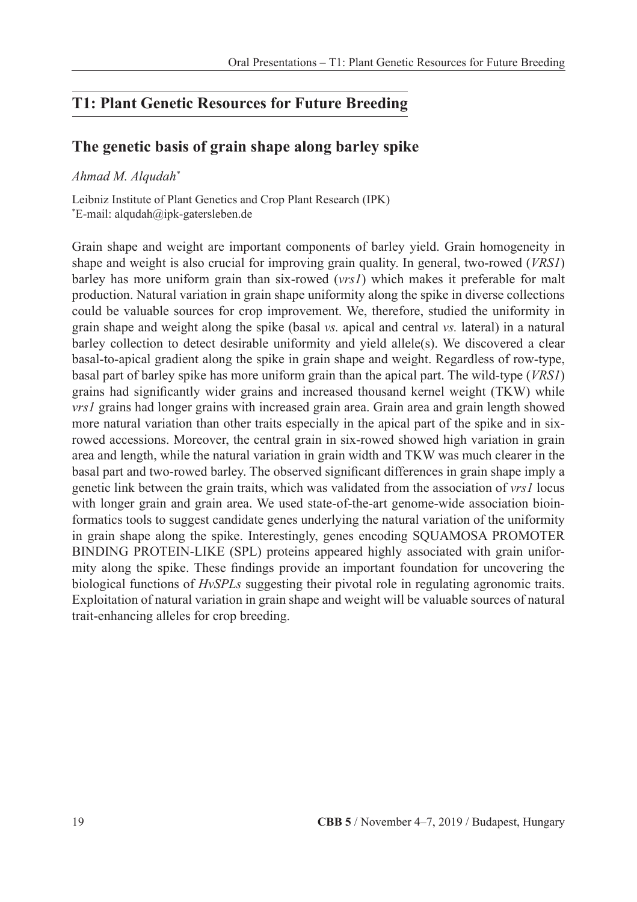## T1: Plant Genetic Resources for Future Breeding

### The genetic basis of grain shape along barley spike

*Ahmad M. Alqudah*[*]

Leibniz Institute of Plant Genetics and Crop Plant Research (IPK)
[*]E-mail: alqudah@ipk-gatersleben.de

Grain shape and weight are important components of barley yield. Grain homogeneity in shape and weight is also crucial for improving grain quality. In general, two-rowed (*VRS1*) barley has more uniform grain than six-rowed (*vrs1*) which makes it preferable for malt production. Natural variation in grain shape uniformity along the spike in diverse collections could be valuable sources for crop improvement. We, therefore, studied the uniformity in grain shape and weight along the spike (basal *vs.* apical and central *vs.* lateral) in a natural barley collection to detect desirable uniformity and yield allele(s). We discovered a clear basal-to-apical gradient along the spike in grain shape and weight. Regardless of row-type, basal part of barley spike has more uniform grain than the apical part. The wild-type (*VRS1*) grains had significantly wider grains and increased thousand kernel weight (TKW) while *vrs1* grains had longer grains with increased grain area. Grain area and grain length showed more natural variation than other traits especially in the apical part of the spike and in six-rowed accessions. Moreover, the central grain in six-rowed showed high variation in grain area and length, while the natural variation in grain width and TKW was much clearer in the basal part and two-rowed barley. The observed significant differences in grain shape imply a genetic link between the grain traits, which was validated from the association of *vrs1* locus with longer grain and grain area. We used state-of-the-art genome-wide association bioinformatics tools to suggest candidate genes underlying the natural variation of the uniformity in grain shape along the spike. Interestingly, genes encoding SQUAMOSA PROMOTER BINDING PROTEIN-LIKE (SPL) proteins appeared highly associated with grain uniformity along the spike. These findings provide an important foundation for uncovering the biological functions of *HvSPLs* suggesting their pivotal role in regulating agronomic traits. Exploitation of natural variation in grain shape and weight will be valuable sources of natural trait-enhancing alleles for crop breeding.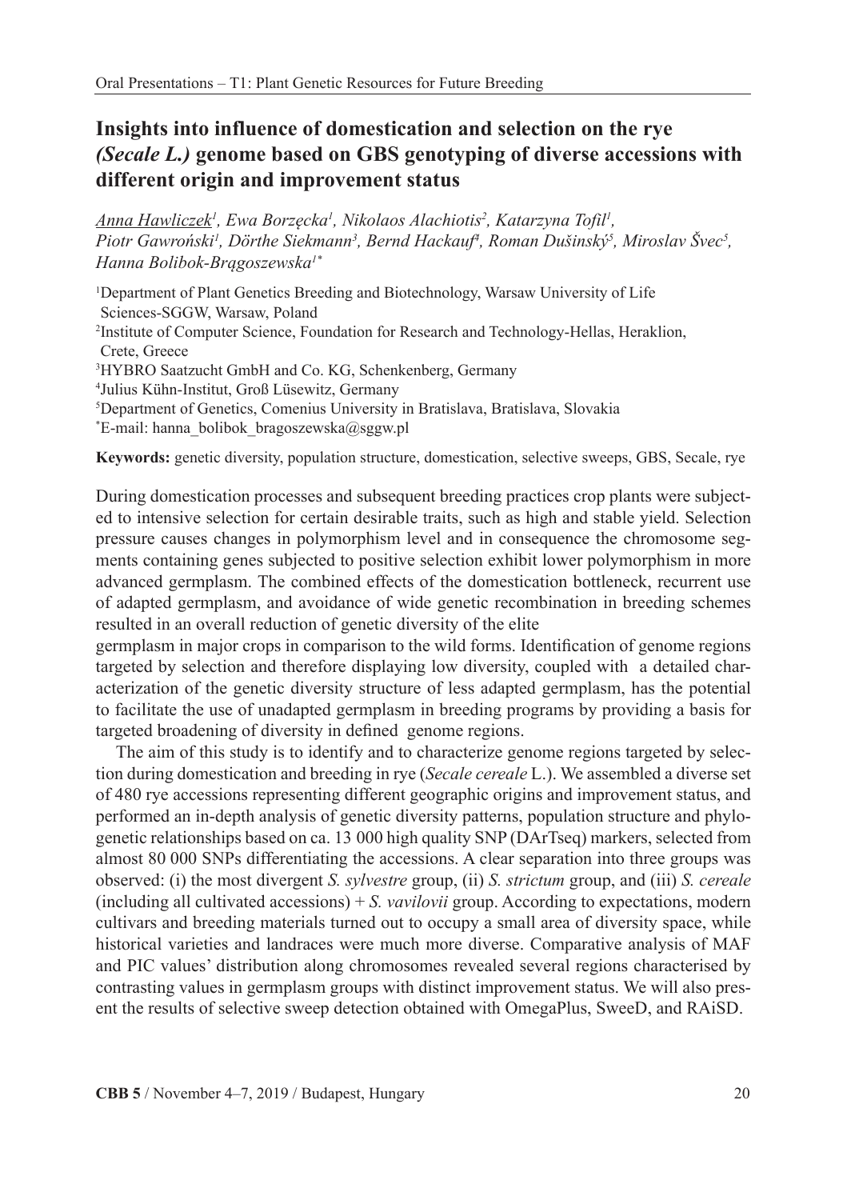# Insights into influence of domestication and selection on the rye *(Secale L.)* genome based on GBS genotyping of diverse accessions with different origin and improvement status

<u>*Anna Hawliczek*</u>*[1], Ewa Borzęcka[1], Nikolaos Alachiotis[2], Katarzyna Tofil[1], Piotr Gawroński[1], Dörthe Siekmann[3], Bernd Hackauf[4], Roman Dušinský[5], Miroslav Švec[5], Hanna Bolibok-Brągoszewska[1*]*

[1]Department of Plant Genetics Breeding and Biotechnology, Warsaw University of Life Sciences-SGGW, Warsaw, Poland
[2]Institute of Computer Science, Foundation for Research and Technology-Hellas, Heraklion, Crete, Greece
[3]HYBRO Saatzucht GmbH and Co. KG, Schenkenberg, Germany
[4]Julius Kühn-Institut, Groß Lüsewitz, Germany
[5]Department of Genetics, Comenius University in Bratislava, Bratislava, Slovakia
[*]E-mail: hanna_bolibok_bragoszewska@sggw.pl

**Keywords:** genetic diversity, population structure, domestication, selective sweeps, GBS, Secale, rye

During domestication processes and subsequent breeding practices crop plants were subjected to intensive selection for certain desirable traits, such as high and stable yield. Selection pressure causes changes in polymorphism level and in consequence the chromosome segments containing genes subjected to positive selection exhibit lower polymorphism in more advanced germplasm. The combined effects of the domestication bottleneck, recurrent use of adapted germplasm, and avoidance of wide genetic recombination in breeding schemes resulted in an overall reduction of genetic diversity of the elite germplasm in major crops in comparison to the wild forms. Identification of genome regions targeted by selection and therefore displaying low diversity, coupled with a detailed characterization of the genetic diversity structure of less adapted germplasm, has the potential to facilitate the use of unadapted germplasm in breeding programs by providing a basis for targeted broadening of diversity in defined genome regions.

The aim of this study is to identify and to characterize genome regions targeted by selection during domestication and breeding in rye (*Secale cereale* L.). We assembled a diverse set of 480 rye accessions representing different geographic origins and improvement status, and performed an in-depth analysis of genetic diversity patterns, population structure and phylogenetic relationships based on ca. 13 000 high quality SNP (DArTseq) markers, selected from almost 80 000 SNPs differentiating the accessions. A clear separation into three groups was observed: (i) the most divergent *S. sylvestre* group, (ii) *S. strictum* group, and (iii) *S. cereale* (including all cultivated accessions) + *S. vavilovii* group. According to expectations, modern cultivars and breeding materials turned out to occupy a small area of diversity space, while historical varieties and landraces were much more diverse. Comparative analysis of MAF and PIC values' distribution along chromosomes revealed several regions characterised by contrasting values in germplasm groups with distinct improvement status. We will also present the results of selective sweep detection obtained with OmegaPlus, SweeD, and RAiSD.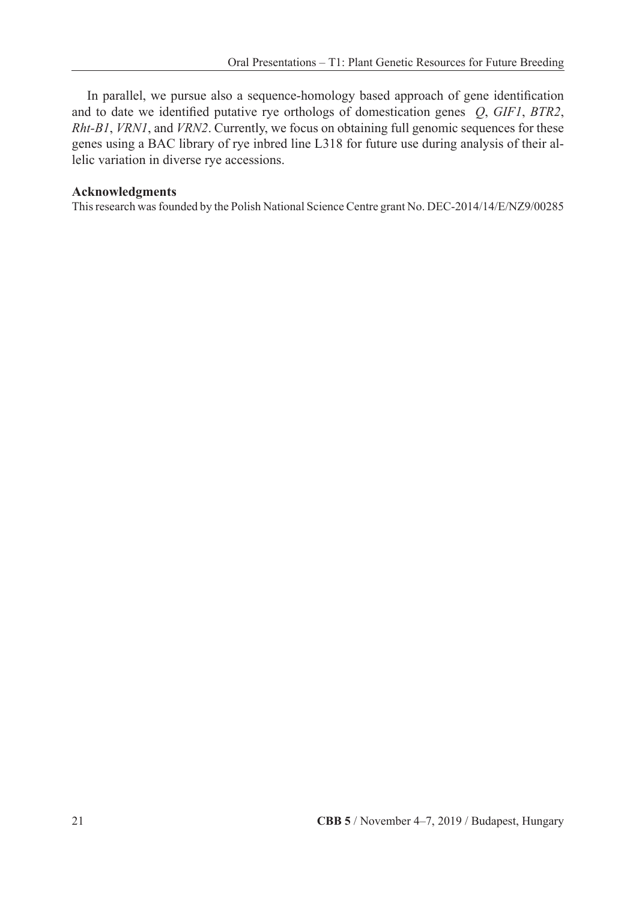In parallel, we pursue also a sequence-homology based approach of gene identification and to date we identified putative rye orthologs of domestication genes *Q*, *GIF1*, *BTR2*, *Rht-B1*, *VRN1*, and *VRN2*. Currently, we focus on obtaining full genomic sequences for these genes using a BAC library of rye inbred line L318 for future use during analysis of their allelic variation in diverse rye accessions.

**Acknowledgments**

This research was founded by the Polish National Science Centre grant No. DEC-2014/14/E/NZ9/00285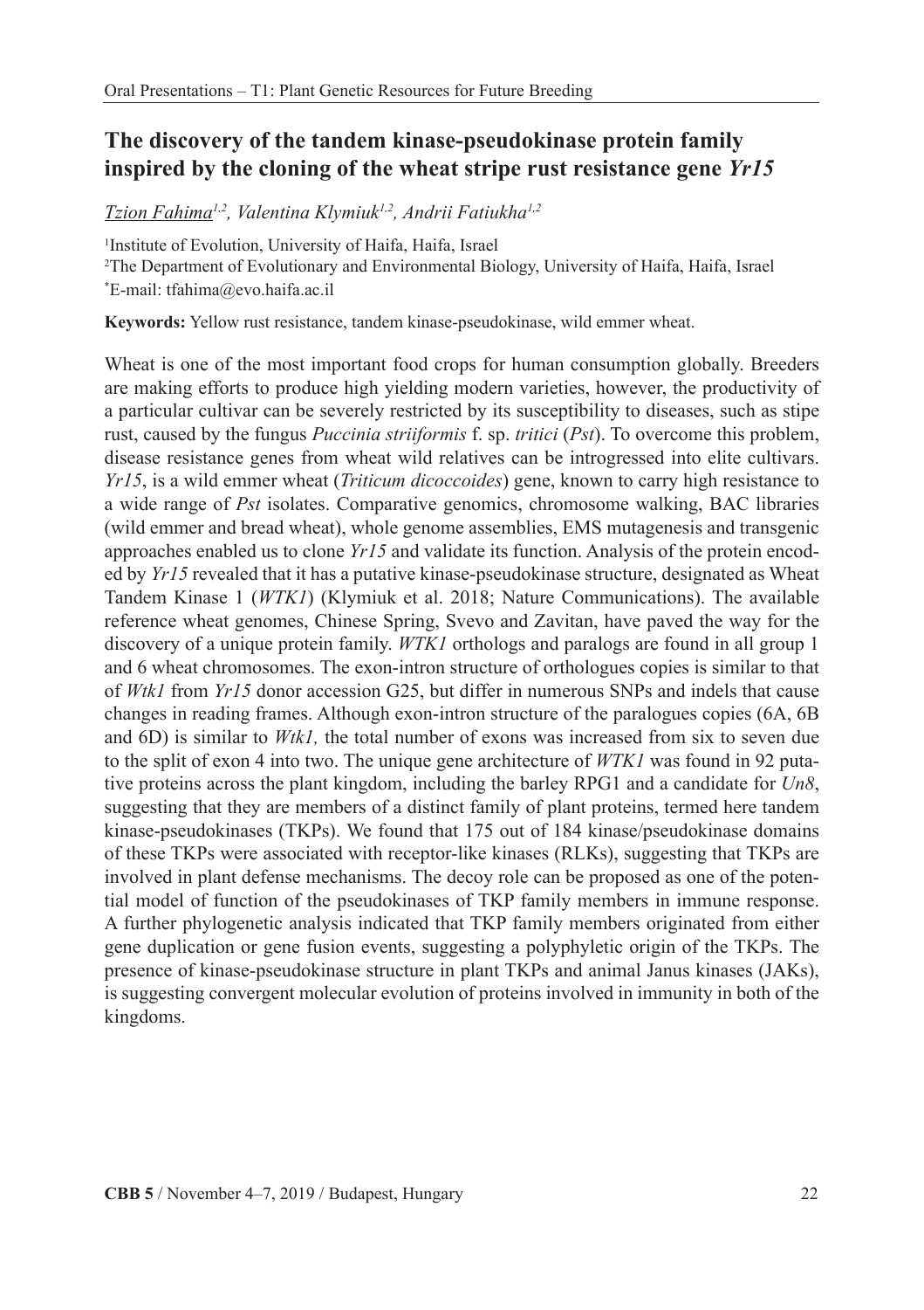## The discovery of the tandem kinase-pseudokinase protein family inspired by the cloning of the wheat stripe rust resistance gene *Yr15*

<u>*Tzion Fahima*</u>[1,2], *Valentina Klymiuk*[1,2], *Andrii Fatiukha*[1,2]

[1]Institute of Evolution, University of Haifa, Haifa, Israel

[2]The Department of Evolutionary and Environmental Biology, University of Haifa, Haifa, Israel

[*]E-mail: tfahima@evo.haifa.ac.il

**Keywords:** Yellow rust resistance, tandem kinase-pseudokinase, wild emmer wheat.

Wheat is one of the most important food crops for human consumption globally. Breeders are making efforts to produce high yielding modern varieties, however, the productivity of a particular cultivar can be severely restricted by its susceptibility to diseases, such as stipe rust, caused by the fungus *Puccinia striiformis* f. sp. *tritici* (*Pst*). To overcome this problem, disease resistance genes from wheat wild relatives can be introgressed into elite cultivars. *Yr15*, is a wild emmer wheat (*Triticum dicoccoides*) gene, known to carry high resistance to a wide range of *Pst* isolates. Comparative genomics, chromosome walking, BAC libraries (wild emmer and bread wheat), whole genome assemblies, EMS mutagenesis and transgenic approaches enabled us to clone *Yr15* and validate its function. Analysis of the protein encoded by *Yr15* revealed that it has a putative kinase-pseudokinase structure, designated as Wheat Tandem Kinase 1 (*WTK1*) (Klymiuk et al. 2018; Nature Communications). The available reference wheat genomes, Chinese Spring, Svevo and Zavitan, have paved the way for the discovery of a unique protein family. *WTK1* orthologs and paralogs are found in all group 1 and 6 wheat chromosomes. The exon-intron structure of orthologues copies is similar to that of *Wtk1* from *Yr15* donor accession G25, but differ in numerous SNPs and indels that cause changes in reading frames. Although exon-intron structure of the paralogues copies (6A, 6B and 6D) is similar to *Wtk1,* the total number of exons was increased from six to seven due to the split of exon 4 into two. The unique gene architecture of *WTK1* was found in 92 putative proteins across the plant kingdom, including the barley RPG1 and a candidate for *Un8*, suggesting that they are members of a distinct family of plant proteins, termed here tandem kinase-pseudokinases (TKPs). We found that 175 out of 184 kinase/pseudokinase domains of these TKPs were associated with receptor-like kinases (RLKs), suggesting that TKPs are involved in plant defense mechanisms. The decoy role can be proposed as one of the potential model of function of the pseudokinases of TKP family members in immune response. A further phylogenetic analysis indicated that TKP family members originated from either gene duplication or gene fusion events, suggesting a polyphyletic origin of the TKPs. The presence of kinase-pseudokinase structure in plant TKPs and animal Janus kinases (JAKs), is suggesting convergent molecular evolution of proteins involved in immunity in both of the kingdoms.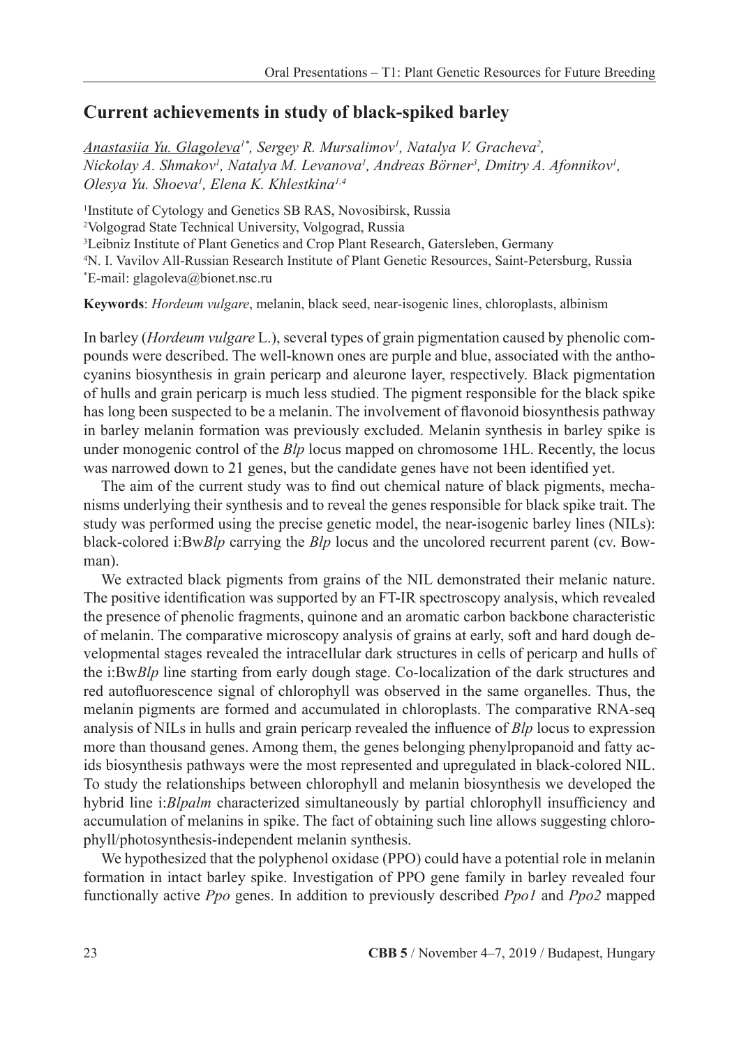## Current achievements in study of black-spiked barley

<u>*Anastasiia Yu. Glagoleva*</u>*[1*], Sergey R. Mursalimov[1], Natalya V. Gracheva[2], Nickolay A. Shmakov[1], Natalya M. Levanova[1], Andreas Börner[3], Dmitry A. Afonnikov[1], Olesya Yu. Shoeva[1], Elena K. Khlestkina[1,4]*

[1]Institute of Cytology and Genetics SB RAS, Novosibirsk, Russia
[2]Volgograd State Technical University, Volgograd, Russia
[3]Leibniz Institute of Plant Genetics and Crop Plant Research, Gatersleben, Germany
[4]N. I. Vavilov All-Russian Research Institute of Plant Genetic Resources, Saint-Petersburg, Russia
[*]E-mail: glagoleva@bionet.nsc.ru

**Keywords**: *Hordeum vulgare*, melanin, black seed, near-isogenic lines, chloroplasts, albinism

In barley (*Hordeum vulgare* L.), several types of grain pigmentation caused by phenolic compounds were described. The well-known ones are purple and blue, associated with the anthocyanins biosynthesis in grain pericarp and aleurone layer, respectively. Black pigmentation of hulls and grain pericarp is much less studied. The pigment responsible for the black spike has long been suspected to be a melanin. The involvement of flavonoid biosynthesis pathway in barley melanin formation was previously excluded. Melanin synthesis in barley spike is under monogenic control of the *Blp* locus mapped on chromosome 1HL. Recently, the locus was narrowed down to 21 genes, but the candidate genes have not been identified yet.

The aim of the current study was to find out chemical nature of black pigments, mechanisms underlying their synthesis and to reveal the genes responsible for black spike trait. The study was performed using the precise genetic model, the near-isogenic barley lines (NILs): black-colored i:Bw*Blp* carrying the *Blp* locus and the uncolored recurrent parent (cv. Bowman).

We extracted black pigments from grains of the NIL demonstrated their melanic nature. The positive identification was supported by an FT-IR spectroscopy analysis, which revealed the presence of phenolic fragments, quinone and an aromatic carbon backbone characteristic of melanin. The comparative microscopy analysis of grains at early, soft and hard dough developmental stages revealed the intracellular dark structures in cells of pericarp and hulls of the i:Bw*Blp* line starting from early dough stage. Co-localization of the dark structures and red autofluorescence signal of chlorophyll was observed in the same organelles. Thus, the melanin pigments are formed and accumulated in chloroplasts. The comparative RNA-seq analysis of NILs in hulls and grain pericarp revealed the influence of *Blp* locus to expression more than thousand genes. Among them, the genes belonging phenylpropanoid and fatty acids biosynthesis pathways were the most represented and upregulated in black-colored NIL. To study the relationships between chlorophyll and melanin biosynthesis we developed the hybrid line i:*Blpalm* characterized simultaneously by partial chlorophyll insufficiency and accumulation of melanins in spike. The fact of obtaining such line allows suggesting chlorophyll/photosynthesis-independent melanin synthesis.

We hypothesized that the polyphenol oxidase (PPO) could have a potential role in melanin formation in intact barley spike. Investigation of PPO gene family in barley revealed four functionally active *Ppo* genes. In addition to previously described *Ppo1* and *Ppo2* mapped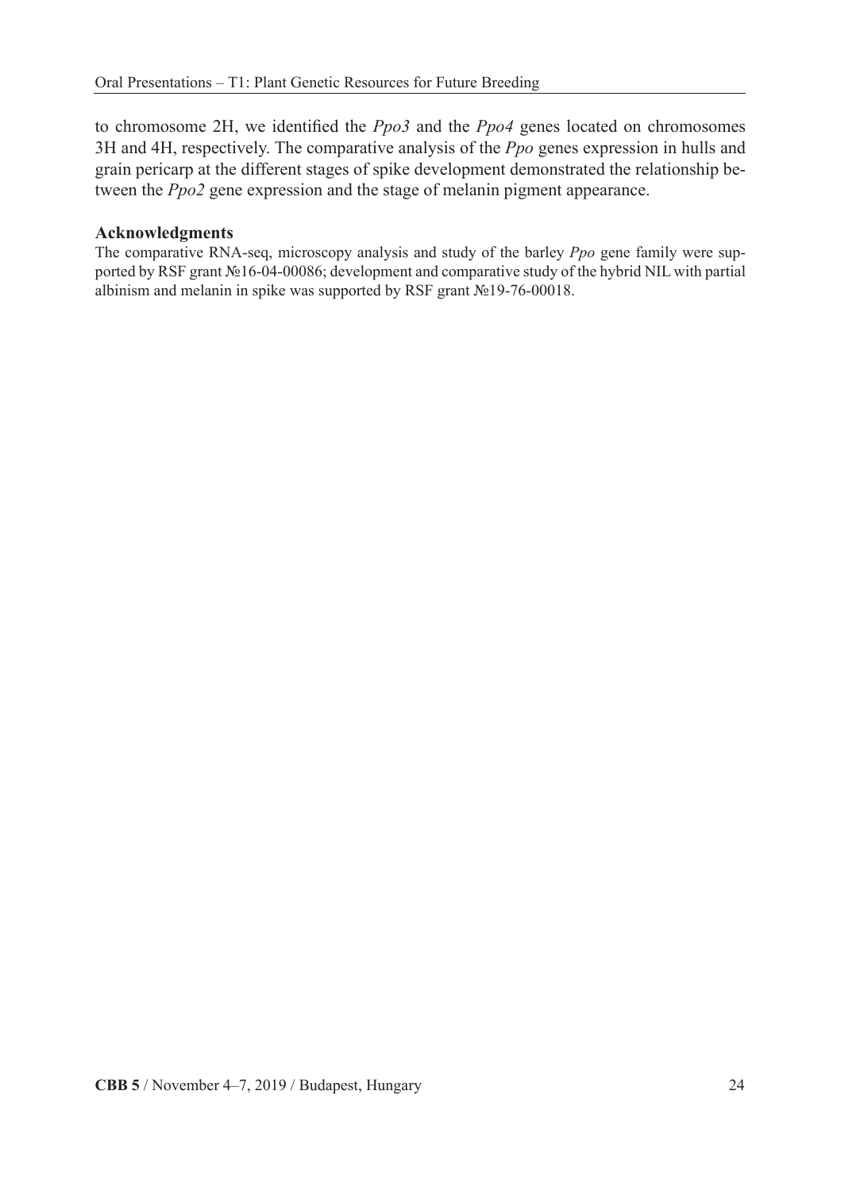to chromosome 2H, we identified the *Ppo3* and the *Ppo4* genes located on chromosomes 3H and 4H, respectively. The comparative analysis of the *Ppo* genes expression in hulls and grain pericarp at the different stages of spike development demonstrated the relationship between the *Ppo2* gene expression and the stage of melanin pigment appearance.

### Acknowledgments

The comparative RNA-seq, microscopy analysis and study of the barley *Ppo* gene family were supported by RSF grant №16-04-00086; development and comparative study of the hybrid NIL with partial albinism and melanin in spike was supported by RSF grant №19-76-00018.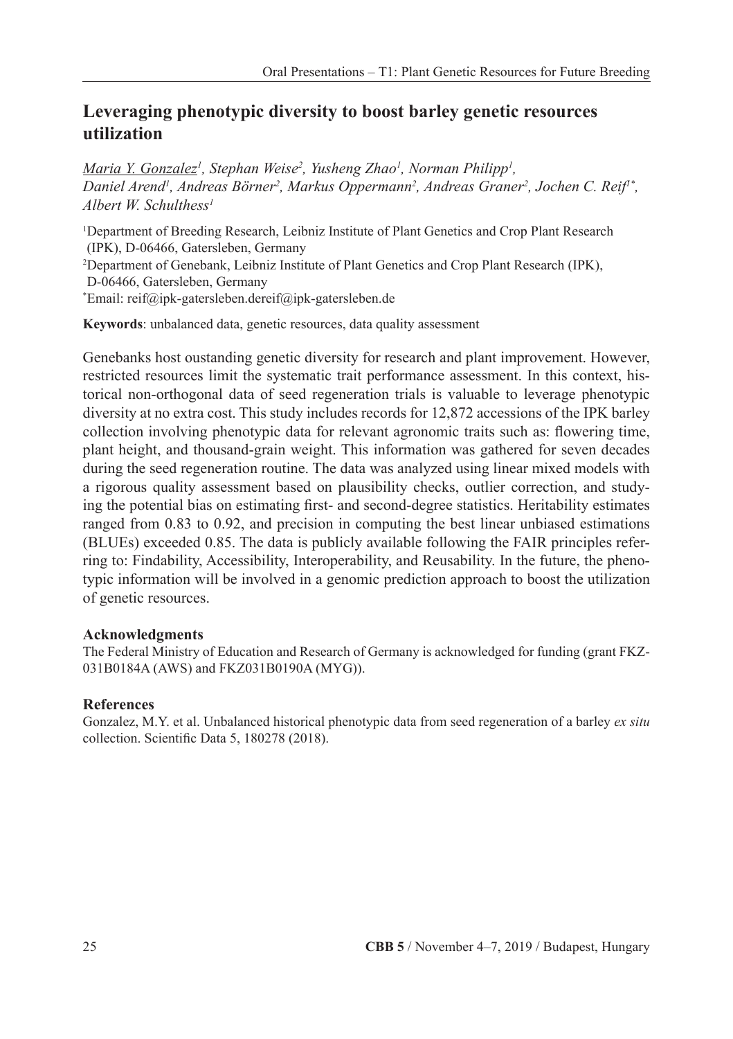# Leveraging phenotypic diversity to boost barley genetic resources utilization

*Maria Y. Gonzalez*[1], *Stephan Weise*[2], *Yusheng Zhao*[1], *Norman Philipp*[1], *Daniel Arend*[1], *Andreas Börner*[2], *Markus Oppermann*[2], *Andreas Graner*[2], *Jochen C. Reif*[1*], *Albert W. Schulthess*[1]

[1]Department of Breeding Research, Leibniz Institute of Plant Genetics and Crop Plant Research (IPK), D-06466, Gatersleben, Germany

[2]Department of Genebank, Leibniz Institute of Plant Genetics and Crop Plant Research (IPK), D-06466, Gatersleben, Germany

[*]Email: reif@ipk-gatersleben.dereif@ipk-gatersleben.de

**Keywords**: unbalanced data, genetic resources, data quality assessment

Genebanks host oustanding genetic diversity for research and plant improvement. However, restricted resources limit the systematic trait performance assessment. In this context, historical non-orthogonal data of seed regeneration trials is valuable to leverage phenotypic diversity at no extra cost. This study includes records for 12,872 accessions of the IPK barley collection involving phenotypic data for relevant agronomic traits such as: flowering time, plant height, and thousand-grain weight. This information was gathered for seven decades during the seed regeneration routine. The data was analyzed using linear mixed models with a rigorous quality assessment based on plausibility checks, outlier correction, and studying the potential bias on estimating first- and second-degree statistics. Heritability estimates ranged from 0.83 to 0.92, and precision in computing the best linear unbiased estimations (BLUEs) exceeded 0.85. The data is publicly available following the FAIR principles referring to: Findability, Accessibility, Interoperability, and Reusability. In the future, the phenotypic information will be involved in a genomic prediction approach to boost the utilization of genetic resources.

### Acknowledgments

The Federal Ministry of Education and Research of Germany is acknowledged for funding (grant FKZ-031B0184A (AWS) and FKZ031B0190A (MYG)).

### References

Gonzalez, M.Y. et al. Unbalanced historical phenotypic data from seed regeneration of a barley *ex situ* collection. Scientific Data 5, 180278 (2018).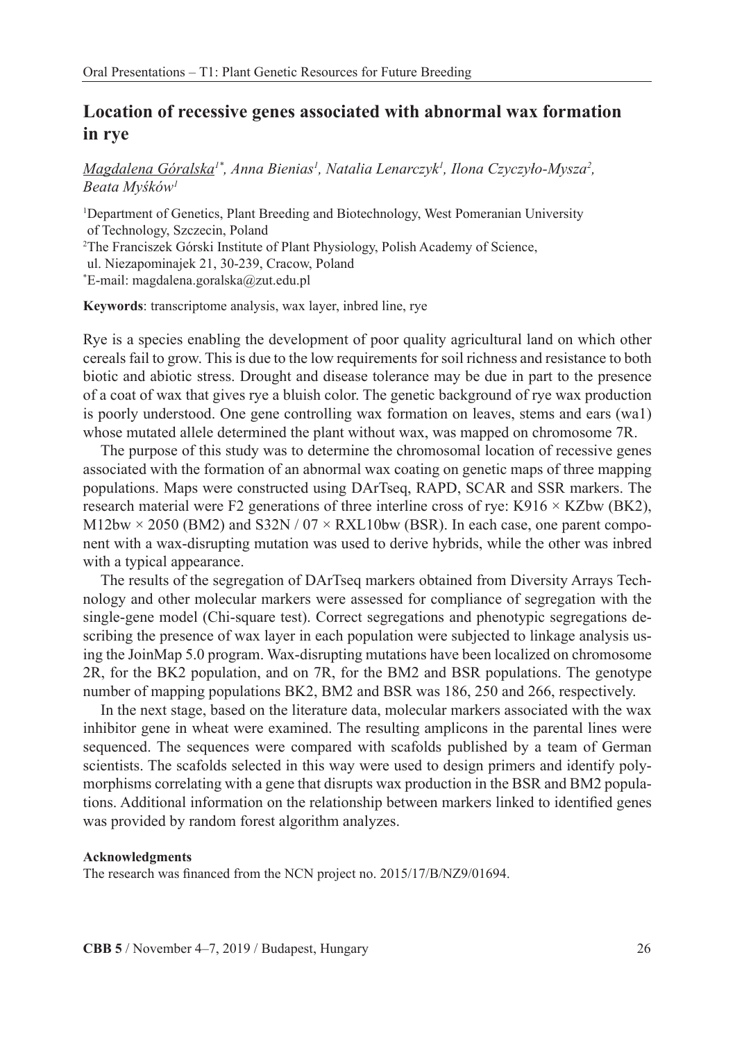# Location of recessive genes associated with abnormal wax formation in rye

*Magdalena Góralska*[1*], *Anna Bienias*[1], *Natalia Lenarczyk*[1], *Ilona Czyczyło-Mysza*[2], *Beata Myśków*[1]

[1]Department of Genetics, Plant Breeding and Biotechnology, West Pomeranian University of Technology, Szczecin, Poland

[2]The Franciszek Górski Institute of Plant Physiology, Polish Academy of Science, ul. Niezapominajek 21, 30-239, Cracow, Poland

[*]E-mail: magdalena.goralska@zut.edu.pl

**Keywords**: transcriptome analysis, wax layer, inbred line, rye

Rye is a species enabling the development of poor quality agricultural land on which other cereals fail to grow. This is due to the low requirements for soil richness and resistance to both biotic and abiotic stress. Drought and disease tolerance may be due in part to the presence of a coat of wax that gives rye a bluish color. The genetic background of rye wax production is poorly understood. One gene controlling wax formation on leaves, stems and ears (wa1) whose mutated allele determined the plant without wax, was mapped on chromosome 7R.

The purpose of this study was to determine the chromosomal location of recessive genes associated with the formation of an abnormal wax coating on genetic maps of three mapping populations. Maps were constructed using DArTseq, RAPD, SCAR and SSR markers. The research material were F2 generations of three interline cross of rye: K916 × KZbw (BK2), M12bw × 2050 (BM2) and S32N / 07 × RXL10bw (BSR). In each case, one parent component with a wax-disrupting mutation was used to derive hybrids, while the other was inbred with a typical appearance.

The results of the segregation of DArTseq markers obtained from Diversity Arrays Technology and other molecular markers were assessed for compliance of segregation with the single-gene model (Chi-square test). Correct segregations and phenotypic segregations describing the presence of wax layer in each population were subjected to linkage analysis using the JoinMap 5.0 program. Wax-disrupting mutations have been localized on chromosome 2R, for the BK2 population, and on 7R, for the BM2 and BSR populations. The genotype number of mapping populations BK2, BM2 and BSR was 186, 250 and 266, respectively.

In the next stage, based on the literature data, molecular markers associated with the wax inhibitor gene in wheat were examined. The resulting amplicons in the parental lines were sequenced. The sequences were compared with scafolds published by a team of German scientists. The scafolds selected in this way were used to design primers and identify polymorphisms correlating with a gene that disrupts wax production in the BSR and BM2 populations. Additional information on the relationship between markers linked to identified genes was provided by random forest algorithm analyzes.

**Acknowledgments**

The research was financed from the NCN project no. 2015/17/B/NZ9/01694.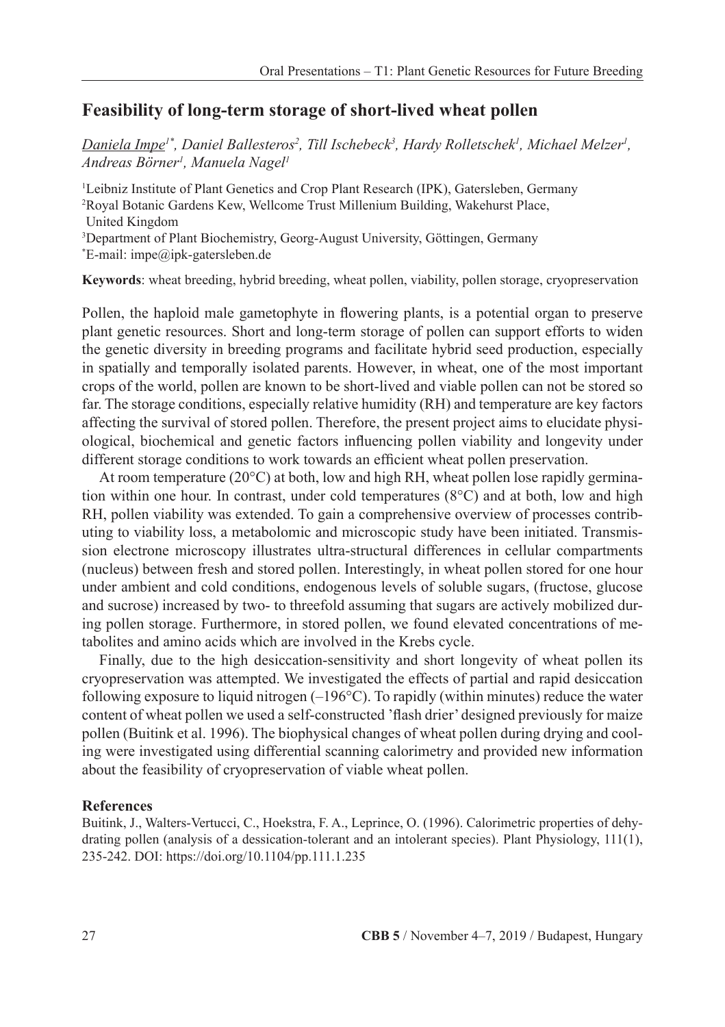## Feasibility of long-term storage of short-lived wheat pollen

*Daniela Impe[1*], Daniel Ballesteros[2], Till Ischebeck[3], Hardy Rolletschek[1], Michael Melzer[1], Andreas Börner[1], Manuela Nagel[1]*

[1]Leibniz Institute of Plant Genetics and Crop Plant Research (IPK), Gatersleben, Germany
[2]Royal Botanic Gardens Kew, Wellcome Trust Millenium Building, Wakehurst Place, United Kingdom
[3]Department of Plant Biochemistry, Georg-August University, Göttingen, Germany
[*]E-mail: impe@ipk-gatersleben.de

**Keywords**: wheat breeding, hybrid breeding, wheat pollen, viability, pollen storage, cryopreservation

Pollen, the haploid male gametophyte in flowering plants, is a potential organ to preserve plant genetic resources. Short and long-term storage of pollen can support efforts to widen the genetic diversity in breeding programs and facilitate hybrid seed production, especially in spatially and temporally isolated parents. However, in wheat, one of the most important crops of the world, pollen are known to be short-lived and viable pollen can not be stored so far. The storage conditions, especially relative humidity (RH) and temperature are key factors affecting the survival of stored pollen. Therefore, the present project aims to elucidate physiological, biochemical and genetic factors influencing pollen viability and longevity under different storage conditions to work towards an efficient wheat pollen preservation.

At room temperature (20°C) at both, low and high RH, wheat pollen lose rapidly germination within one hour. In contrast, under cold temperatures (8°C) and at both, low and high RH, pollen viability was extended. To gain a comprehensive overview of processes contributing to viability loss, a metabolomic and microscopic study have been initiated. Transmission electrone microscopy illustrates ultra-structural differences in cellular compartments (nucleus) between fresh and stored pollen. Interestingly, in wheat pollen stored for one hour under ambient and cold conditions, endogenous levels of soluble sugars, (fructose, glucose and sucrose) increased by two- to threefold assuming that sugars are actively mobilized during pollen storage. Furthermore, in stored pollen, we found elevated concentrations of metabolites and amino acids which are involved in the Krebs cycle.

Finally, due to the high desiccation-sensitivity and short longevity of wheat pollen its cryopreservation was attempted. We investigated the effects of partial and rapid desiccation following exposure to liquid nitrogen (–196°C). To rapidly (within minutes) reduce the water content of wheat pollen we used a self-constructed 'flash drier' designed previously for maize pollen (Buitink et al. 1996). The biophysical changes of wheat pollen during drying and cooling were investigated using differential scanning calorimetry and provided new information about the feasibility of cryopreservation of viable wheat pollen.

### References

Buitink, J., Walters-Vertucci, C., Hoekstra, F. A., Leprince, O. (1996). Calorimetric properties of dehydrating pollen (analysis of a dessication-tolerant and an intolerant species). Plant Physiology, 111(1), 235-242. DOI: https://doi.org/10.1104/pp.111.1.235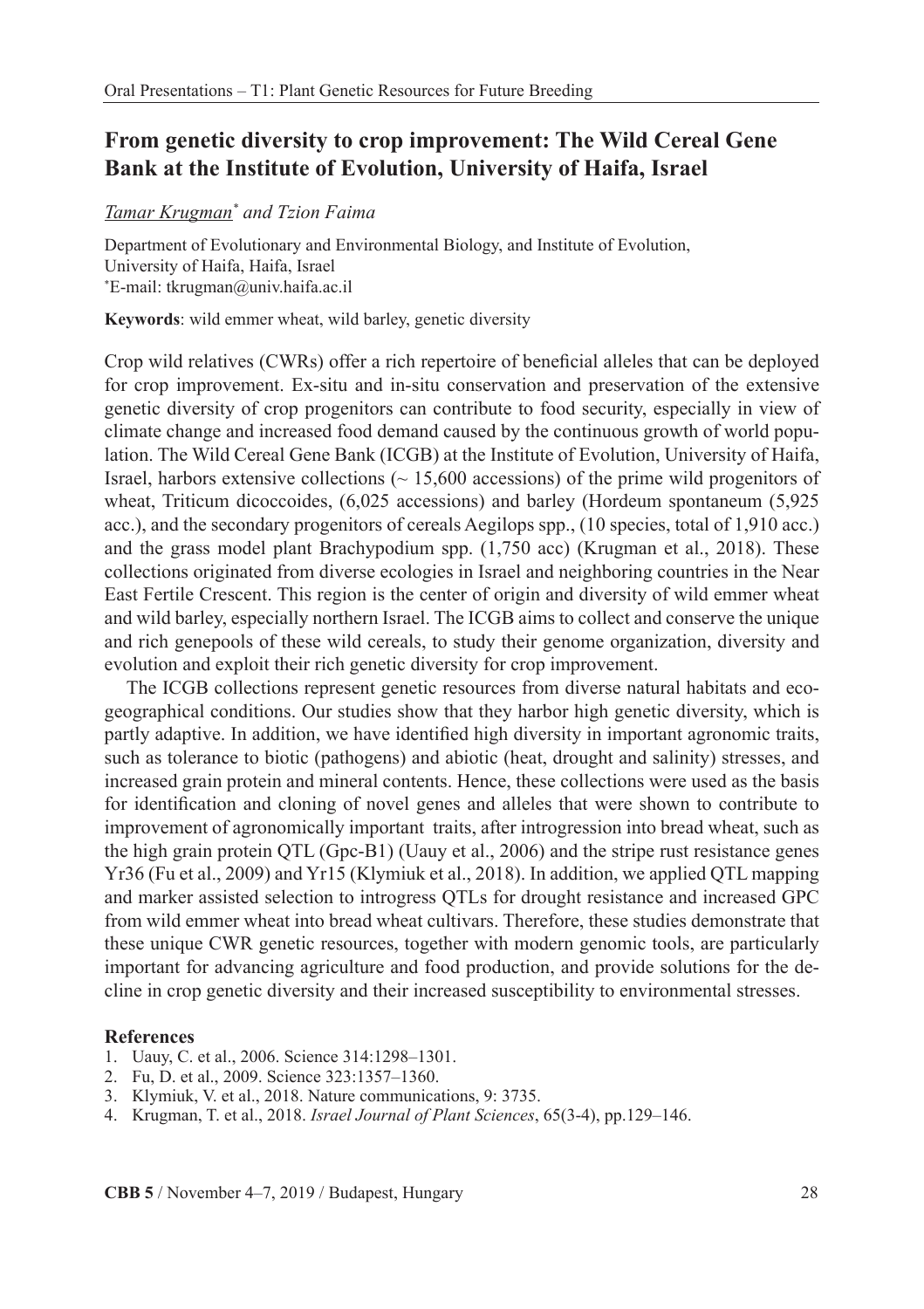## From genetic diversity to crop improvement: The Wild Cereal Gene Bank at the Institute of Evolution, University of Haifa, Israel

*Tamar Krugman[*] and Tzion Faima*

Department of Evolutionary and Environmental Biology, and Institute of Evolution, University of Haifa, Haifa, Israel
[*]E-mail: tkrugman@univ.haifa.ac.il

**Keywords**: wild emmer wheat, wild barley, genetic diversity

Crop wild relatives (CWRs) offer a rich repertoire of beneficial alleles that can be deployed for crop improvement. Ex-situ and in-situ conservation and preservation of the extensive genetic diversity of crop progenitors can contribute to food security, especially in view of climate change and increased food demand caused by the continuous growth of world population. The Wild Cereal Gene Bank (ICGB) at the Institute of Evolution, University of Haifa, Israel, harbors extensive collections (~ 15,600 accessions) of the prime wild progenitors of wheat, Triticum dicoccoides, (6,025 accessions) and barley (Hordeum spontaneum (5,925 acc.), and the secondary progenitors of cereals Aegilops spp., (10 species, total of 1,910 acc.) and the grass model plant Brachypodium spp. (1,750 acc) (Krugman et al., 2018). These collections originated from diverse ecologies in Israel and neighboring countries in the Near East Fertile Crescent. This region is the center of origin and diversity of wild emmer wheat and wild barley, especially northern Israel. The ICGB aims to collect and conserve the unique and rich genepools of these wild cereals, to study their genome organization, diversity and evolution and exploit their rich genetic diversity for crop improvement.

The ICGB collections represent genetic resources from diverse natural habitats and eco-geographical conditions. Our studies show that they harbor high genetic diversity, which is partly adaptive. In addition, we have identified high diversity in important agronomic traits, such as tolerance to biotic (pathogens) and abiotic (heat, drought and salinity) stresses, and increased grain protein and mineral contents. Hence, these collections were used as the basis for identification and cloning of novel genes and alleles that were shown to contribute to improvement of agronomically important traits, after introgression into bread wheat, such as the high grain protein QTL (Gpc-B1) (Uauy et al., 2006) and the stripe rust resistance genes Yr36 (Fu et al., 2009) and Yr15 (Klymiuk et al., 2018). In addition, we applied QTL mapping and marker assisted selection to introgress QTLs for drought resistance and increased GPC from wild emmer wheat into bread wheat cultivars. Therefore, these studies demonstrate that these unique CWR genetic resources, together with modern genomic tools, are particularly important for advancing agriculture and food production, and provide solutions for the decline in crop genetic diversity and their increased susceptibility to environmental stresses.

### References

1. Uauy, C. et al., 2006. Science 314:1298–1301.
2. Fu, D. et al., 2009. Science 323:1357–1360.
3. Klymiuk, V. et al., 2018. Nature communications, 9: 3735.
4. Krugman, T. et al., 2018. *Israel Journal of Plant Sciences*, 65(3-4), pp.129–146.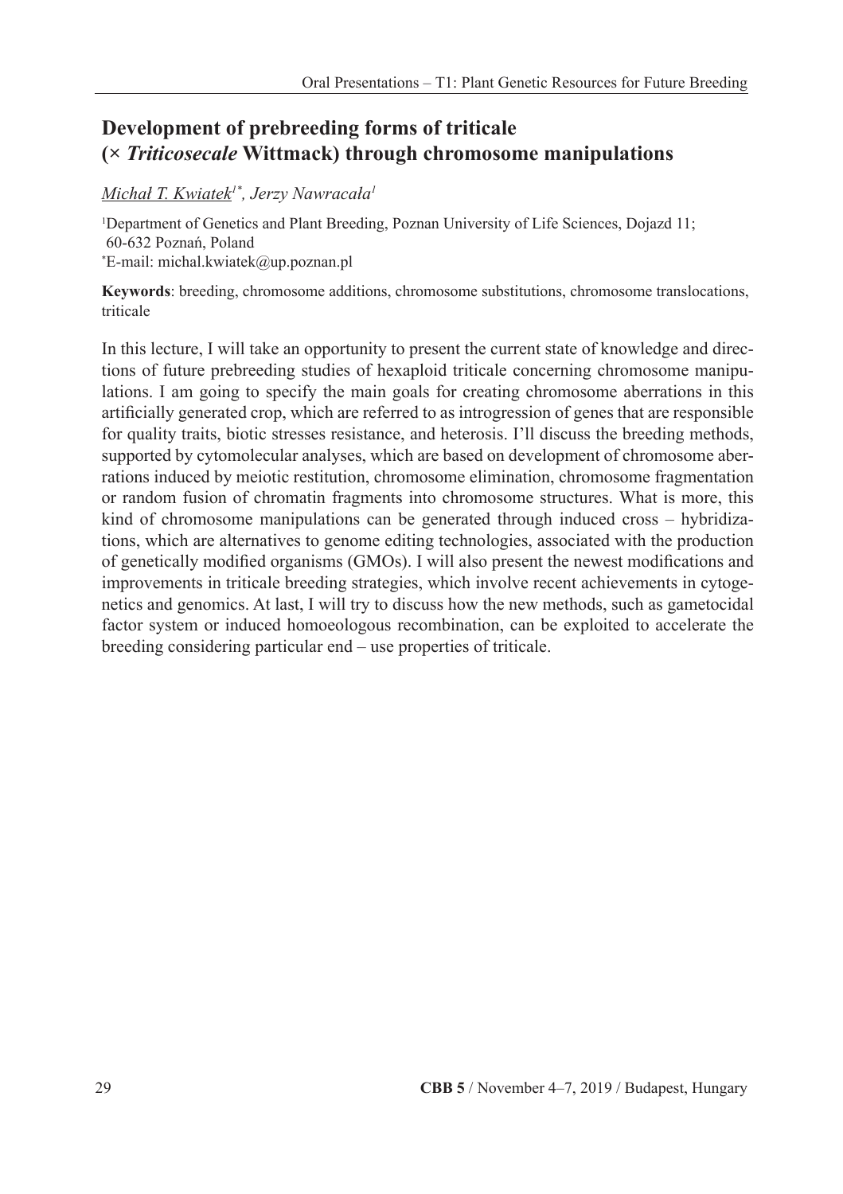# Development of prebreeding forms of triticale (× *Triticosecale* Wittmack) through chromosome manipulations

*Michał T. Kwiatek*[1*], *Jerzy Nawracała*[1]

[1]Department of Genetics and Plant Breeding, Poznan University of Life Sciences, Dojazd 11; 60-632 Poznań, Poland
[*]E-mail: michal.kwiatek@up.poznan.pl

**Keywords**: breeding, chromosome additions, chromosome substitutions, chromosome translocations, triticale

In this lecture, I will take an opportunity to present the current state of knowledge and directions of future prebreeding studies of hexaploid triticale concerning chromosome manipulations. I am going to specify the main goals for creating chromosome aberrations in this artificially generated crop, which are referred to as introgression of genes that are responsible for quality traits, biotic stresses resistance, and heterosis. I'll discuss the breeding methods, supported by cytomolecular analyses, which are based on development of chromosome aberrations induced by meiotic restitution, chromosome elimination, chromosome fragmentation or random fusion of chromatin fragments into chromosome structures. What is more, this kind of chromosome manipulations can be generated through induced cross – hybridizations, which are alternatives to genome editing technologies, associated with the production of genetically modified organisms (GMOs). I will also present the newest modifications and improvements in triticale breeding strategies, which involve recent achievements in cytogenetics and genomics. At last, I will try to discuss how the new methods, such as gametocidal factor system or induced homoeologous recombination, can be exploited to accelerate the breeding considering particular end – use properties of triticale.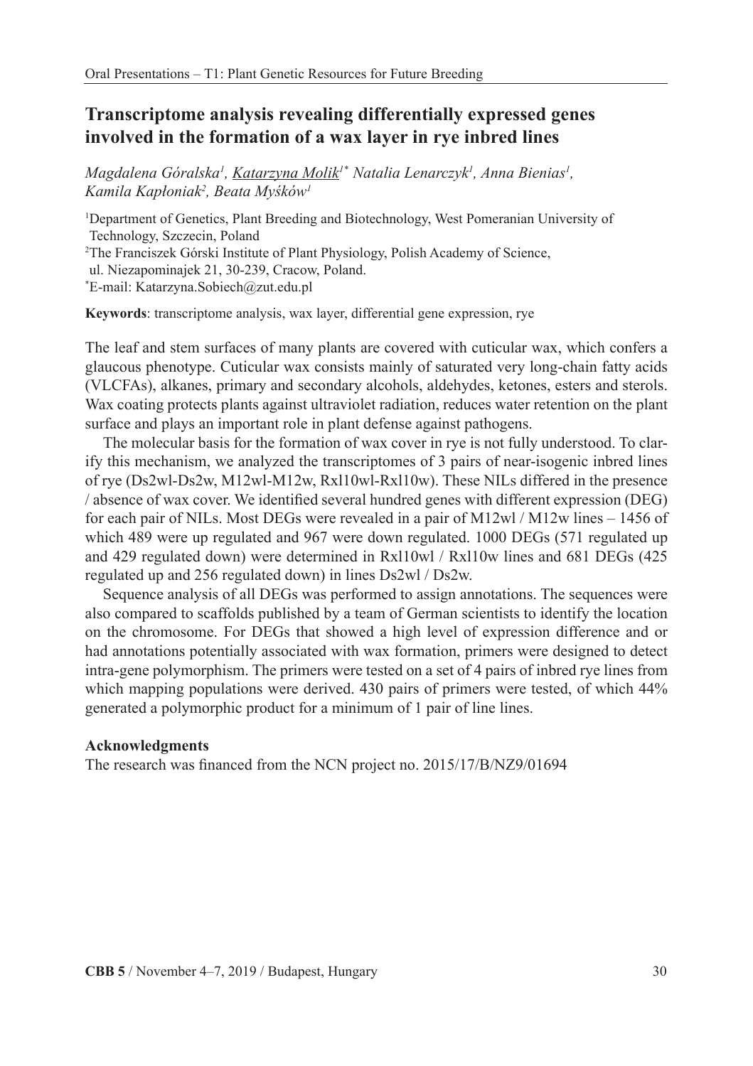# Transcriptome analysis revealing differentially expressed genes involved in the formation of a wax layer in rye inbred lines

*Magdalena Góralska[1], Katarzyna Molik[1*] Natalia Lenarczyk[1], Anna Bienias[1], Kamila Kapłoniak[2], Beata Myśków[1]*

[1]Department of Genetics, Plant Breeding and Biotechnology, West Pomeranian University of Technology, Szczecin, Poland

[2]The Franciszek Górski Institute of Plant Physiology, Polish Academy of Science, ul. Niezapominajek 21, 30-239, Cracow, Poland.

[*]E-mail: Katarzyna.Sobiech@zut.edu.pl

**Keywords**: transcriptome analysis, wax layer, differential gene expression, rye

The leaf and stem surfaces of many plants are covered with cuticular wax, which confers a glaucous phenotype. Cuticular wax consists mainly of saturated very long-chain fatty acids (VLCFAs), alkanes, primary and secondary alcohols, aldehydes, ketones, esters and sterols. Wax coating protects plants against ultraviolet radiation, reduces water retention on the plant surface and plays an important role in plant defense against pathogens.

The molecular basis for the formation of wax cover in rye is not fully understood. To clarify this mechanism, we analyzed the transcriptomes of 3 pairs of near-isogenic inbred lines of rye (Ds2wl-Ds2w, M12wl-M12w, Rxl10wl-Rxl10w). These NILs differed in the presence / absence of wax cover. We identified several hundred genes with different expression (DEG) for each pair of NILs. Most DEGs were revealed in a pair of M12wl / M12w lines – 1456 of which 489 were up regulated and 967 were down regulated. 1000 DEGs (571 regulated up and 429 regulated down) were determined in Rxl10wl / Rxl10w lines and 681 DEGs (425 regulated up and 256 regulated down) in lines Ds2wl / Ds2w.

Sequence analysis of all DEGs was performed to assign annotations. The sequences were also compared to scaffolds published by a team of German scientists to identify the location on the chromosome. For DEGs that showed a high level of expression difference and or had annotations potentially associated with wax formation, primers were designed to detect intra-gene polymorphism. The primers were tested on a set of 4 pairs of inbred rye lines from which mapping populations were derived. 430 pairs of primers were tested, of which 44% generated a polymorphic product for a minimum of 1 pair of line lines.

**Acknowledgments**

The research was financed from the NCN project no. 2015/17/B/NZ9/01694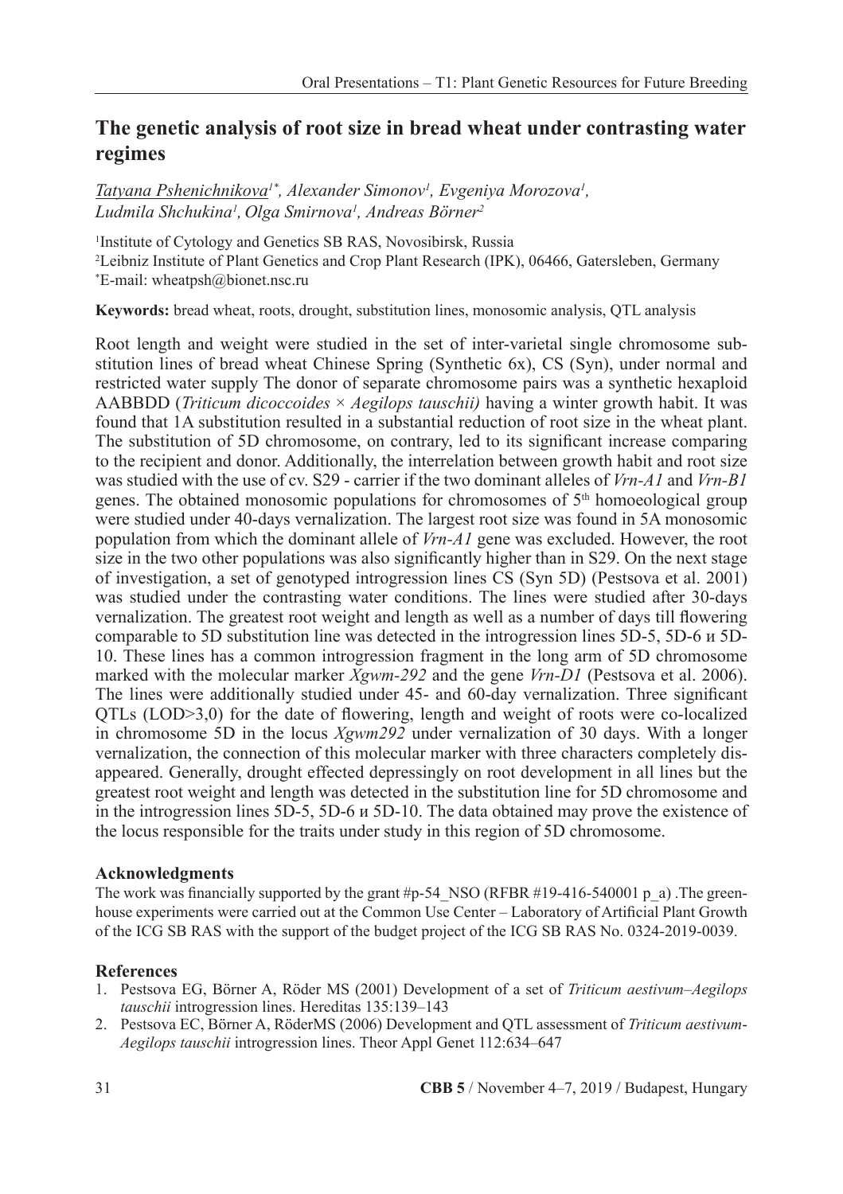# The genetic analysis of root size in bread wheat under contrasting water regimes

*Tatyana Pshenichnikova[1*], Alexander Simonov[1], Evgeniya Morozova[1], Ludmila Shchukina[1], Olga Smirnova[1], Andreas Börner[2]*

[1]Institute of Cytology and Genetics SB RAS, Novosibirsk, Russia
[2]Leibniz Institute of Plant Genetics and Crop Plant Research (IPK), 06466, Gatersleben, Germany
[*]E-mail: wheatpsh@bionet.nsc.ru

**Keywords:** bread wheat, roots, drought, substitution lines, monosomic analysis, QTL analysis

Root length and weight were studied in the set of inter-varietal single chromosome substitution lines of bread wheat Chinese Spring (Synthetic 6x), CS (Syn), under normal and restricted water supply The donor of separate chromosome pairs was a synthetic hexaploid AABBDD (*Triticum dicoccoides × Aegilops tauschii)* having a winter growth habit. It was found that 1A substitution resulted in a substantial reduction of root size in the wheat plant. The substitution of 5D chromosome, on contrary, led to its significant increase comparing to the recipient and donor. Additionally, the interrelation between growth habit and root size was studied with the use of cv. S29 - carrier if the two dominant alleles of *Vrn-A1* and *Vrn-B1* genes. The obtained monosomic populations for chromosomes of 5th homoeological group were studied under 40-days vernalization. The largest root size was found in 5A monosomic population from which the dominant allele of *Vrn-A1* gene was excluded. However, the root size in the two other populations was also significantly higher than in S29. On the next stage of investigation, a set of genotyped introgression lines CS (Syn 5D) (Pestsova et al. 2001) was studied under the contrasting water conditions. The lines were studied after 30-days vernalization. The greatest root weight and length as well as a number of days till flowering comparable to 5D substitution line was detected in the introgression lines 5D-5, 5D-6 и 5D-10. These lines has a common introgression fragment in the long arm of 5D chromosome marked with the molecular marker *Xgwm-292* and the gene *Vrn-D1* (Pestsova et al. 2006). The lines were additionally studied under 45- and 60-day vernalization. Three significant QTLs (LOD>3,0) for the date of flowering, length and weight of roots were co-localized in chromosome 5D in the locus *Xgwm292* under vernalization of 30 days. With a longer vernalization, the connection of this molecular marker with three characters completely disappeared. Generally, drought effected depressingly on root development in all lines but the greatest root weight and length was detected in the substitution line for 5D chromosome and in the introgression lines 5D-5, 5D-6 и 5D-10. The data obtained may prove the existence of the locus responsible for the traits under study in this region of 5D chromosome.

## Acknowledgments

The work was financially supported by the grant #p-54_NSO (RFBR #19-416-540001 p_a) .The greenhouse experiments were carried out at the Common Use Center – Laboratory of Artificial Plant Growth of the ICG SB RAS with the support of the budget project of the ICG SB RAS No. 0324-2019-0039.

## References

1. Pestsova EG, Börner A, Röder MS (2001) Development of a set of *Triticum aestivum–Aegilops tauschii* introgression lines. Hereditas 135:139–143
2. Pestsova EC, Börner A, RöderMS (2006) Development and QTL assessment of *Triticum aestivum-Aegilops tauschii* introgression lines. Theor Appl Genet 112:634–647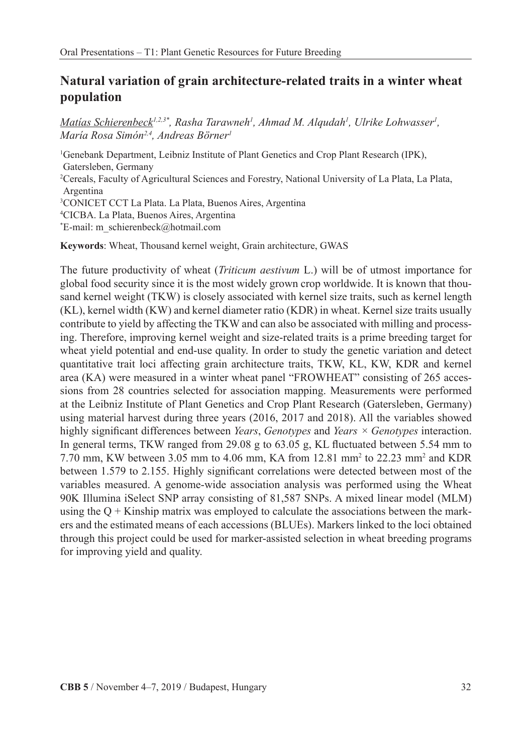## Natural variation of grain architecture-related traits in a winter wheat population

*Matías Schierenbeck[1,2,3*], Rasha Tarawneh[1], Ahmad M. Alqudah[1], Ulrike Lohwasser[1], María Rosa Simón[2,4], Andreas Börner[1]*

[1]Genebank Department, Leibniz Institute of Plant Genetics and Crop Plant Research (IPK), Gatersleben, Germany
[2]Cereals, Faculty of Agricultural Sciences and Forestry, National University of La Plata, La Plata, Argentina
[3]CONICET CCT La Plata. La Plata, Buenos Aires, Argentina
[4]CICBA. La Plata, Buenos Aires, Argentina
[*]E-mail: m_schierenbeck@hotmail.com

**Keywords**: Wheat, Thousand kernel weight, Grain architecture, GWAS

The future productivity of wheat (*Triticum aestivum* L.) will be of utmost importance for global food security since it is the most widely grown crop worldwide. It is known that thousand kernel weight (TKW) is closely associated with kernel size traits, such as kernel length (KL), kernel width (KW) and kernel diameter ratio (KDR) in wheat. Kernel size traits usually contribute to yield by affecting the TKW and can also be associated with milling and processing. Therefore, improving kernel weight and size-related traits is a prime breeding target for wheat yield potential and end-use quality. In order to study the genetic variation and detect quantitative trait loci affecting grain architecture traits, TKW, KL, KW, KDR and kernel area (KA) were measured in a winter wheat panel "FROWHEAT" consisting of 265 accessions from 28 countries selected for association mapping. Measurements were performed at the Leibniz Institute of Plant Genetics and Crop Plant Research (Gatersleben, Germany) using material harvest during three years (2016, 2017 and 2018). All the variables showed highly significant differences between *Years*, *Genotypes* and *Years × Genotypes* interaction. In general terms, TKW ranged from 29.08 g to 63.05 g, KL fluctuated between 5.54 mm to 7.70 mm, KW between 3.05 mm to 4.06 mm, KA from 12.81 $mm^2$ to 22.23 $mm^2$ and KDR between 1.579 to 2.155. Highly significant correlations were detected between most of the variables measured. A genome-wide association analysis was performed using the Wheat 90K Illumina iSelect SNP array consisting of 81,587 SNPs. A mixed linear model (MLM) using the Q + Kinship matrix was employed to calculate the associations between the markers and the estimated means of each accessions (BLUEs). Markers linked to the loci obtained through this project could be used for marker-assisted selection in wheat breeding programs for improving yield and quality.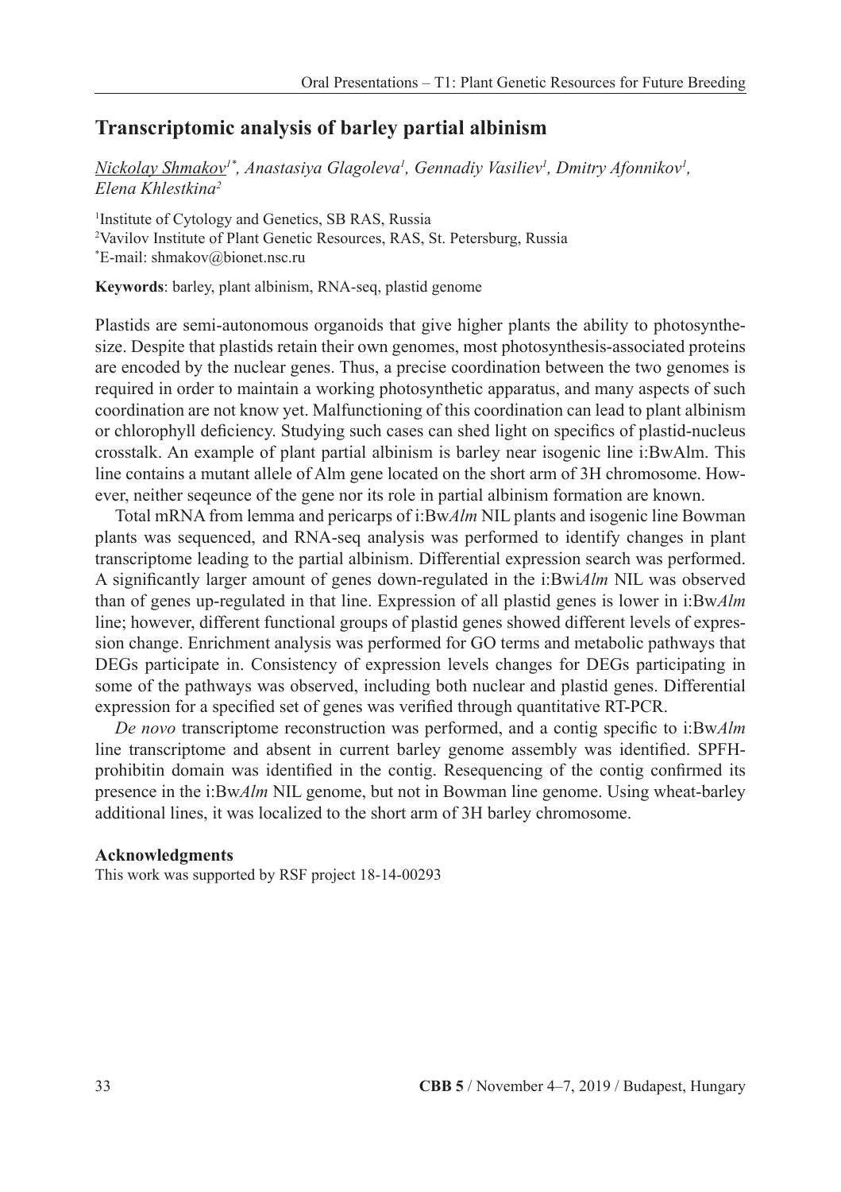## Transcriptomic analysis of barley partial albinism

*Nickolay Shmakov[1*], Anastasiya Glagoleva[1], Gennadiy Vasiliev[1], Dmitry Afonnikov[1], Elena Khlestkina[2]*

[1]Institute of Cytology and Genetics, SB RAS, Russia
[2]Vavilov Institute of Plant Genetic Resources, RAS, St. Petersburg, Russia
[*]E-mail: shmakov@bionet.nsc.ru

**Keywords**: barley, plant albinism, RNA-seq, plastid genome

Plastids are semi-autonomous organoids that give higher plants the ability to photosynthesize. Despite that plastids retain their own genomes, most photosynthesis-associated proteins are encoded by the nuclear genes. Thus, a precise coordination between the two genomes is required in order to maintain a working photosynthetic apparatus, and many aspects of such coordination are not know yet. Malfunctioning of this coordination can lead to plant albinism or chlorophyll deficiency. Studying such cases can shed light on specifics of plastid-nucleus crosstalk. An example of plant partial albinism is barley near isogenic line i:BwAlm. This line contains a mutant allele of Alm gene located on the short arm of 3H chromosome. However, neither seqeunce of the gene nor its role in partial albinism formation are known.

Total mRNA from lemma and pericarps of i:Bw*Alm* NIL plants and isogenic line Bowman plants was sequenced, and RNA-seq analysis was performed to identify changes in plant transcriptome leading to the partial albinism. Differential expression search was performed. A significantly larger amount of genes down-regulated in the i:Bwi*Alm* NIL was observed than of genes up-regulated in that line. Expression of all plastid genes is lower in i:Bw*Alm* line; however, different functional groups of plastid genes showed different levels of expression change. Enrichment analysis was performed for GO terms and metabolic pathways that DEGs participate in. Consistency of expression levels changes for DEGs participating in some of the pathways was observed, including both nuclear and plastid genes. Differential expression for a specified set of genes was verified through quantitative RT-PCR.

*De novo* transcriptome reconstruction was performed, and a contig specific to i:Bw*Alm* line transcriptome and absent in current barley genome assembly was identified. SPFH-prohibitin domain was identified in the contig. Resequencing of the contig confirmed its presence in the i:Bw*Alm* NIL genome, but not in Bowman line genome. Using wheat-barley additional lines, it was localized to the short arm of 3H barley chromosome.

**Acknowledgments**

This work was supported by RSF project 18-14-00293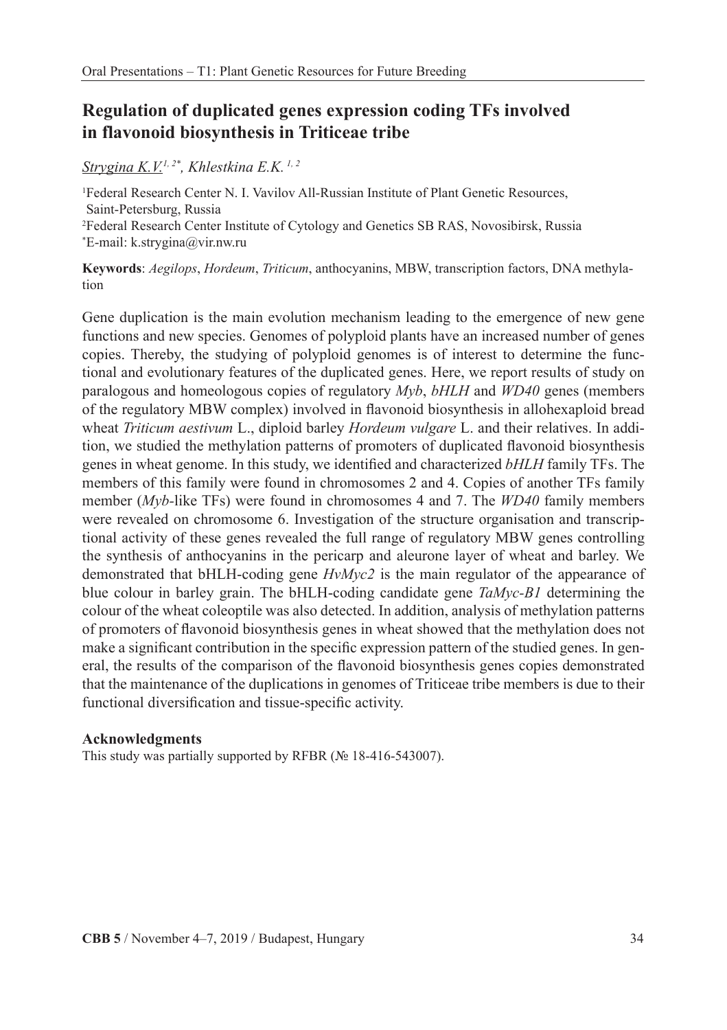## Regulation of duplicated genes expression coding TFs involved in flavonoid biosynthesis in Triticeae tribe

*Strygina K.V.*[1, 2*], *Khlestkina E.K.* [1, 2]

[1]Federal Research Center N. I. Vavilov All-Russian Institute of Plant Genetic Resources, Saint-Petersburg, Russia
[2]Federal Research Center Institute of Cytology and Genetics SB RAS, Novosibirsk, Russia
[*]E-mail: k.strygina@vir.nw.ru

**Keywords**: *Aegilops*, *Hordeum*, *Triticum*, anthocyanins, MBW, transcription factors, DNA methylation

Gene duplication is the main evolution mechanism leading to the emergence of new gene functions and new species. Genomes of polyploid plants have an increased number of genes copies. Thereby, the studying of polyploid genomes is of interest to determine the functional and evolutionary features of the duplicated genes. Here, we report results of study on paralogous and homeologous copies of regulatory *Myb*, *bHLH* and *WD40* genes (members of the regulatory MBW complex) involved in flavonoid biosynthesis in allohexaploid bread wheat *Triticum aestivum* L., diploid barley *Hordeum vulgare* L. and their relatives. In addition, we studied the methylation patterns of promoters of duplicated flavonoid biosynthesis genes in wheat genome. In this study, we identified and characterized *bHLH* family TFs. The members of this family were found in chromosomes 2 and 4. Copies of another TFs family member (*Myb*-like TFs) were found in chromosomes 4 and 7. The *WD40* family members were revealed on chromosome 6. Investigation of the structure organisation and transcriptional activity of these genes revealed the full range of regulatory MBW genes controlling the synthesis of anthocyanins in the pericarp and aleurone layer of wheat and barley. We demonstrated that bHLH-coding gene *HvMyc2* is the main regulator of the appearance of blue colour in barley grain. The bHLH-coding candidate gene *TaMyc-B1* determining the colour of the wheat coleoptile was also detected. In addition, analysis of methylation patterns of promoters of flavonoid biosynthesis genes in wheat showed that the methylation does not make a significant contribution in the specific expression pattern of the studied genes. In general, the results of the comparison of the flavonoid biosynthesis genes copies demonstrated that the maintenance of the duplications in genomes of Triticeae tribe members is due to their functional diversification and tissue-specific activity.

### Acknowledgments

This study was partially supported by RFBR (№ 18-416-543007).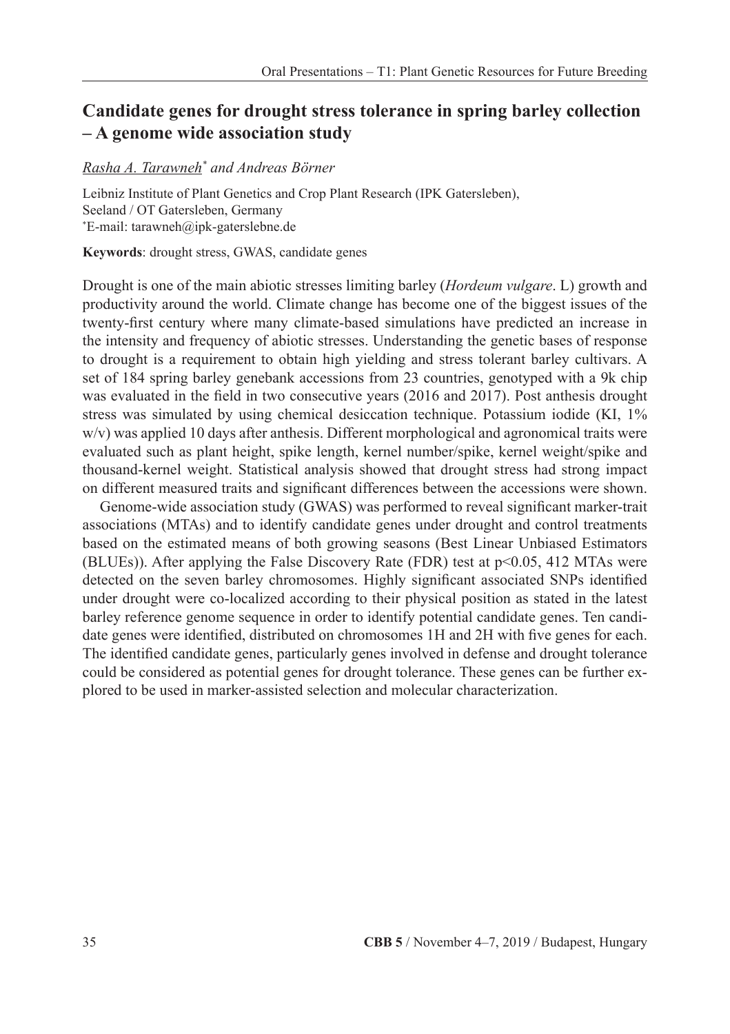## Candidate genes for drought stress tolerance in spring barley collection – A genome wide association study

*Rasha A. Tarawneh*\* and Andreas Börner*

Leibniz Institute of Plant Genetics and Crop Plant Research (IPK Gatersleben), Seeland / OT Gatersleben, Germany
\*E-mail: tarawneh@ipk-gaterslebne.de

**Keywords**: drought stress, GWAS, candidate genes

Drought is one of the main abiotic stresses limiting barley (*Hordeum vulgare*. L) growth and productivity around the world. Climate change has become one of the biggest issues of the twenty-first century where many climate-based simulations have predicted an increase in the intensity and frequency of abiotic stresses. Understanding the genetic bases of response to drought is a requirement to obtain high yielding and stress tolerant barley cultivars. A set of 184 spring barley genebank accessions from 23 countries, genotyped with a 9k chip was evaluated in the field in two consecutive years (2016 and 2017). Post anthesis drought stress was simulated by using chemical desiccation technique. Potassium iodide (KI, 1% w/v) was applied 10 days after anthesis. Different morphological and agronomical traits were evaluated such as plant height, spike length, kernel number/spike, kernel weight/spike and thousand-kernel weight. Statistical analysis showed that drought stress had strong impact on different measured traits and significant differences between the accessions were shown.

Genome-wide association study (GWAS) was performed to reveal significant marker-trait associations (MTAs) and to identify candidate genes under drought and control treatments based on the estimated means of both growing seasons (Best Linear Unbiased Estimators (BLUEs)). After applying the False Discovery Rate (FDR) test at $p<0.05$, 412 MTAs were detected on the seven barley chromosomes. Highly significant associated SNPs identified under drought were co-localized according to their physical position as stated in the latest barley reference genome sequence in order to identify potential candidate genes. Ten candidate genes were identified, distributed on chromosomes 1H and 2H with five genes for each. The identified candidate genes, particularly genes involved in defense and drought tolerance could be considered as potential genes for drought tolerance. These genes can be further explored to be used in marker-assisted selection and molecular characterization.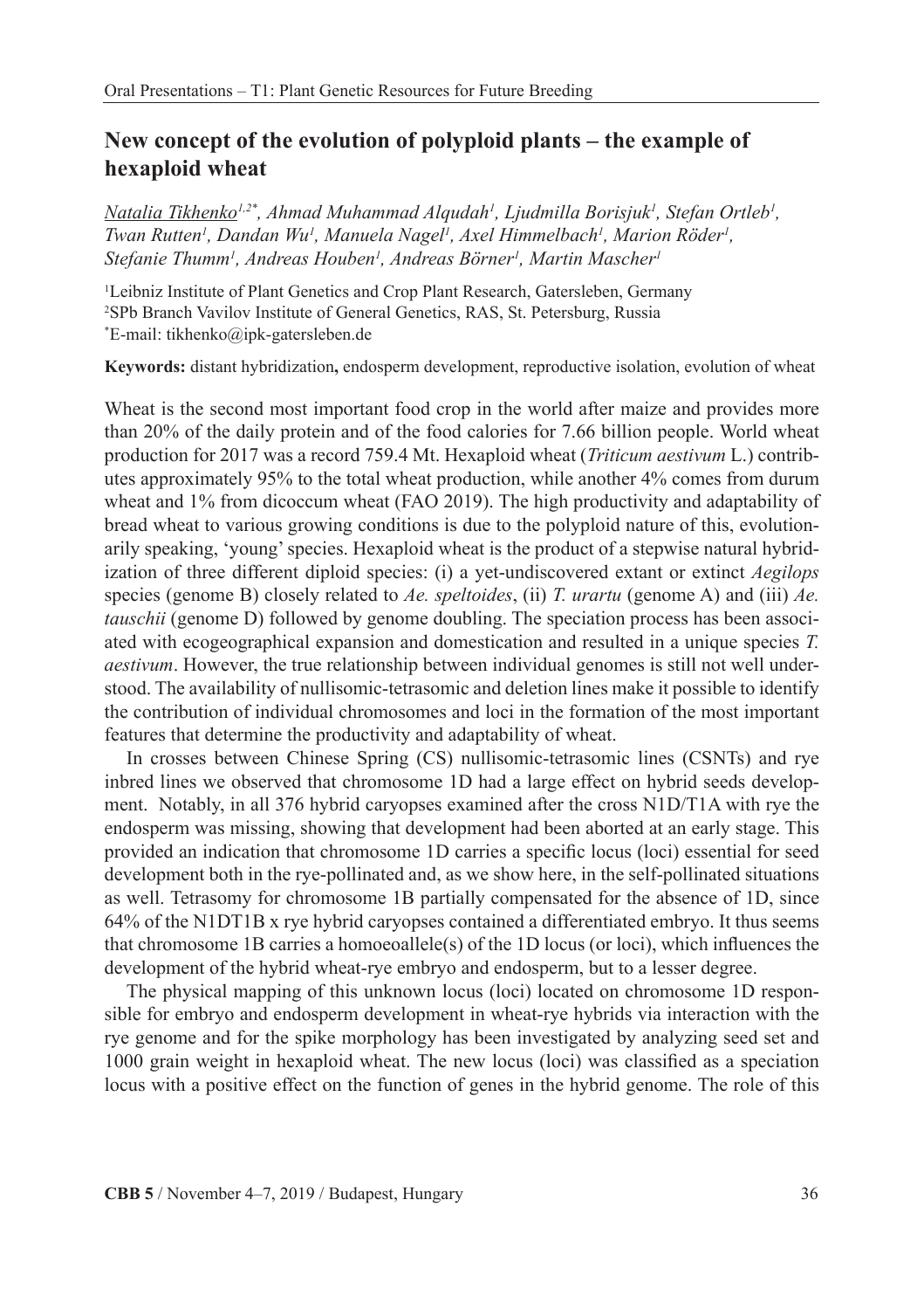## New concept of the evolution of polyploid plants – the example of hexaploid wheat

Natalia Tikhenko[1,2*], Ahmad Muhammad Alqudah[1], Ljudmilla Borisjuk[1], Stefan Ortleb[1], Twan Rutten[1], Dandan Wu[1], Manuela Nagel[1], Axel Himmelbach[1], Marion Röder[1], Stefanie Thumm[1], Andreas Houben[1], Andreas Börner[1], Martin Mascher[1]

[1]Leibniz Institute of Plant Genetics and Crop Plant Research, Gatersleben, Germany
[2]SPb Branch Vavilov Institute of General Genetics, RAS, St. Petersburg, Russia
[*]E-mail: tikhenko@ipk-gatersleben.de

**Keywords:** distant hybridization**,** endosperm development, reproductive isolation, evolution of wheat

Wheat is the second most important food crop in the world after maize and provides more than 20% of the daily protein and of the food calories for 7.66 billion people. World wheat production for 2017 was a record 759.4 Mt. Hexaploid wheat (*Triticum aestivum* L.) contributes approximately 95% to the total wheat production, while another 4% comes from durum wheat and 1% from dicoccum wheat (FAO 2019). The high productivity and adaptability of bread wheat to various growing conditions is due to the polyploid nature of this, evolutionarily speaking, 'young' species. Hexaploid wheat is the product of a stepwise natural hybridization of three different diploid species: (i) a yet-undiscovered extant or extinct *Aegilops* species (genome B) closely related to *Ae. speltoides*, (ii) *T. urartu* (genome A) and (iii) *Ae. tauschii* (genome D) followed by genome doubling. The speciation process has been associated with ecogeographical expansion and domestication and resulted in a unique species *T. aestivum*. However, the true relationship between individual genomes is still not well understood. The availability of nullisomic-tetrasomic and deletion lines make it possible to identify the contribution of individual chromosomes and loci in the formation of the most important features that determine the productivity and adaptability of wheat.

In crosses between Chinese Spring (CS) nullisomic-tetrasomic lines (CSNTs) and rye inbred lines we observed that chromosome 1D had a large effect on hybrid seeds development. Notably, in all 376 hybrid caryopses examined after the cross N1D/T1A with rye the endosperm was missing, showing that development had been aborted at an early stage. This provided an indication that chromosome 1D carries a specific locus (loci) essential for seed development both in the rye-pollinated and, as we show here, in the self-pollinated situations as well. Tetrasomy for chromosome 1B partially compensated for the absence of 1D, since 64% of the N1DT1B x rye hybrid caryopses contained a differentiated embryo. It thus seems that chromosome 1B carries a homoeoallele(s) of the 1D locus (or loci), which influences the development of the hybrid wheat-rye embryo and endosperm, but to a lesser degree.

The physical mapping of this unknown locus (loci) located on chromosome 1D responsible for embryo and endosperm development in wheat-rye hybrids via interaction with the rye genome and for the spike morphology has been investigated by analyzing seed set and 1000 grain weight in hexaploid wheat. The new locus (loci) was classified as a speciation locus with a positive effect on the function of genes in the hybrid genome. The role of this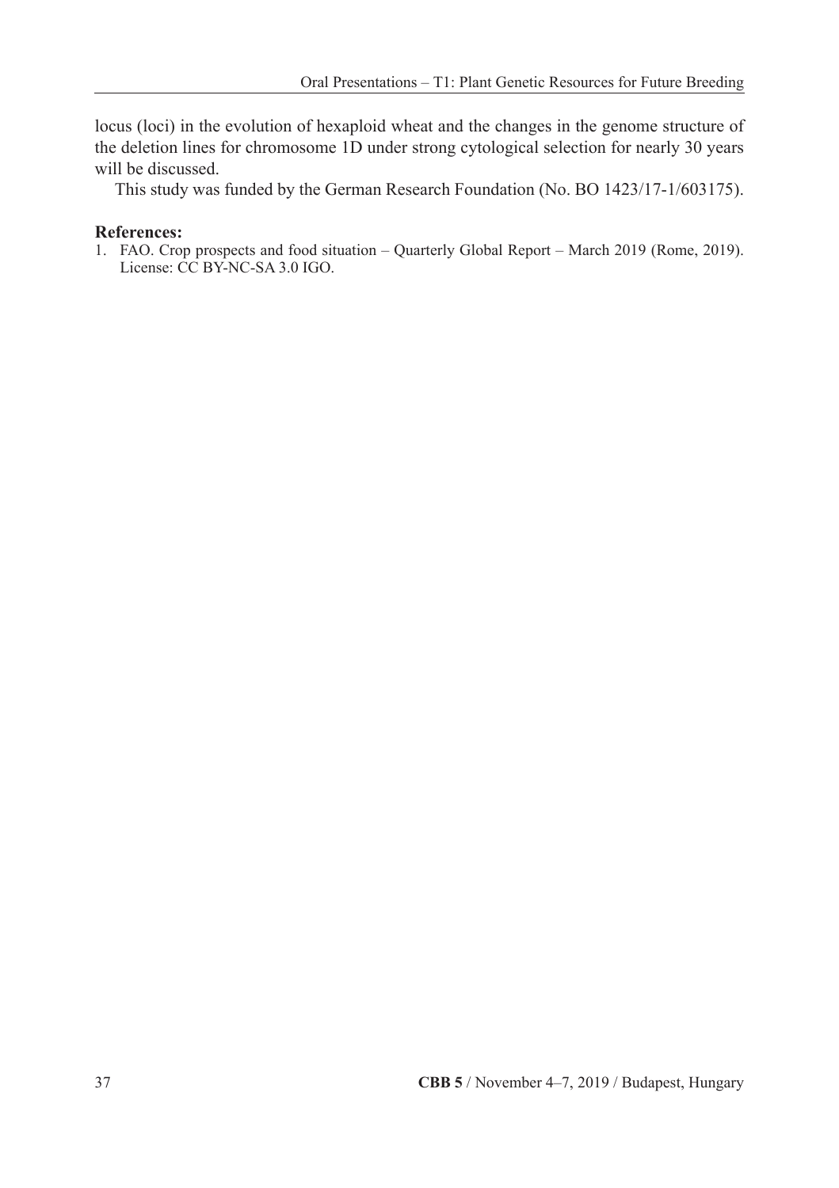locus (loci) in the evolution of hexaploid wheat and the changes in the genome structure of the deletion lines for chromosome 1D under strong cytological selection for nearly 30 years will be discussed.

This study was funded by the German Research Foundation (No. BO 1423/17-1/603175).

**References:**

1. FAO. Crop prospects and food situation – Quarterly Global Report – March 2019 (Rome, 2019). License: CC BY-NC-SA 3.0 IGO.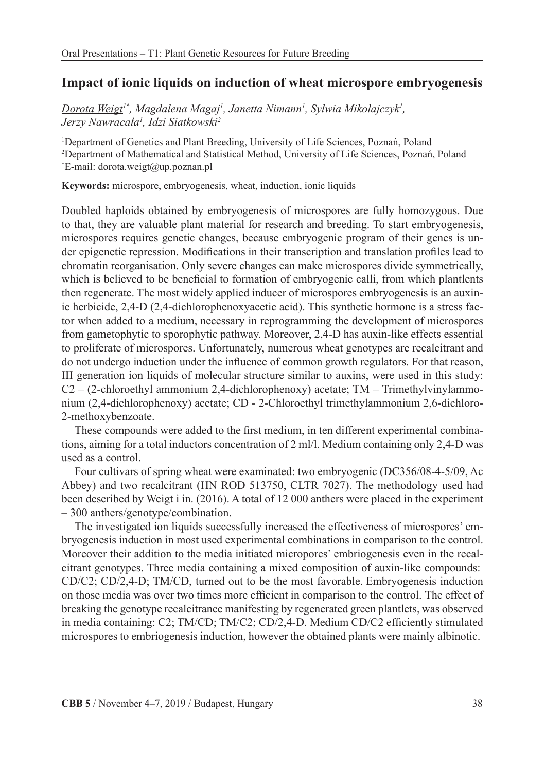## Impact of ionic liquids on induction of wheat microspore embryogenesis

*Dorota Weigt*[1*]*, Magdalena Magaj*[1]*, Janetta Nimann*[1]*, Sylwia Mikołajczyk*[1]*, Jerzy Nawracała*[1]*, Idzi Siatkowski*[2]

[1]Department of Genetics and Plant Breeding, University of Life Sciences, Poznań, Poland
[2]Department of Mathematical and Statistical Method, University of Life Sciences, Poznań, Poland
[*]E-mail: dorota.weigt@up.poznan.pl

**Keywords:** microspore, embryogenesis, wheat, induction, ionic liquids

Doubled haploids obtained by embryogenesis of microspores are fully homozygous. Due to that, they are valuable plant material for research and breeding. To start embryogenesis, microspores requires genetic changes, because embryogenic program of their genes is under epigenetic repression. Modifications in their transcription and translation profiles lead to chromatin reorganisation. Only severe changes can make microspores divide symmetrically, which is believed to be beneficial to formation of embryogenic calli, from which plantlents then regenerate. The most widely applied inducer of microspores embryogenesis is an auxinic herbicide, 2,4-D (2,4-dichlorophenoxyacetic acid). This synthetic hormone is a stress factor when added to a medium, necessary in reprogramming the development of microspores from gametophytic to sporophytic pathway. Moreover, 2,4-D has auxin-like effects essential to proliferate of microspores. Unfortunately, numerous wheat genotypes are recalcitrant and do not undergo induction under the influence of common growth regulators. For that reason, III generation ion liquids of molecular structure similar to auxins, were used in this study: C2 – (2-chloroethyl ammonium 2,4-dichlorophenoxy) acetate; TM – Trimethylvinylammonium (2,4-dichlorophenoxy) acetate; CD - 2-Chloroethyl trimethylammonium 2,6-dichloro-2-methoxybenzoate.

These compounds were added to the first medium, in ten different experimental combinations, aiming for a total inductors concentration of 2 ml/l. Medium containing only 2,4-D was used as a control.

Four cultivars of spring wheat were examinated: two embryogenic (DC356/08-4-5/09, Ac Abbey) and two recalcitrant (HN ROD 513750, CLTR 7027). The methodology used had been described by Weigt i in. (2016). A total of 12 000 anthers were placed in the experiment – 300 anthers/genotype/combination.

The investigated ion liquids successfully increased the effectiveness of microspores' embryogenesis induction in most used experimental combinations in comparison to the control. Moreover their addition to the media initiated micropores' embriogenesis even in the recalcitrant genotypes. Three media containing a mixed composition of auxin-like compounds: CD/C2; CD/2,4-D; TM/CD, turned out to be the most favorable. Embryogenesis induction on those media was over two times more efficient in comparison to the control. The effect of breaking the genotype recalcitrance manifesting by regenerated green plantlets, was observed in media containing: C2; TM/CD; TM/C2; CD/2,4-D. Medium CD/C2 efficiently stimulated microspores to embriogenesis induction, however the obtained plants were mainly albinotic.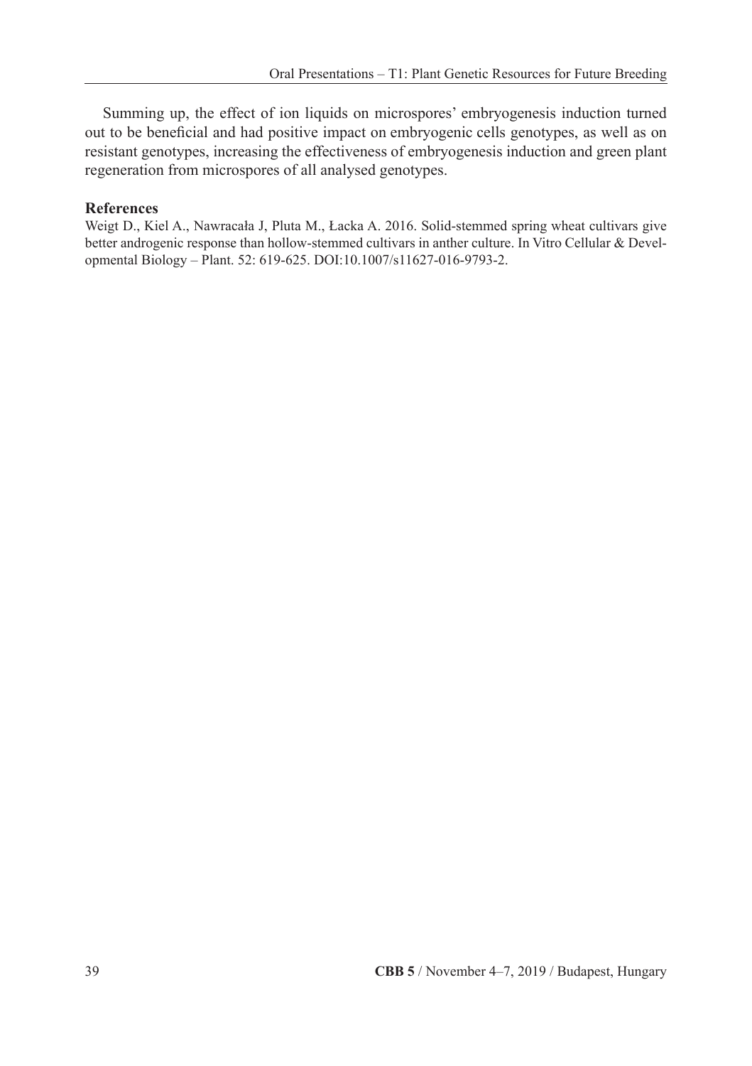Summing up, the effect of ion liquids on microspores' embryogenesis induction turned out to be beneficial and had positive impact on embryogenic cells genotypes, as well as on resistant genotypes, increasing the effectiveness of embryogenesis induction and green plant regeneration from microspores of all analysed genotypes.

**References**

Weigt D., Kiel A., Nawracała J, Pluta M., Łacka A. 2016. Solid-stemmed spring wheat cultivars give better androgenic response than hollow-stemmed cultivars in anther culture. In Vitro Cellular & Developmental Biology – Plant. 52: 619-625. DOI:10.1007/s11627-016-9793-2.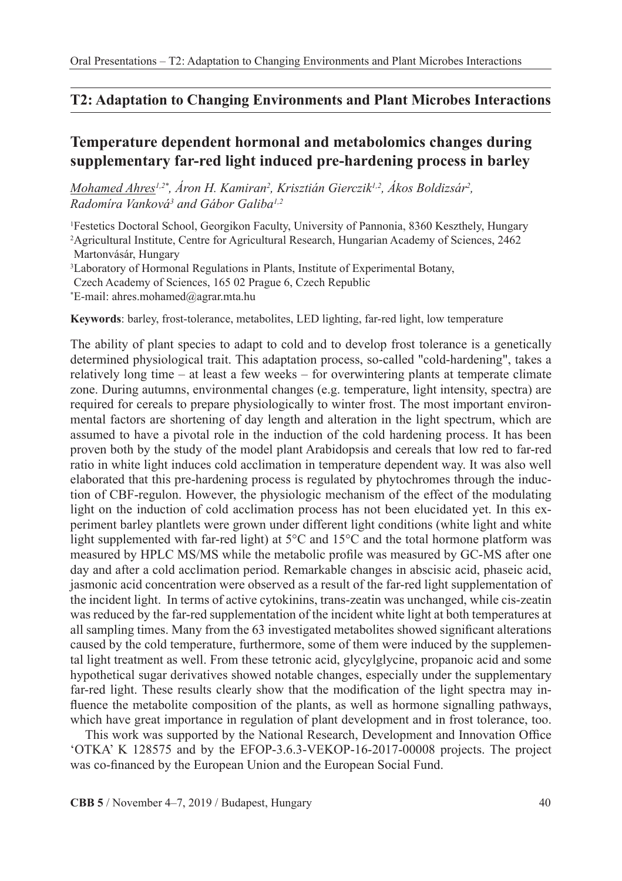## T2: Adaptation to Changing Environments and Plant Microbes Interactions

### Temperature dependent hormonal and metabolomics changes during supplementary far-red light induced pre-hardening process in barley

*Mohamed Ahres[1,2*], Áron H. Kamiran[2], Krisztián Gierczik[1,2], Ákos Boldizsár[2], Radomíra Vanková[3] and Gábor Galiba[1,2]*

[1]Festetics Doctoral School, Georgikon Faculty, University of Pannonia, 8360 Keszthely, Hungary
[2]Agricultural Institute, Centre for Agricultural Research, Hungarian Academy of Sciences, 2462 Martonvásár, Hungary
[3]Laboratory of Hormonal Regulations in Plants, Institute of Experimental Botany, Czech Academy of Sciences, 165 02 Prague 6, Czech Republic
[*]E-mail: ahres.mohamed@agrar.mta.hu

**Keywords**: barley, frost-tolerance, metabolites, LED lighting, far-red light, low temperature

The ability of plant species to adapt to cold and to develop frost tolerance is a genetically determined physiological trait. This adaptation process, so-called "cold-hardening", takes a relatively long time – at least a few weeks – for overwintering plants at temperate climate zone. During autumns, environmental changes (e.g. temperature, light intensity, spectra) are required for cereals to prepare physiologically to winter frost. The most important environmental factors are shortening of day length and alteration in the light spectrum, which are assumed to have a pivotal role in the induction of the cold hardening process. It has been proven both by the study of the model plant Arabidopsis and cereals that low red to far-red ratio in white light induces cold acclimation in temperature dependent way. It was also well elaborated that this pre-hardening process is regulated by phytochromes through the induction of CBF-regulon. However, the physiologic mechanism of the effect of the modulating light on the induction of cold acclimation process has not been elucidated yet. In this experiment barley plantlets were grown under different light conditions (white light and white light supplemented with far-red light) at 5°C and 15°C and the total hormone platform was measured by HPLC MS/MS while the metabolic profile was measured by GC-MS after one day and after a cold acclimation period. Remarkable changes in abscisic acid, phaseic acid, jasmonic acid concentration were observed as a result of the far-red light supplementation of the incident light. In terms of active cytokinins, trans-zeatin was unchanged, while cis-zeatin was reduced by the far-red supplementation of the incident white light at both temperatures at all sampling times. Many from the 63 investigated metabolites showed significant alterations caused by the cold temperature, furthermore, some of them were induced by the supplemental light treatment as well. From these tetronic acid, glycylglycine, propanoic acid and some hypothetical sugar derivatives showed notable changes, especially under the supplementary far-red light. These results clearly show that the modification of the light spectra may influence the metabolite composition of the plants, as well as hormone signalling pathways, which have great importance in regulation of plant development and in frost tolerance, too.

This work was supported by the National Research, Development and Innovation Office 'OTKA' K 128575 and by the EFOP-3.6.3-VEKOP-16-2017-00008 projects. The project was co-financed by the European Union and the European Social Fund.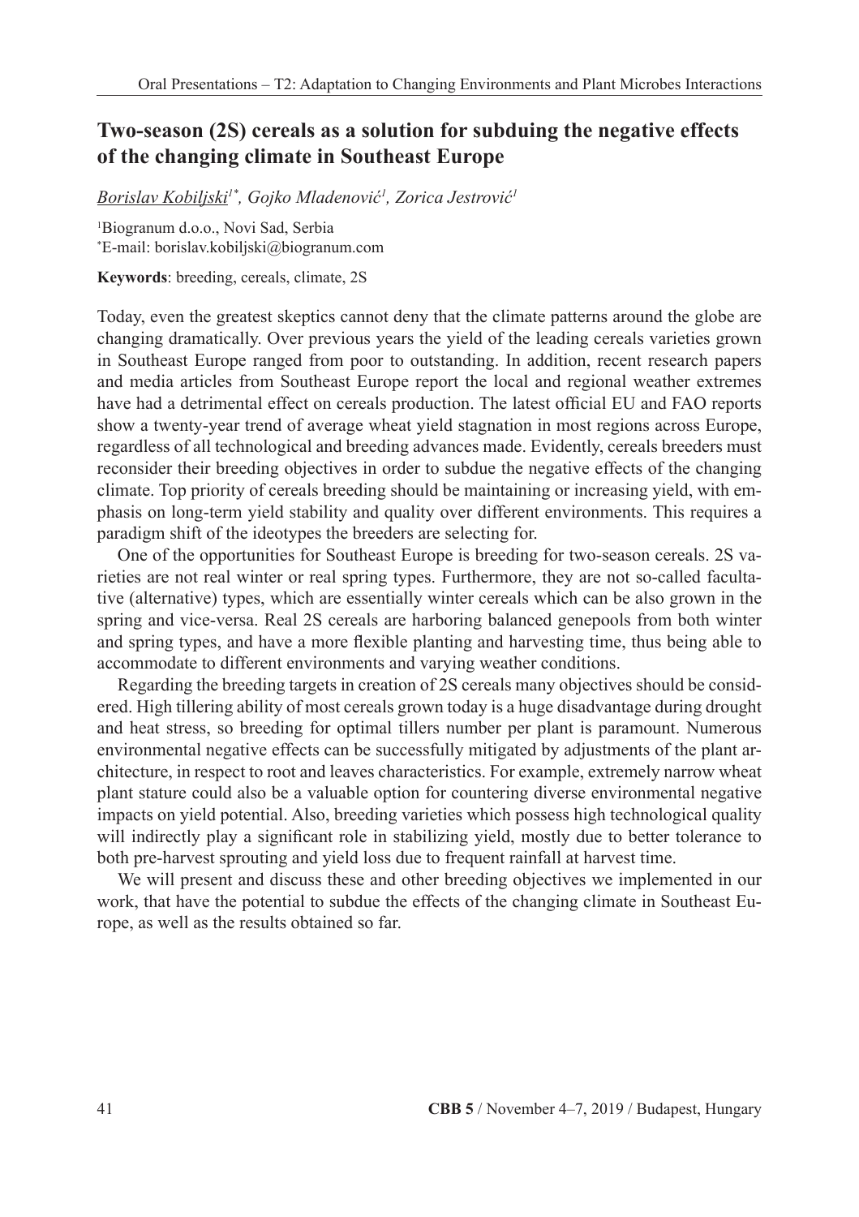## Two-season (2S) cereals as a solution for subduing the negative effects of the changing climate in Southeast Europe

*Borislav Kobiljski*[1*], *Gojko Mladenović*[1], *Zorica Jestrović*[1]

[1]Biogranum d.o.o., Novi Sad, Serbia
[*]E-mail: borislav.kobiljski@biogranum.com

**Keywords**: breeding, cereals, climate, 2S

Today, even the greatest skeptics cannot deny that the climate patterns around the globe are changing dramatically. Over previous years the yield of the leading cereals varieties grown in Southeast Europe ranged from poor to outstanding. In addition, recent research papers and media articles from Southeast Europe report the local and regional weather extremes have had a detrimental effect on cereals production. The latest official EU and FAO reports show a twenty-year trend of average wheat yield stagnation in most regions across Europe, regardless of all technological and breeding advances made. Evidently, cereals breeders must reconsider their breeding objectives in order to subdue the negative effects of the changing climate. Top priority of cereals breeding should be maintaining or increasing yield, with emphasis on long-term yield stability and quality over different environments. This requires a paradigm shift of the ideotypes the breeders are selecting for.

One of the opportunities for Southeast Europe is breeding for two-season cereals. 2S varieties are not real winter or real spring types. Furthermore, they are not so-called facultative (alternative) types, which are essentially winter cereals which can be also grown in the spring and vice-versa. Real 2S cereals are harboring balanced genepools from both winter and spring types, and have a more flexible planting and harvesting time, thus being able to accommodate to different environments and varying weather conditions.

Regarding the breeding targets in creation of 2S cereals many objectives should be considered. High tillering ability of most cereals grown today is a huge disadvantage during drought and heat stress, so breeding for optimal tillers number per plant is paramount. Numerous environmental negative effects can be successfully mitigated by adjustments of the plant architecture, in respect to root and leaves characteristics. For example, extremely narrow wheat plant stature could also be a valuable option for countering diverse environmental negative impacts on yield potential. Also, breeding varieties which possess high technological quality will indirectly play a significant role in stabilizing yield, mostly due to better tolerance to both pre-harvest sprouting and yield loss due to frequent rainfall at harvest time.

We will present and discuss these and other breeding objectives we implemented in our work, that have the potential to subdue the effects of the changing climate in Southeast Europe, as well as the results obtained so far.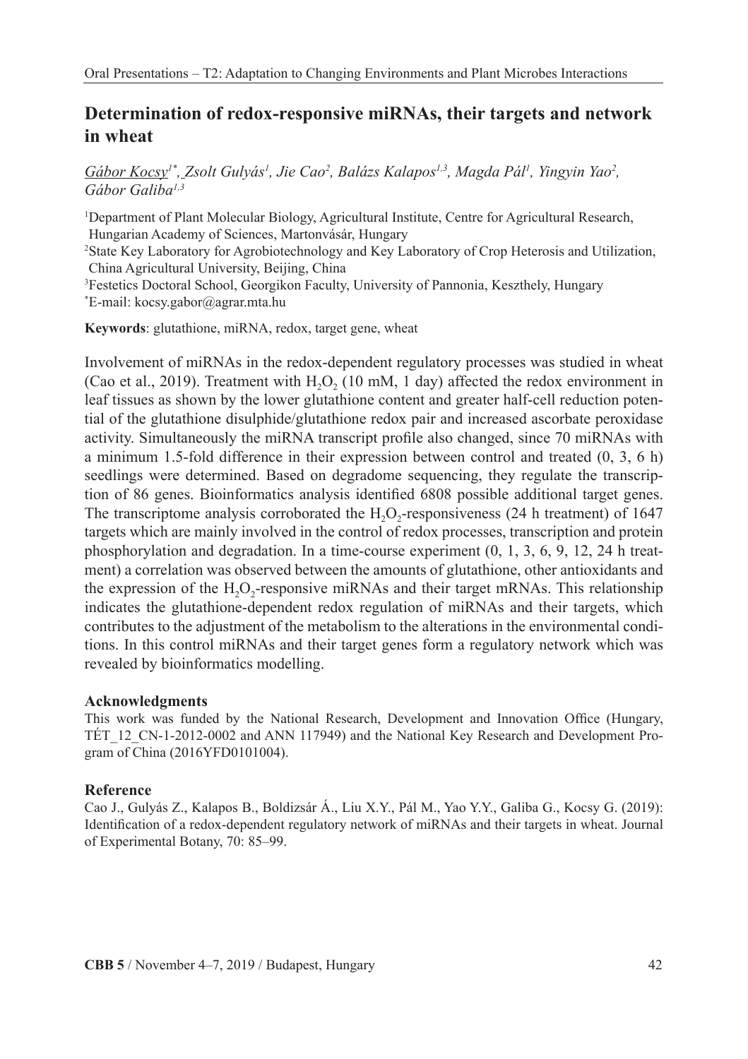## Determination of redox-responsive miRNAs, their targets and network in wheat

*Gábor Kocsy*[1*]*, Zsolt Gulyás*[1]*, Jie Cao*[2]*, Balázs Kalapos*[1,3]*, Magda Pál*[1]*, Yingyin Yao*[2]*, Gábor Galiba*[1,3]

[1]Department of Plant Molecular Biology, Agricultural Institute, Centre for Agricultural Research, Hungarian Academy of Sciences, Martonvásár, Hungary

[2]State Key Laboratory for Agrobiotechnology and Key Laboratory of Crop Heterosis and Utilization, China Agricultural University, Beijing, China

[3]Festetics Doctoral School, Georgikon Faculty, University of Pannonia, Keszthely, Hungary

[*]E-mail: kocsy.gabor@agrar.mta.hu

**Keywords**: glutathione, miRNA, redox, target gene, wheat

Involvement of miRNAs in the redox-dependent regulatory processes was studied in wheat (Cao et al., 2019). Treatment with $H_2O_2$ (10 mM, 1 day) affected the redox environment in leaf tissues as shown by the lower glutathione content and greater half-cell reduction potential of the glutathione disulphide/glutathione redox pair and increased ascorbate peroxidase activity. Simultaneously the miRNA transcript profile also changed, since 70 miRNAs with a minimum 1.5-fold difference in their expression between control and treated (0, 3, 6 h) seedlings were determined. Based on degradome sequencing, they regulate the transcription of 86 genes. Bioinformatics analysis identified 6808 possible additional target genes. The transcriptome analysis corroborated the $H_2O_2$-responsiveness (24 h treatment) of 1647 targets which are mainly involved in the control of redox processes, transcription and protein phosphorylation and degradation. In a time-course experiment (0, 1, 3, 6, 9, 12, 24 h treatment) a correlation was observed between the amounts of glutathione, other antioxidants and the expression of the $H_2O_2$-responsive miRNAs and their target mRNAs. This relationship indicates the glutathione-dependent redox regulation of miRNAs and their targets, which contributes to the adjustment of the metabolism to the alterations in the environmental conditions. In this control miRNAs and their target genes form a regulatory network which was revealed by bioinformatics modelling.

### Acknowledgments

This work was funded by the National Research, Development and Innovation Office (Hungary, TÉT_12_CN-1-2012-0002 and ANN 117949) and the National Key Research and Development Program of China (2016YFD0101004).

### Reference

Cao J., Gulyás Z., Kalapos B., Boldizsár Á., Liu X.Y., Pál M., Yao Y.Y., Galiba G., Kocsy G. (2019): Identification of a redox-dependent regulatory network of miRNAs and their targets in wheat. Journal of Experimental Botany, 70: 85–99.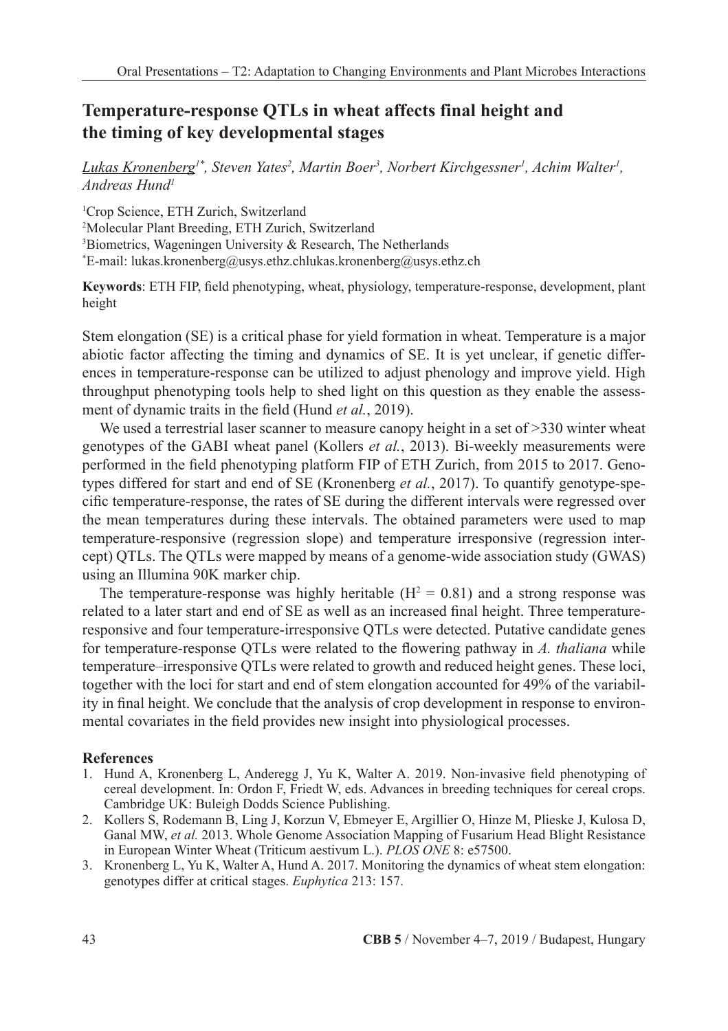# Temperature-response QTLs in wheat affects final height and the timing of key developmental stages

*Lukas Kronenberg[1*], Steven Yates[2], Martin Boer[3], Norbert Kirchgessner[1], Achim Walter[1], Andreas Hund[1]*

[1]Crop Science, ETH Zurich, Switzerland
[2]Molecular Plant Breeding, ETH Zurich, Switzerland
[3]Biometrics, Wageningen University & Research, The Netherlands
[*]E-mail: lukas.kronenberg@usys.ethz.chlukas.kronenberg@usys.ethz.ch

**Keywords**: ETH FIP, field phenotyping, wheat, physiology, temperature-response, development, plant height

Stem elongation (SE) is a critical phase for yield formation in wheat. Temperature is a major abiotic factor affecting the timing and dynamics of SE. It is yet unclear, if genetic differences in temperature-response can be utilized to adjust phenology and improve yield. High throughput phenotyping tools help to shed light on this question as they enable the assessment of dynamic traits in the field (Hund *et al.*, 2019).

We used a terrestrial laser scanner to measure canopy height in a set of >330 winter wheat genotypes of the GABI wheat panel (Kollers *et al.*, 2013). Bi-weekly measurements were performed in the field phenotyping platform FIP of ETH Zurich, from 2015 to 2017. Genotypes differed for start and end of SE (Kronenberg *et al.*, 2017). To quantify genotype-specific temperature-response, the rates of SE during the different intervals were regressed over the mean temperatures during these intervals. The obtained parameters were used to map temperature-responsive (regression slope) and temperature irresponsive (regression intercept) QTLs. The QTLs were mapped by means of a genome-wide association study (GWAS) using an Illumina 90K marker chip.

The temperature-response was highly heritable ($H^2 = 0.81$) and a strong response was related to a later start and end of SE as well as an increased final height. Three temperature-responsive and four temperature-irresponsive QTLs were detected. Putative candidate genes for temperature-response QTLs were related to the flowering pathway in *A. thaliana* while temperature–irresponsive QTLs were related to growth and reduced height genes. These loci, together with the loci for start and end of stem elongation accounted for 49% of the variability in final height. We conclude that the analysis of crop development in response to environmental covariates in the field provides new insight into physiological processes.

## References

1. Hund A, Kronenberg L, Anderegg J, Yu K, Walter A. 2019. Non-invasive field phenotyping of cereal development. In: Ordon F, Friedt W, eds. Advances in breeding techniques for cereal crops. Cambridge UK: Buleigh Dodds Science Publishing.
2. Kollers S, Rodemann B, Ling J, Korzun V, Ebmeyer E, Argillier O, Hinze M, Plieske J, Kulosa D, Ganal MW, *et al.* 2013. Whole Genome Association Mapping of Fusarium Head Blight Resistance in European Winter Wheat (Triticum aestivum L.). *PLOS ONE* 8: e57500.
3. Kronenberg L, Yu K, Walter A, Hund A. 2017. Monitoring the dynamics of wheat stem elongation: genotypes differ at critical stages. *Euphytica* 213: 157.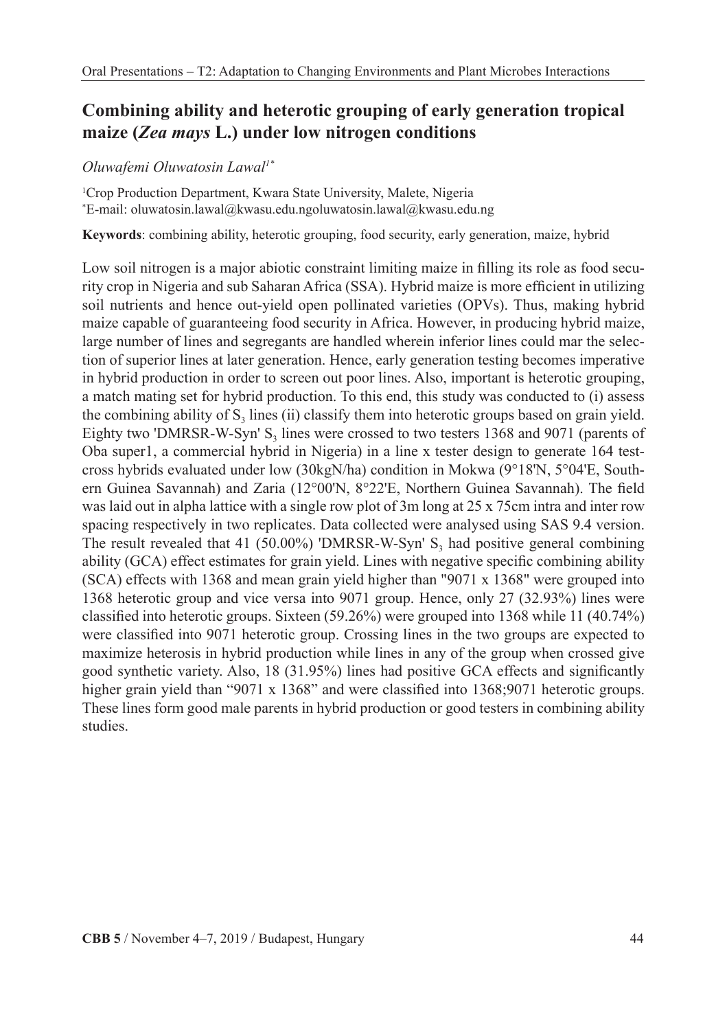# Combining ability and heterotic grouping of early generation tropical maize (*Zea mays* L.) under low nitrogen conditions

*Oluwafemi Oluwatosin Lawal*[1*]

[1]Crop Production Department, Kwara State University, Malete, Nigeria
[*]E-mail: oluwatosin.lawal@kwasu.edu.ngoluwatosin.lawal@kwasu.edu.ng

**Keywords**: combining ability, heterotic grouping, food security, early generation, maize, hybrid

Low soil nitrogen is a major abiotic constraint limiting maize in filling its role as food security crop in Nigeria and sub Saharan Africa (SSA). Hybrid maize is more efficient in utilizing soil nutrients and hence out-yield open pollinated varieties (OPVs). Thus, making hybrid maize capable of guaranteeing food security in Africa. However, in producing hybrid maize, large number of lines and segregants are handled wherein inferior lines could mar the selection of superior lines at later generation. Hence, early generation testing becomes imperative in hybrid production in order to screen out poor lines. Also, important is heterotic grouping, a match mating set for hybrid production. To this end, this study was conducted to (i) assess the combining ability of $S_3$ lines (ii) classify them into heterotic groups based on grain yield. Eighty two 'DMRSR-W-Syn' $S_3$ lines were crossed to two testers 1368 and 9071 (parents of Oba super1, a commercial hybrid in Nigeria) in a line x tester design to generate 164 testcross hybrids evaluated under low (30kgN/ha) condition in Mokwa (9°18'N, 5°04'E, Southern Guinea Savannah) and Zaria (12°00'N, 8°22'E, Northern Guinea Savannah). The field was laid out in alpha lattice with a single row plot of 3m long at 25 x 75cm intra and inter row spacing respectively in two replicates. Data collected were analysed using SAS 9.4 version. The result revealed that 41 (50.00%) 'DMRSR-W-Syn' $S_3$ had positive general combining ability (GCA) effect estimates for grain yield. Lines with negative specific combining ability (SCA) effects with 1368 and mean grain yield higher than "9071 x 1368" were grouped into 1368 heterotic group and vice versa into 9071 group. Hence, only 27 (32.93%) lines were classified into heterotic groups. Sixteen (59.26%) were grouped into 1368 while 11 (40.74%) were classified into 9071 heterotic group. Crossing lines in the two groups are expected to maximize heterosis in hybrid production while lines in any of the group when crossed give good synthetic variety. Also, 18 (31.95%) lines had positive GCA effects and significantly higher grain yield than "9071 x 1368" and were classified into 1368;9071 heterotic groups. These lines form good male parents in hybrid production or good testers in combining ability studies.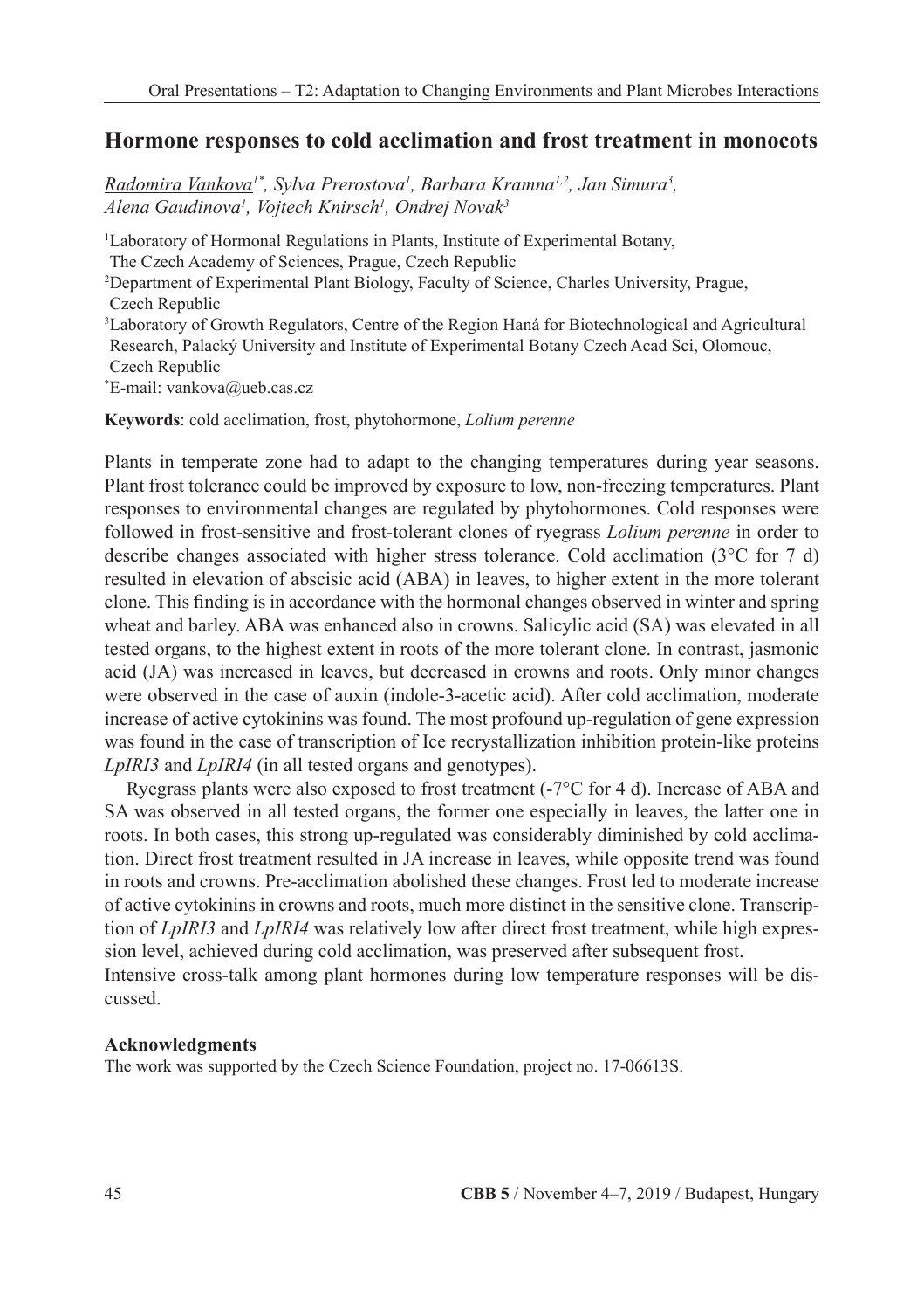## Hormone responses to cold acclimation and frost treatment in monocots

*Radomira Vankova[1*], Sylva Prerostova[1], Barbara Kramna[1,2], Jan Simura[3], Alena Gaudinova[1], Vojtech Knirsch[1], Ondrej Novak[3]*

[1]Laboratory of Hormonal Regulations in Plants, Institute of Experimental Botany, The Czech Academy of Sciences, Prague, Czech Republic
[2]Department of Experimental Plant Biology, Faculty of Science, Charles University, Prague, Czech Republic
[3]Laboratory of Growth Regulators, Centre of the Region Haná for Biotechnological and Agricultural Research, Palacký University and Institute of Experimental Botany Czech Acad Sci, Olomouc, Czech Republic
[*]E-mail: vankova@ueb.cas.cz

**Keywords**: cold acclimation, frost, phytohormone, *Lolium perenne*

Plants in temperate zone had to adapt to the changing temperatures during year seasons. Plant frost tolerance could be improved by exposure to low, non-freezing temperatures. Plant responses to environmental changes are regulated by phytohormones. Cold responses were followed in frost-sensitive and frost-tolerant clones of ryegrass *Lolium perenne* in order to describe changes associated with higher stress tolerance. Cold acclimation (3°C for 7 d) resulted in elevation of abscisic acid (ABA) in leaves, to higher extent in the more tolerant clone. This finding is in accordance with the hormonal changes observed in winter and spring wheat and barley. ABA was enhanced also in crowns. Salicylic acid (SA) was elevated in all tested organs, to the highest extent in roots of the more tolerant clone. In contrast, jasmonic acid (JA) was increased in leaves, but decreased in crowns and roots. Only minor changes were observed in the case of auxin (indole-3-acetic acid). After cold acclimation, moderate increase of active cytokinins was found. The most profound up-regulation of gene expression was found in the case of transcription of Ice recrystallization inhibition protein-like proteins *LpIRI3* and *LpIRI4* (in all tested organs and genotypes).

Ryegrass plants were also exposed to frost treatment (-7°C for 4 d). Increase of ABA and SA was observed in all tested organs, the former one especially in leaves, the latter one in roots. In both cases, this strong up-regulated was considerably diminished by cold acclimation. Direct frost treatment resulted in JA increase in leaves, while opposite trend was found in roots and crowns. Pre-acclimation abolished these changes. Frost led to moderate increase of active cytokinins in crowns and roots, much more distinct in the sensitive clone. Transcription of *LpIRI3* and *LpIRI4* was relatively low after direct frost treatment, while high expression level, achieved during cold acclimation, was preserved after subsequent frost.
Intensive cross-talk among plant hormones during low temperature responses will be discussed.

**Acknowledgments**
The work was supported by the Czech Science Foundation, project no. 17-06613S.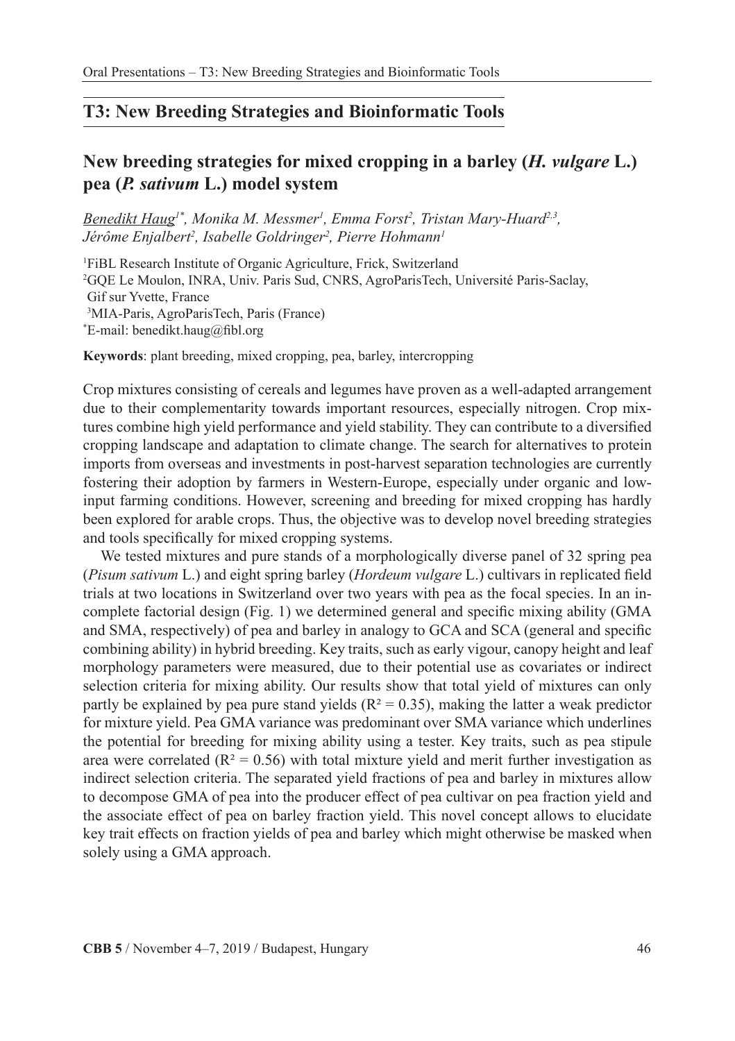## T3: New Breeding Strategies and Bioinformatic Tools

### New breeding strategies for mixed cropping in a barley (*H. vulgare* L.) pea (*P. sativum* L.) model system

Benedikt Haug[1*], Monika M. Messmer[1], Emma Forst[2], Tristan Mary-Huard[2,3], Jérôme Enjalbert[2], Isabelle Goldringer[2], Pierre Hohmann[1]

[1]FiBL Research Institute of Organic Agriculture, Frick, Switzerland
[2]GQE Le Moulon, INRA, Univ. Paris Sud, CNRS, AgroParisTech, Université Paris-Saclay, Gif sur Yvette, France
[3]MIA-Paris, AgroParisTech, Paris (France)
[*]E-mail: benedikt.haug@fibl.org

**Keywords**: plant breeding, mixed cropping, pea, barley, intercropping

Crop mixtures consisting of cereals and legumes have proven as a well-adapted arrangement due to their complementarity towards important resources, especially nitrogen. Crop mixtures combine high yield performance and yield stability. They can contribute to a diversified cropping landscape and adaptation to climate change. The search for alternatives to protein imports from overseas and investments in post-harvest separation technologies are currently fostering their adoption by farmers in Western-Europe, especially under organic and low-input farming conditions. However, screening and breeding for mixed cropping has hardly been explored for arable crops. Thus, the objective was to develop novel breeding strategies and tools specifically for mixed cropping systems.

We tested mixtures and pure stands of a morphologically diverse panel of 32 spring pea (*Pisum sativum* L.) and eight spring barley (*Hordeum vulgare* L.) cultivars in replicated field trials at two locations in Switzerland over two years with pea as the focal species. In an incomplete factorial design (Fig. 1) we determined general and specific mixing ability (GMA and SMA, respectively) of pea and barley in analogy to GCA and SCA (general and specific combining ability) in hybrid breeding. Key traits, such as early vigour, canopy height and leaf morphology parameters were measured, due to their potential use as covariates or indirect selection criteria for mixing ability. Our results show that total yield of mixtures can only partly be explained by pea pure stand yields ($R^2 = 0.35$), making the latter a weak predictor for mixture yield. Pea GMA variance was predominant over SMA variance which underlines the potential for breeding for mixing ability using a tester. Key traits, such as pea stipule area were correlated ($R^2 = 0.56$) with total mixture yield and merit further investigation as indirect selection criteria. The separated yield fractions of pea and barley in mixtures allow to decompose GMA of pea into the producer effect of pea cultivar on pea fraction yield and the associate effect of pea on barley fraction yield. This novel concept allows to elucidate key trait effects on fraction yields of pea and barley which might otherwise be masked when solely using a GMA approach.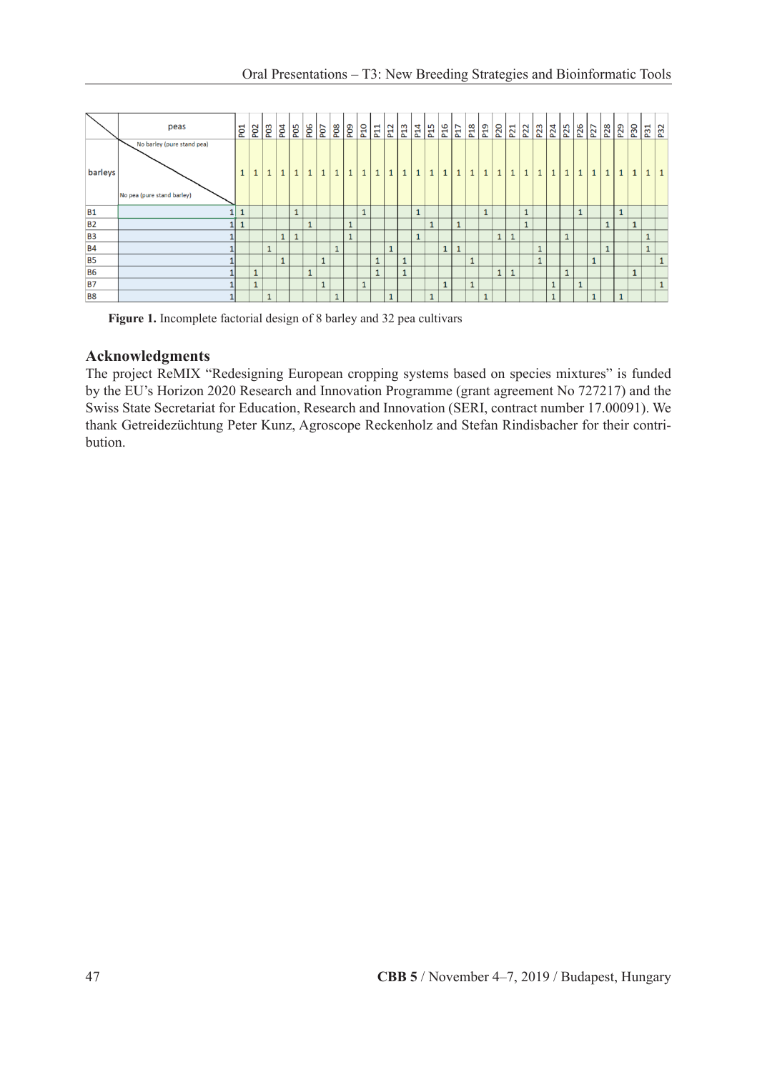| | peas | P01 | P02 | P03 | P04 | P05 | P06 | P07 | P08 | P09 | P10 | P11 | P12 | P13 | P14 | P15 | P16 | P17 | P18 | P19 | P20 | P21 | P22 | P23 | P24 | P25 | P26 | P27 | P28 | P29 | P30 | P31 | P32 |
|---|---|---|---|---|---|---|---|---|---|---|---|---|---|---|---|---|---|---|---|---|---|---|---|---|---|---|---|---|---|---|---|---|---|
| barleys | No barley (pure stand pea) / No pea (pure stand barley) | 1 | 1 | 1 | 1 | 1 | 1 | 1 | 1 | 1 | 1 | 1 | 1 | 1 | 1 | 1 | 1 | 1 | 1 | 1 | 1 | 1 | 1 | 1 | 1 | 1 | 1 | 1 | 1 | 1 | 1 | 1 | 1 |
| B1 | 1 | 1 | | | | 1 | | | | | 1 | | | | 1 | | | | | 1 | | | 1 | | | | 1 | | | 1 | | | |
| B2 | 1 | 1 | | | | | 1 | | | 1 | | | | | | 1 | | 1 | | | | | 1 | | | | | | 1 | | 1 | | |
| B3 | 1 | | | | 1 | 1 | | | | 1 | | | | | 1 | | | | | | 1 | 1 | | | | 1 | | | | | | 1 | |
| B4 | 1 | | | 1 | | | | | 1 | | | | 1 | | | | 1 | 1 | | | | | | 1 | | | | | 1 | | | 1 | |
| B5 | 1 | | | | 1 | | | 1 | | | | 1 | | 1 | | | | | 1 | | | | | 1 | | | | 1 | | | | | 1 |
| B6 | 1 | | 1 | | | | 1 | | | | | 1 | | 1 | | | | | | | 1 | 1 | | | | 1 | | | | | 1 | | |
| B7 | 1 | | 1 | | | | | 1 | | | 1 | | | | | | 1 | | 1 | | | | | | 1 | | 1 | | | | | | 1 |
| B8 | 1 | | | 1 | | | | | 1 | | | | 1 | | | 1 | | | | 1 | | | | | 1 | | | 1 | | 1 | | | |

**Figure 1.** Incomplete factorial design of 8 barley and 32 pea cultivars

## Acknowledgments

The project ReMIX "Redesigning European cropping systems based on species mixtures" is funded by the EU's Horizon 2020 Research and Innovation Programme (grant agreement No 727217) and the Swiss State Secretariat for Education, Research and Innovation (SERI, contract number 17.00091). We thank Getreidezüchtung Peter Kunz, Agroscope Reckenholz and Stefan Rindisbacher for their contribution.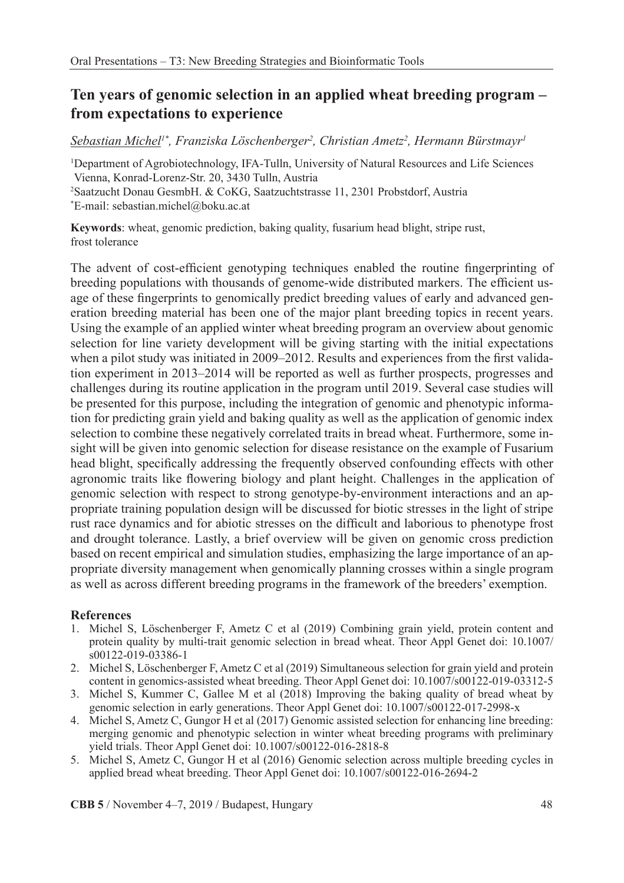# Ten years of genomic selection in an applied wheat breeding program – from expectations to experience

*Sebastian Michel[1*], Franziska Löschenberger[2], Christian Ametz[2], Hermann Bürstmayr[1]*

[1]Department of Agrobiotechnology, IFA-Tulln, University of Natural Resources and Life Sciences Vienna, Konrad-Lorenz-Str. 20, 3430 Tulln, Austria
[2]Saatzucht Donau GesmbH. & CoKG, Saatzuchtstrasse 11, 2301 Probstdorf, Austria
[*]E-mail: sebastian.michel@boku.ac.at

**Keywords**: wheat, genomic prediction, baking quality, fusarium head blight, stripe rust, frost tolerance

The advent of cost-efficient genotyping techniques enabled the routine fingerprinting of breeding populations with thousands of genome-wide distributed markers. The efficient usage of these fingerprints to genomically predict breeding values of early and advanced generation breeding material has been one of the major plant breeding topics in recent years. Using the example of an applied winter wheat breeding program an overview about genomic selection for line variety development will be giving starting with the initial expectations when a pilot study was initiated in 2009–2012. Results and experiences from the first validation experiment in 2013–2014 will be reported as well as further prospects, progresses and challenges during its routine application in the program until 2019. Several case studies will be presented for this purpose, including the integration of genomic and phenotypic information for predicting grain yield and baking quality as well as the application of genomic index selection to combine these negatively correlated traits in bread wheat. Furthermore, some insight will be given into genomic selection for disease resistance on the example of Fusarium head blight, specifically addressing the frequently observed confounding effects with other agronomic traits like flowering biology and plant height. Challenges in the application of genomic selection with respect to strong genotype-by-environment interactions and an appropriate training population design will be discussed for biotic stresses in the light of stripe rust race dynamics and for abiotic stresses on the difficult and laborious to phenotype frost and drought tolerance. Lastly, a brief overview will be given on genomic cross prediction based on recent empirical and simulation studies, emphasizing the large importance of an appropriate diversity management when genomically planning crosses within a single program as well as across different breeding programs in the framework of the breeders' exemption.

## References

1. Michel S, Löschenberger F, Ametz C et al (2019) Combining grain yield, protein content and protein quality by multi-trait genomic selection in bread wheat. Theor Appl Genet doi: 10.1007/s00122-019-03386-1
2. Michel S, Löschenberger F, Ametz C et al (2019) Simultaneous selection for grain yield and protein content in genomics-assisted wheat breeding. Theor Appl Genet doi: 10.1007/s00122-019-03312-5
3. Michel S, Kummer C, Gallee M et al (2018) Improving the baking quality of bread wheat by genomic selection in early generations. Theor Appl Genet doi: 10.1007/s00122-017-2998-x
4. Michel S, Ametz C, Gungor H et al (2017) Genomic assisted selection for enhancing line breeding: merging genomic and phenotypic selection in winter wheat breeding programs with preliminary yield trials. Theor Appl Genet doi: 10.1007/s00122-016-2818-8
5. Michel S, Ametz C, Gungor H et al (2016) Genomic selection across multiple breeding cycles in applied bread wheat breeding. Theor Appl Genet doi: 10.1007/s00122-016-2694-2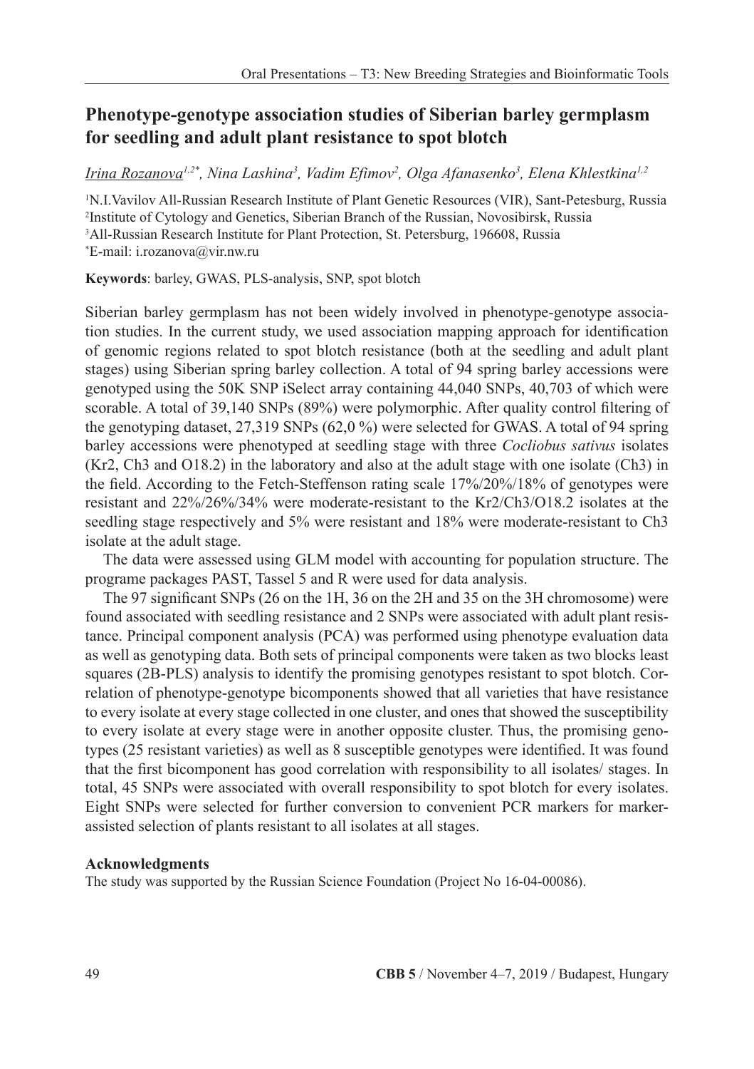# Phenotype-genotype association studies of Siberian barley germplasm for seedling and adult plant resistance to spot blotch

*Irina Rozanova[1,2*], Nina Lashina[3], Vadim Efimov[2], Olga Afanasenko[3], Elena Khlestkina[1,2]*

[1]N.I.Vavilov All-Russian Research Institute of Plant Genetic Resources (VIR), Sant-Petesburg, Russia
[2]Institute of Cytology and Genetics, Siberian Branch of the Russian, Novosibirsk, Russia
[3]All-Russian Research Institute for Plant Protection, St. Petersburg, 196608, Russia
[*]E-mail: i.rozanova@vir.nw.ru

**Keywords**: barley, GWAS, PLS-analysis, SNP, spot blotch

Siberian barley germplasm has not been widely involved in phenotype-genotype association studies. In the current study, we used association mapping approach for identification of genomic regions related to spot blotch resistance (both at the seedling and adult plant stages) using Siberian spring barley collection. A total of 94 spring barley accessions were genotyped using the 50K SNP iSelect array containing 44,040 SNPs, 40,703 of which were scorable. A total of 39,140 SNPs (89%) were polymorphic. After quality control filtering of the genotyping dataset, 27,319 SNPs (62,0 %) were selected for GWAS. A total of 94 spring barley accessions were phenotyped at seedling stage with three *Cocliobus sativus* isolates (Kr2, Ch3 and O18.2) in the laboratory and also at the adult stage with one isolate (Ch3) in the field. According to the Fetch-Steffenson rating scale 17%/20%/18% of genotypes were resistant and 22%/26%/34% were moderate-resistant to the Kr2/Ch3/O18.2 isolates at the seedling stage respectively and 5% were resistant and 18% were moderate-resistant to Ch3 isolate at the adult stage.

The data were assessed using GLM model with accounting for population structure. The programe packages PAST, Tassel 5 and R were used for data analysis.

The 97 significant SNPs (26 on the 1H, 36 on the 2H and 35 on the 3H chromosome) were found associated with seedling resistance and 2 SNPs were associated with adult plant resistance. Principal component analysis (PCA) was performed using phenotype evaluation data as well as genotyping data. Both sets of principal components were taken as two blocks least squares (2B-PLS) analysis to identify the promising genotypes resistant to spot blotch. Correlation of phenotype-genotype bicomponents showed that all varieties that have resistance to every isolate at every stage collected in one cluster, and ones that showed the susceptibility to every isolate at every stage were in another opposite cluster. Thus, the promising genotypes (25 resistant varieties) as well as 8 susceptible genotypes were identified. It was found that the first bicomponent has good correlation with responsibility to all isolates/ stages. In total, 45 SNPs were associated with overall responsibility to spot blotch for every isolates. Eight SNPs were selected for further conversion to convenient PCR markers for marker-assisted selection of plants resistant to all isolates at all stages.

**Acknowledgments**

The study was supported by the Russian Science Foundation (Project No 16-04-00086).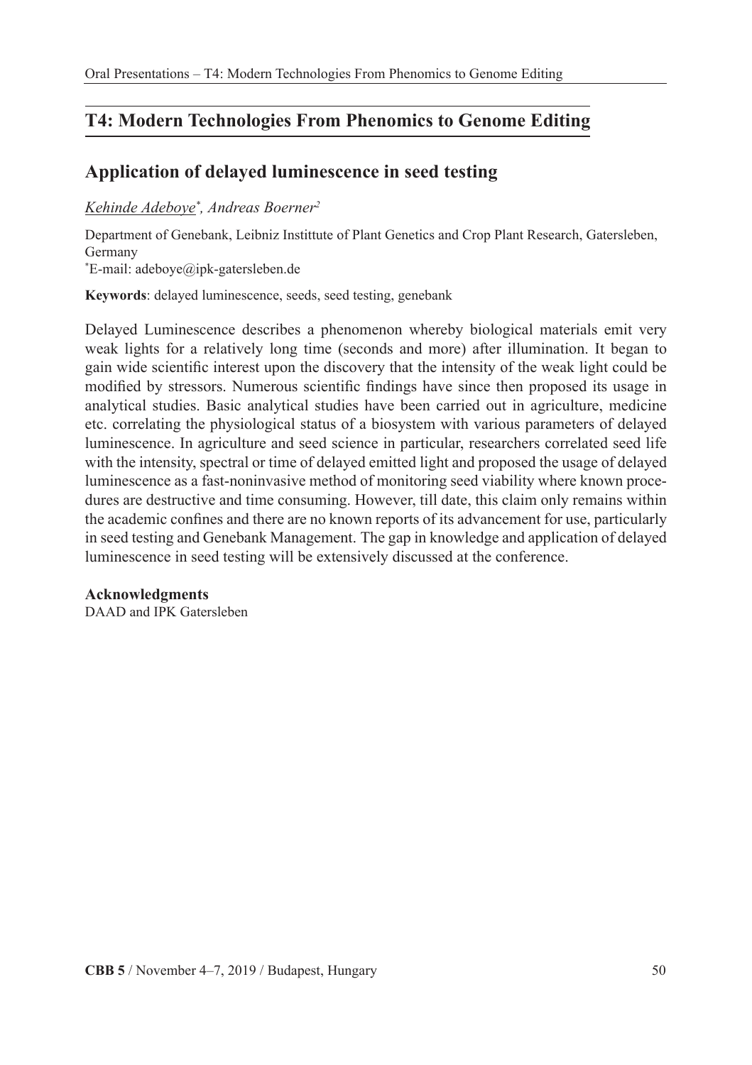## T4: Modern Technologies From Phenomics to Genome Editing

### Application of delayed luminescence in seed testing

*Kehinde Adeboye*, Andreas Boerner*[2]

Department of Genebank, Leibniz Instittute of Plant Genetics and Crop Plant Research, Gatersleben, Germany

*E-mail: adeboye@ipk-gatersleben.de

**Keywords**: delayed luminescence, seeds, seed testing, genebank

Delayed Luminescence describes a phenomenon whereby biological materials emit very weak lights for a relatively long time (seconds and more) after illumination. It began to gain wide scientific interest upon the discovery that the intensity of the weak light could be modified by stressors. Numerous scientific findings have since then proposed its usage in analytical studies. Basic analytical studies have been carried out in agriculture, medicine etc. correlating the physiological status of a biosystem with various parameters of delayed luminescence. In agriculture and seed science in particular, researchers correlated seed life with the intensity, spectral or time of delayed emitted light and proposed the usage of delayed luminescence as a fast-noninvasive method of monitoring seed viability where known procedures are destructive and time consuming. However, till date, this claim only remains within the academic confines and there are no known reports of its advancement for use, particularly in seed testing and Genebank Management. The gap in knowledge and application of delayed luminescence in seed testing will be extensively discussed at the conference.

**Acknowledgments**
DAAD and IPK Gatersleben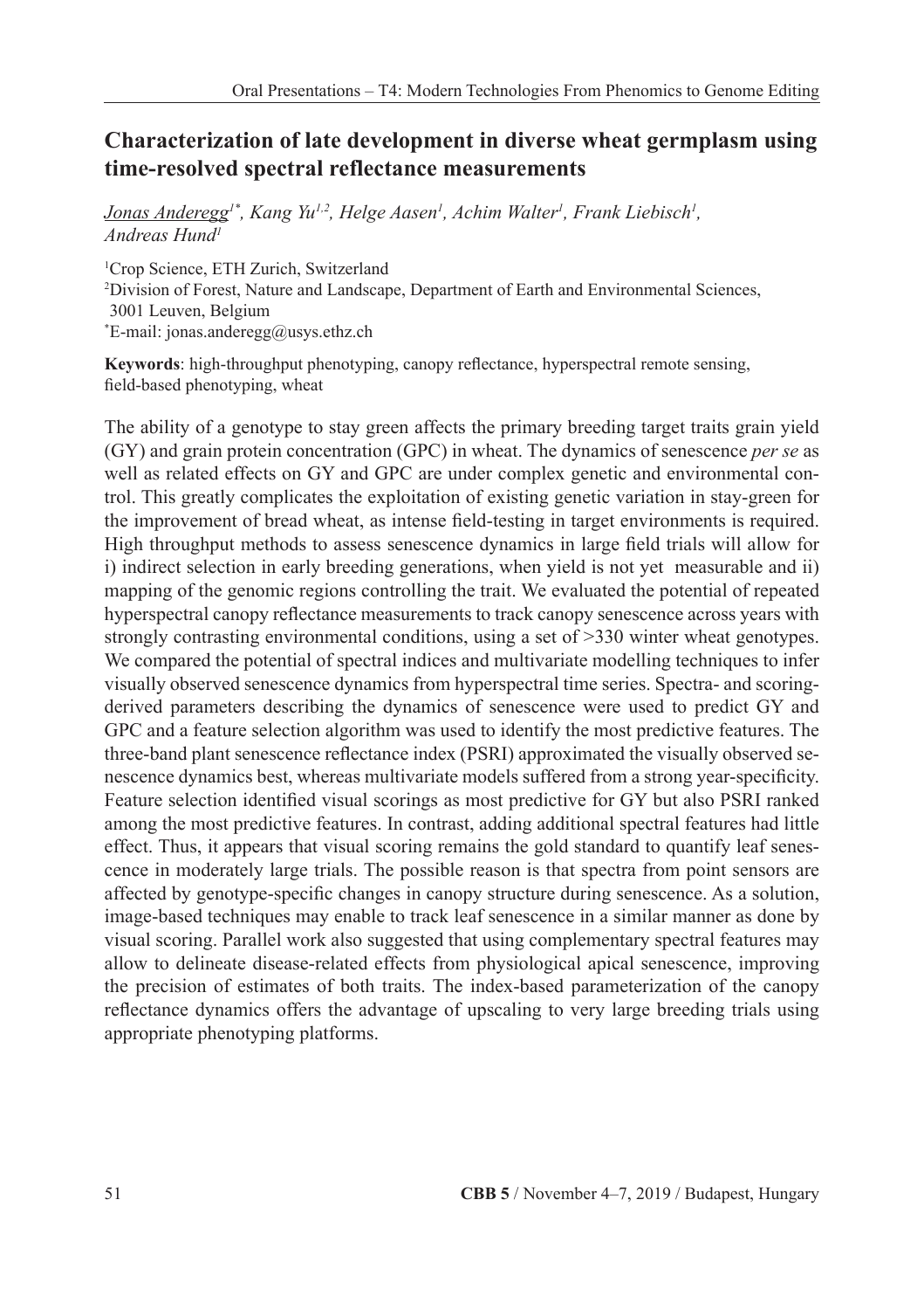# Characterization of late development in diverse wheat germplasm using time-resolved spectral reflectance measurements

*<u>Jonas Anderegg</u>[1*], Kang Yu[1,2], Helge Aasen[1], Achim Walter[1], Frank Liebisch[1], Andreas Hund[1]*

[1]Crop Science, ETH Zurich, Switzerland
[2]Division of Forest, Nature and Landscape, Department of Earth and Environmental Sciences, 3001 Leuven, Belgium
[*]E-mail: jonas.anderegg@usys.ethz.ch

**Keywords**: high-throughput phenotyping, canopy reflectance, hyperspectral remote sensing, field-based phenotyping, wheat

The ability of a genotype to stay green affects the primary breeding target traits grain yield (GY) and grain protein concentration (GPC) in wheat. The dynamics of senescence *per se* as well as related effects on GY and GPC are under complex genetic and environmental control. This greatly complicates the exploitation of existing genetic variation in stay-green for the improvement of bread wheat, as intense field-testing in target environments is required. High throughput methods to assess senescence dynamics in large field trials will allow for i) indirect selection in early breeding generations, when yield is not yet measurable and ii) mapping of the genomic regions controlling the trait. We evaluated the potential of repeated hyperspectral canopy reflectance measurements to track canopy senescence across years with strongly contrasting environmental conditions, using a set of >330 winter wheat genotypes. We compared the potential of spectral indices and multivariate modelling techniques to infer visually observed senescence dynamics from hyperspectral time series. Spectra- and scoring-derived parameters describing the dynamics of senescence were used to predict GY and GPC and a feature selection algorithm was used to identify the most predictive features. The three-band plant senescence reflectance index (PSRI) approximated the visually observed senescence dynamics best, whereas multivariate models suffered from a strong year-specificity. Feature selection identified visual scorings as most predictive for GY but also PSRI ranked among the most predictive features. In contrast, adding additional spectral features had little effect. Thus, it appears that visual scoring remains the gold standard to quantify leaf senescence in moderately large trials. The possible reason is that spectra from point sensors are affected by genotype-specific changes in canopy structure during senescence. As a solution, image-based techniques may enable to track leaf senescence in a similar manner as done by visual scoring. Parallel work also suggested that using complementary spectral features may allow to delineate disease-related effects from physiological apical senescence, improving the precision of estimates of both traits. The index-based parameterization of the canopy reflectance dynamics offers the advantage of upscaling to very large breeding trials using appropriate phenotyping platforms.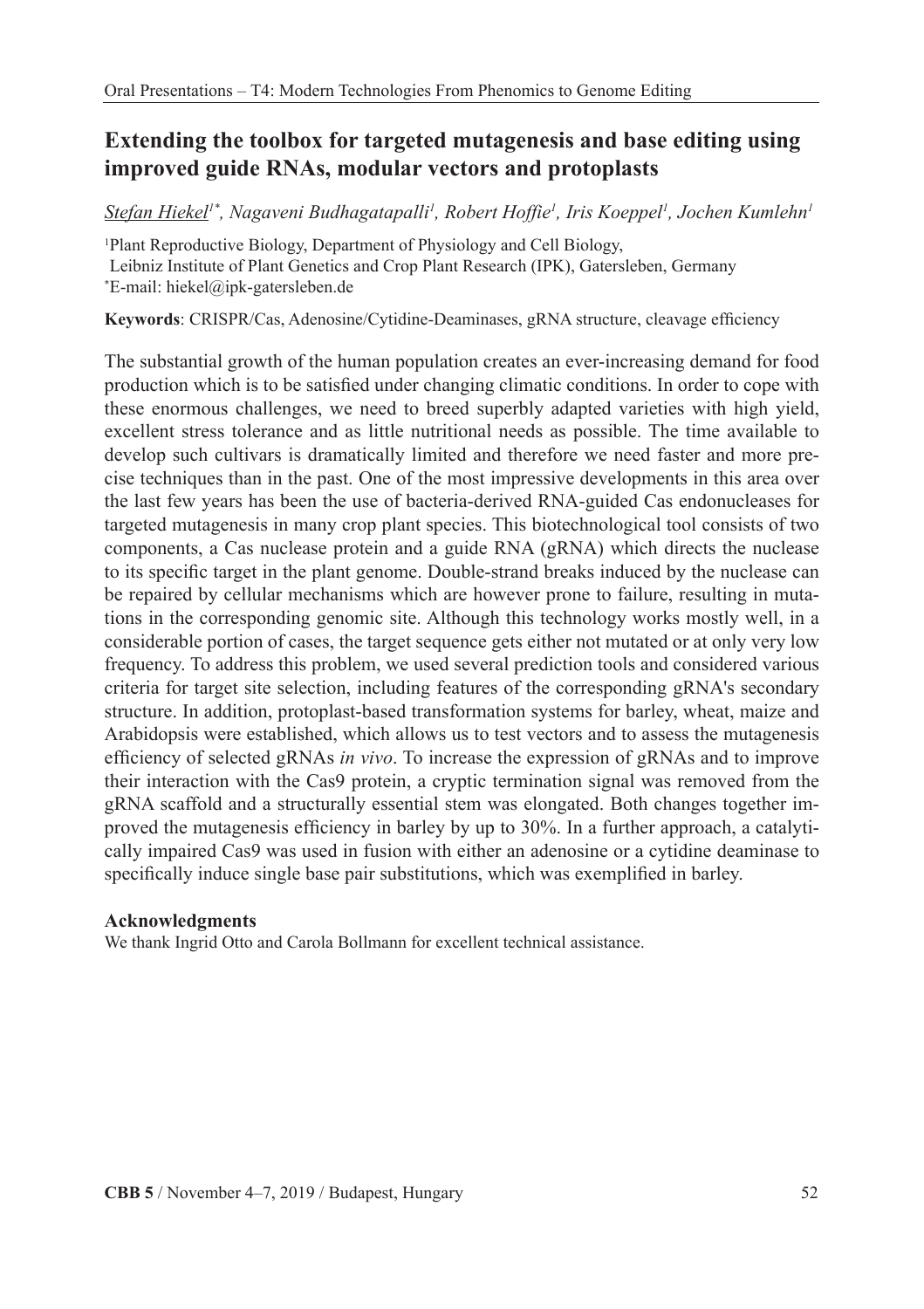# Extending the toolbox for targeted mutagenesis and base editing using improved guide RNAs, modular vectors and protoplasts

*Stefan Hiekel[1*], Nagaveni Budhagatapalli[1], Robert Hoffie[1], Iris Koeppel[1], Jochen Kumlehn[1]*

[1]Plant Reproductive Biology, Department of Physiology and Cell Biology,
Leibniz Institute of Plant Genetics and Crop Plant Research (IPK), Gatersleben, Germany
[*]E-mail: hiekel@ipk-gatersleben.de

**Keywords**: CRISPR/Cas, Adenosine/Cytidine-Deaminases, gRNA structure, cleavage efficiency

The substantial growth of the human population creates an ever-increasing demand for food production which is to be satisfied under changing climatic conditions. In order to cope with these enormous challenges, we need to breed superbly adapted varieties with high yield, excellent stress tolerance and as little nutritional needs as possible. The time available to develop such cultivars is dramatically limited and therefore we need faster and more precise techniques than in the past. One of the most impressive developments in this area over the last few years has been the use of bacteria-derived RNA-guided Cas endonucleases for targeted mutagenesis in many crop plant species. This biotechnological tool consists of two components, a Cas nuclease protein and a guide RNA (gRNA) which directs the nuclease to its specific target in the plant genome. Double-strand breaks induced by the nuclease can be repaired by cellular mechanisms which are however prone to failure, resulting in mutations in the corresponding genomic site. Although this technology works mostly well, in a considerable portion of cases, the target sequence gets either not mutated or at only very low frequency. To address this problem, we used several prediction tools and considered various criteria for target site selection, including features of the corresponding gRNA's secondary structure. In addition, protoplast-based transformation systems for barley, wheat, maize and Arabidopsis were established, which allows us to test vectors and to assess the mutagenesis efficiency of selected gRNAs *in vivo*. To increase the expression of gRNAs and to improve their interaction with the Cas9 protein, a cryptic termination signal was removed from the gRNA scaffold and a structurally essential stem was elongated. Both changes together improved the mutagenesis efficiency in barley by up to 30%. In a further approach, a catalytically impaired Cas9 was used in fusion with either an adenosine or a cytidine deaminase to specifically induce single base pair substitutions, which was exemplified in barley.

#### Acknowledgments

We thank Ingrid Otto and Carola Bollmann for excellent technical assistance.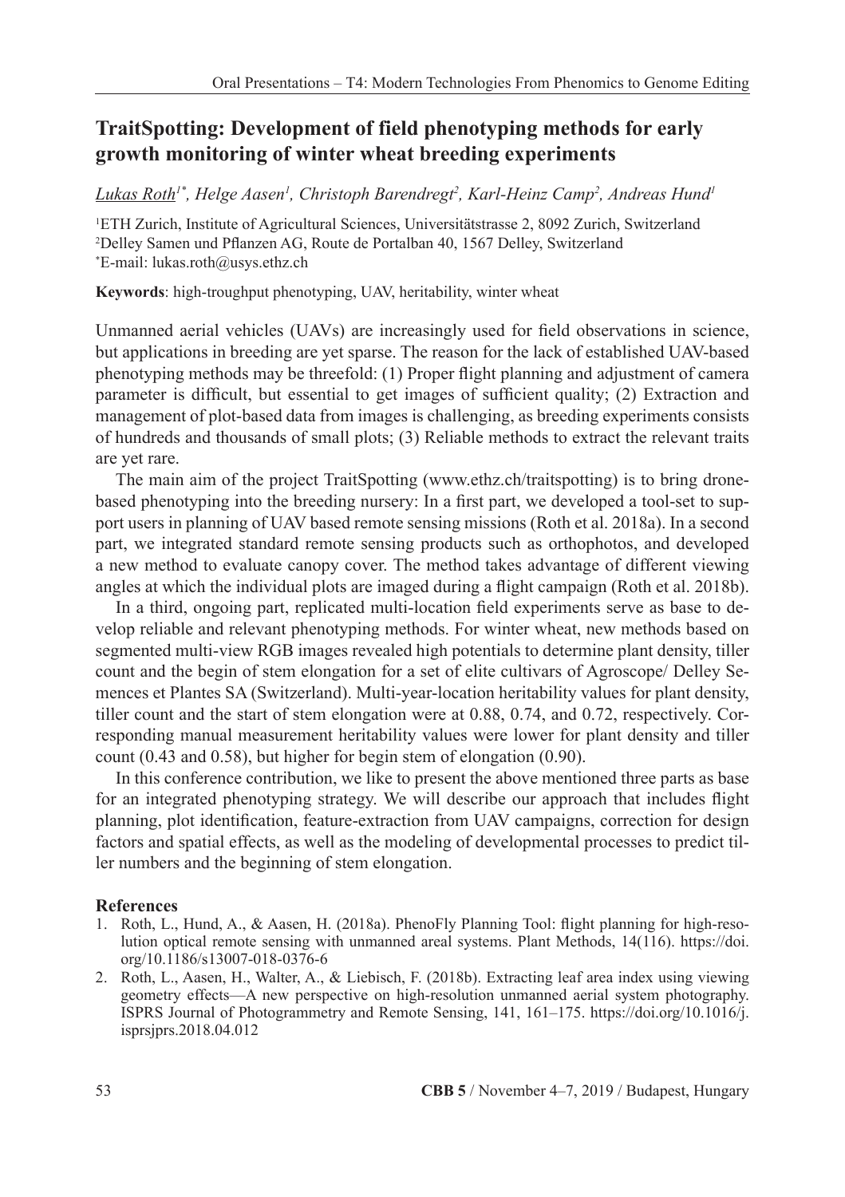# TraitSpotting: Development of field phenotyping methods for early growth monitoring of winter wheat breeding experiments

*Lukas Roth[1*], Helge Aasen[1], Christoph Barendregt[2], Karl-Heinz Camp[2], Andreas Hund[1]*

[1]ETH Zurich, Institute of Agricultural Sciences, Universitätstrasse 2, 8092 Zurich, Switzerland
[2]Delley Samen und Pflanzen AG, Route de Portalban 40, 1567 Delley, Switzerland
[*]E-mail: lukas.roth@usys.ethz.ch

**Keywords**: high-troughput phenotyping, UAV, heritability, winter wheat

Unmanned aerial vehicles (UAVs) are increasingly used for field observations in science, but applications in breeding are yet sparse. The reason for the lack of established UAV-based phenotyping methods may be threefold: (1) Proper flight planning and adjustment of camera parameter is difficult, but essential to get images of sufficient quality; (2) Extraction and management of plot-based data from images is challenging, as breeding experiments consists of hundreds and thousands of small plots; (3) Reliable methods to extract the relevant traits are yet rare.

The main aim of the project TraitSpotting (www.ethz.ch/traitspotting) is to bring drone-based phenotyping into the breeding nursery: In a first part, we developed a tool-set to support users in planning of UAV based remote sensing missions (Roth et al. 2018a). In a second part, we integrated standard remote sensing products such as orthophotos, and developed a new method to evaluate canopy cover. The method takes advantage of different viewing angles at which the individual plots are imaged during a flight campaign (Roth et al. 2018b).

In a third, ongoing part, replicated multi-location field experiments serve as base to develop reliable and relevant phenotyping methods. For winter wheat, new methods based on segmented multi-view RGB images revealed high potentials to determine plant density, tiller count and the begin of stem elongation for a set of elite cultivars of Agroscope/ Delley Semences et Plantes SA (Switzerland). Multi-year-location heritability values for plant density, tiller count and the start of stem elongation were at 0.88, 0.74, and 0.72, respectively. Corresponding manual measurement heritability values were lower for plant density and tiller count (0.43 and 0.58), but higher for begin stem of elongation (0.90).

In this conference contribution, we like to present the above mentioned three parts as base for an integrated phenotyping strategy. We will describe our approach that includes flight planning, plot identification, feature-extraction from UAV campaigns, correction for design factors and spatial effects, as well as the modeling of developmental processes to predict tiller numbers and the beginning of stem elongation.

## References

1. Roth, L., Hund, A., & Aasen, H. (2018a). PhenoFly Planning Tool: flight planning for high-resolution optical remote sensing with unmanned areal systems. Plant Methods, 14(116). https://doi.org/10.1186/s13007-018-0376-6
2. Roth, L., Aasen, H., Walter, A., & Liebisch, F. (2018b). Extracting leaf area index using viewing geometry effects—A new perspective on high-resolution unmanned aerial system photography. ISPRS Journal of Photogrammetry and Remote Sensing, 141, 161–175. https://doi.org/10.1016/j.isprsjprs.2018.04.012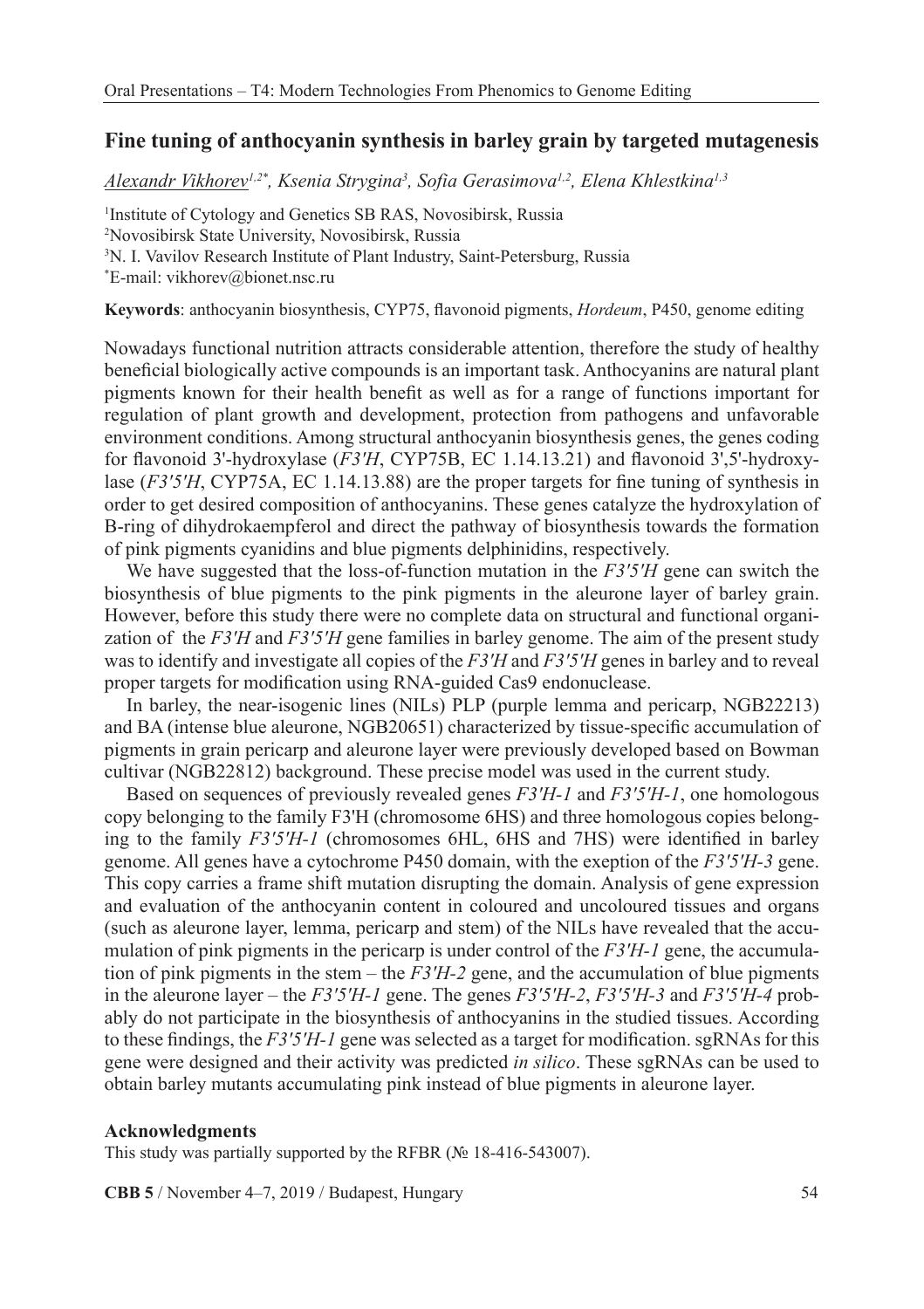## Fine tuning of anthocyanin synthesis in barley grain by targeted mutagenesis

*Alexandr Vikhorev[1,2*], Ksenia Strygina[3], Sofia Gerasimova[1,2], Elena Khlestkina[1,3]*

[1]Institute of Cytology and Genetics SB RAS, Novosibirsk, Russia
[2]Novosibirsk State University, Novosibirsk, Russia
[3]N. I. Vavilov Research Institute of Plant Industry, Saint-Petersburg, Russia
[*]E-mail: vikhorev@bionet.nsc.ru

**Keywords**: anthocyanin biosynthesis, CYP75, flavonoid pigments, *Hordeum*, P450, genome editing

Nowadays functional nutrition attracts considerable attention, therefore the study of healthy beneficial biologically active compounds is an important task. Anthocyanins are natural plant pigments known for their health benefit as well as for a range of functions important for regulation of plant growth and development, protection from pathogens and unfavorable environment conditions. Among structural anthocyanin biosynthesis genes, the genes coding for flavonoid 3'-hydroxylase (*F3'H*, CYP75B, EC 1.14.13.21) and flavonoid 3',5'-hydroxylase (*F3'5'H*, CYP75A, EC 1.14.13.88) are the proper targets for fine tuning of synthesis in order to get desired composition of anthocyanins. These genes catalyze the hydroxylation of B-ring of dihydrokaempferol and direct the pathway of biosynthesis towards the formation of pink pigments cyanidins and blue pigments delphinidins, respectively.

We have suggested that the loss-of-function mutation in the *F3'5'H* gene can switch the biosynthesis of blue pigments to the pink pigments in the aleurone layer of barley grain. However, before this study there were no complete data on structural and functional organization of the *F3'H* and *F3'5'H* gene families in barley genome. The aim of the present study was to identify and investigate all copies of the *F3'H* and *F3'5'H* genes in barley and to reveal proper targets for modification using RNA-guided Cas9 endonuclease.

In barley, the near-isogenic lines (NILs) PLP (purple lemma and pericarp, NGB22213) and BA (intense blue aleurone, NGB20651) characterized by tissue-specific accumulation of pigments in grain pericarp and aleurone layer were previously developed based on Bowman cultivar (NGB22812) background. These precise model was used in the current study.

Based on sequences of previously revealed genes *F3'H-1* and *F3'5'H-1*, one homologous copy belonging to the family F3'H (chromosome 6HS) and three homologous copies belonging to the family *F3'5'H-1* (chromosomes 6HL, 6HS and 7HS) were identified in barley genome. All genes have a cytochrome P450 domain, with the exeption of the *F3'5'H-3* gene. This copy carries a frame shift mutation disrupting the domain. Analysis of gene expression and evaluation of the anthocyanin content in coloured and uncoloured tissues and organs (such as aleurone layer, lemma, pericarp and stem) of the NILs have revealed that the accumulation of pink pigments in the pericarp is under control of the *F3'H-1* gene, the accumulation of pink pigments in the stem – the *F3'H-2* gene, and the accumulation of blue pigments in the aleurone layer – the *F3'5'H-1* gene. The genes *F3'5'H-2*, *F3'5'H-3* and *F3'5'H-4* probably do not participate in the biosynthesis of anthocyanins in the studied tissues. According to these findings, the *F3'5'H-1* gene was selected as a target for modification. sgRNAs for this gene were designed and their activity was predicted *in silico*. These sgRNAs can be used to obtain barley mutants accumulating pink instead of blue pigments in aleurone layer.

### Acknowledgments

This study was partially supported by the RFBR (№ 18-416-543007).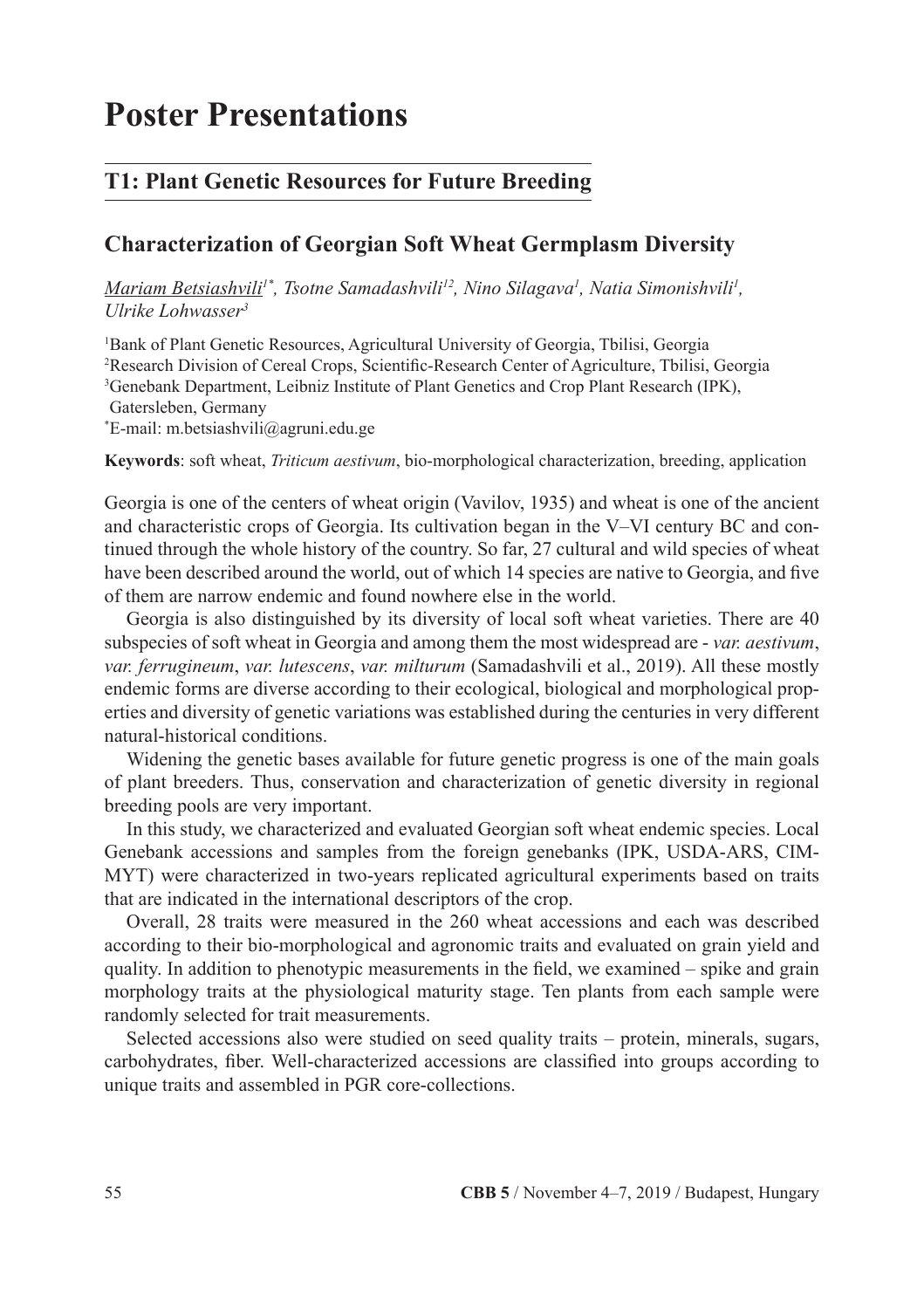# Poster Presentations

## T1: Plant Genetic Resources for Future Breeding

### Characterization of Georgian Soft Wheat Germplasm Diversity

*Mariam Betsiashvili[1*], Tsotne Samadashvili[12], Nino Silagava[1], Natia Simonishvili[1], Ulrike Lohwasser[3]*

[1]Bank of Plant Genetic Resources, Agricultural University of Georgia, Tbilisi, Georgia
[2]Research Division of Cereal Crops, Scientific-Research Center of Agriculture, Tbilisi, Georgia
[3]Genebank Department, Leibniz Institute of Plant Genetics and Crop Plant Research (IPK), Gatersleben, Germany
[*]E-mail: m.betsiashvili@agruni.edu.ge

**Keywords**: soft wheat, *Triticum aestivum*, bio-morphological characterization, breeding, application

Georgia is one of the centers of wheat origin (Vavilov, 1935) and wheat is one of the ancient and characteristic crops of Georgia. Its cultivation began in the V–VI century BC and continued through the whole history of the country. So far, 27 cultural and wild species of wheat have been described around the world, out of which 14 species are native to Georgia, and five of them are narrow endemic and found nowhere else in the world.

Georgia is also distinguished by its diversity of local soft wheat varieties. There are 40 subspecies of soft wheat in Georgia and among them the most widespread are - *var. aestivum*, *var. ferrugineum*, *var. lutescens*, *var. milturum* (Samadashvili et al., 2019). All these mostly endemic forms are diverse according to their ecological, biological and morphological properties and diversity of genetic variations was established during the centuries in very different natural-historical conditions.

Widening the genetic bases available for future genetic progress is one of the main goals of plant breeders. Thus, conservation and characterization of genetic diversity in regional breeding pools are very important.

In this study, we characterized and evaluated Georgian soft wheat endemic species. Local Genebank accessions and samples from the foreign genebanks (IPK, USDA-ARS, CIMMYT) were characterized in two-years replicated agricultural experiments based on traits that are indicated in the international descriptors of the crop.

Overall, 28 traits were measured in the 260 wheat accessions and each was described according to their bio-morphological and agronomic traits and evaluated on grain yield and quality. In addition to phenotypic measurements in the field, we examined – spike and grain morphology traits at the physiological maturity stage. Ten plants from each sample were randomly selected for trait measurements.

Selected accessions also were studied on seed quality traits – protein, minerals, sugars, carbohydrates, fiber. Well-characterized accessions are classified into groups according to unique traits and assembled in PGR core-collections.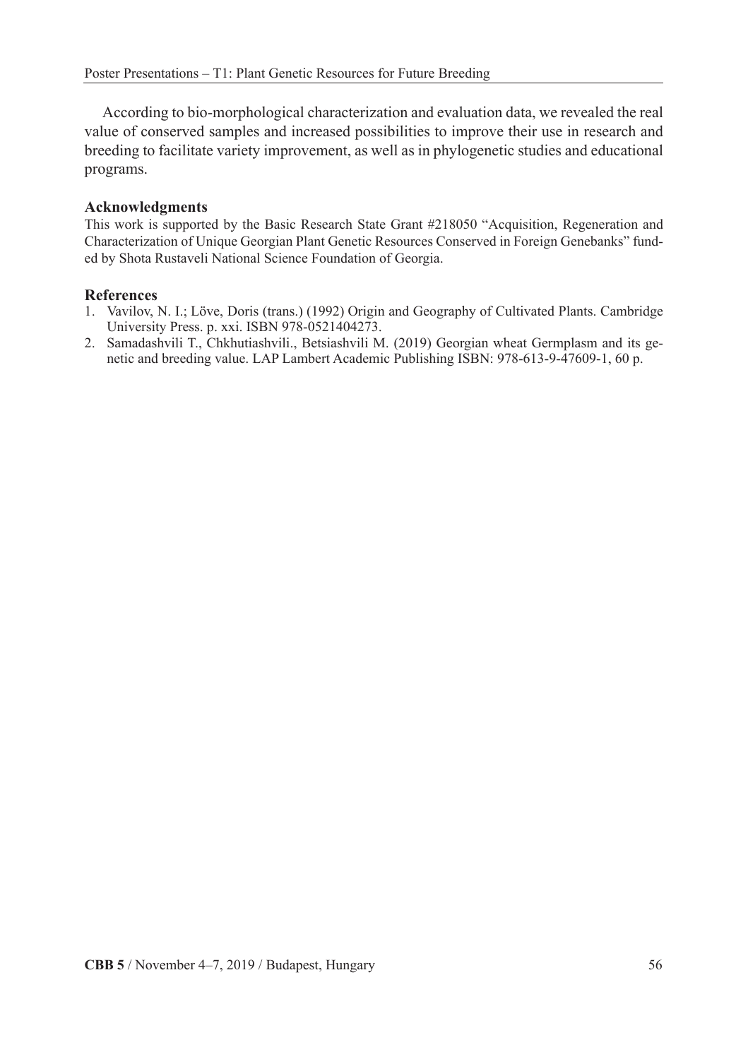According to bio-morphological characterization and evaluation data, we revealed the real value of conserved samples and increased possibilities to improve their use in research and breeding to facilitate variety improvement, as well as in phylogenetic studies and educational programs.

### Acknowledgments

This work is supported by the Basic Research State Grant #218050 "Acquisition, Regeneration and Characterization of Unique Georgian Plant Genetic Resources Conserved in Foreign Genebanks" funded by Shota Rustaveli National Science Foundation of Georgia.

### References

1. Vavilov, N. I.; Löve, Doris (trans.) (1992) Origin and Geography of Cultivated Plants. Cambridge University Press. p. xxi. ISBN 978-0521404273.
2. Samadashvili T., Chkhutiashvili., Betsiashvili M. (2019) Georgian wheat Germplasm and its genetic and breeding value. LAP Lambert Academic Publishing ISBN: 978-613-9-47609-1, 60 p.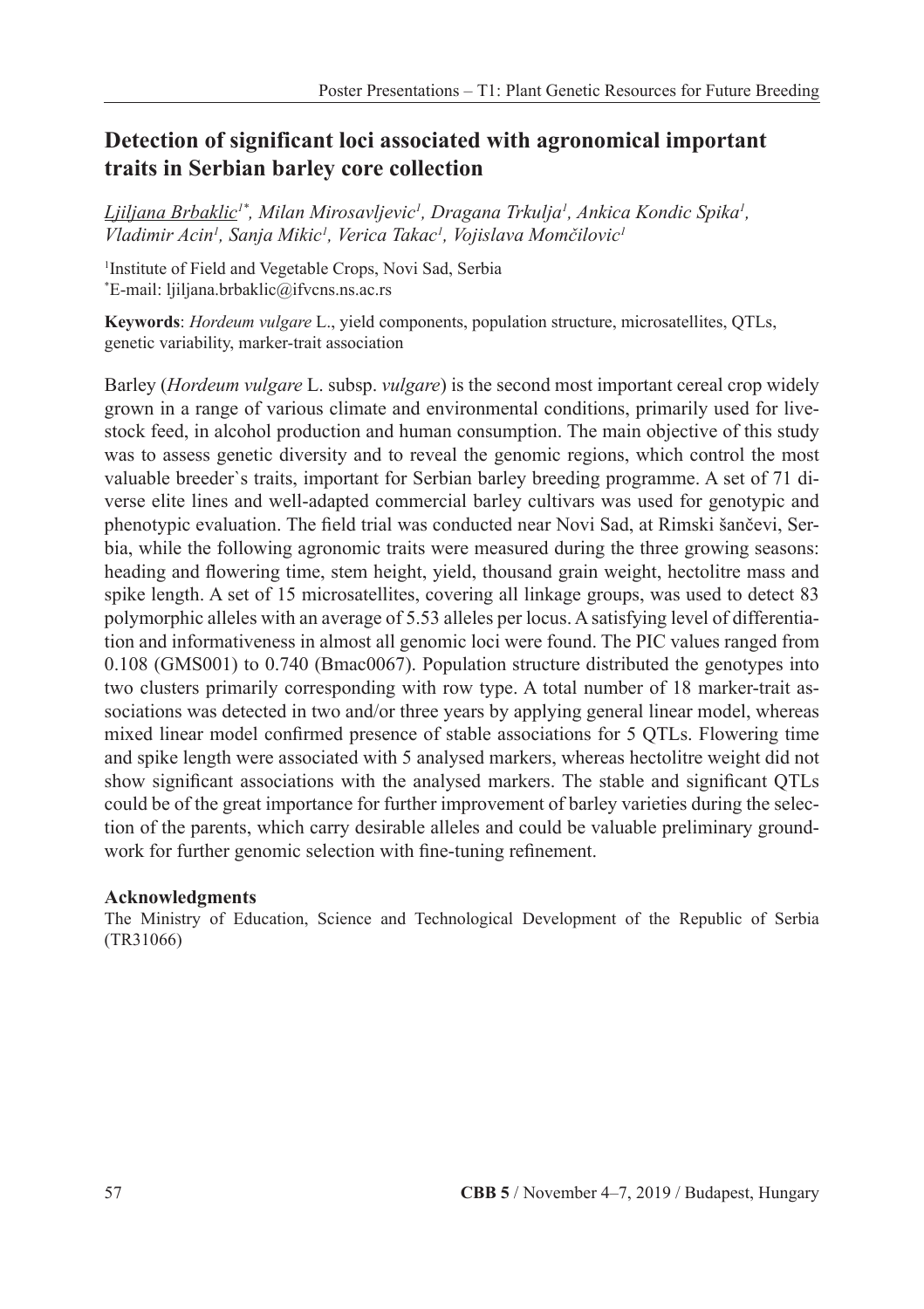## Detection of significant loci associated with agronomical important traits in Serbian barley core collection

*Ljiljana Brbaklic[1*], Milan Mirosavljevic[1], Dragana Trkulja[1], Ankica Kondic Spika[1], Vladimir Acin[1], Sanja Mikic[1], Verica Takac[1], Vojislava Momčilovic[1]*

[1]Institute of Field and Vegetable Crops, Novi Sad, Serbia
[*]E-mail: ljiljana.brbaklic@ifvcns.ns.ac.rs

**Keywords**: *Hordeum vulgare* L., yield components, population structure, microsatellites, QTLs, genetic variability, marker-trait association

Barley (*Hordeum vulgare* L. subsp. *vulgare*) is the second most important cereal crop widely grown in a range of various climate and environmental conditions, primarily used for livestock feed, in alcohol production and human consumption. The main objective of this study was to assess genetic diversity and to reveal the genomic regions, which control the most valuable breeder`s traits, important for Serbian barley breeding programme. A set of 71 diverse elite lines and well-adapted commercial barley cultivars was used for genotypic and phenotypic evaluation. The field trial was conducted near Novi Sad, at Rimski šančevi, Serbia, while the following agronomic traits were measured during the three growing seasons: heading and flowering time, stem height, yield, thousand grain weight, hectolitre mass and spike length. A set of 15 microsatellites, covering all linkage groups, was used to detect 83 polymorphic alleles with an average of 5.53 alleles per locus. A satisfying level of differentiation and informativeness in almost all genomic loci were found. The PIC values ranged from 0.108 (GMS001) to 0.740 (Bmac0067). Population structure distributed the genotypes into two clusters primarily corresponding with row type. A total number of 18 marker-trait associations was detected in two and/or three years by applying general linear model, whereas mixed linear model confirmed presence of stable associations for 5 QTLs. Flowering time and spike length were associated with 5 analysed markers, whereas hectolitre weight did not show significant associations with the analysed markers. The stable and significant QTLs could be of the great importance for further improvement of barley varieties during the selection of the parents, which carry desirable alleles and could be valuable preliminary groundwork for further genomic selection with fine-tuning refinement.

### Acknowledgments

The Ministry of Education, Science and Technological Development of the Republic of Serbia (TR31066)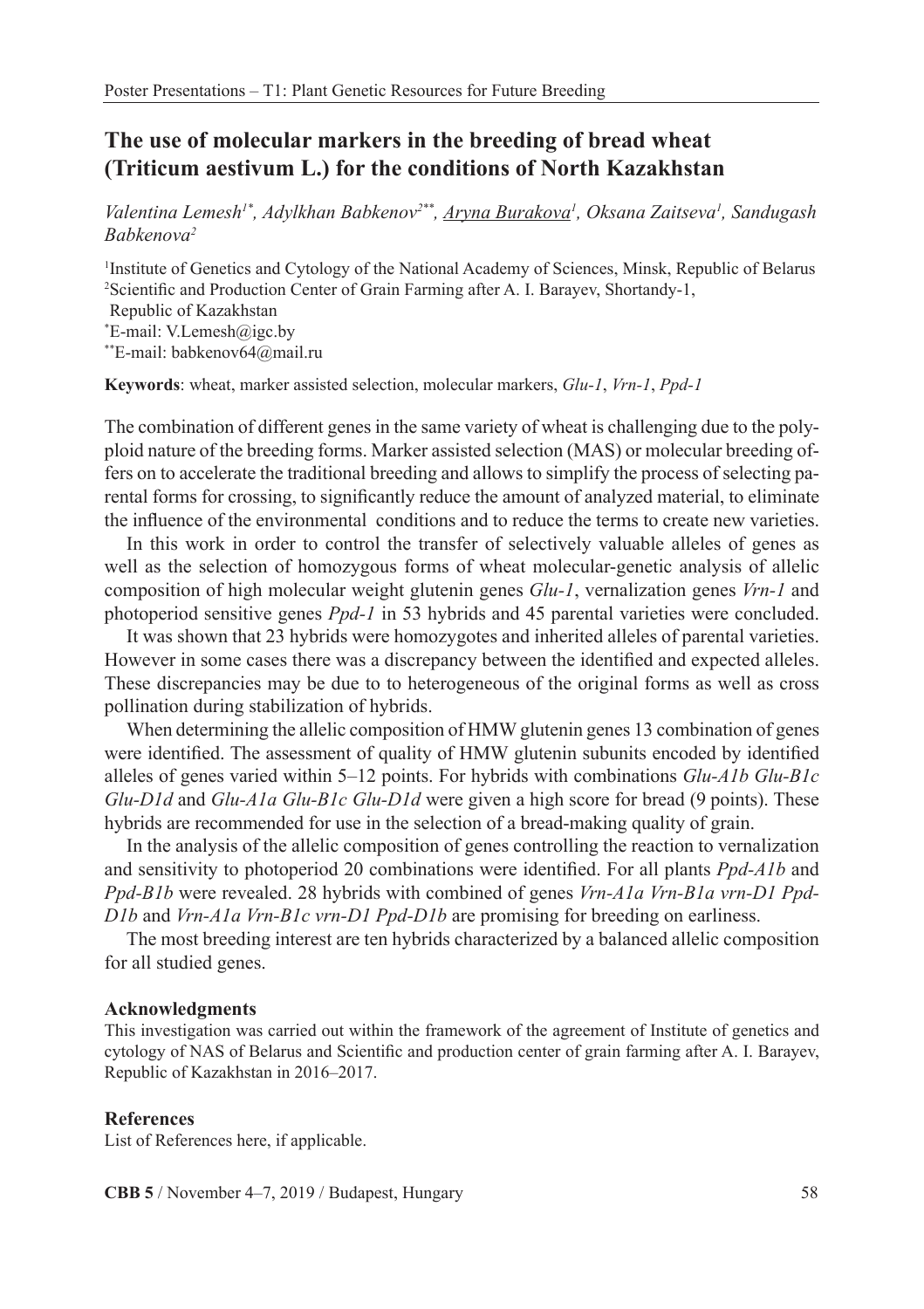# The use of molecular markers in the breeding of bread wheat (Triticum aestivum L.) for the conditions of North Kazakhstan

*Valentina Lemesh[1*], Adylkhan Babkenov[2**], Aryna Burakova[1], Oksana Zaitseva[1], Sandugash Babkenova[2]*

[1]Institute of Genetics and Cytology of the National Academy of Sciences, Minsk, Republic of Belarus
[2]Scientific and Production Center of Grain Farming after A. I. Barayev, Shortandy-1, Republic of Kazakhstan
[*]E-mail: V.Lemesh@igc.by
[**]E-mail: babkenov64@mail.ru

**Keywords**: wheat, marker assisted selection, molecular markers, *Glu-1*, *Vrn-1*, *Ppd-1*

The combination of different genes in the same variety of wheat is challenging due to the polyploid nature of the breeding forms. Marker assisted selection (MAS) or molecular breeding offers on to accelerate the traditional breeding and allows to simplify the process of selecting parental forms for crossing, to significantly reduce the amount of analyzed material, to eliminate the influence of the environmental conditions and to reduce the terms to create new varieties.

In this work in order to control the transfer of selectively valuable alleles of genes as well as the selection of homozygous forms of wheat molecular-genetic analysis of allelic composition of high molecular weight glutenin genes *Glu-1*, vernalization genes *Vrn-1* and photoperiod sensitive genes *Ppd-1* in 53 hybrids and 45 parental varieties were concluded.

It was shown that 23 hybrids were homozygotes and inherited alleles of parental varieties. However in some cases there was a discrepancy between the identified and expected alleles. These discrepancies may be due to to heterogeneous of the original forms as well as cross pollination during stabilization of hybrids.

When determining the allelic composition of HMW glutenin genes 13 combination of genes were identified. The assessment of quality of HMW glutenin subunits encoded by identified alleles of genes varied within 5–12 points. For hybrids with combinations *Glu-A1b Glu-B1c Glu-D1d* and *Glu-A1a Glu-B1c Glu-D1d* were given a high score for bread (9 points). These hybrids are recommended for use in the selection of a bread-making quality of grain.

In the analysis of the allelic composition of genes controlling the reaction to vernalization and sensitivity to photoperiod 20 combinations were identified. For all plants *Ppd-A1b* and *Ppd-B1b* were revealed. 28 hybrids with combined of genes *Vrn-A1a Vrn-B1a vrn-D1 Ppd-D1b* and *Vrn-A1a Vrn-B1c vrn-D1 Ppd-D1b* are promising for breeding on earliness.

The most breeding interest are ten hybrids characterized by a balanced allelic composition for all studied genes.

### Acknowledgments

This investigation was carried out within the framework of the agreement of Institute of genetics and cytology of NAS of Belarus and Scientific and production center of grain farming after A. I. Barayev, Republic of Kazakhstan in 2016–2017.

### References

List of References here, if applicable.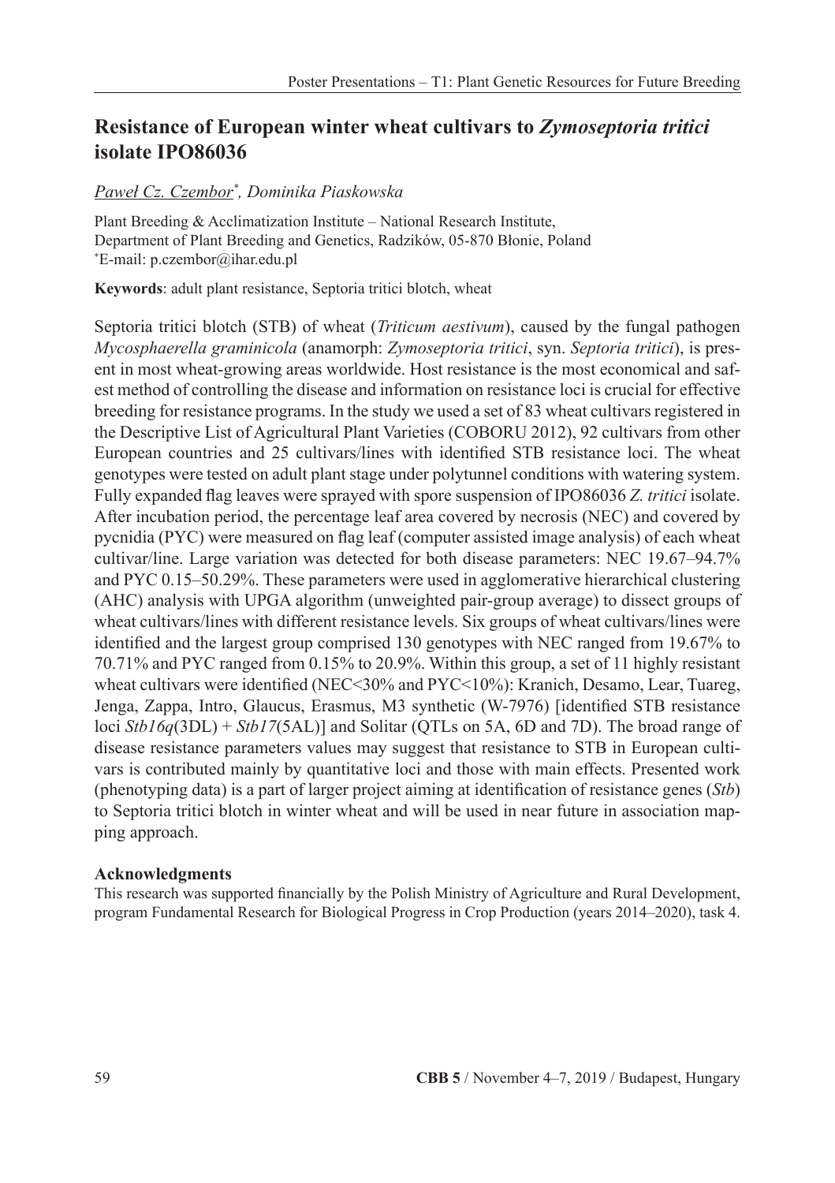# Resistance of European winter wheat cultivars to *Zymoseptoria tritici* isolate IPO86036

*Paweł Cz. Czembor*[*]*, Dominika Piaskowska*

Plant Breeding & Acclimatization Institute – National Research Institute,
Department of Plant Breeding and Genetics, Radzików, 05-870 Błonie, Poland
[*]E-mail: p.czembor@ihar.edu.pl

**Keywords**: adult plant resistance, Septoria tritici blotch, wheat

Septoria tritici blotch (STB) of wheat (*Triticum aestivum*), caused by the fungal pathogen *Mycosphaerella graminicola* (anamorph: *Zymoseptoria tritici*, syn. *Septoria tritici*), is present in most wheat-growing areas worldwide. Host resistance is the most economical and safest method of controlling the disease and information on resistance loci is crucial for effective breeding for resistance programs. In the study we used a set of 83 wheat cultivars registered in the Descriptive List of Agricultural Plant Varieties (COBORU 2012), 92 cultivars from other European countries and 25 cultivars/lines with identified STB resistance loci. The wheat genotypes were tested on adult plant stage under polytunnel conditions with watering system. Fully expanded flag leaves were sprayed with spore suspension of IPO86036 *Z. tritici* isolate. After incubation period, the percentage leaf area covered by necrosis (NEC) and covered by pycnidia (PYC) were measured on flag leaf (computer assisted image analysis) of each wheat cultivar/line. Large variation was detected for both disease parameters: NEC 19.67–94.7% and PYC 0.15–50.29%. These parameters were used in agglomerative hierarchical clustering (AHC) analysis with UPGA algorithm (unweighted pair-group average) to dissect groups of wheat cultivars/lines with different resistance levels. Six groups of wheat cultivars/lines were identified and the largest group comprised 130 genotypes with NEC ranged from 19.67% to 70.71% and PYC ranged from 0.15% to 20.9%. Within this group, a set of 11 highly resistant wheat cultivars were identified (NEC<30% and PYC<10%): Kranich, Desamo, Lear, Tuareg, Jenga, Zappa, Intro, Glaucus, Erasmus, M3 synthetic (W-7976) [identified STB resistance loci *Stb16q*(3DL) + *Stb17*(5AL)] and Solitar (QTLs on 5A, 6D and 7D). The broad range of disease resistance parameters values may suggest that resistance to STB in European cultivars is contributed mainly by quantitative loci and those with main effects. Presented work (phenotyping data) is a part of larger project aiming at identification of resistance genes (*Stb*) to Septoria tritici blotch in winter wheat and will be used in near future in association mapping approach.

## Acknowledgments

This research was supported financially by the Polish Ministry of Agriculture and Rural Development, program Fundamental Research for Biological Progress in Crop Production (years 2014–2020), task 4.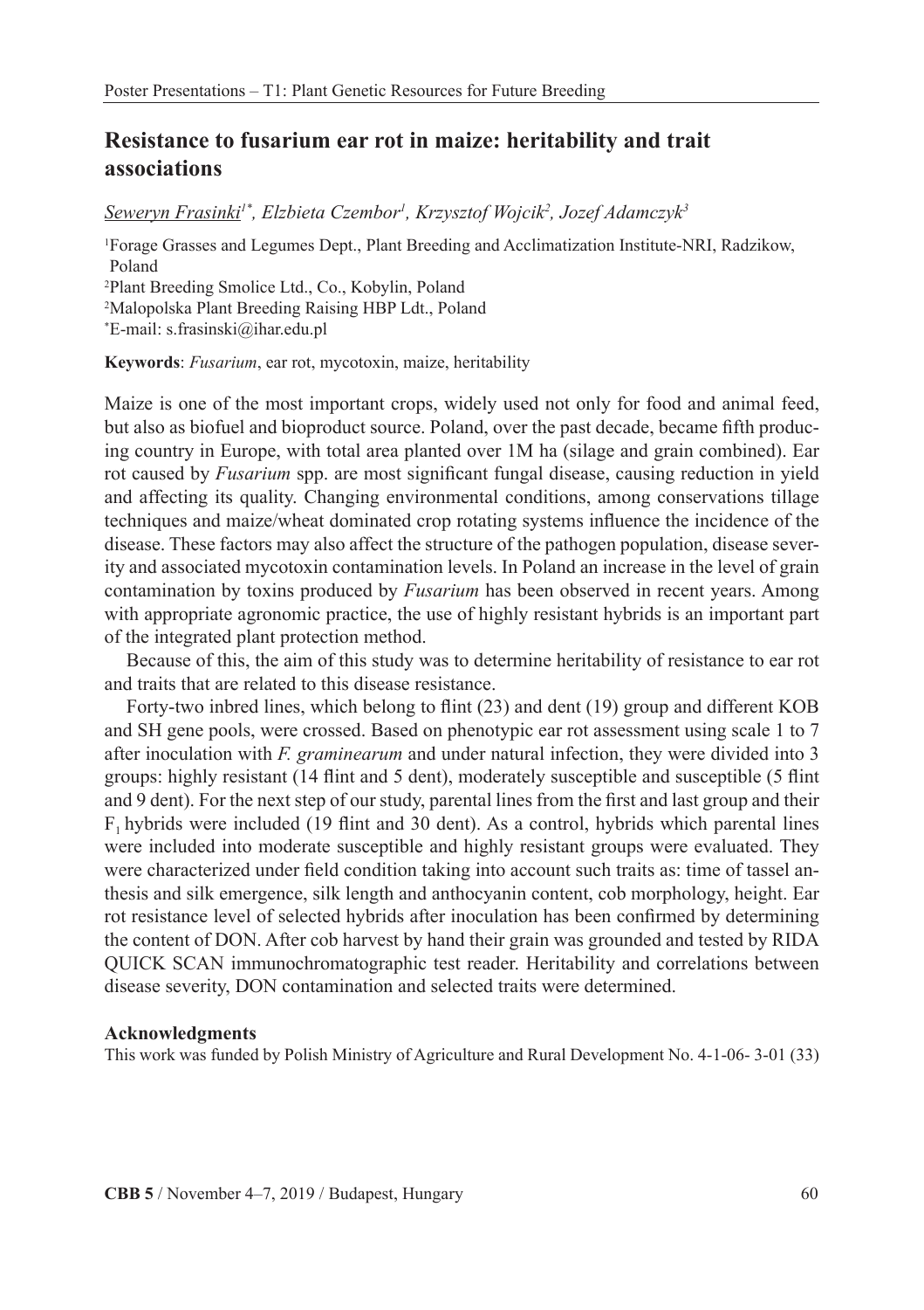# Resistance to fusarium ear rot in maize: heritability and trait associations

*Seweryn Frasinki*[1*], *Elzbieta Czembor*[1], *Krzysztof Wojcik*[2], *Jozef Adamczyk*[3]

[1]Forage Grasses and Legumes Dept., Plant Breeding and Acclimatization Institute-NRI, Radzikow, Poland

[2]Plant Breeding Smolice Ltd., Co., Kobylin, Poland

[2]Malopolska Plant Breeding Raising HBP Ldt., Poland

[*]E-mail: s.frasinski@ihar.edu.pl

**Keywords**: *Fusarium*, ear rot, mycotoxin, maize, heritability

Maize is one of the most important crops, widely used not only for food and animal feed, but also as biofuel and bioproduct source. Poland, over the past decade, became fifth producing country in Europe, with total area planted over 1M ha (silage and grain combined). Ear rot caused by *Fusarium* spp. are most significant fungal disease, causing reduction in yield and affecting its quality. Changing environmental conditions, among conservations tillage techniques and maize/wheat dominated crop rotating systems influence the incidence of the disease. These factors may also affect the structure of the pathogen population, disease severity and associated mycotoxin contamination levels. In Poland an increase in the level of grain contamination by toxins produced by *Fusarium* has been observed in recent years. Among with appropriate agronomic practice, the use of highly resistant hybrids is an important part of the integrated plant protection method.

Because of this, the aim of this study was to determine heritability of resistance to ear rot and traits that are related to this disease resistance.

Forty-two inbred lines, which belong to flint (23) and dent (19) group and different KOB and SH gene pools, were crossed. Based on phenotypic ear rot assessment using scale 1 to 7 after inoculation with *F. graminearum* and under natural infection, they were divided into 3 groups: highly resistant (14 flint and 5 dent), moderately susceptible and susceptible (5 flint and 9 dent). For the next step of our study, parental lines from the first and last group and their $F_1$ hybrids were included (19 flint and 30 dent). As a control, hybrids which parental lines were included into moderate susceptible and highly resistant groups were evaluated. They were characterized under field condition taking into account such traits as: time of tassel anthesis and silk emergence, silk length and anthocyanin content, cob morphology, height. Ear rot resistance level of selected hybrids after inoculation has been confirmed by determining the content of DON. After cob harvest by hand their grain was grounded and tested by RIDA QUICK SCAN immunochromatographic test reader. Heritability and correlations between disease severity, DON contamination and selected traits were determined.

**Acknowledgments**

This work was funded by Polish Ministry of Agriculture and Rural Development No. 4-1-06- 3-01 (33)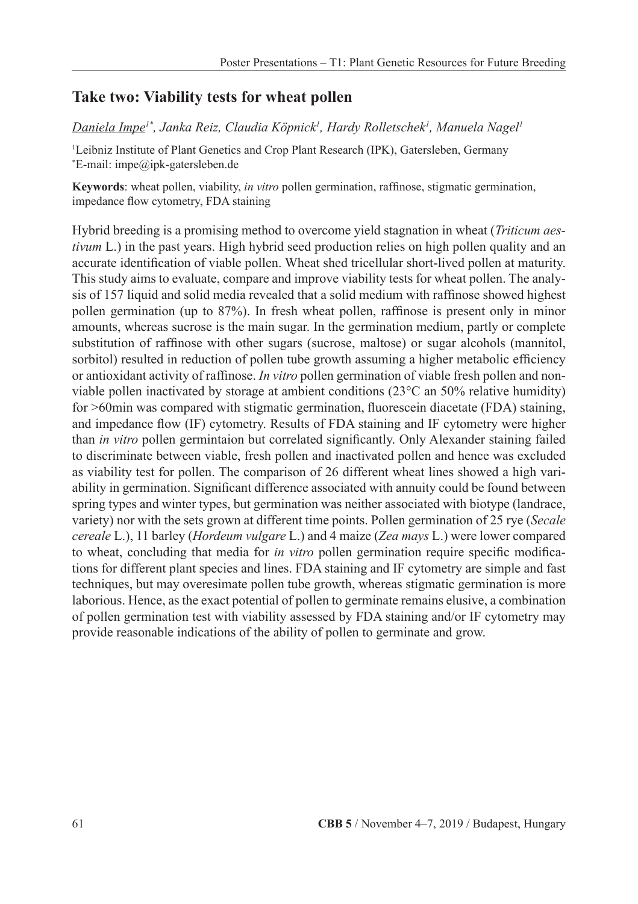## Take two: Viability tests for wheat pollen

*Daniela Impe[1*], Janka Reiz, Claudia Köpnick[1], Hardy Rolletschek[1], Manuela Nagel[1]*

[1]Leibniz Institute of Plant Genetics and Crop Plant Research (IPK), Gatersleben, Germany
[*]E-mail: impe@ipk-gatersleben.de

**Keywords**: wheat pollen, viability, *in vitro* pollen germination, raffinose, stigmatic germination, impedance flow cytometry, FDA staining

Hybrid breeding is a promising method to overcome yield stagnation in wheat (*Triticum aestivum* L.) in the past years. High hybrid seed production relies on high pollen quality and an accurate identification of viable pollen. Wheat shed tricellular short-lived pollen at maturity. This study aims to evaluate, compare and improve viability tests for wheat pollen. The analysis of 157 liquid and solid media revealed that a solid medium with raffinose showed highest pollen germination (up to 87%). In fresh wheat pollen, raffinose is present only in minor amounts, whereas sucrose is the main sugar. In the germination medium, partly or complete substitution of raffinose with other sugars (sucrose, maltose) or sugar alcohols (mannitol, sorbitol) resulted in reduction of pollen tube growth assuming a higher metabolic efficiency or antioxidant activity of raffinose. *In vitro* pollen germination of viable fresh pollen and non-viable pollen inactivated by storage at ambient conditions (23°C an 50% relative humidity) for >60min was compared with stigmatic germination, fluorescein diacetate (FDA) staining, and impedance flow (IF) cytometry. Results of FDA staining and IF cytometry were higher than *in vitro* pollen germintaion but correlated significantly. Only Alexander staining failed to discriminate between viable, fresh pollen and inactivated pollen and hence was excluded as viability test for pollen. The comparison of 26 different wheat lines showed a high variability in germination. Significant difference associated with annuity could be found between spring types and winter types, but germination was neither associated with biotype (landrace, variety) nor with the sets grown at different time points. Pollen germination of 25 rye (*Secale cereale* L.), 11 barley (*Hordeum vulgare* L.) and 4 maize (*Zea mays* L.) were lower compared to wheat, concluding that media for *in vitro* pollen germination require specific modifications for different plant species and lines. FDA staining and IF cytometry are simple and fast techniques, but may overesimate pollen tube growth, whereas stigmatic germination is more laborious. Hence, as the exact potential of pollen to germinate remains elusive, a combination of pollen germination test with viability assessed by FDA staining and/or IF cytometry may provide reasonable indications of the ability of pollen to germinate and grow.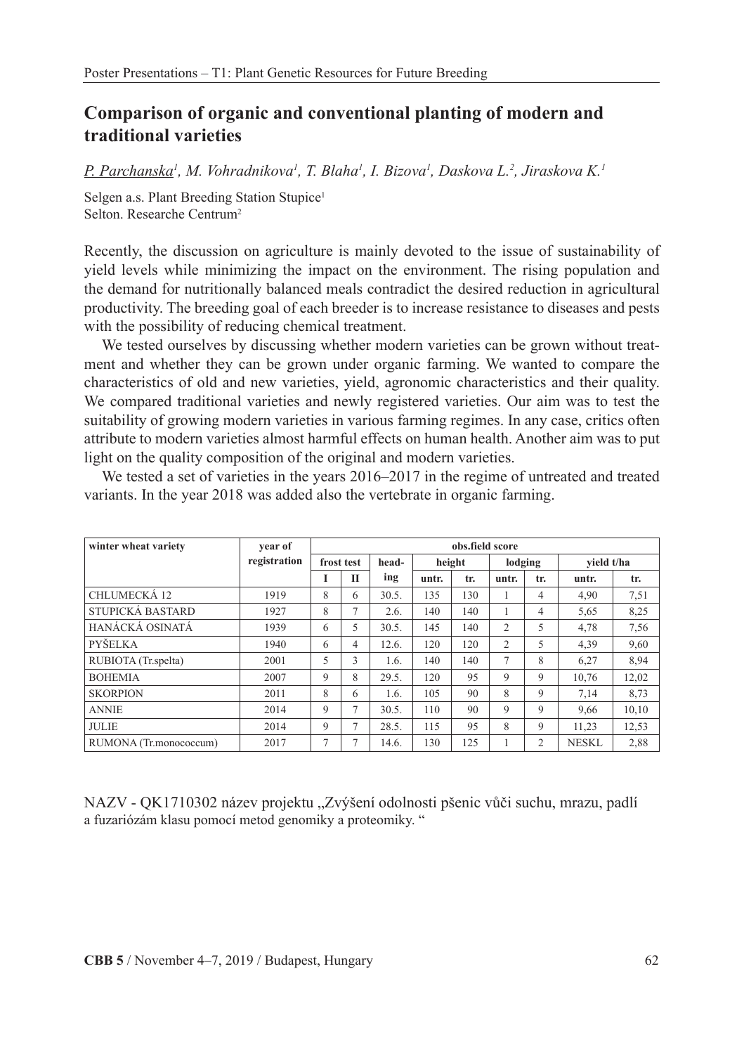# Comparison of organic and conventional planting of modern and traditional varieties

P. Parchanska[1], M. Vohradnikova[1], T. Blaha[1], I. Bizova[1], Daskova L.[2], Jiraskova K.[1]

Selgen a.s. Plant Breeding Station Stupice[1]
Selton. Researche Centrum[2]

Recently, the discussion on agriculture is mainly devoted to the issue of sustainability of yield levels while minimizing the impact on the environment. The rising population and the demand for nutritionally balanced meals contradict the desired reduction in agricultural productivity. The breeding goal of each breeder is to increase resistance to diseases and pests with the possibility of reducing chemical treatment.

We tested ourselves by discussing whether modern varieties can be grown without treatment and whether they can be grown under organic farming. We wanted to compare the characteristics of old and new varieties, yield, agronomic characteristics and their quality. We compared traditional varieties and newly registered varieties. Our aim was to test the suitability of growing modern varieties in various farming regimes. In any case, critics often attribute to modern varieties almost harmful effects on human health. Another aim was to put light on the quality composition of the original and modern varieties.

We tested a set of varieties in the years 2016–2017 in the regime of untreated and treated variants. In the year 2018 was added also the vertebrate in organic farming.

| winter wheat variety | year of registration | obs.field score | | | | | | | | |
|---|---|---|---|---|---|---|---|---|---|---|
| | | frost test | | heading | height | | lodging | | yield t/ha | |
| | | I | II | | untr. | tr. | untr. | tr. | untr. | tr. |
| CHLUMECKÁ 12 | 1919 | 8 | 6 | 30.5. | 135 | 130 | 1 | 4 | 4,90 | 7,51 |
| STUPICKÁ BASTARD | 1927 | 8 | 7 | 2.6. | 140 | 140 | 1 | 4 | 5,65 | 8,25 |
| HANÁCKÁ OSINATÁ | 1939 | 6 | 5 | 30.5. | 145 | 140 | 2 | 5 | 4,78 | 7,56 |
| PYŠELKA | 1940 | 6 | 4 | 12.6. | 120 | 120 | 2 | 5 | 4,39 | 9,60 |
| RUBIOTA (Tr.spelta) | 2001 | 5 | 3 | 1.6. | 140 | 140 | 7 | 8 | 6,27 | 8,94 |
| BOHEMIA | 2007 | 9 | 8 | 29.5. | 120 | 95 | 9 | 9 | 10,76 | 12,02 |
| SKORPION | 2011 | 8 | 6 | 1.6. | 105 | 90 | 8 | 9 | 7,14 | 8,73 |
| ANNIE | 2014 | 9 | 7 | 30.5. | 110 | 90 | 9 | 9 | 9,66 | 10,10 |
| JULIE | 2014 | 9 | 7 | 28.5. | 115 | 95 | 8 | 9 | 11,23 | 12,53 |
| RUMONA (Tr.monococcum) | 2017 | 7 | 7 | 14.6. | 130 | 125 | 1 | 2 | NESKL | 2,88 |

NAZV - QK1710302 název projektu „Zvýšení odolnosti pšenic vůči suchu, mrazu, padlí a fuzariózám klasu pomocí metod genomiky a proteomiky. "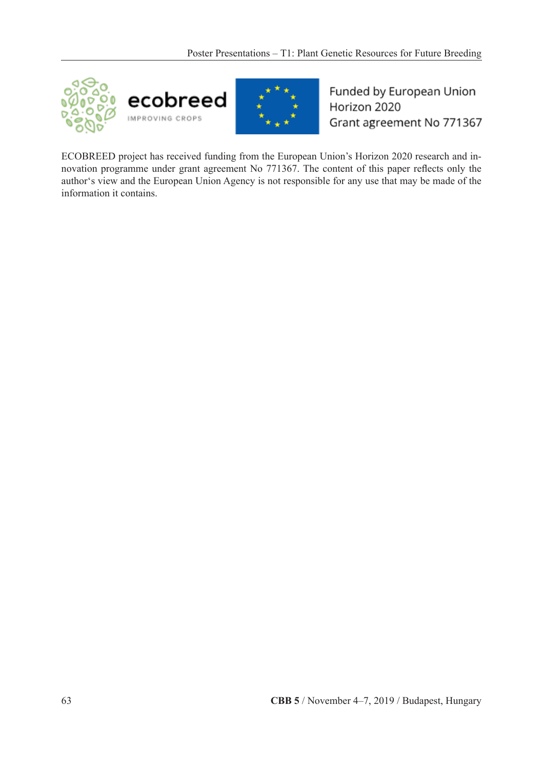ecobreed

IMPROVING CROPS

Funded by European Union
Horizon 2020
Grant agreement No 771367

ECOBREED project has received funding from the European Union's Horizon 2020 research and innovation programme under grant agreement No 771367. The content of this paper reflects only the author's view and the European Union Agency is not responsible for any use that may be made of the information it contains.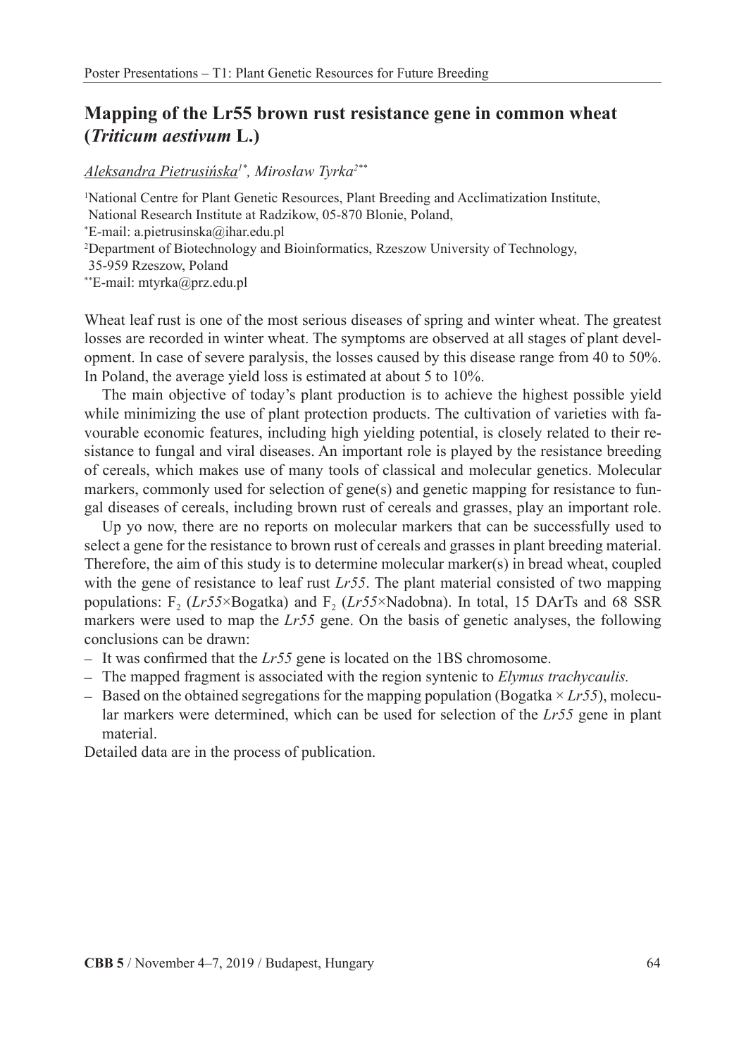# Mapping of the Lr55 brown rust resistance gene in common wheat (*Triticum aestivum* L.)

*Aleksandra Pietrusińska*[1*], *Mirosław Tyrka*[2**]

[1]National Centre for Plant Genetic Resources, Plant Breeding and Acclimatization Institute, National Research Institute at Radzikow, 05-870 Blonie, Poland,
[*]E-mail: a.pietrusinska@ihar.edu.pl
[2]Department of Biotechnology and Bioinformatics, Rzeszow University of Technology, 35-959 Rzeszow, Poland
[**]E-mail: mtyrka@prz.edu.pl

Wheat leaf rust is one of the most serious diseases of spring and winter wheat. The greatest losses are recorded in winter wheat. The symptoms are observed at all stages of plant development. In case of severe paralysis, the losses caused by this disease range from 40 to 50%. In Poland, the average yield loss is estimated at about 5 to 10%.

The main objective of today's plant production is to achieve the highest possible yield while minimizing the use of plant protection products. The cultivation of varieties with favourable economic features, including high yielding potential, is closely related to their resistance to fungal and viral diseases. An important role is played by the resistance breeding of cereals, which makes use of many tools of classical and molecular genetics. Molecular markers, commonly used for selection of gene(s) and genetic mapping for resistance to fungal diseases of cereals, including brown rust of cereals and grasses, play an important role.

Up yo now, there are no reports on molecular markers that can be successfully used to select a gene for the resistance to brown rust of cereals and grasses in plant breeding material. Therefore, the aim of this study is to determine molecular marker(s) in bread wheat, coupled with the gene of resistance to leaf rust *Lr55*. The plant material consisted of two mapping populations: $F_2$ (*Lr55*×Bogatka) and $F_2$ (*Lr55*×Nadobna). In total, 15 DArTs and 68 SSR markers were used to map the *Lr55* gene. On the basis of genetic analyses, the following conclusions can be drawn:

- It was confirmed that the *Lr55* gene is located on the 1BS chromosome.
- The mapped fragment is associated with the region syntenic to *Elymus trachycaulis.*
- Based on the obtained segregations for the mapping population (Bogatka × *Lr55*), molecular markers were determined, which can be used for selection of the *Lr55* gene in plant material.

Detailed data are in the process of publication.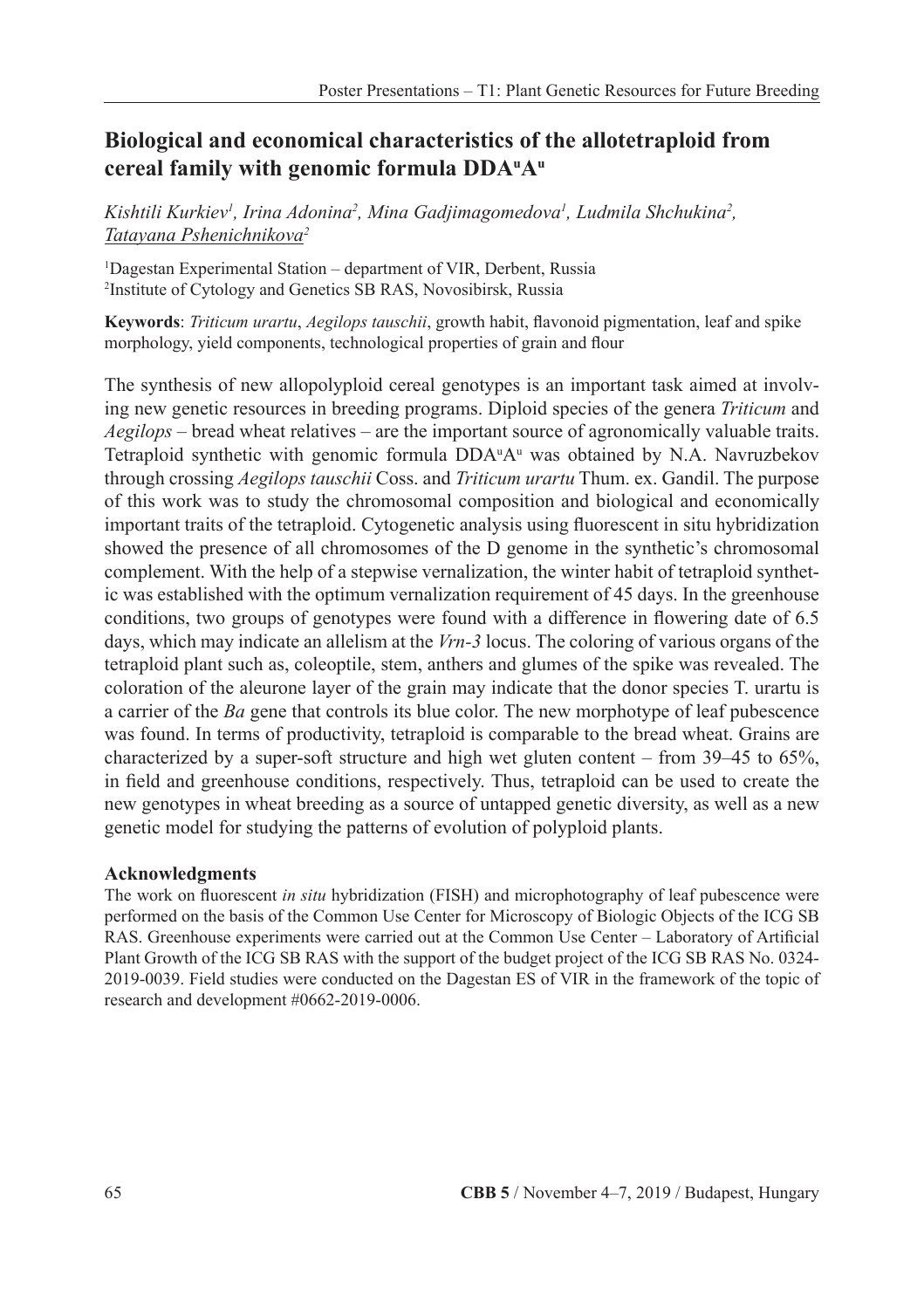## Biological and economical characteristics of the allotetraploid from cereal family with genomic formula DDA$^{u}$A$^{u}$

*Kishtili Kurkiev[1], Irina Adonina[2], Mina Gadjimagomedova[1], Ludmila Shchukina[2], Tatayana Pshenichnikova[2]*

[1]Dagestan Experimental Station – department of VIR, Derbent, Russia
[2]Institute of Cytology and Genetics SB RAS, Novosibirsk, Russia

**Keywords**: *Triticum urartu*, *Aegilops tauschii*, growth habit, flavonoid pigmentation, leaf and spike morphology, yield components, technological properties of grain and flour

The synthesis of new allopolyploid cereal genotypes is an important task aimed at involving new genetic resources in breeding programs. Diploid species of the genera *Triticum* and *Aegilops* – bread wheat relatives – are the important source of agronomically valuable traits. Tetraploid synthetic with genomic formula DDA$^{u}$A$^{u}$ was obtained by N.A. Navruzbekov through crossing *Aegilops tauschii* Coss. and *Triticum urartu* Thum. ex. Gandil. The purpose of this work was to study the chromosomal composition and biological and economically important traits of the tetraploid. Cytogenetic analysis using fluorescent in situ hybridization showed the presence of all chromosomes of the D genome in the synthetic's chromosomal complement. With the help of a stepwise vernalization, the winter habit of tetraploid synthetic was established with the optimum vernalization requirement of 45 days. In the greenhouse conditions, two groups of genotypes were found with a difference in flowering date of 6.5 days, which may indicate an allelism at the *Vrn-3* locus. The coloring of various organs of the tetraploid plant such as, coleoptile, stem, anthers and glumes of the spike was revealed. The coloration of the aleurone layer of the grain may indicate that the donor species T. urartu is a carrier of the *Ba* gene that controls its blue color. The new morphotype of leaf pubescence was found. In terms of productivity, tetraploid is comparable to the bread wheat. Grains are characterized by a super-soft structure and high wet gluten content – from 39–45 to 65%, in field and greenhouse conditions, respectively. Thus, tetraploid can be used to create the new genotypes in wheat breeding as a source of untapped genetic diversity, as well as a new genetic model for studying the patterns of evolution of polyploid plants.

### Acknowledgments

The work on fluorescent *in situ* hybridization (FISH) and microphotography of leaf pubescence were performed on the basis of the Common Use Center for Microscopy of Biologic Objects of the ICG SB RAS. Greenhouse experiments were carried out at the Common Use Center – Laboratory of Artificial Plant Growth of the ICG SB RAS with the support of the budget project of the ICG SB RAS No. 0324-2019-0039. Field studies were conducted on the Dagestan ES of VIR in the framework of the topic of research and development #0662-2019-0006.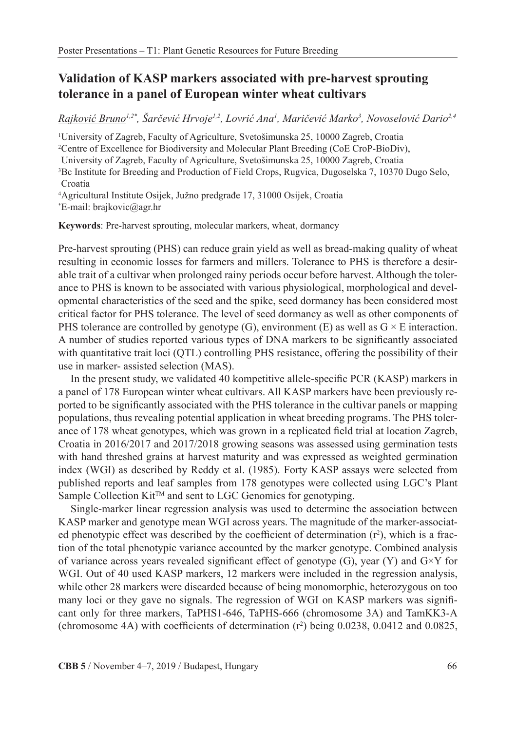## Validation of KASP markers associated with pre-harvest sprouting tolerance in a panel of European winter wheat cultivars

Rajković Bruno[1,2*], Šarčević Hrvoje[1,2], Lovrić Ana[1], Maričević Marko[3], Novoselović Dario[2,4]

[1]University of Zagreb, Faculty of Agriculture, Svetošimunska 25, 10000 Zagreb, Croatia
[2]Centre of Excellence for Biodiversity and Molecular Plant Breeding (CoE CroP-BioDiv), University of Zagreb, Faculty of Agriculture, Svetošimunska 25, 10000 Zagreb, Croatia
[3]Bc Institute for Breeding and Production of Field Crops, Rugvica, Dugoselska 7, 10370 Dugo Selo, Croatia
[4]Agricultural Institute Osijek, Južno predgrađe 17, 31000 Osijek, Croatia
[*]E-mail: brajkovic@agr.hr

**Keywords**: Pre-harvest sprouting, molecular markers, wheat, dormancy

Pre-harvest sprouting (PHS) can reduce grain yield as well as bread-making quality of wheat resulting in economic losses for farmers and millers. Tolerance to PHS is therefore a desirable trait of a cultivar when prolonged rainy periods occur before harvest. Although the tolerance to PHS is known to be associated with various physiological, morphological and developmental characteristics of the seed and the spike, seed dormancy has been considered most critical factor for PHS tolerance. The level of seed dormancy as well as other components of PHS tolerance are controlled by genotype (G), environment (E) as well as G × E interaction. A number of studies reported various types of DNA markers to be significantly associated with quantitative trait loci (QTL) controlling PHS resistance, offering the possibility of their use in marker- assisted selection (MAS).

In the present study, we validated 40 kompetitive allele-specific PCR (KASP) markers in a panel of 178 European winter wheat cultivars. All KASP markers have been previously reported to be significantly associated with the PHS tolerance in the cultivar panels or mapping populations, thus revealing potential application in wheat breeding programs. The PHS tolerance of 178 wheat genotypes, which was grown in a replicated field trial at location Zagreb, Croatia in 2016/2017 and 2017/2018 growing seasons was assessed using germination tests with hand threshed grains at harvest maturity and was expressed as weighted germination index (WGI) as described by Reddy et al. (1985). Forty KASP assays were selected from published reports and leaf samples from 178 genotypes were collected using LGC's Plant Sample Collection Kit™ and sent to LGC Genomics for genotyping.

Single-marker linear regression analysis was used to determine the association between KASP marker and genotype mean WGI across years. The magnitude of the marker-associated phenotypic effect was described by the coefficient of determination ($r^2$), which is a fraction of the total phenotypic variance accounted by the marker genotype. Combined analysis of variance across years revealed significant effect of genotype (G), year (Y) and G×Y for WGI. Out of 40 used KASP markers, 12 markers were included in the regression analysis, while other 28 markers were discarded because of being monomorphic, heterozygous on too many loci or they gave no signals. The regression of WGI on KASP markers was significant only for three markers, TaPHS1-646, TaPHS-666 (chromosome 3A) and TamKK3-A (chromosome 4A) with coefficients of determination ($r^2$) being 0.0238, 0.0412 and 0.0825,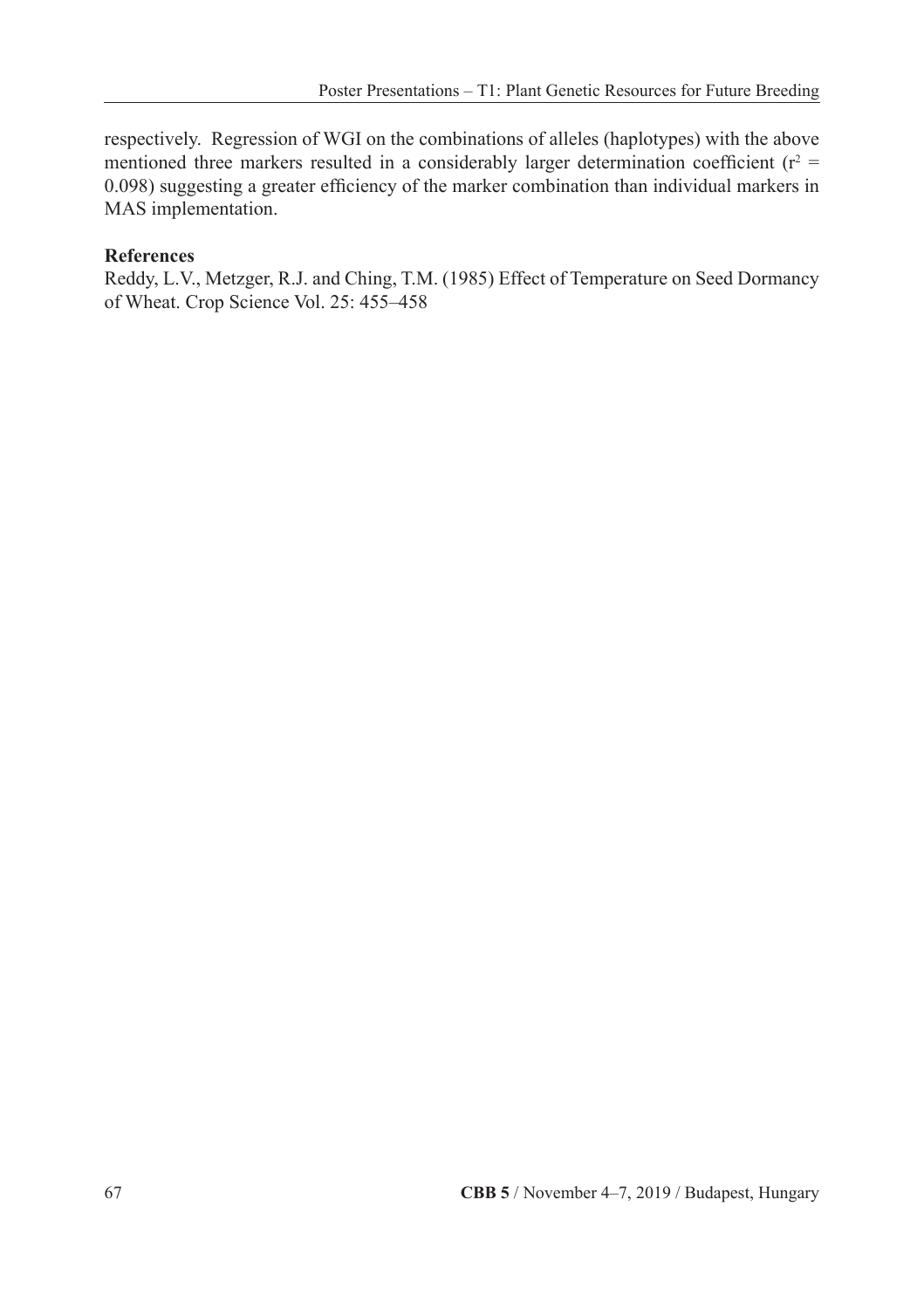respectively. Regression of WGI on the combinations of alleles (haplotypes) with the above mentioned three markers resulted in a considerably larger determination coefficient ($r^2$ = 0.098) suggesting a greater efficiency of the marker combination than individual markers in MAS implementation.

**References**

Reddy, L.V., Metzger, R.J. and Ching, T.M. (1985) Effect of Temperature on Seed Dormancy of Wheat. Crop Science Vol. 25: 455–458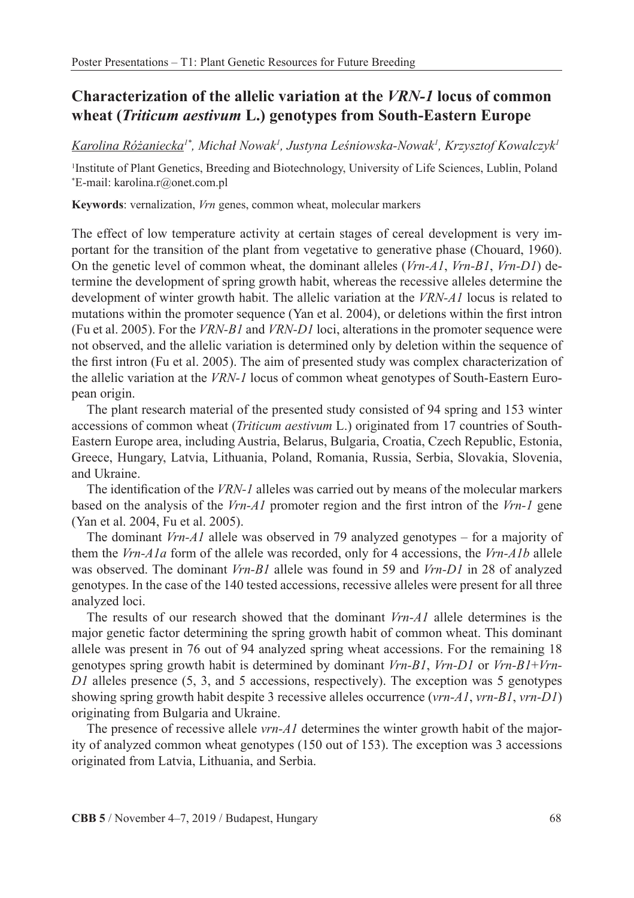# Characterization of the allelic variation at the *VRN-1* locus of common wheat (*Triticum aestivum* L.) genotypes from South-Eastern Europe

Karolina Różaniecka[1*], Michał Nowak[1], Justyna Leśniowska-Nowak[1], Krzysztof Kowalczyk[1]

[1]Institute of Plant Genetics, Breeding and Biotechnology, University of Life Sciences, Lublin, Poland
[*]E-mail: karolina.r@onet.com.pl

**Keywords**: vernalization, *Vrn* genes, common wheat, molecular markers

The effect of low temperature activity at certain stages of cereal development is very important for the transition of the plant from vegetative to generative phase (Chouard, 1960). On the genetic level of common wheat, the dominant alleles (*Vrn-A1*, *Vrn-B1*, *Vrn-D1*) determine the development of spring growth habit, whereas the recessive alleles determine the development of winter growth habit. The allelic variation at the *VRN-A1* locus is related to mutations within the promoter sequence (Yan et al. 2004), or deletions within the first intron (Fu et al. 2005). For the *VRN-B1* and *VRN-D1* loci, alterations in the promoter sequence were not observed, and the allelic variation is determined only by deletion within the sequence of the first intron (Fu et al. 2005). The aim of presented study was complex characterization of the allelic variation at the *VRN-1* locus of common wheat genotypes of South-Eastern European origin.

The plant research material of the presented study consisted of 94 spring and 153 winter accessions of common wheat (*Triticum aestivum* L.) originated from 17 countries of South-Eastern Europe area, including Austria, Belarus, Bulgaria, Croatia, Czech Republic, Estonia, Greece, Hungary, Latvia, Lithuania, Poland, Romania, Russia, Serbia, Slovakia, Slovenia, and Ukraine.

The identification of the *VRN-1* alleles was carried out by means of the molecular markers based on the analysis of the *Vrn-A1* promoter region and the first intron of the *Vrn-1* gene (Yan et al. 2004, Fu et al. 2005).

The dominant *Vrn-A1* allele was observed in 79 analyzed genotypes – for a majority of them the *Vrn-A1a* form of the allele was recorded, only for 4 accessions, the *Vrn-A1b* allele was observed. The dominant *Vrn-B1* allele was found in 59 and *Vrn-D1* in 28 of analyzed genotypes. In the case of the 140 tested accessions, recessive alleles were present for all three analyzed loci.

The results of our research showed that the dominant *Vrn-A1* allele determines is the major genetic factor determining the spring growth habit of common wheat. This dominant allele was present in 76 out of 94 analyzed spring wheat accessions. For the remaining 18 genotypes spring growth habit is determined by dominant *Vrn-B1*, *Vrn-D1* or *Vrn-B1*+*Vrn-D1* alleles presence (5, 3, and 5 accessions, respectively). The exception was 5 genotypes showing spring growth habit despite 3 recessive alleles occurrence (*vrn-A1*, *vrn-B1*, *vrn-D1*) originating from Bulgaria and Ukraine.

The presence of recessive allele *vrn-A1* determines the winter growth habit of the majority of analyzed common wheat genotypes (150 out of 153). The exception was 3 accessions originated from Latvia, Lithuania, and Serbia.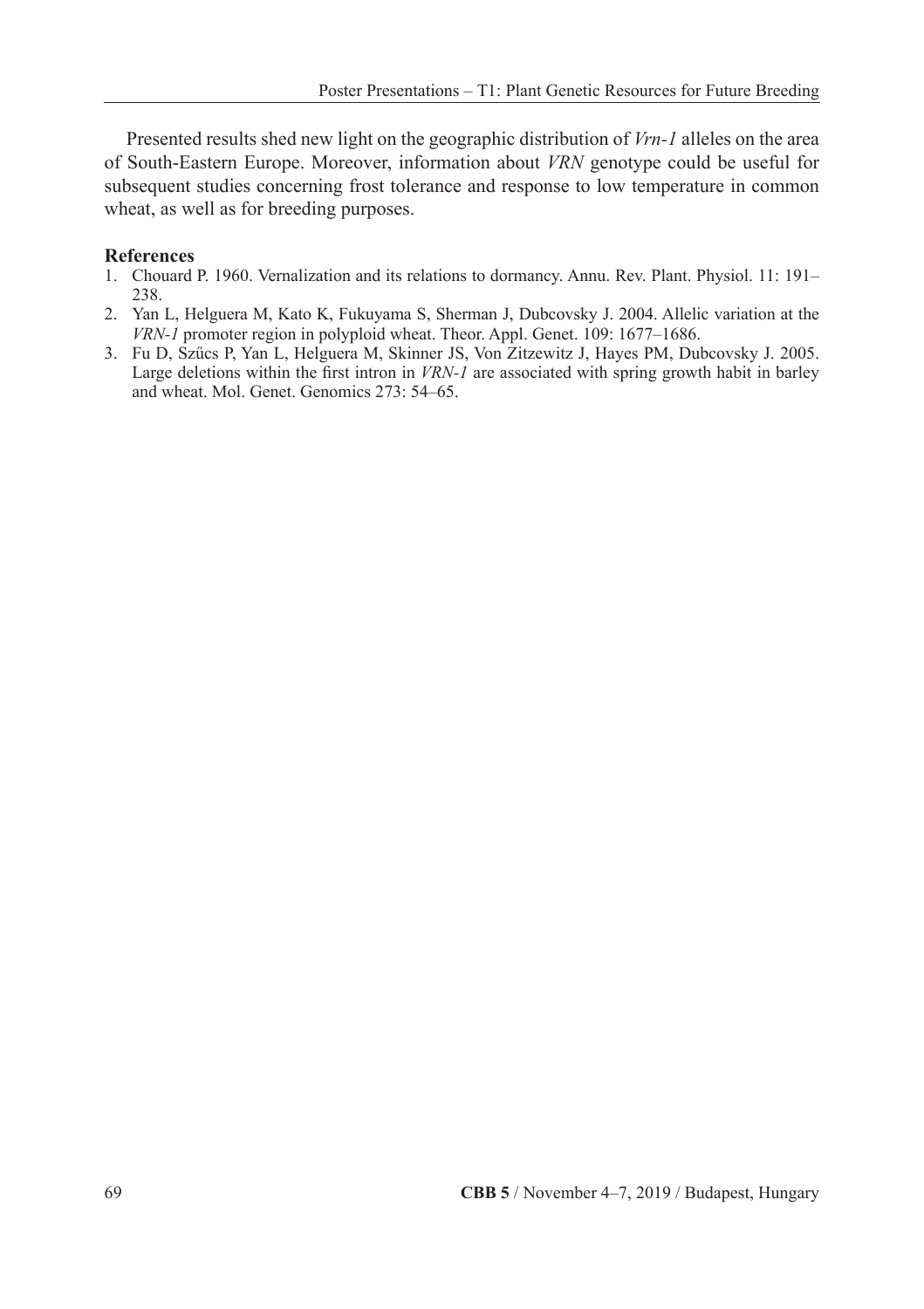Presented results shed new light on the geographic distribution of *Vrn-1* alleles on the area of South-Eastern Europe. Moreover, information about *VRN* genotype could be useful for subsequent studies concerning frost tolerance and response to low temperature in common wheat, as well as for breeding purposes.

**References**

1. Chouard P. 1960. Vernalization and its relations to dormancy. Annu. Rev. Plant. Physiol. 11: 191–238.
2. Yan L, Helguera M, Kato K, Fukuyama S, Sherman J, Dubcovsky J. 2004. Allelic variation at the *VRN-1* promoter region in polyploid wheat. Theor. Appl. Genet. 109: 1677–1686.
3. Fu D, Szűcs P, Yan L, Helguera M, Skinner JS, Von Zitzewitz J, Hayes PM, Dubcovsky J. 2005. Large deletions within the first intron in *VRN-1* are associated with spring growth habit in barley and wheat. Mol. Genet. Genomics 273: 54–65.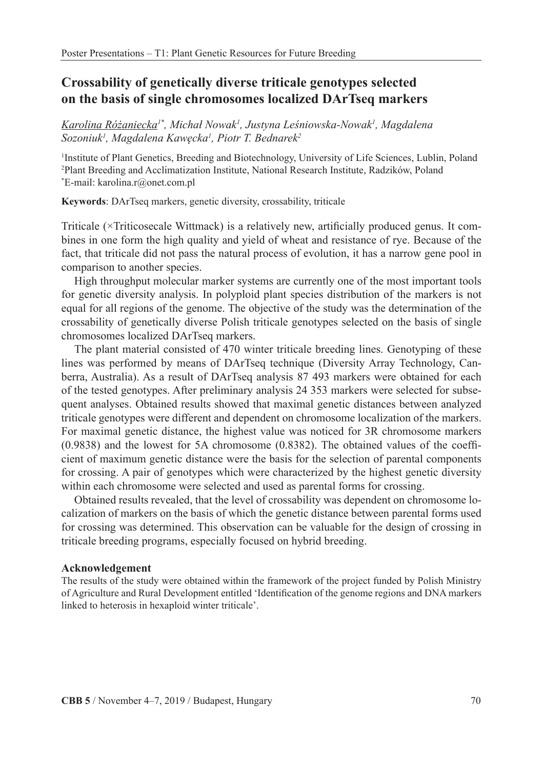# Crossability of genetically diverse triticale genotypes selected on the basis of single chromosomes localized DArTseq markers

Karolina Różaniecka[1*], Michał Nowak[1], Justyna Leśniowska-Nowak[1], Magdalena Sozoniuk[1], Magdalena Kawęcka[1], Piotr T. Bednarek[2]

[1]Institute of Plant Genetics, Breeding and Biotechnology, University of Life Sciences, Lublin, Poland
[2]Plant Breeding and Acclimatization Institute, National Research Institute, Radzików, Poland
[*]E-mail: karolina.r@onet.com.pl

**Keywords**: DArTseq markers, genetic diversity, crossability, triticale

Triticale (×Triticosecale Wittmack) is a relatively new, artificially produced genus. It combines in one form the high quality and yield of wheat and resistance of rye. Because of the fact, that triticale did not pass the natural process of evolution, it has a narrow gene pool in comparison to another species.

High throughput molecular marker systems are currently one of the most important tools for genetic diversity analysis. In polyploid plant species distribution of the markers is not equal for all regions of the genome. The objective of the study was the determination of the crossability of genetically diverse Polish triticale genotypes selected on the basis of single chromosomes localized DArTseq markers.

The plant material consisted of 470 winter triticale breeding lines. Genotyping of these lines was performed by means of DArTseq technique (Diversity Array Technology, Canberra, Australia). As a result of DArTseq analysis 87 493 markers were obtained for each of the tested genotypes. After preliminary analysis 24 353 markers were selected for subsequent analyses. Obtained results showed that maximal genetic distances between analyzed triticale genotypes were different and dependent on chromosome localization of the markers. For maximal genetic distance, the highest value was noticed for 3R chromosome markers (0.9838) and the lowest for 5A chromosome (0.8382). The obtained values of the coefficient of maximum genetic distance were the basis for the selection of parental components for crossing. A pair of genotypes which were characterized by the highest genetic diversity within each chromosome were selected and used as parental forms for crossing.

Obtained results revealed, that the level of crossability was dependent on chromosome localization of markers on the basis of which the genetic distance between parental forms used for crossing was determined. This observation can be valuable for the design of crossing in triticale breeding programs, especially focused on hybrid breeding.

**Acknowledgement**

The results of the study were obtained within the framework of the project funded by Polish Ministry of Agriculture and Rural Development entitled 'Identification of the genome regions and DNA markers linked to heterosis in hexaploid winter triticale'.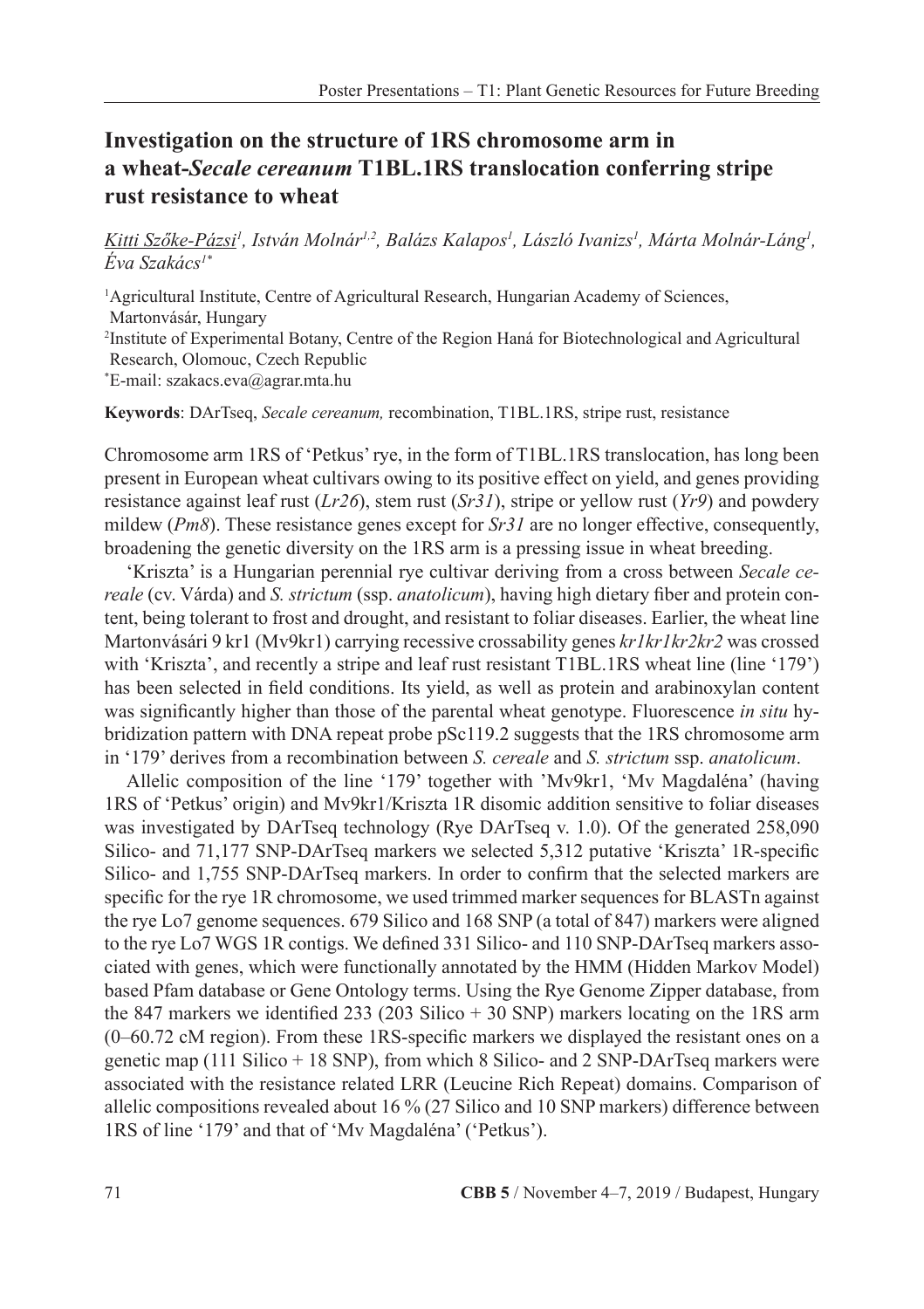# Investigation on the structure of 1RS chromosome arm in a wheat-*Secale cereanum* T1BL.1RS translocation conferring stripe rust resistance to wheat

Kitti Szőke-Pázsi[1], István Molnár[1,2], Balázs Kalapos[1], László Ivanizs[1], Márta Molnár-Láng[1], Éva Szakács[1*]

[1]Agricultural Institute, Centre of Agricultural Research, Hungarian Academy of Sciences, Martonvásár, Hungary

[2]Institute of Experimental Botany, Centre of the Region Haná for Biotechnological and Agricultural Research, Olomouc, Czech Republic

[*]E-mail: szakacs.eva@agrar.mta.hu

**Keywords**: DArTseq, *Secale cereanum,* recombination, T1BL.1RS, stripe rust, resistance

Chromosome arm 1RS of 'Petkus' rye, in the form of T1BL.1RS translocation, has long been present in European wheat cultivars owing to its positive effect on yield, and genes providing resistance against leaf rust (*Lr26*), stem rust (*Sr31*), stripe or yellow rust (*Yr9*) and powdery mildew (*Pm8*). These resistance genes except for *Sr31* are no longer effective, consequently, broadening the genetic diversity on the 1RS arm is a pressing issue in wheat breeding.

'Kriszta' is a Hungarian perennial rye cultivar deriving from a cross between *Secale cereale* (cv. Várda) and *S. strictum* (ssp. *anatolicum*), having high dietary fiber and protein content, being tolerant to frost and drought, and resistant to foliar diseases. Earlier, the wheat line Martonvásári 9 kr1 (Mv9kr1) carrying recessive crossability genes *kr1kr1kr2kr2* was crossed with 'Kriszta', and recently a stripe and leaf rust resistant T1BL.1RS wheat line (line '179') has been selected in field conditions. Its yield, as well as protein and arabinoxylan content was significantly higher than those of the parental wheat genotype. Fluorescence *in situ* hybridization pattern with DNA repeat probe pSc119.2 suggests that the 1RS chromosome arm in '179' derives from a recombination between *S. cereale* and *S. strictum* ssp. *anatolicum*.

Allelic composition of the line '179' together with 'Mv9kr1, 'Mv Magdaléna' (having 1RS of 'Petkus' origin) and Mv9kr1/Kriszta 1R disomic addition sensitive to foliar diseases was investigated by DArTseq technology (Rye DArTseq v. 1.0). Of the generated 258,090 Silico- and 71,177 SNP-DArTseq markers we selected 5,312 putative 'Kriszta' 1R-specific Silico- and 1,755 SNP-DArTseq markers. In order to confirm that the selected markers are specific for the rye 1R chromosome, we used trimmed marker sequences for BLASTn against the rye Lo7 genome sequences. 679 Silico and 168 SNP (a total of 847) markers were aligned to the rye Lo7 WGS 1R contigs. We defined 331 Silico- and 110 SNP-DArTseq markers associated with genes, which were functionally annotated by the HMM (Hidden Markov Model) based Pfam database or Gene Ontology terms. Using the Rye Genome Zipper database, from the 847 markers we identified 233 (203 Silico + 30 SNP) markers locating on the 1RS arm (0–60.72 cM region). From these 1RS-specific markers we displayed the resistant ones on a genetic map (111 Silico + 18 SNP), from which 8 Silico- and 2 SNP-DArTseq markers were associated with the resistance related LRR (Leucine Rich Repeat) domains. Comparison of allelic compositions revealed about 16 % (27 Silico and 10 SNP markers) difference between 1RS of line '179' and that of 'Mv Magdaléna' ('Petkus').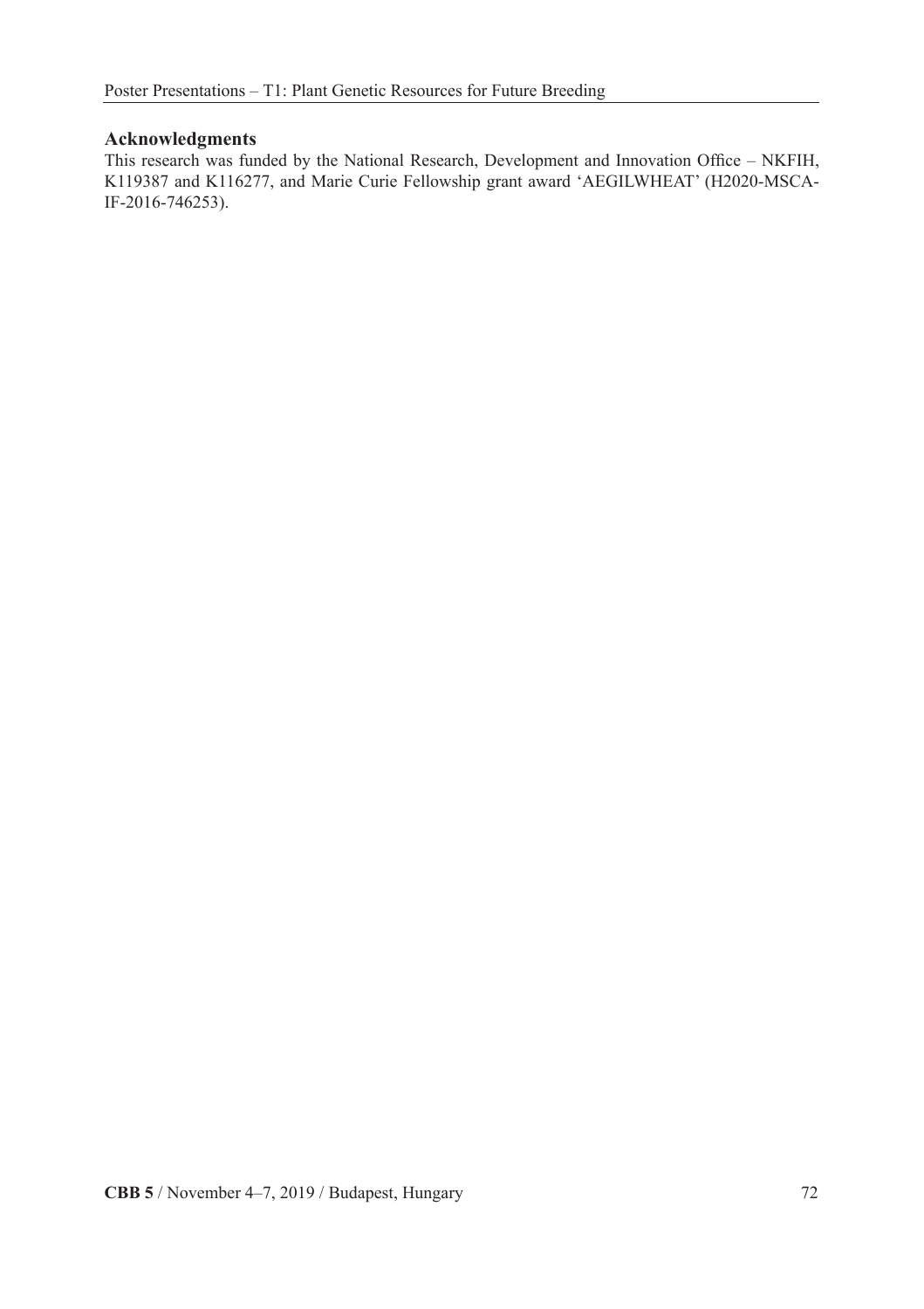**Acknowledgments**

This research was funded by the National Research, Development and Innovation Office – NKFIH, K119387 and K116277, and Marie Curie Fellowship grant award 'AEGILWHEAT' (H2020-MSCA-IF-2016-746253).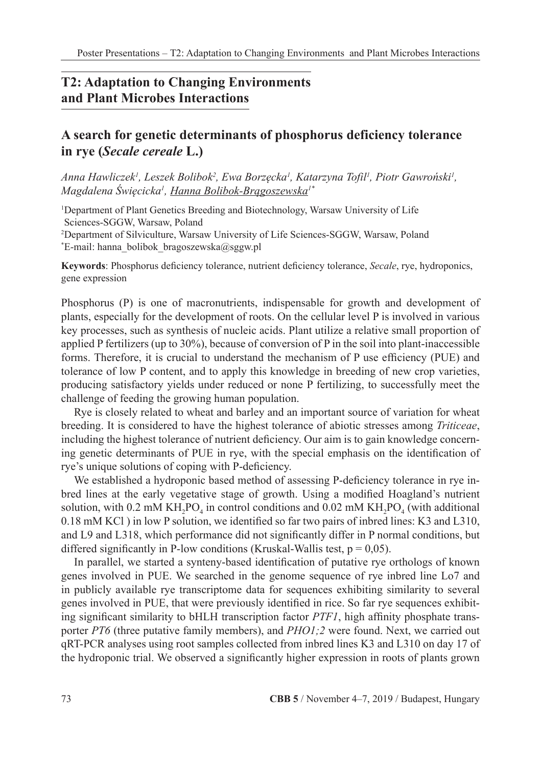## T2: Adaptation to Changing Environments and Plant Microbes Interactions

### A search for genetic determinants of phosphorus deficiency tolerance in rye (*Secale cereale* L.)

*Anna Hawliczek[1], Leszek Bolibok[2], Ewa Borzęcka[1], Katarzyna Tofil[1], Piotr Gawroński[1], Magdalena Święcicka[1], Hanna Bolibok-Brągoszewska[1*]*

[1]Department of Plant Genetics Breeding and Biotechnology, Warsaw University of Life Sciences-SGGW, Warsaw, Poland
[2]Department of Silviculture, Warsaw University of Life Sciences-SGGW, Warsaw, Poland
[*]E-mail: hanna_bolibok_bragoszewska@sggw.pl

**Keywords**: Phosphorus deficiency tolerance, nutrient deficiency tolerance, *Secale*, rye, hydroponics, gene expression

Phosphorus (P) is one of macronutrients, indispensable for growth and development of plants, especially for the development of roots. On the cellular level P is involved in various key processes, such as synthesis of nucleic acids. Plant utilize a relative small proportion of applied P fertilizers (up to 30%), because of conversion of P in the soil into plant-inaccessible forms. Therefore, it is crucial to understand the mechanism of P use efficiency (PUE) and tolerance of low P content, and to apply this knowledge in breeding of new crop varieties, producing satisfactory yields under reduced or none P fertilizing, to successfully meet the challenge of feeding the growing human population.

Rye is closely related to wheat and barley and an important source of variation for wheat breeding. It is considered to have the highest tolerance of abiotic stresses among *Triticeae*, including the highest tolerance of nutrient deficiency. Our aim is to gain knowledge concerning genetic determinants of PUE in rye, with the special emphasis on the identification of rye's unique solutions of coping with P-deficiency.

We established a hydroponic based method of assessing P-deficiency tolerance in rye inbred lines at the early vegetative stage of growth. Using a modified Hoagland's nutrient solution, with 0.2 mM $KH_2PO_4$ in control conditions and 0.02 mM $KH_2PO_4$ (with additional 0.18 mM KCl ) in low P solution, we identified so far two pairs of inbred lines: K3 and L310, and L9 and L318, which performance did not significantly differ in P normal conditions, but differed significantly in P-low conditions (Kruskal-Wallis test, $p = 0{,}05$).

In parallel, we started a synteny-based identification of putative rye orthologs of known genes involved in PUE. We searched in the genome sequence of rye inbred line Lo7 and in publicly available rye transcriptome data for sequences exhibiting similarity to several genes involved in PUE, that were previously identified in rice. So far rye sequences exhibiting significant similarity to bHLH transcription factor *PTF1*, high affinity phosphate transporter *PT6* (three putative family members), and *PHO1;2* were found. Next, we carried out qRT-PCR analyses using root samples collected from inbred lines K3 and L310 on day 17 of the hydroponic trial. We observed a significantly higher expression in roots of plants grown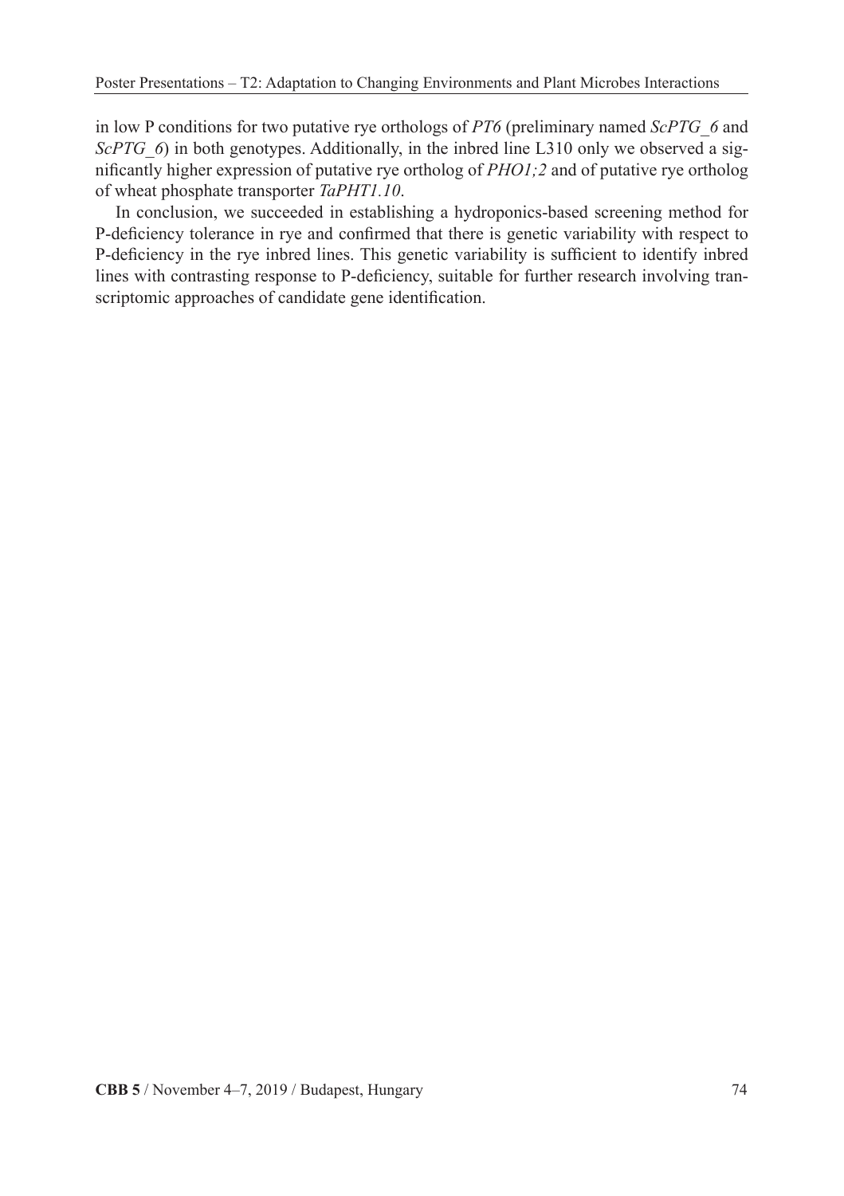in low P conditions for two putative rye orthologs of *PT6* (preliminary named *ScPTG_6* and *ScPTG_6*) in both genotypes. Additionally, in the inbred line L310 only we observed a significantly higher expression of putative rye ortholog of *PHO1;2* and of putative rye ortholog of wheat phosphate transporter *TaPHT1.10*.

In conclusion, we succeeded in establishing a hydroponics-based screening method for P-deficiency tolerance in rye and confirmed that there is genetic variability with respect to P-deficiency in the rye inbred lines. This genetic variability is sufficient to identify inbred lines with contrasting response to P-deficiency, suitable for further research involving transcriptomic approaches of candidate gene identification.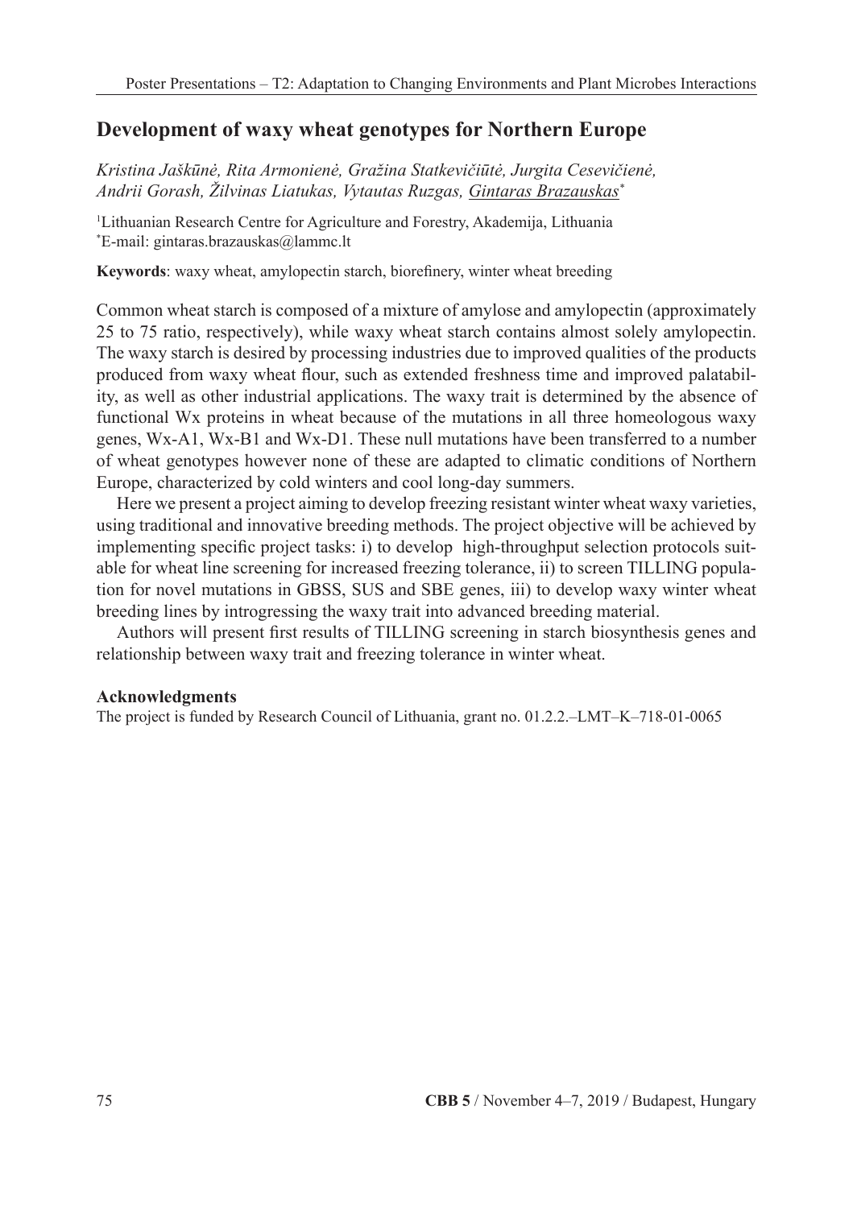# Development of waxy wheat genotypes for Northern Europe

*Kristina Jaškūnė, Rita Armonienė, Gražina Statkevičiūtė, Jurgita Cesevičienė, Andrii Gorash, Žilvinas Liatukas, Vytautas Ruzgas, Gintaras Brazauskas*[*]

[1]Lithuanian Research Centre for Agriculture and Forestry, Akademija, Lithuania
[*]E-mail: gintaras.brazauskas@lammc.lt

**Keywords**: waxy wheat, amylopectin starch, biorefinery, winter wheat breeding

Common wheat starch is composed of a mixture of amylose and amylopectin (approximately 25 to 75 ratio, respectively), while waxy wheat starch contains almost solely amylopectin. The waxy starch is desired by processing industries due to improved qualities of the products produced from waxy wheat flour, such as extended freshness time and improved palatability, as well as other industrial applications. The waxy trait is determined by the absence of functional Wx proteins in wheat because of the mutations in all three homeologous waxy genes, Wx-A1, Wx-B1 and Wx-D1. These null mutations have been transferred to a number of wheat genotypes however none of these are adapted to climatic conditions of Northern Europe, characterized by cold winters and cool long-day summers.

Here we present a project aiming to develop freezing resistant winter wheat waxy varieties, using traditional and innovative breeding methods. The project objective will be achieved by implementing specific project tasks: i) to develop high-throughput selection protocols suitable for wheat line screening for increased freezing tolerance, ii) to screen TILLING population for novel mutations in GBSS, SUS and SBE genes, iii) to develop waxy winter wheat breeding lines by introgressing the waxy trait into advanced breeding material.

Authors will present first results of TILLING screening in starch biosynthesis genes and relationship between waxy trait and freezing tolerance in winter wheat.

**Acknowledgments**

The project is funded by Research Council of Lithuania, grant no. 01.2.2.–LMT–K–718-01-0065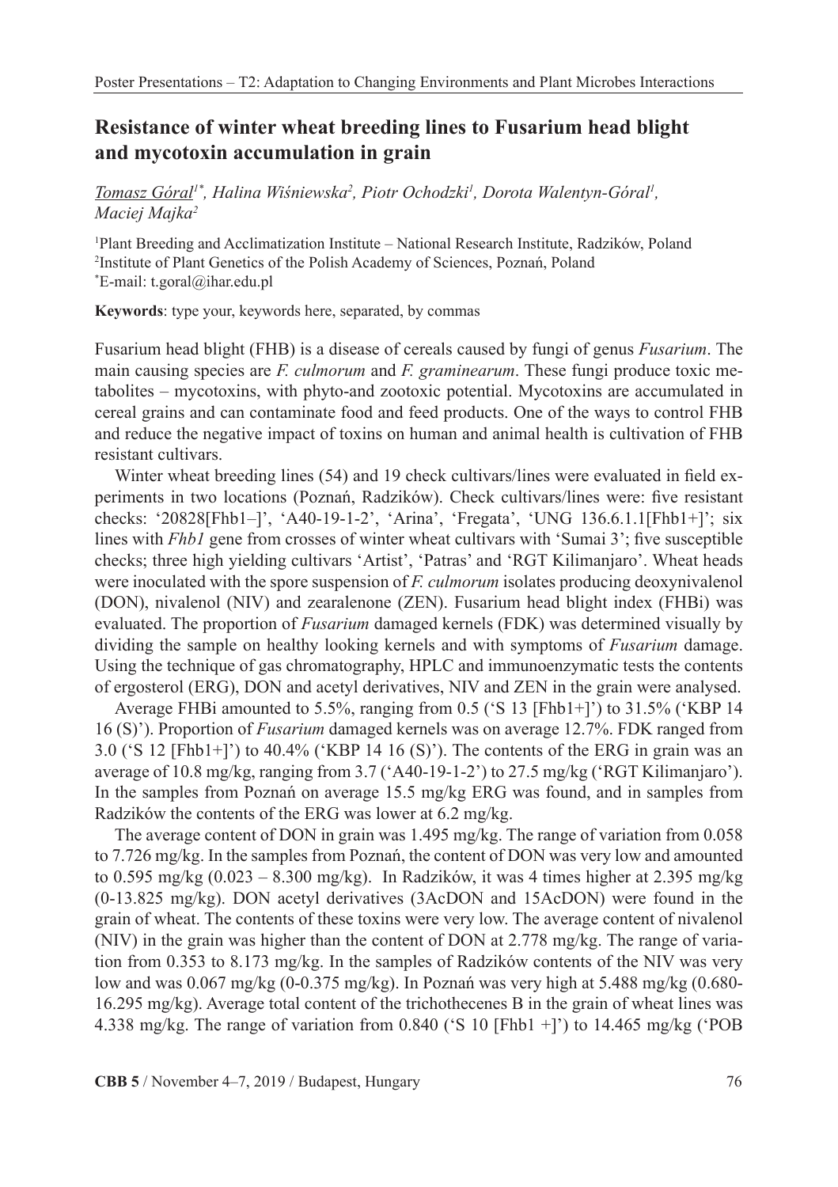## Resistance of winter wheat breeding lines to Fusarium head blight and mycotoxin accumulation in grain

_Tomasz Góral_[1*], Halina Wiśniewska[2], Piotr Ochodzki[1], Dorota Walentyn-Góral[1], Maciej Majka[2]

[1]Plant Breeding and Acclimatization Institute – National Research Institute, Radzików, Poland
[2]Institute of Plant Genetics of the Polish Academy of Sciences, Poznań, Poland
[*]E-mail: t.goral@ihar.edu.pl

**Keywords**: type your, keywords here, separated, by commas

Fusarium head blight (FHB) is a disease of cereals caused by fungi of genus *Fusarium*. The main causing species are *F. culmorum* and *F. graminearum*. These fungi produce toxic metabolites – mycotoxins, with phyto-and zootoxic potential. Mycotoxins are accumulated in cereal grains and can contaminate food and feed products. One of the ways to control FHB and reduce the negative impact of toxins on human and animal health is cultivation of FHB resistant cultivars.

Winter wheat breeding lines (54) and 19 check cultivars/lines were evaluated in field experiments in two locations (Poznań, Radzików). Check cultivars/lines were: five resistant checks: '20828[Fhb1–]', 'A40-19-1-2', 'Arina', 'Fregata', 'UNG 136.6.1.1[Fhb1+]'; six lines with *Fhb1* gene from crosses of winter wheat cultivars with 'Sumai 3'; five susceptible checks; three high yielding cultivars 'Artist', 'Patras' and 'RGT Kilimanjaro'. Wheat heads were inoculated with the spore suspension of *F. culmorum* isolates producing deoxynivalenol (DON), nivalenol (NIV) and zearalenone (ZEN). Fusarium head blight index (FHBi) was evaluated. The proportion of *Fusarium* damaged kernels (FDK) was determined visually by dividing the sample on healthy looking kernels and with symptoms of *Fusarium* damage. Using the technique of gas chromatography, HPLC and immunoenzymatic tests the contents of ergosterol (ERG), DON and acetyl derivatives, NIV and ZEN in the grain were analysed.

Average FHBi amounted to 5.5%, ranging from 0.5 ('S 13 [Fhb1+]') to 31.5% ('KBP 14 16 (S)'). Proportion of *Fusarium* damaged kernels was on average 12.7%. FDK ranged from 3.0 ('S 12 [Fhb1+]') to 40.4% ('KBP 14 16 (S)'). The contents of the ERG in grain was an average of 10.8 mg/kg, ranging from 3.7 ('A40-19-1-2') to 27.5 mg/kg ('RGT Kilimanjaro'). In the samples from Poznań on average 15.5 mg/kg ERG was found, and in samples from Radzików the contents of the ERG was lower at 6.2 mg/kg.

The average content of DON in grain was 1.495 mg/kg. The range of variation from 0.058 to 7.726 mg/kg. In the samples from Poznań, the content of DON was very low and amounted to 0.595 mg/kg (0.023 – 8.300 mg/kg). In Radzików, it was 4 times higher at 2.395 mg/kg (0-13.825 mg/kg). DON acetyl derivatives (3AcDON and 15AcDON) were found in the grain of wheat. The contents of these toxins were very low. The average content of nivalenol (NIV) in the grain was higher than the content of DON at 2.778 mg/kg. The range of variation from 0.353 to 8.173 mg/kg. In the samples of Radzików contents of the NIV was very low and was 0.067 mg/kg (0-0.375 mg/kg). In Poznań was very high at 5.488 mg/kg (0.680-16.295 mg/kg). Average total content of the trichothecenes B in the grain of wheat lines was 4.338 mg/kg. The range of variation from 0.840 ('S 10 [Fhb1 +]') to 14.465 mg/kg ('POB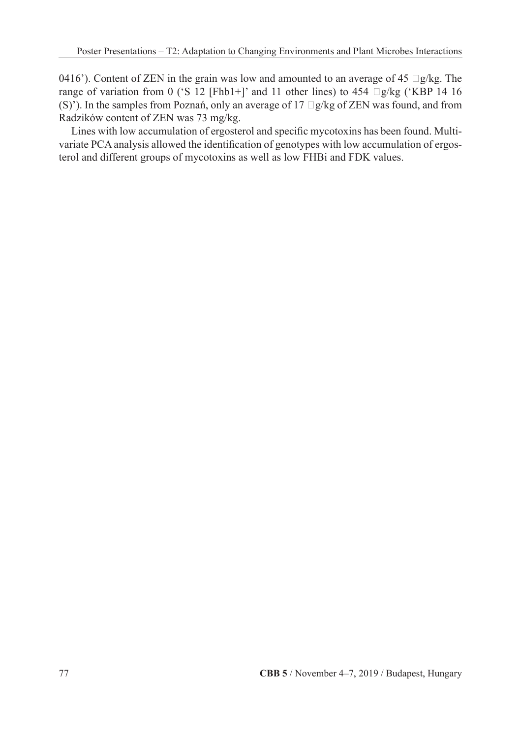0416'). Content of ZEN in the grain was low and amounted to an average of 45 μg/kg. The range of variation from 0 ('S 12 [Fhb1+]' and 11 other lines) to 454 μg/kg ('KBP 14 16 (S)'). In the samples from Poznań, only an average of 17 μg/kg of ZEN was found, and from Radzików content of ZEN was 73 mg/kg.

Lines with low accumulation of ergosterol and specific mycotoxins has been found. Multivariate PCA analysis allowed the identification of genotypes with low accumulation of ergosterol and different groups of mycotoxins as well as low FHBi and FDK values.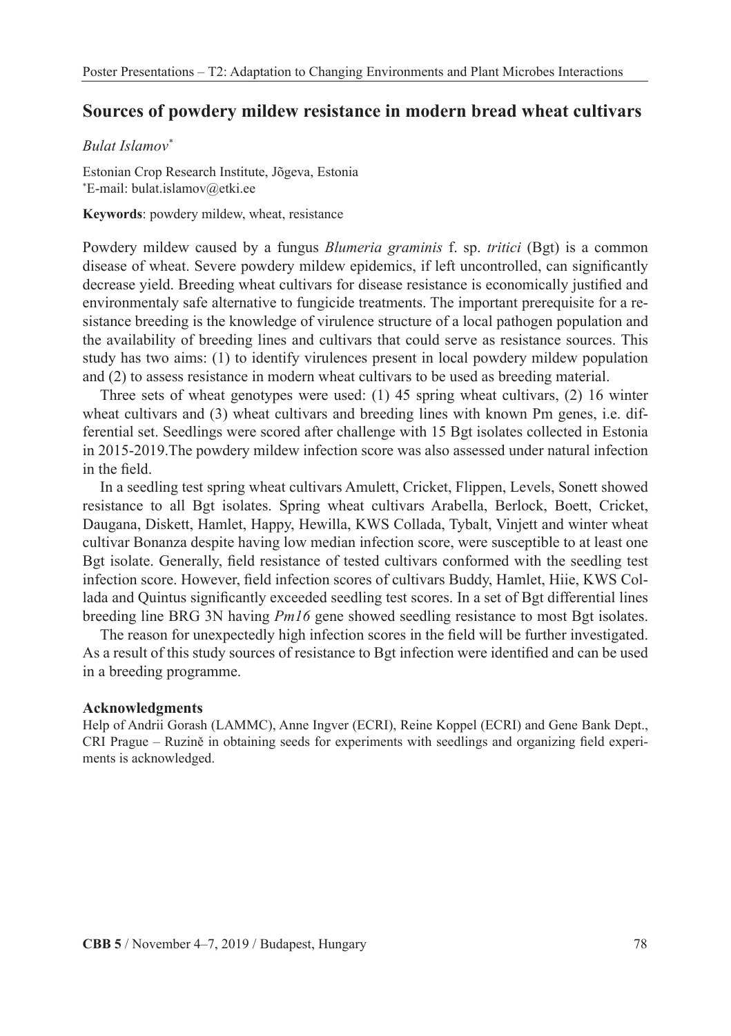# Sources of powdery mildew resistance in modern bread wheat cultivars

*Bulat Islamov*[*]

Estonian Crop Research Institute, Jõgeva, Estonia
[*]E-mail: bulat.islamov@etki.ee

**Keywords**: powdery mildew, wheat, resistance

Powdery mildew caused by a fungus *Blumeria graminis* f. sp. *tritici* (Bgt) is a common disease of wheat. Severe powdery mildew epidemics, if left uncontrolled, can significantly decrease yield. Breeding wheat cultivars for disease resistance is economically justified and environmentaly safe alternative to fungicide treatments. The important prerequisite for a resistance breeding is the knowledge of virulence structure of a local pathogen population and the availability of breeding lines and cultivars that could serve as resistance sources. This study has two aims: (1) to identify virulences present in local powdery mildew population and (2) to assess resistance in modern wheat cultivars to be used as breeding material.

Three sets of wheat genotypes were used: (1) 45 spring wheat cultivars, (2) 16 winter wheat cultivars and (3) wheat cultivars and breeding lines with known Pm genes, i.e. differential set. Seedlings were scored after challenge with 15 Bgt isolates collected in Estonia in 2015-2019.The powdery mildew infection score was also assessed under natural infection in the field.

In a seedling test spring wheat cultivars Amulett, Cricket, Flippen, Levels, Sonett showed resistance to all Bgt isolates. Spring wheat cultivars Arabella, Berlock, Boett, Cricket, Daugana, Diskett, Hamlet, Happy, Hewilla, KWS Collada, Tybalt, Vinjett and winter wheat cultivar Bonanza despite having low median infection score, were susceptible to at least one Bgt isolate. Generally, field resistance of tested cultivars conformed with the seedling test infection score. However, field infection scores of cultivars Buddy, Hamlet, Hiie, KWS Collada and Quintus significantly exceeded seedling test scores. In a set of Bgt differential lines breeding line BRG 3N having *Pm16* gene showed seedling resistance to most Bgt isolates.

The reason for unexpectedly high infection scores in the field will be further investigated. As a result of this study sources of resistance to Bgt infection were identified and can be used in a breeding programme.

**Acknowledgments**

Help of Andrii Gorash (LAMMC), Anne Ingver (ECRI), Reine Koppel (ECRI) and Gene Bank Dept., CRI Prague – Ruzině in obtaining seeds for experiments with seedlings and organizing field experiments is acknowledged.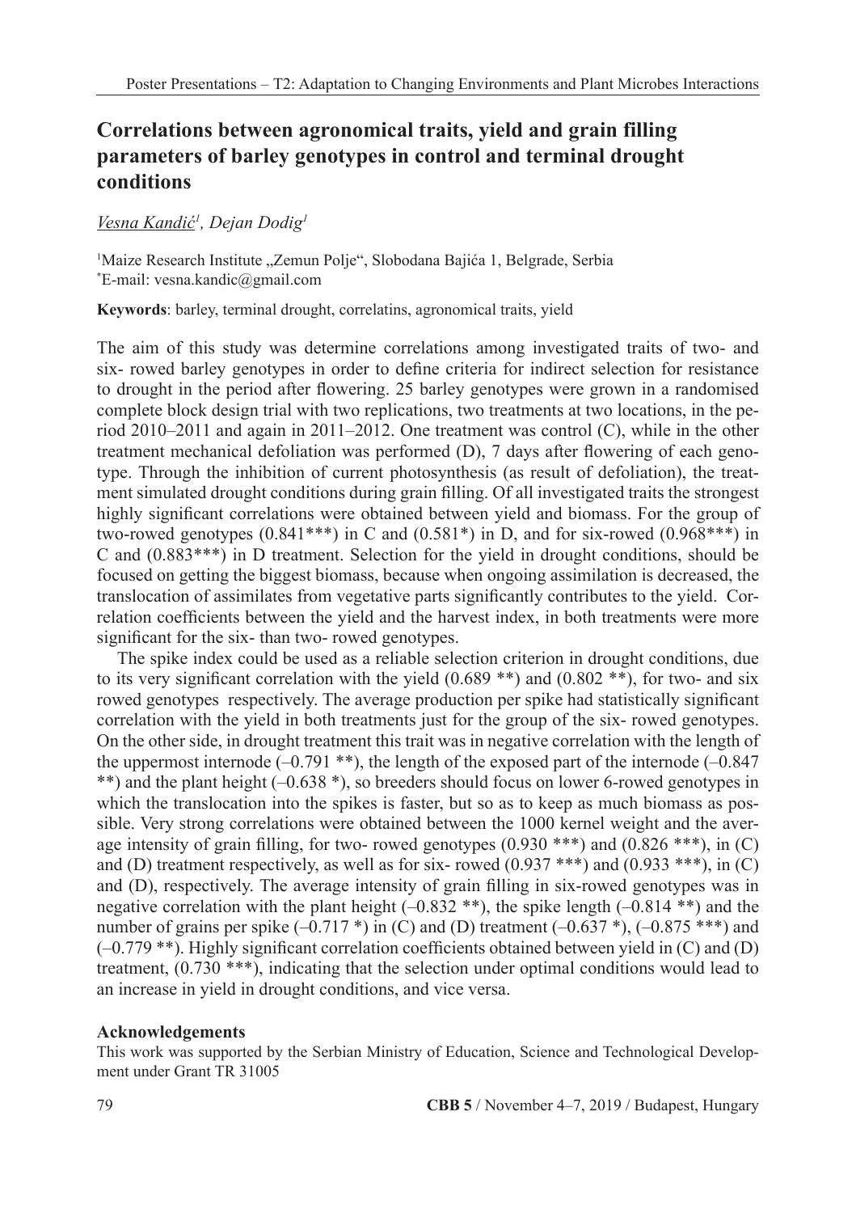# Correlations between agronomical traits, yield and grain filling parameters of barley genotypes in control and terminal drought conditions

*Vesna Kandić[1], Dejan Dodig[1]*

[1]Maize Research Institute „Zemun Polje", Slobodana Bajića 1, Belgrade, Serbia
[*]E-mail: vesna.kandic@gmail.com

**Keywords**: barley, terminal drought, correlatins, agronomical traits, yield

The aim of this study was determine correlations among investigated traits of two- and six- rowed barley genotypes in order to define criteria for indirect selection for resistance to drought in the period after flowering. 25 barley genotypes were grown in a randomised complete block design trial with two replications, two treatments at two locations, in the period 2010–2011 and again in 2011–2012. One treatment was control (C), while in the other treatment mechanical defoliation was performed (D), 7 days after flowering of each genotype. Through the inhibition of current photosynthesis (as result of defoliation), the treatment simulated drought conditions during grain filling. Of all investigated traits the strongest highly significant correlations were obtained between yield and biomass. For the group of two-rowed genotypes (0.841***) in C and (0.581*) in D, and for six-rowed (0.968***) in C and (0.883***) in D treatment. Selection for the yield in drought conditions, should be focused on getting the biggest biomass, because when ongoing assimilation is decreased, the translocation of assimilates from vegetative parts significantly contributes to the yield. Correlation coefficients between the yield and the harvest index, in both treatments were more significant for the six- than two- rowed genotypes.

The spike index could be used as a reliable selection criterion in drought conditions, due to its very significant correlation with the yield (0.689 **) and (0.802 **), for two- and six rowed genotypes respectively. The average production per spike had statistically significant correlation with the yield in both treatments just for the group of the six- rowed genotypes. On the other side, in drought treatment this trait was in negative correlation with the length of the uppermost internode (–0.791 **), the length of the exposed part of the internode (–0.847 **) and the plant height (–0.638 *), so breeders should focus on lower 6-rowed genotypes in which the translocation into the spikes is faster, but so as to keep as much biomass as possible. Very strong correlations were obtained between the 1000 kernel weight and the average intensity of grain filling, for two- rowed genotypes (0.930 ***) and (0.826 ***), in (C) and (D) treatment respectively, as well as for six- rowed (0.937 ***) and (0.933 ***), in (C) and (D), respectively. The average intensity of grain filling in six-rowed genotypes was in negative correlation with the plant height (–0.832 **), the spike length (–0.814 **) and the number of grains per spike (–0.717 *) in (C) and (D) treatment (–0.637 *), (–0.875 ***) and (–0.779 **). Highly significant correlation coefficients obtained between yield in (C) and (D) treatment, (0.730 ***), indicating that the selection under optimal conditions would lead to an increase in yield in drought conditions, and vice versa.

## Acknowledgements

This work was supported by the Serbian Ministry of Education, Science and Technological Development under Grant TR 31005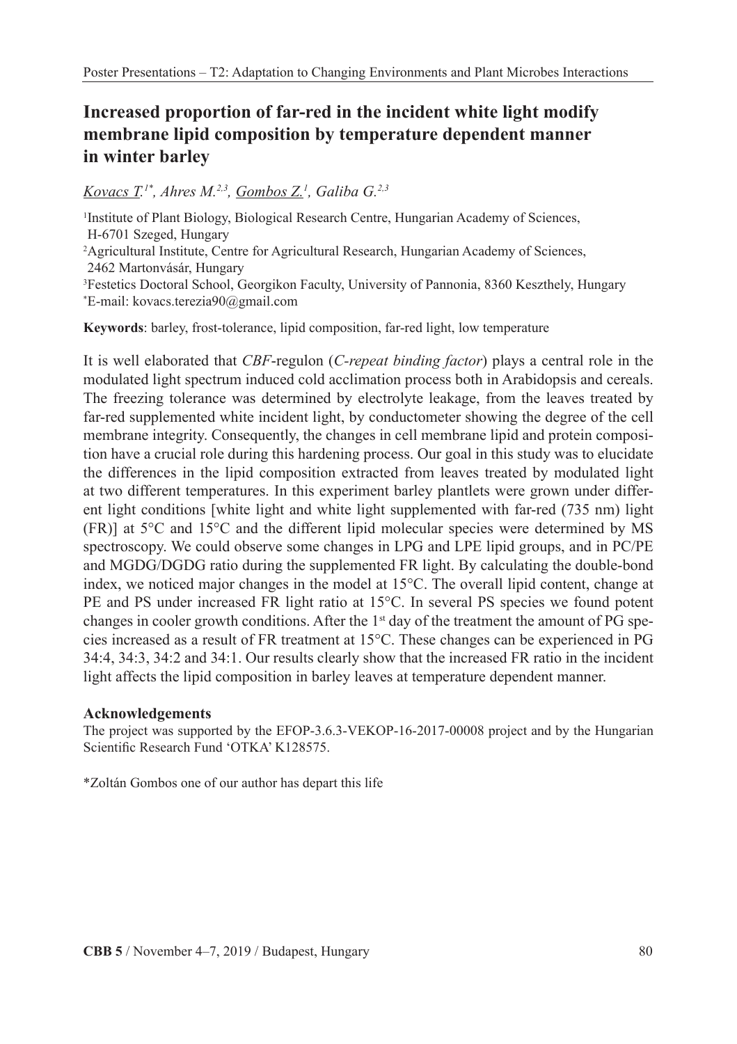# Increased proportion of far-red in the incident white light modify membrane lipid composition by temperature dependent manner in winter barley

*Kovacs T.*[1*]*, Ahres M.*[2,3]*, Gombos Z.*[1]*, Galiba G.*[2,3]

[1]Institute of Plant Biology, Biological Research Centre, Hungarian Academy of Sciences, H-6701 Szeged, Hungary

[2]Agricultural Institute, Centre for Agricultural Research, Hungarian Academy of Sciences, 2462 Martonvásár, Hungary

[3]Festetics Doctoral School, Georgikon Faculty, University of Pannonia, 8360 Keszthely, Hungary

[*]E-mail: kovacs.terezia90@gmail.com

**Keywords**: barley, frost-tolerance, lipid composition, far-red light, low temperature

It is well elaborated that *CBF*-regulon (*C-repeat binding factor*) plays a central role in the modulated light spectrum induced cold acclimation process both in Arabidopsis and cereals. The freezing tolerance was determined by electrolyte leakage, from the leaves treated by far-red supplemented white incident light, by conductometer showing the degree of the cell membrane integrity. Consequently, the changes in cell membrane lipid and protein composition have a crucial role during this hardening process. Our goal in this study was to elucidate the differences in the lipid composition extracted from leaves treated by modulated light at two different temperatures. In this experiment barley plantlets were grown under different light conditions [white light and white light supplemented with far-red (735 nm) light (FR)] at 5°C and 15°C and the different lipid molecular species were determined by MS spectroscopy. We could observe some changes in LPG and LPE lipid groups, and in PC/PE and MGDG/DGDG ratio during the supplemented FR light. By calculating the double-bond index, we noticed major changes in the model at 15°C. The overall lipid content, change at PE and PS under increased FR light ratio at 15°C. In several PS species we found potent changes in cooler growth conditions. After the 1st day of the treatment the amount of PG species increased as a result of FR treatment at 15°C. These changes can be experienced in PG 34:4, 34:3, 34:2 and 34:1. Our results clearly show that the increased FR ratio in the incident light affects the lipid composition in barley leaves at temperature dependent manner.

### Acknowledgements

The project was supported by the EFOP-3.6.3-VEKOP-16-2017-00008 project and by the Hungarian Scientific Research Fund 'OTKA' K128575.

*Zoltán Gombos one of our author has depart this life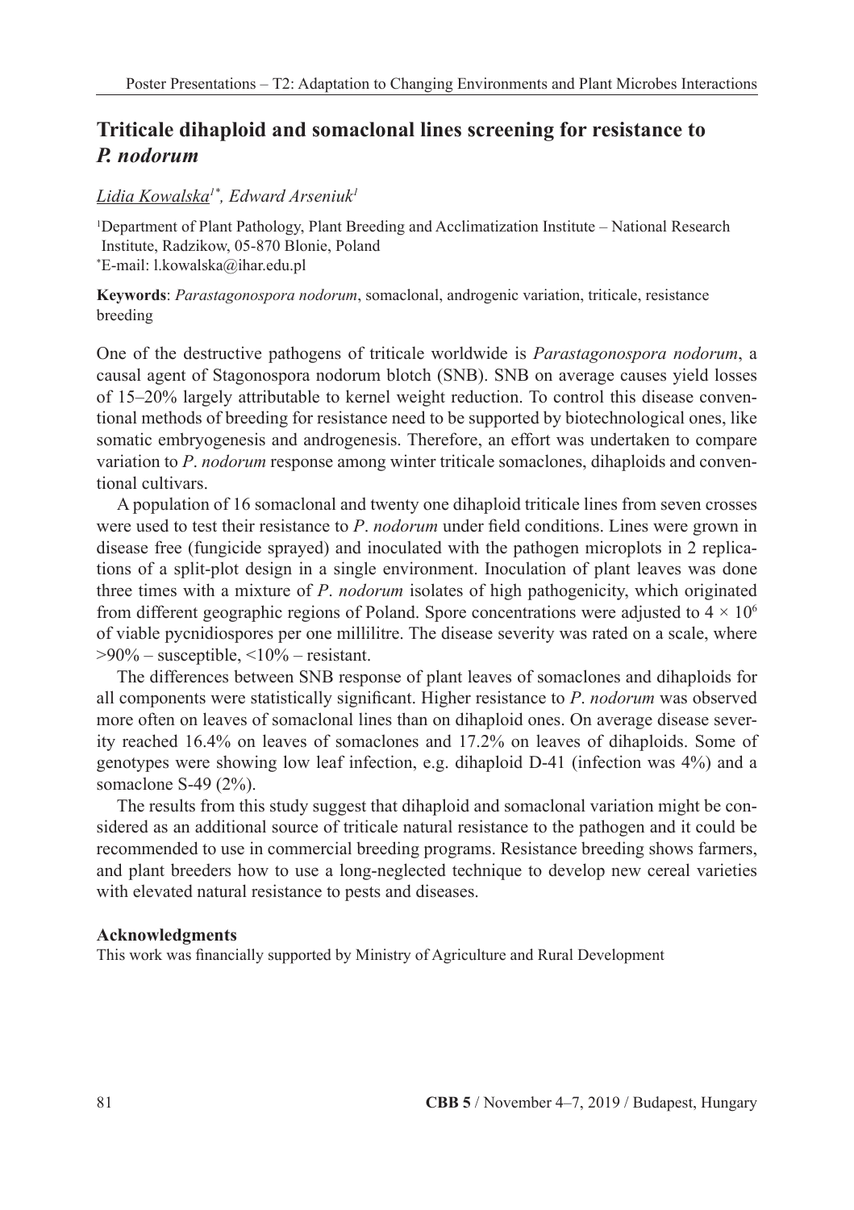# Triticale dihaploid and somaclonal lines screening for resistance to *P. nodorum*

*Lidia Kowalska*[1*], *Edward Arseniuk*[1]

[1]Department of Plant Pathology, Plant Breeding and Acclimatization Institute – National Research Institute, Radzikow, 05-870 Blonie, Poland
[*]E-mail: l.kowalska@ihar.edu.pl

**Keywords**: *Parastagonospora nodorum*, somaclonal, androgenic variation, triticale, resistance breeding

One of the destructive pathogens of triticale worldwide is *Parastagonospora nodorum*, a causal agent of Stagonospora nodorum blotch (SNB). SNB on average causes yield losses of 15–20% largely attributable to kernel weight reduction. To control this disease conventional methods of breeding for resistance need to be supported by biotechnological ones, like somatic embryogenesis and androgenesis. Therefore, an effort was undertaken to compare variation to *P. nodorum* response among winter triticale somaclones, dihaploids and conventional cultivars.

A population of 16 somaclonal and twenty one dihaploid triticale lines from seven crosses were used to test their resistance to *P. nodorum* under field conditions. Lines were grown in disease free (fungicide sprayed) and inoculated with the pathogen microplots in 2 replications of a split-plot design in a single environment. Inoculation of plant leaves was done three times with a mixture of *P. nodorum* isolates of high pathogenicity, which originated from different geographic regions of Poland. Spore concentrations were adjusted to $4 \times 10^6$ of viable pycnidiospores per one millilitre. The disease severity was rated on a scale, where >90% – susceptible, <10% – resistant.

The differences between SNB response of plant leaves of somaclones and dihaploids for all components were statistically significant. Higher resistance to *P. nodorum* was observed more often on leaves of somaclonal lines than on dihaploid ones. On average disease severity reached 16.4% on leaves of somaclones and 17.2% on leaves of dihaploids. Some of genotypes were showing low leaf infection, e.g. dihaploid D-41 (infection was 4%) and a somaclone S-49 (2%).

The results from this study suggest that dihaploid and somaclonal variation might be considered as an additional source of triticale natural resistance to the pathogen and it could be recommended to use in commercial breeding programs. Resistance breeding shows farmers, and plant breeders how to use a long-neglected technique to develop new cereal varieties with elevated natural resistance to pests and diseases.

**Acknowledgments**

This work was financially supported by Ministry of Agriculture and Rural Development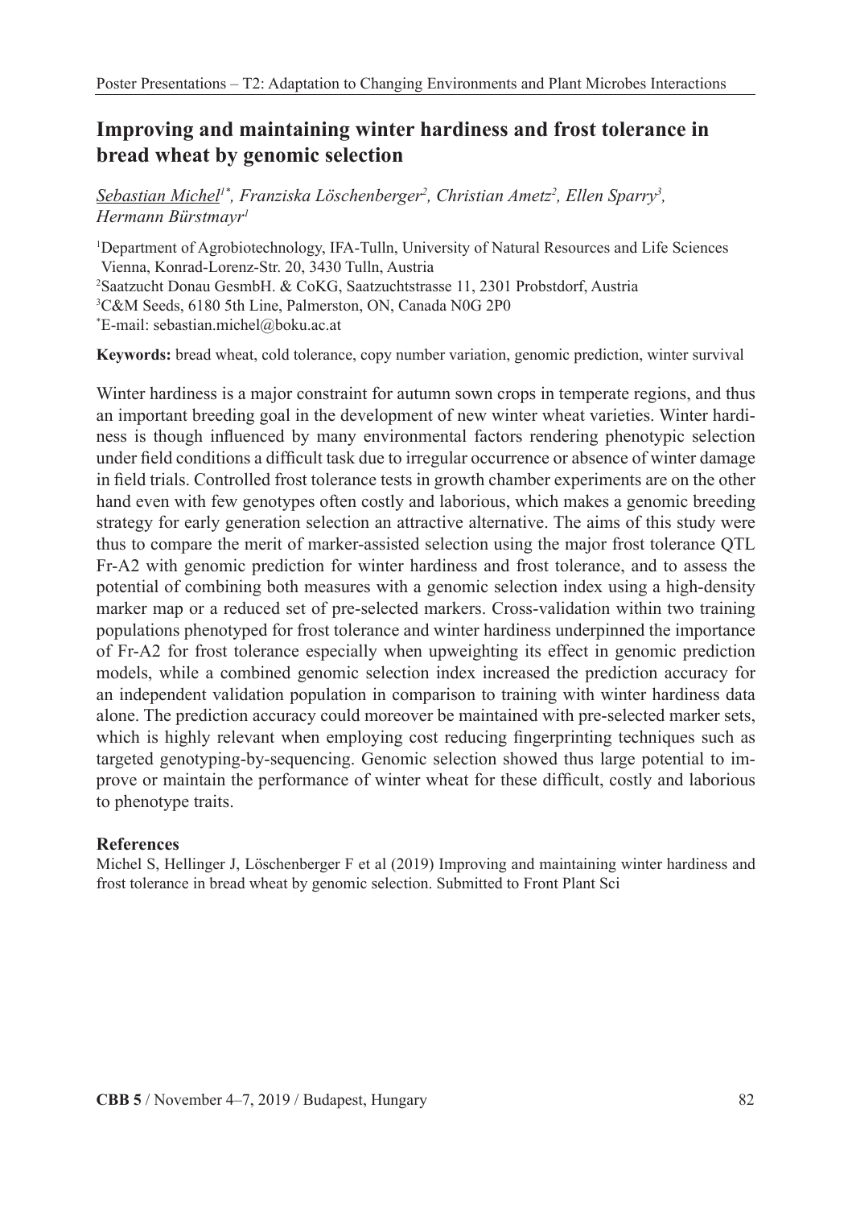# Improving and maintaining winter hardiness and frost tolerance in bread wheat by genomic selection

*Sebastian Michel[1*], Franziska Löschenberger[2], Christian Ametz[2], Ellen Sparry[3], Hermann Bürstmayr[1]*

[1]Department of Agrobiotechnology, IFA-Tulln, University of Natural Resources and Life Sciences Vienna, Konrad-Lorenz-Str. 20, 3430 Tulln, Austria
[2]Saatzucht Donau GesmbH. & CoKG, Saatzuchtstrasse 11, 2301 Probstdorf, Austria
[3]C&M Seeds, 6180 5th Line, Palmerston, ON, Canada N0G 2P0
[*]E-mail: sebastian.michel@boku.ac.at

**Keywords:** bread wheat, cold tolerance, copy number variation, genomic prediction, winter survival

Winter hardiness is a major constraint for autumn sown crops in temperate regions, and thus an important breeding goal in the development of new winter wheat varieties. Winter hardiness is though influenced by many environmental factors rendering phenotypic selection under field conditions a difficult task due to irregular occurrence or absence of winter damage in field trials. Controlled frost tolerance tests in growth chamber experiments are on the other hand even with few genotypes often costly and laborious, which makes a genomic breeding strategy for early generation selection an attractive alternative. The aims of this study were thus to compare the merit of marker-assisted selection using the major frost tolerance QTL Fr-A2 with genomic prediction for winter hardiness and frost tolerance, and to assess the potential of combining both measures with a genomic selection index using a high-density marker map or a reduced set of pre-selected markers. Cross-validation within two training populations phenotyped for frost tolerance and winter hardiness underpinned the importance of Fr-A2 for frost tolerance especially when upweighting its effect in genomic prediction models, while a combined genomic selection index increased the prediction accuracy for an independent validation population in comparison to training with winter hardiness data alone. The prediction accuracy could moreover be maintained with pre-selected marker sets, which is highly relevant when employing cost reducing fingerprinting techniques such as targeted genotyping-by-sequencing. Genomic selection showed thus large potential to improve or maintain the performance of winter wheat for these difficult, costly and laborious to phenotype traits.

**References**

Michel S, Hellinger J, Löschenberger F et al (2019) Improving and maintaining winter hardiness and frost tolerance in bread wheat by genomic selection. Submitted to Front Plant Sci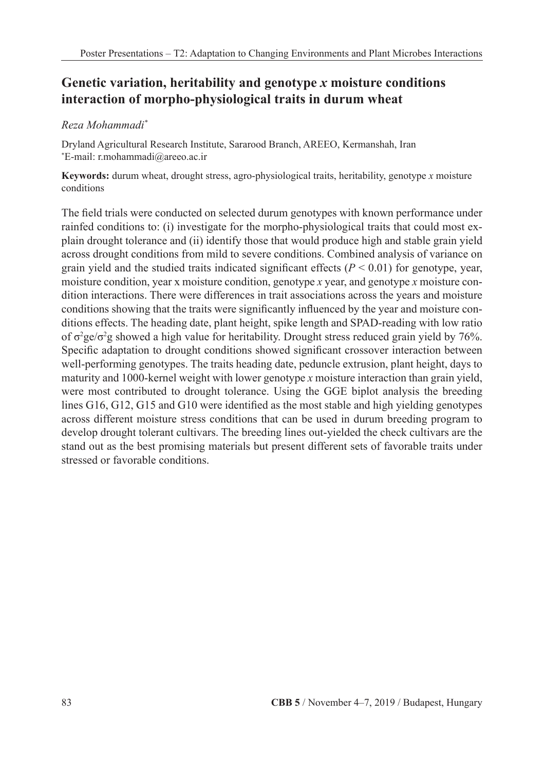## Genetic variation, heritability and genotype *x* moisture conditions interaction of morpho-physiological traits in durum wheat

*Reza Mohammadi*[*]

Dryland Agricultural Research Institute, Sararood Branch, AREEO, Kermanshah, Iran
[*]E-mail: r.mohammadi@areeo.ac.ir

**Keywords:** durum wheat, drought stress, agro-physiological traits, heritability, genotype *x* moisture conditions

The field trials were conducted on selected durum genotypes with known performance under rainfed conditions to: (i) investigate for the morpho-physiological traits that could most explain drought tolerance and (ii) identify those that would produce high and stable grain yield across drought conditions from mild to severe conditions. Combined analysis of variance on grain yield and the studied traits indicated significant effects ($P < 0.01$) for genotype, year, moisture condition, year x moisture condition, genotype *x* year, and genotype *x* moisture condition interactions. There were differences in trait associations across the years and moisture conditions showing that the traits were significantly influenced by the year and moisture conditions effects. The heading date, plant height, spike length and SPAD-reading with low ratio of $\sigma^2ge/\sigma^2g$ showed a high value for heritability. Drought stress reduced grain yield by 76%. Specific adaptation to drought conditions showed significant crossover interaction between well-performing genotypes. The traits heading date, peduncle extrusion, plant height, days to maturity and 1000-kernel weight with lower genotype *x* moisture interaction than grain yield, were most contributed to drought tolerance. Using the GGE biplot analysis the breeding lines G16, G12, G15 and G10 were identified as the most stable and high yielding genotypes across different moisture stress conditions that can be used in durum breeding program to develop drought tolerant cultivars. The breeding lines out-yielded the check cultivars are the stand out as the best promising materials but present different sets of favorable traits under stressed or favorable conditions.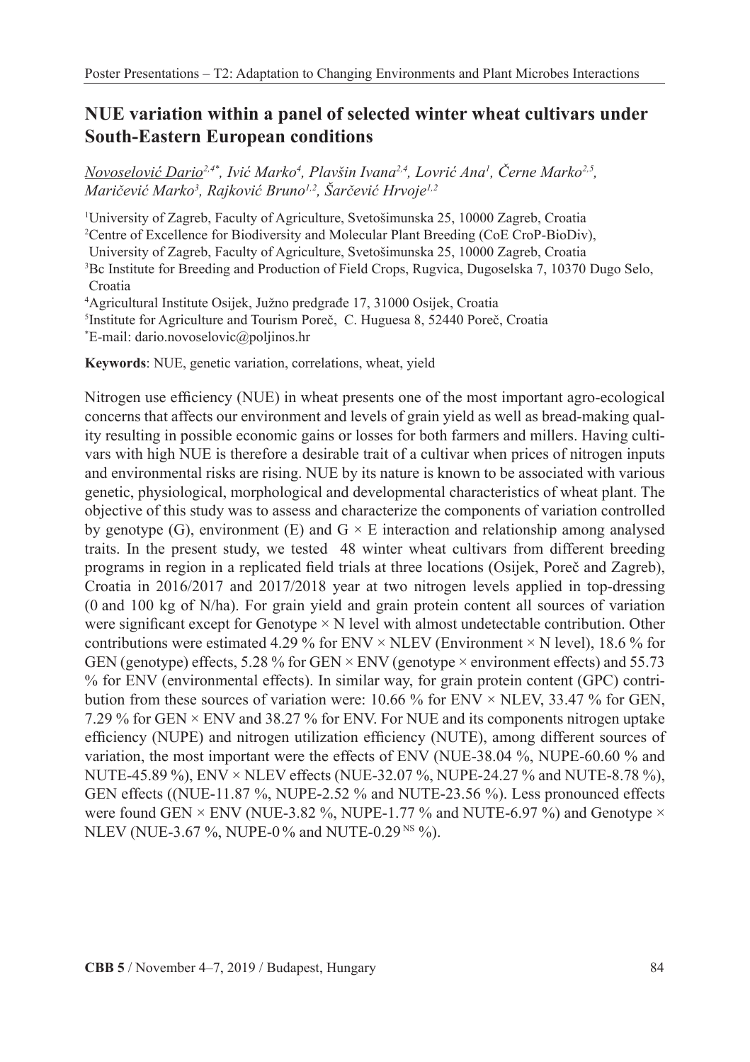## NUE variation within a panel of selected winter wheat cultivars under South-Eastern European conditions

*Novoselović Dario[2,4*], Ivić Marko[4], Plavšin Ivana[2,4], Lovrić Ana[1], Černe Marko[2,5], Maričević Marko[3], Rajković Bruno[1,2], Šarčević Hrvoje[1,2]*

[1]University of Zagreb, Faculty of Agriculture, Svetošimunska 25, 10000 Zagreb, Croatia
[2]Centre of Excellence for Biodiversity and Molecular Plant Breeding (CoE CroP-BioDiv), University of Zagreb, Faculty of Agriculture, Svetošimunska 25, 10000 Zagreb, Croatia
[3]Bc Institute for Breeding and Production of Field Crops, Rugvica, Dugoselska 7, 10370 Dugo Selo, Croatia
[4]Agricultural Institute Osijek, Južno predgrađe 17, 31000 Osijek, Croatia
[5]Institute for Agriculture and Tourism Poreč, C. Huguesa 8, 52440 Poreč, Croatia
[*]E-mail: dario.novoselovic@poljinos.hr

**Keywords**: NUE, genetic variation, correlations, wheat, yield

Nitrogen use efficiency (NUE) in wheat presents one of the most important agro-ecological concerns that affects our environment and levels of grain yield as well as bread-making quality resulting in possible economic gains or losses for both farmers and millers. Having cultivars with high NUE is therefore a desirable trait of a cultivar when prices of nitrogen inputs and environmental risks are rising. NUE by its nature is known to be associated with various genetic, physiological, morphological and developmental characteristics of wheat plant. The objective of this study was to assess and characterize the components of variation controlled by genotype (G), environment (E) and G × E interaction and relationship among analysed traits. In the present study, we tested 48 winter wheat cultivars from different breeding programs in region in a replicated field trials at three locations (Osijek, Poreč and Zagreb), Croatia in 2016/2017 and 2017/2018 year at two nitrogen levels applied in top-dressing (0 and 100 kg of N/ha). For grain yield and grain protein content all sources of variation were significant except for Genotype × N level with almost undetectable contribution. Other contributions were estimated 4.29 % for ENV × NLEV (Environment × N level), 18.6 % for GEN (genotype) effects, 5.28 % for GEN × ENV (genotype × environment effects) and 55.73 % for ENV (environmental effects). In similar way, for grain protein content (GPC) contribution from these sources of variation were: 10.66 % for ENV × NLEV, 33.47 % for GEN, 7.29 % for GEN × ENV and 38.27 % for ENV. For NUE and its components nitrogen uptake efficiency (NUPE) and nitrogen utilization efficiency (NUTE), among different sources of variation, the most important were the effects of ENV (NUE-38.04 %, NUPE-60.60 % and NUTE-45.89 %), ENV × NLEV effects (NUE-32.07 %, NUPE-24.27 % and NUTE-8.78 %), GEN effects ((NUE-11.87 %, NUPE-2.52 % and NUTE-23.56 %). Less pronounced effects were found GEN × ENV (NUE-3.82 %, NUPE-1.77 % and NUTE-6.97 %) and Genotype × NLEV (NUE-3.67 %, NUPE-0 % and NUTE-0.29 $^{NS}$ %).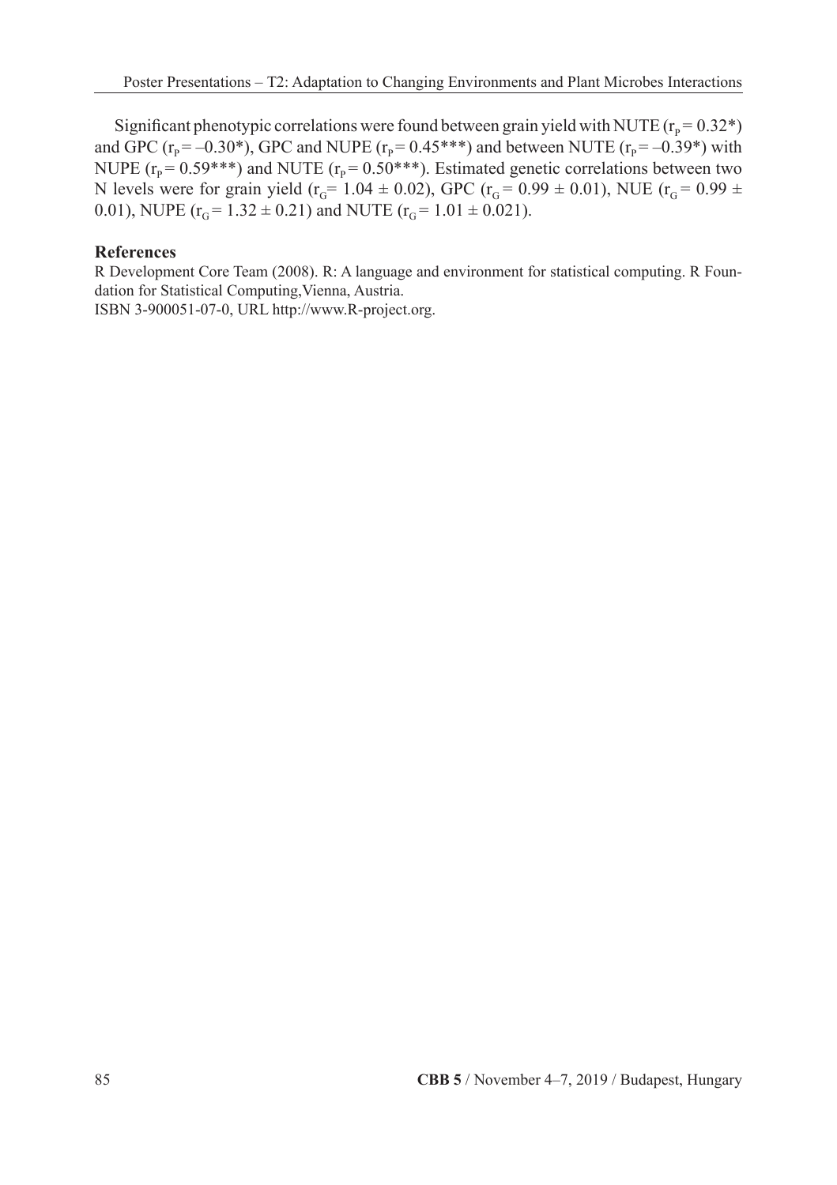Significant phenotypic correlations were found between grain yield with NUTE ($r_P = 0.32$*) and GPC ($r_P = -0.30$*), GPC and NUPE ($r_P = 0.45$***) and between NUTE ($r_P = -0.39$*) with NUPE ($r_P = 0.59$***) and NUTE ($r_P = 0.50$***). Estimated genetic correlations between two N levels were for grain yield ($r_G = 1.04 \pm 0.02$), GPC ($r_G = 0.99 \pm 0.01$), NUE ($r_G = 0.99 \pm 0.01$), NUPE ($r_G = 1.32 \pm 0.21$) and NUTE ($r_G = 1.01 \pm 0.021$).

## References

R Development Core Team (2008). R: A language and environment for statistical computing. R Foundation for Statistical Computing,Vienna, Austria.
ISBN 3-900051-07-0, URL http://www.R-project.org.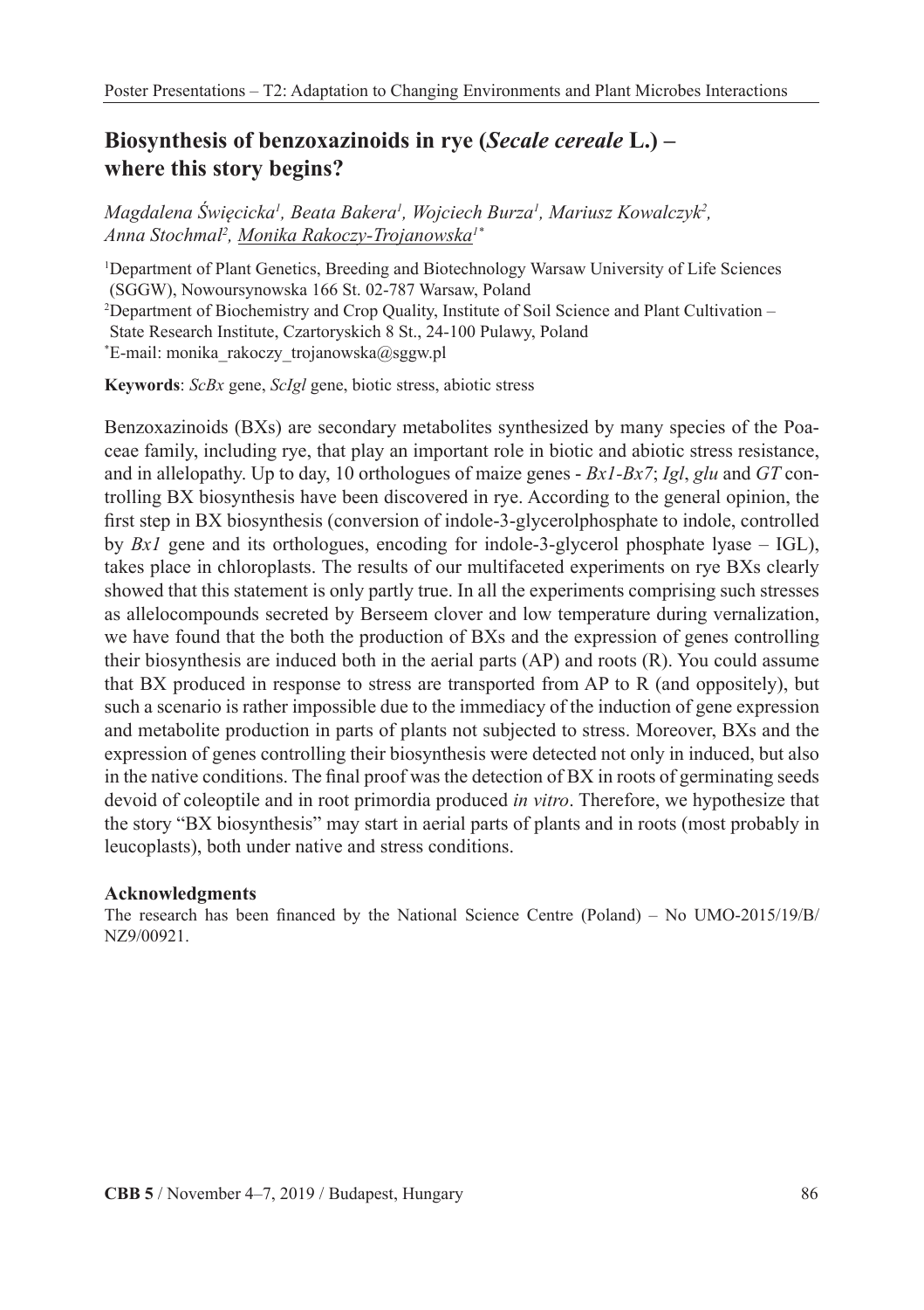# Biosynthesis of benzoxazinoids in rye (*Secale cereale* L.) – where this story begins?

*Magdalena Święcicka[1], Beata Bakera[1], Wojciech Burza[1], Mariusz Kowalczyk[2], Anna Stochmal[2], Monika Rakoczy-Trojanowska[1*]*

[1]Department of Plant Genetics, Breeding and Biotechnology Warsaw University of Life Sciences (SGGW), Nowoursynowska 166 St. 02-787 Warsaw, Poland
[2]Department of Biochemistry and Crop Quality, Institute of Soil Science and Plant Cultivation – State Research Institute, Czartoryskich 8 St., 24-100 Pulawy, Poland
[*]E-mail: monika_rakoczy_trojanowska@sggw.pl

**Keywords**: *ScBx* gene, *ScIgl* gene, biotic stress, abiotic stress

Benzoxazinoids (BXs) are secondary metabolites synthesized by many species of the Poaceae family, including rye, that play an important role in biotic and abiotic stress resistance, and in allelopathy. Up to day, 10 orthologues of maize genes - *Bx1-Bx7*; *Igl*, *glu* and *GT* controlling BX biosynthesis have been discovered in rye. According to the general opinion, the first step in BX biosynthesis (conversion of indole-3-glycerolphosphate to indole, controlled by *Bx1* gene and its orthologues, encoding for indole-3-glycerol phosphate lyase – IGL), takes place in chloroplasts. The results of our multifaceted experiments on rye BXs clearly showed that this statement is only partly true. In all the experiments comprising such stresses as allelocompounds secreted by Berseem clover and low temperature during vernalization, we have found that the both the production of BXs and the expression of genes controlling their biosynthesis are induced both in the aerial parts (AP) and roots (R). You could assume that BX produced in response to stress are transported from AP to R (and oppositely), but such a scenario is rather impossible due to the immediacy of the induction of gene expression and metabolite production in parts of plants not subjected to stress. Moreover, BXs and the expression of genes controlling their biosynthesis were detected not only in induced, but also in the native conditions. The final proof was the detection of BX in roots of germinating seeds devoid of coleoptile and in root primordia produced *in vitro*. Therefore, we hypothesize that the story "BX biosynthesis" may start in aerial parts of plants and in roots (most probably in leucoplasts), both under native and stress conditions.

### Acknowledgments

The research has been financed by the National Science Centre (Poland) – No UMO-2015/19/B/NZ9/00921.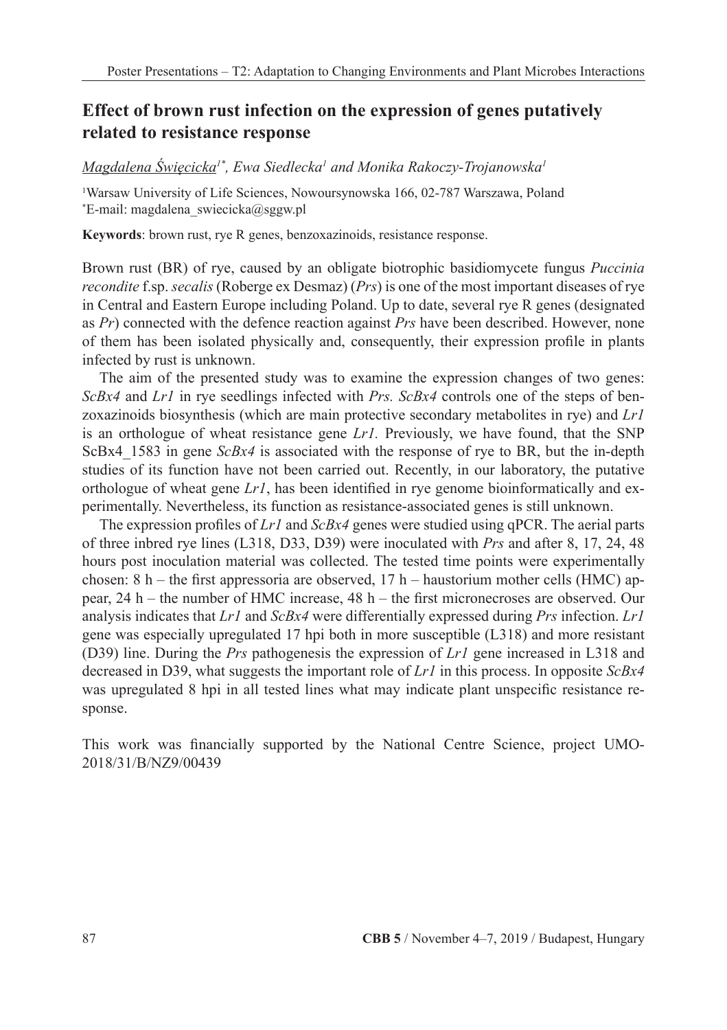## Effect of brown rust infection on the expression of genes putatively related to resistance response

*Magdalena Święcicka[1*], Ewa Siedlecka[1] and Monika Rakoczy-Trojanowska[1]*

[1]Warsaw University of Life Sciences, Nowoursynowska 166, 02-787 Warszawa, Poland
[*]E-mail: magdalena_swiecicka@sggw.pl

**Keywords**: brown rust, rye R genes, benzoxazinoids, resistance response.

Brown rust (BR) of rye, caused by an obligate biotrophic basidiomycete fungus *Puccinia recondite* f.sp. *secalis* (Roberge ex Desmaz) (*Prs*) is one of the most important diseases of rye in Central and Eastern Europe including Poland. Up to date, several rye R genes (designated as *Pr*) connected with the defence reaction against *Prs* have been described. However, none of them has been isolated physically and, consequently, their expression profile in plants infected by rust is unknown.

The aim of the presented study was to examine the expression changes of two genes: *ScBx4* and *Lr1* in rye seedlings infected with *Prs. ScBx4* controls one of the steps of benzoxazinoids biosynthesis (which are main protective secondary metabolites in rye) and *Lr1* is an orthologue of wheat resistance gene *Lr1.* Previously, we have found, that the SNP ScBx4_1583 in gene *ScBx4* is associated with the response of rye to BR, but the in-depth studies of its function have not been carried out. Recently, in our laboratory, the putative orthologue of wheat gene *Lr1*, has been identified in rye genome bioinformatically and experimentally. Nevertheless, its function as resistance-associated genes is still unknown.

The expression profiles of *Lr1* and *ScBx4* genes were studied using qPCR. The aerial parts of three inbred rye lines (L318, D33, D39) were inoculated with *Prs* and after 8, 17, 24, 48 hours post inoculation material was collected. The tested time points were experimentally chosen: 8 h – the first appressoria are observed, 17 h – haustorium mother cells (HMC) appear, 24 h – the number of HMC increase, 48 h – the first micronecroses are observed. Our analysis indicates that *Lr1* and *ScBx4* were differentially expressed during *Prs* infection. *Lr1* gene was especially upregulated 17 hpi both in more susceptible (L318) and more resistant (D39) line. During the *Prs* pathogenesis the expression of *Lr1* gene increased in L318 and decreased in D39, what suggests the important role of *Lr1* in this process. In opposite *ScBx4* was upregulated 8 hpi in all tested lines what may indicate plant unspecific resistance response.

This work was financially supported by the National Centre Science, project UMO-2018/31/B/NZ9/00439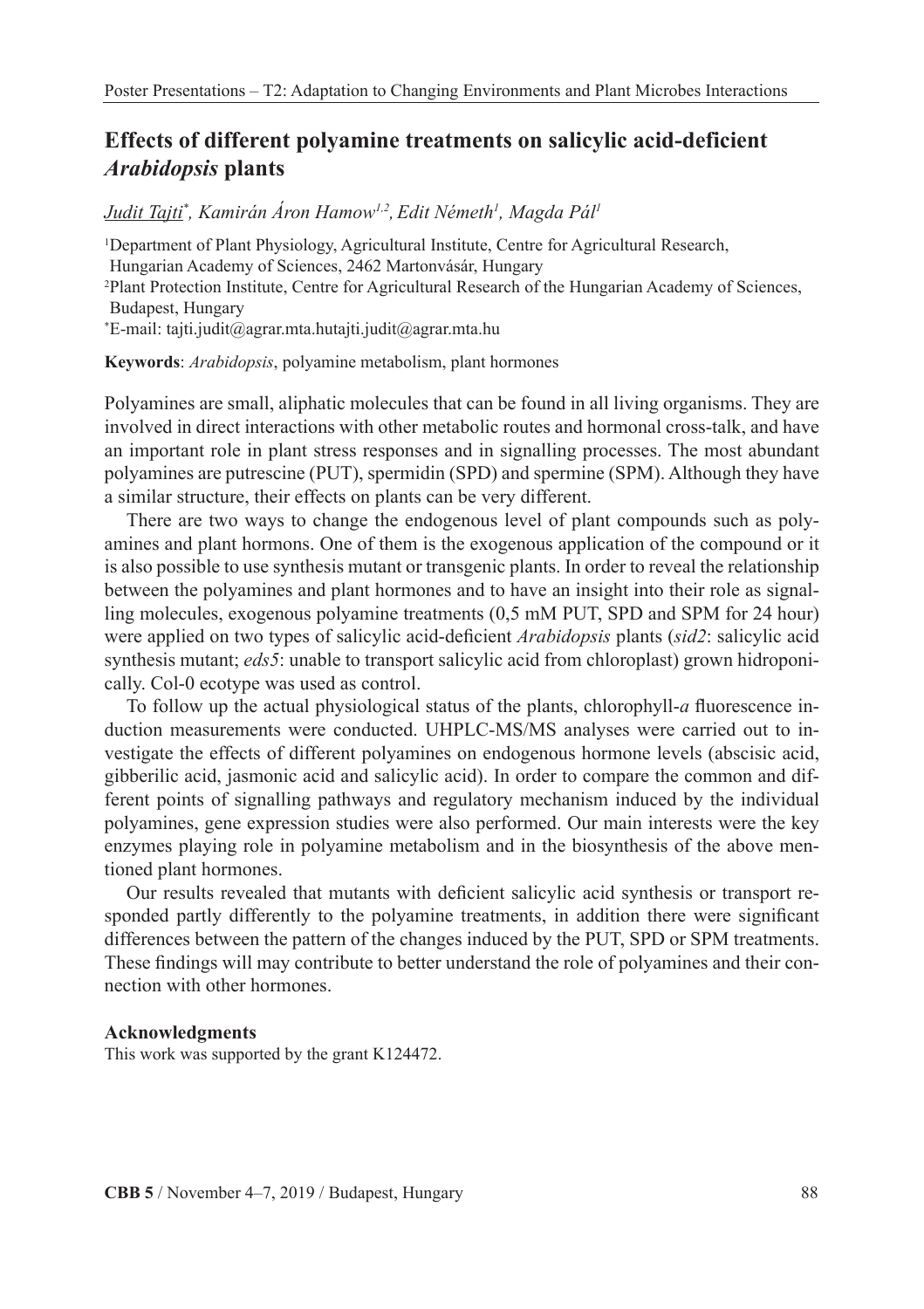## Effects of different polyamine treatments on salicylic acid-deficient *Arabidopsis* plants

*Judit Tajti*[*]*, Kamirán Áron Hamow*[1,2]*, Edit Németh*[1]*, Magda Pál*[1]

[1]Department of Plant Physiology, Agricultural Institute, Centre for Agricultural Research, Hungarian Academy of Sciences, 2462 Martonvásár, Hungary

[2]Plant Protection Institute, Centre for Agricultural Research of the Hungarian Academy of Sciences, Budapest, Hungary

[*]E-mail: tajti.judit@agrar.mta.hutajti.judit@agrar.mta.hu

**Keywords**: *Arabidopsis*, polyamine metabolism, plant hormones

Polyamines are small, aliphatic molecules that can be found in all living organisms. They are involved in direct interactions with other metabolic routes and hormonal cross-talk, and have an important role in plant stress responses and in signalling processes. The most abundant polyamines are putrescine (PUT), spermidin (SPD) and spermine (SPM). Although they have a similar structure, their effects on plants can be very different.

There are two ways to change the endogenous level of plant compounds such as polyamines and plant hormons. One of them is the exogenous application of the compound or it is also possible to use synthesis mutant or transgenic plants. In order to reveal the relationship between the polyamines and plant hormones and to have an insight into their role as signalling molecules, exogenous polyamine treatments (0,5 mM PUT, SPD and SPM for 24 hour) were applied on two types of salicylic acid-deficient *Arabidopsis* plants (*sid2*: salicylic acid synthesis mutant; *eds5*: unable to transport salicylic acid from chloroplast) grown hidroponically. Col-0 ecotype was used as control.

To follow up the actual physiological status of the plants, chlorophyll-*a* fluorescence induction measurements were conducted. UHPLC-MS/MS analyses were carried out to investigate the effects of different polyamines on endogenous hormone levels (abscisic acid, gibberilic acid, jasmonic acid and salicylic acid). In order to compare the common and different points of signalling pathways and regulatory mechanism induced by the individual polyamines, gene expression studies were also performed. Our main interests were the key enzymes playing role in polyamine metabolism and in the biosynthesis of the above mentioned plant hormones.

Our results revealed that mutants with deficient salicylic acid synthesis or transport responded partly differently to the polyamine treatments, in addition there were significant differences between the pattern of the changes induced by the PUT, SPD or SPM treatments. These findings will may contribute to better understand the role of polyamines and their connection with other hormones.

**Acknowledgments**

This work was supported by the grant K124472.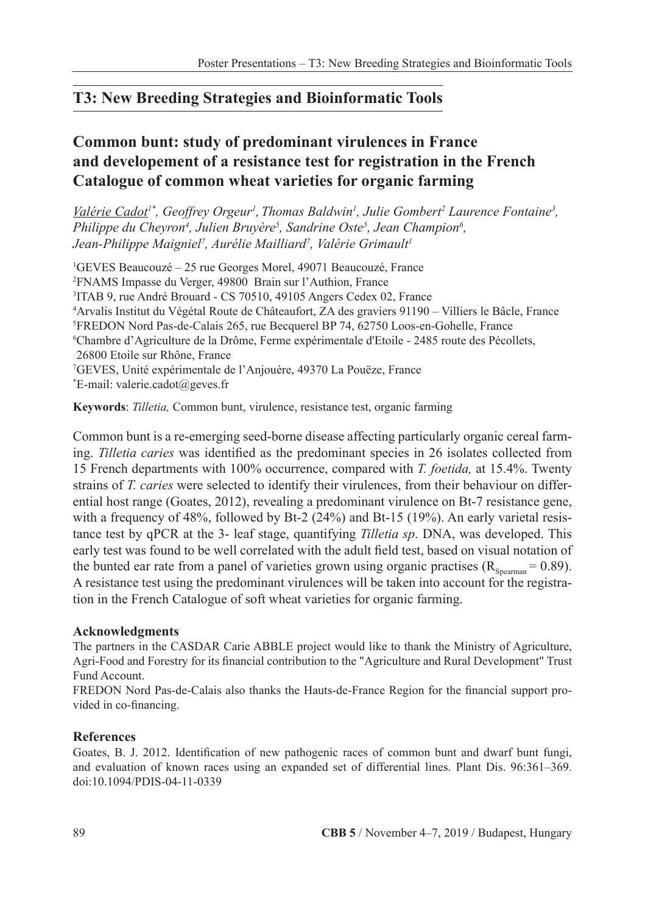## T3: New Breeding Strategies and Bioinformatic Tools

# Common bunt: study of predominant virulences in France and developement of a resistance test for registration in the French Catalogue of common wheat varieties for organic farming

*Valérie Cadot*[1*], *Geoffrey Orgeur*[1], *Thomas Baldwin*[1], *Julie Gombert*[2] *Laurence Fontaine*[3], *Philippe du Cheyron*[4], *Julien Bruyère*[5], *Sandrine Oste*[5], *Jean Champion*[6], *Jean-Philippe Maigniel*[7], *Aurélie Mailliard*[7], *Valérie Grimault*[1]

[1]GEVES Beaucouzé – 25 rue Georges Morel, 49071 Beaucouzé, France
[2]FNAMS Impasse du Verger, 49800 Brain sur l'Authion, France
[3]ITAB 9, rue André Brouard - CS 70510, 49105 Angers Cedex 02, France
[4]Arvalis Institut du Végétal Route de Châteaufort, ZA des graviers 91190 – Villiers le Bâcle, France
[5]FREDON Nord Pas-de-Calais 265, rue Becquerel BP 74, 62750 Loos-en-Gohelle, France
[6]Chambre d'Agriculture de la Drôme, Ferme expérimentale d'Etoile - 2485 route des Pécollets, 26800 Etoile sur Rhône, France
[7]GEVES, Unité expérimentale de l'Anjouère, 49370 La Pouëze, France
[*]E-mail: valerie.cadot@geves.fr

**Keywords**: *Tilletia,* Common bunt, virulence, resistance test, organic farming

Common bunt is a re-emerging seed-borne disease affecting particularly organic cereal farming. *Tilletia caries* was identified as the predominant species in 26 isolates collected from 15 French departments with 100% occurrence, compared with *T. foetida,* at 15.4%. Twenty strains of *T. caries* were selected to identify their virulences, from their behaviour on differential host range (Goates, 2012), revealing a predominant virulence on Bt-7 resistance gene, with a frequency of 48%, followed by Bt-2 (24%) and Bt-15 (19%). An early varietal resistance test by qPCR at the 3- leaf stage, quantifying *Tilletia sp*. DNA, was developed. This early test was found to be well correlated with the adult field test, based on visual notation of the bunted ear rate from a panel of varieties grown using organic practises ($R_{Spearman} = 0.89$). A resistance test using the predominant virulences will be taken into account for the registration in the French Catalogue of soft wheat varieties for organic farming.

### Acknowledgments

The partners in the CASDAR Carie ABBLE project would like to thank the Ministry of Agriculture, Agri-Food and Forestry for its financial contribution to the "Agriculture and Rural Development" Trust Fund Account.

FREDON Nord Pas-de-Calais also thanks the Hauts-de-France Region for the financial support provided in co-financing.

### References

Goates, B. J. 2012. Identification of new pathogenic races of common bunt and dwarf bunt fungi, and evaluation of known races using an expanded set of differential lines. Plant Dis. 96:361–369. doi:10.1094/PDIS-04-11-0339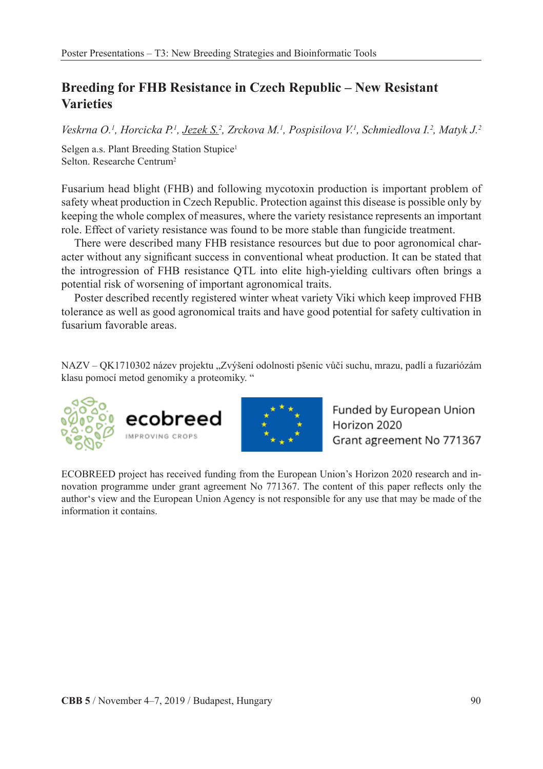## Breeding for FHB Resistance in Czech Republic – New Resistant Varieties

*Veskrna O.[1], Horcicka P.[1], Jezek S.[2], Zrckova M.[1], Pospisilova V.[1], Schmiedlova I.[2], Matyk J.[2]*

Selgen a.s. Plant Breeding Station Stupice[1]
Selton. Researche Centrum[2]

Fusarium head blight (FHB) and following mycotoxin production is important problem of safety wheat production in Czech Republic. Protection against this disease is possible only by keeping the whole complex of measures, where the variety resistance represents an important role. Effect of variety resistance was found to be more stable than fungicide treatment.

There were described many FHB resistance resources but due to poor agronomical character without any significant success in conventional wheat production. It can be stated that the introgression of FHB resistance QTL into elite high-yielding cultivars often brings a potential risk of worsening of important agronomical traits.

Poster described recently registered winter wheat variety Viki which keep improved FHB tolerance as well as good agronomical traits and have good potential for safety cultivation in fusarium favorable areas.

NAZV – QK1710302 název projektu „Zvýšení odolnosti pšenic vůči suchu, mrazu, padlí a fuzariózám klasu pomocí metod genomiky a proteomiky. "

ecobreed IMPROVING CROPS

Funded by European Union
Horizon 2020
Grant agreement No 771367

ECOBREED project has received funding from the European Union's Horizon 2020 research and innovation programme under grant agreement No 771367. The content of this paper reflects only the author's view and the European Union Agency is not responsible for any use that may be made of the information it contains.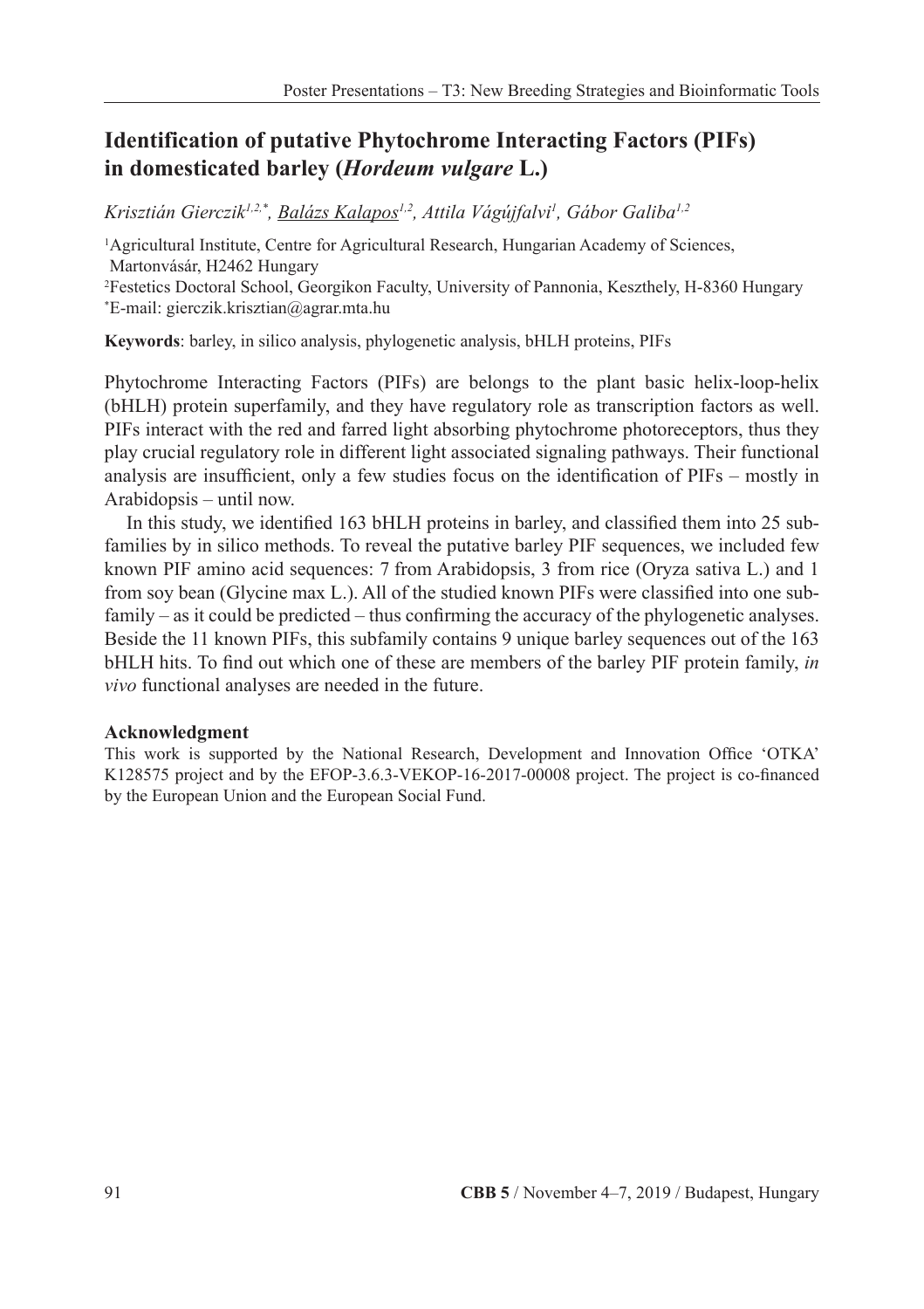# Identification of putative Phytochrome Interacting Factors (PIFs) in domesticated barley (*Hordeum vulgare* L.)

*Krisztián Gierczik*[1,2,*], *Balázs Kalapos*[1,2], *Attila Vágújfalvi*[1], *Gábor Galiba*[1,2]

[1]Agricultural Institute, Centre for Agricultural Research, Hungarian Academy of Sciences, Martonvásár, H2462 Hungary
[2]Festetics Doctoral School, Georgikon Faculty, University of Pannonia, Keszthely, H-8360 Hungary
[*]E-mail: gierczik.krisztian@agrar.mta.hu

**Keywords**: barley, in silico analysis, phylogenetic analysis, bHLH proteins, PIFs

Phytochrome Interacting Factors (PIFs) are belongs to the plant basic helix-loop-helix (bHLH) protein superfamily, and they have regulatory role as transcription factors as well. PIFs interact with the red and farred light absorbing phytochrome photoreceptors, thus they play crucial regulatory role in different light associated signaling pathways. Their functional analysis are insufficient, only a few studies focus on the identification of PIFs – mostly in Arabidopsis – until now.

In this study, we identified 163 bHLH proteins in barley, and classified them into 25 subfamilies by in silico methods. To reveal the putative barley PIF sequences, we included few known PIF amino acid sequences: 7 from Arabidopsis, 3 from rice (Oryza sativa L.) and 1 from soy bean (Glycine max L.). All of the studied known PIFs were classified into one subfamily – as it could be predicted – thus confirming the accuracy of the phylogenetic analyses. Beside the 11 known PIFs, this subfamily contains 9 unique barley sequences out of the 163 bHLH hits. To find out which one of these are members of the barley PIF protein family, *in vivo* functional analyses are needed in the future.

### Acknowledgment

This work is supported by the National Research, Development and Innovation Office 'OTKA' K128575 project and by the EFOP-3.6.3-VEKOP-16-2017-00008 project. The project is co-financed by the European Union and the European Social Fund.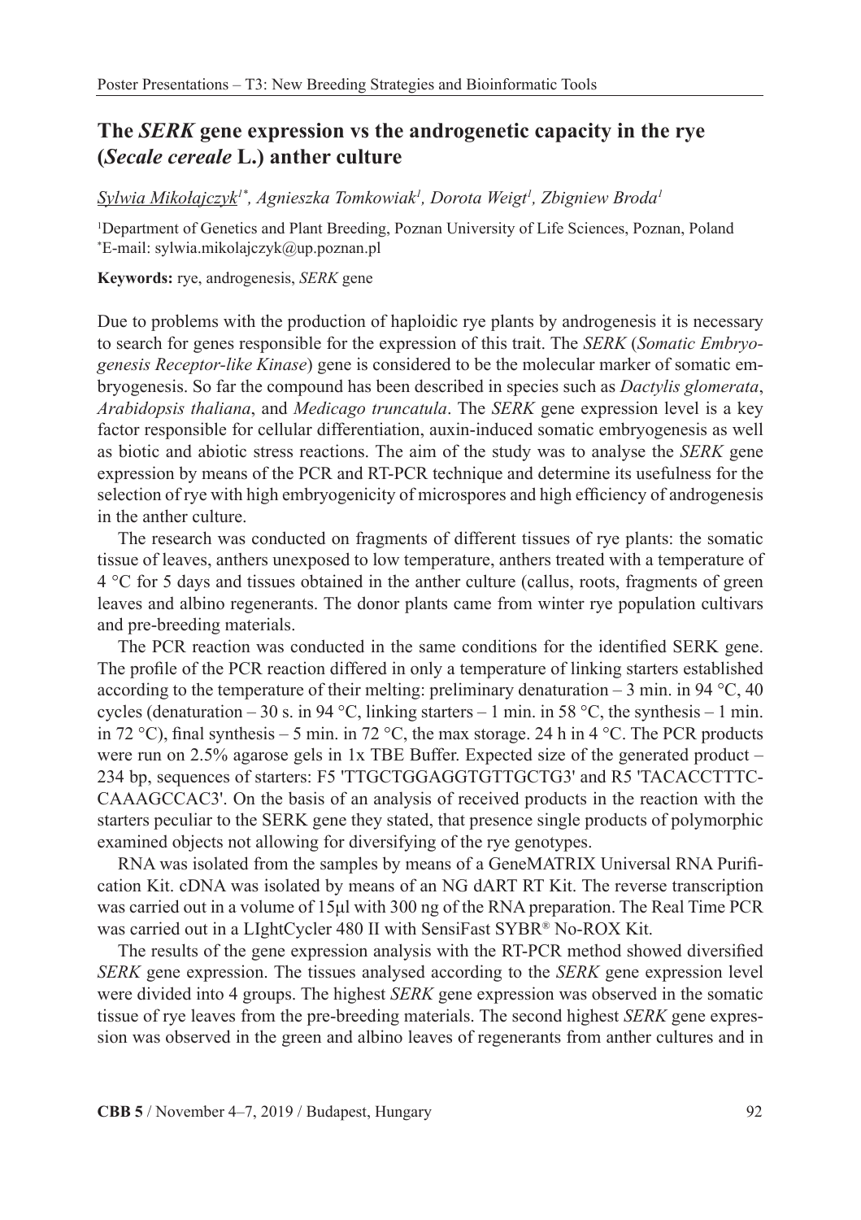## The *SERK* gene expression vs the androgenetic capacity in the rye (*Secale cereale* L.) anther culture

*Sylwia Mikołajczyk*[1*], *Agnieszka Tomkowiak*[1], *Dorota Weigt*[1], *Zbigniew Broda*[1]

[1]Department of Genetics and Plant Breeding, Poznan University of Life Sciences, Poznan, Poland
[*]E-mail: sylwia.mikolajczyk@up.poznan.pl

**Keywords:** rye, androgenesis, *SERK* gene

Due to problems with the production of haploidic rye plants by androgenesis it is necessary to search for genes responsible for the expression of this trait. The *SERK* (*Somatic Embryogenesis Receptor-like Kinase*) gene is considered to be the molecular marker of somatic embryogenesis. So far the compound has been described in species such as *Dactylis glomerata*, *Arabidopsis thaliana*, and *Medicago truncatula*. The *SERK* gene expression level is a key factor responsible for cellular differentiation, auxin-induced somatic embryogenesis as well as biotic and abiotic stress reactions. The aim of the study was to analyse the *SERK* gene expression by means of the PCR and RT-PCR technique and determine its usefulness for the selection of rye with high embryogenicity of microspores and high efficiency of androgenesis in the anther culture.

The research was conducted on fragments of different tissues of rye plants: the somatic tissue of leaves, anthers unexposed to low temperature, anthers treated with a temperature of 4 °C for 5 days and tissues obtained in the anther culture (callus, roots, fragments of green leaves and albino regenerants. The donor plants came from winter rye population cultivars and pre-breeding materials.

The PCR reaction was conducted in the same conditions for the identified SERK gene. The profile of the PCR reaction differed in only a temperature of linking starters established according to the temperature of their melting: preliminary denaturation – 3 min. in 94 °C, 40 cycles (denaturation – 30 s. in 94 °C, linking starters – 1 min. in 58 °C, the synthesis – 1 min. in 72 °C), final synthesis – 5 min. in 72 °C, the max storage. 24 h in 4 °C. The PCR products were run on 2.5% agarose gels in 1x TBE Buffer. Expected size of the generated product – 234 bp, sequences of starters: F5 'TTGCTGGAGGTGTTGCTG3' and R5 'TACACCTTTCCAAAGCCAC3'. On the basis of an analysis of received products in the reaction with the starters peculiar to the SERK gene they stated, that presence single products of polymorphic examined objects not allowing for diversifying of the rye genotypes.

RNA was isolated from the samples by means of a GeneMATRIX Universal RNA Purification Kit. cDNA was isolated by means of an NG dART RT Kit. The reverse transcription was carried out in a volume of 15μl with 300 ng of the RNA preparation. The Real Time PCR was carried out in a LIghtCycler 480 II with SensiFast SYBR® No-ROX Kit.

The results of the gene expression analysis with the RT-PCR method showed diversified *SERK* gene expression. The tissues analysed according to the *SERK* gene expression level were divided into 4 groups. The highest *SERK* gene expression was observed in the somatic tissue of rye leaves from the pre-breeding materials. The second highest *SERK* gene expression was observed in the green and albino leaves of regenerants from anther cultures and in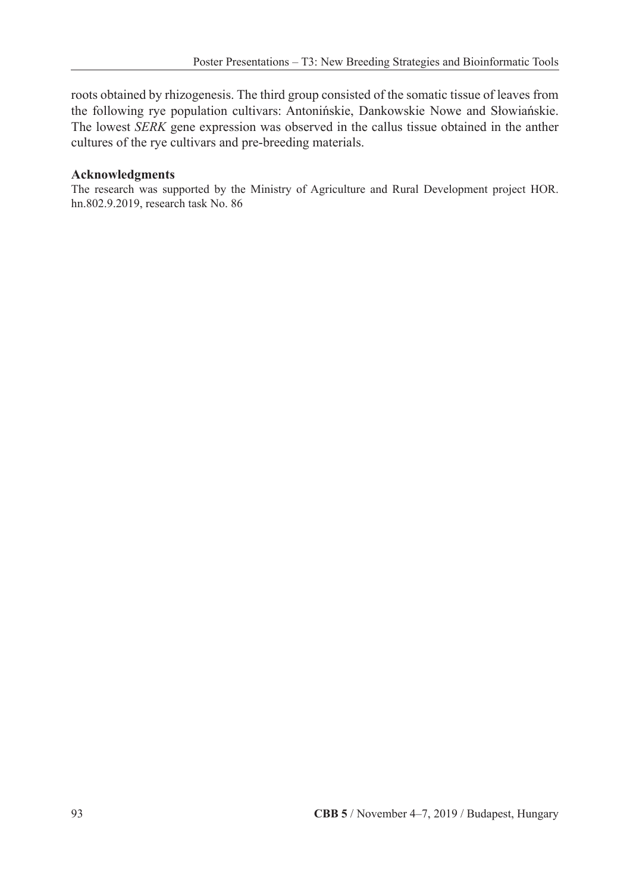roots obtained by rhizogenesis. The third group consisted of the somatic tissue of leaves from the following rye population cultivars: Antonińskie, Dankowskie Nowe and Słowiańskie. The lowest *SERK* gene expression was observed in the callus tissue obtained in the anther cultures of the rye cultivars and pre-breeding materials.

**Acknowledgments**

The research was supported by the Ministry of Agriculture and Rural Development project HOR. hn.802.9.2019, research task No. 86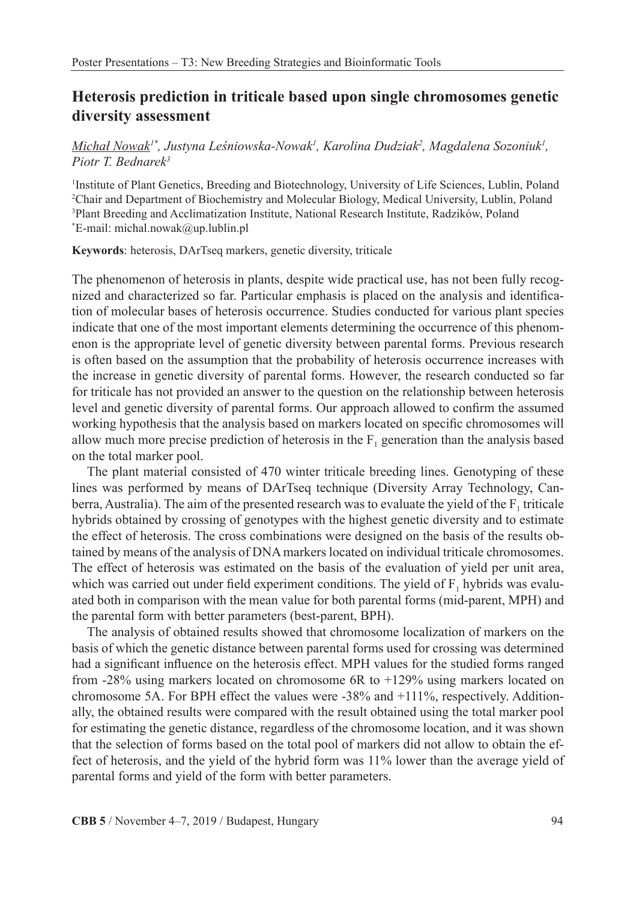## Heterosis prediction in triticale based upon single chromosomes genetic diversity assessment

*Michał Nowak[1*], Justyna Leśniowska-Nowak[1], Karolina Dudziak[2], Magdalena Sozoniuk[1], Piotr T. Bednarek[3]*

[1]Institute of Plant Genetics, Breeding and Biotechnology, University of Life Sciences, Lublin, Poland
[2]Chair and Department of Biochemistry and Molecular Biology, Medical University, Lublin, Poland
[3]Plant Breeding and Acclimatization Institute, National Research Institute, Radzików, Poland
[*]E-mail: michal.nowak@up.lublin.pl

**Keywords**: heterosis, DArTseq markers, genetic diversity, triticale

The phenomenon of heterosis in plants, despite wide practical use, has not been fully recognized and characterized so far. Particular emphasis is placed on the analysis and identification of molecular bases of heterosis occurrence. Studies conducted for various plant species indicate that one of the most important elements determining the occurrence of this phenomenon is the appropriate level of genetic diversity between parental forms. Previous research is often based on the assumption that the probability of heterosis occurrence increases with the increase in genetic diversity of parental forms. However, the research conducted so far for triticale has not provided an answer to the question on the relationship between heterosis level and genetic diversity of parental forms. Our approach allowed to confirm the assumed working hypothesis that the analysis based on markers located on specific chromosomes will allow much more precise prediction of heterosis in the $F_1$ generation than the analysis based on the total marker pool.

The plant material consisted of 470 winter triticale breeding lines. Genotyping of these lines was performed by means of DArTseq technique (Diversity Array Technology, Canberra, Australia). The aim of the presented research was to evaluate the yield of the $F_1$ triticale hybrids obtained by crossing of genotypes with the highest genetic diversity and to estimate the effect of heterosis. The cross combinations were designed on the basis of the results obtained by means of the analysis of DNA markers located on individual triticale chromosomes. The effect of heterosis was estimated on the basis of the evaluation of yield per unit area, which was carried out under field experiment conditions. The yield of $F_1$ hybrids was evaluated both in comparison with the mean value for both parental forms (mid-parent, MPH) and the parental form with better parameters (best-parent, BPH).

The analysis of obtained results showed that chromosome localization of markers on the basis of which the genetic distance between parental forms used for crossing was determined had a significant influence on the heterosis effect. MPH values for the studied forms ranged from -28% using markers located on chromosome 6R to +129% using markers located on chromosome 5A. For BPH effect the values were -38% and +111%, respectively. Additionally, the obtained results were compared with the result obtained using the total marker pool for estimating the genetic distance, regardless of the chromosome location, and it was shown that the selection of forms based on the total pool of markers did not allow to obtain the effect of heterosis, and the yield of the hybrid form was 11% lower than the average yield of parental forms and yield of the form with better parameters.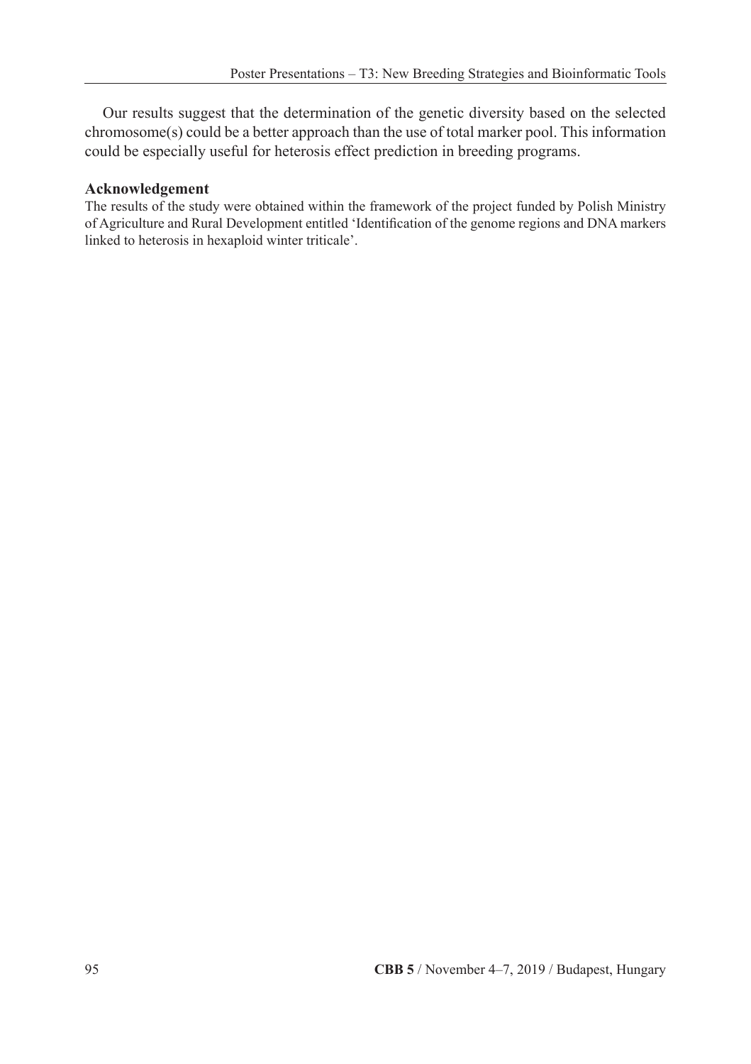Our results suggest that the determination of the genetic diversity based on the selected chromosome(s) could be a better approach than the use of total marker pool. This information could be especially useful for heterosis effect prediction in breeding programs.

**Acknowledgement**

The results of the study were obtained within the framework of the project funded by Polish Ministry of Agriculture and Rural Development entitled 'Identification of the genome regions and DNA markers linked to heterosis in hexaploid winter triticale'.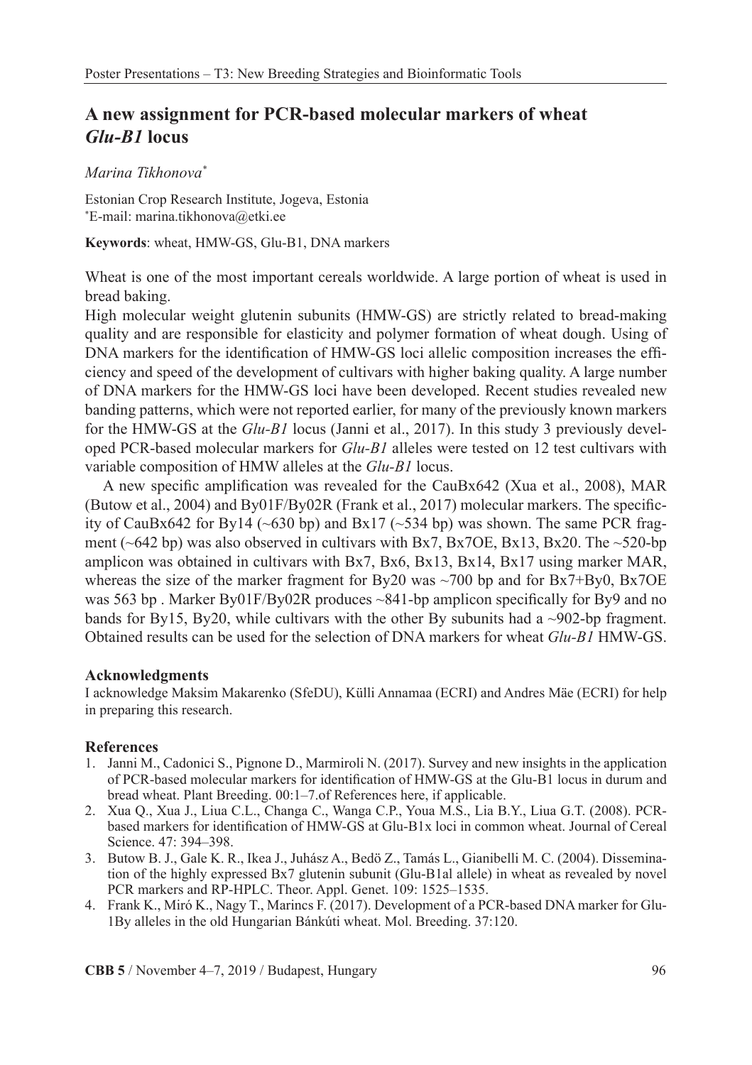# A new assignment for PCR-based molecular markers of wheat *Glu-B1* locus

*Marina Tikhonova*[*]

Estonian Crop Research Institute, Jogeva, Estonia
[*]E-mail: marina.tikhonova@etki.ee

**Keywords**: wheat, HMW-GS, Glu-B1, DNA markers

Wheat is one of the most important cereals worldwide. A large portion of wheat is used in bread baking.

High molecular weight glutenin subunits (HMW-GS) are strictly related to bread-making quality and are responsible for elasticity and polymer formation of wheat dough. Using of DNA markers for the identification of HMW-GS loci allelic composition increases the efficiency and speed of the development of cultivars with higher baking quality. A large number of DNA markers for the HMW-GS loci have been developed. Recent studies revealed new banding patterns, which were not reported earlier, for many of the previously known markers for the HMW-GS at the *Glu-B1* locus (Janni et al., 2017). In this study 3 previously developed PCR-based molecular markers for *Glu-B1* alleles were tested on 12 test cultivars with variable composition of HMW alleles at the *Glu-B1* locus.

A new specific amplification was revealed for the CauBx642 (Xua et al., 2008), MAR (Butow et al., 2004) and By01F/By02R (Frank et al., 2017) molecular markers. The specificity of CauBx642 for By14 (~630 bp) and Bx17 (~534 bp) was shown. The same PCR fragment (~642 bp) was also observed in cultivars with Bx7, Bx7OE, Bx13, Bx20. The ~520-bp amplicon was obtained in cultivars with Bx7, Bx6, Bx13, Bx14, Bx17 using marker MAR, whereas the size of the marker fragment for By20 was ~700 bp and for Bx7+By0, Bx7OE was 563 bp . Marker By01F/By02R produces ~841-bp amplicon specifically for By9 and no bands for By15, By20, while cultivars with the other By subunits had a ~902-bp fragment. Obtained results can be used for the selection of DNA markers for wheat *Glu-B1* HMW-GS.

### Acknowledgments

I acknowledge Maksim Makarenko (SfeDU), Külli Annamaa (ECRI) and Andres Mäe (ECRI) for help in preparing this research.

### References

1. Janni M., Cadonici S., Pignone D., Marmiroli N. (2017). Survey and new insights in the application of PCR-based molecular markers for identification of HMW-GS at the Glu-B1 locus in durum and bread wheat. Plant Breeding. 00:1–7.of References here, if applicable.
2. Xua Q., Xua J., Liua C.L., Changa C., Wanga C.P., Youa M.S., Lia B.Y., Liua G.T. (2008). PCR-based markers for identification of HMW-GS at Glu-B1x loci in common wheat. Journal of Cereal Science. 47: 394–398.
3. Butow B. J., Gale K. R., Ikea J., Juhász A., Bedö Z., Tamás L., Gianibelli M. C. (2004). Dissemination of the highly expressed Bx7 glutenin subunit (Glu-B1al allele) in wheat as revealed by novel PCR markers and RP-HPLC. Theor. Appl. Genet. 109: 1525–1535.
4. Frank K., Miró K., Nagy T., Marincs F. (2017). Development of a PCR-based DNA marker for Glu-1By alleles in the old Hungarian Bánkúti wheat. Mol. Breeding. 37:120.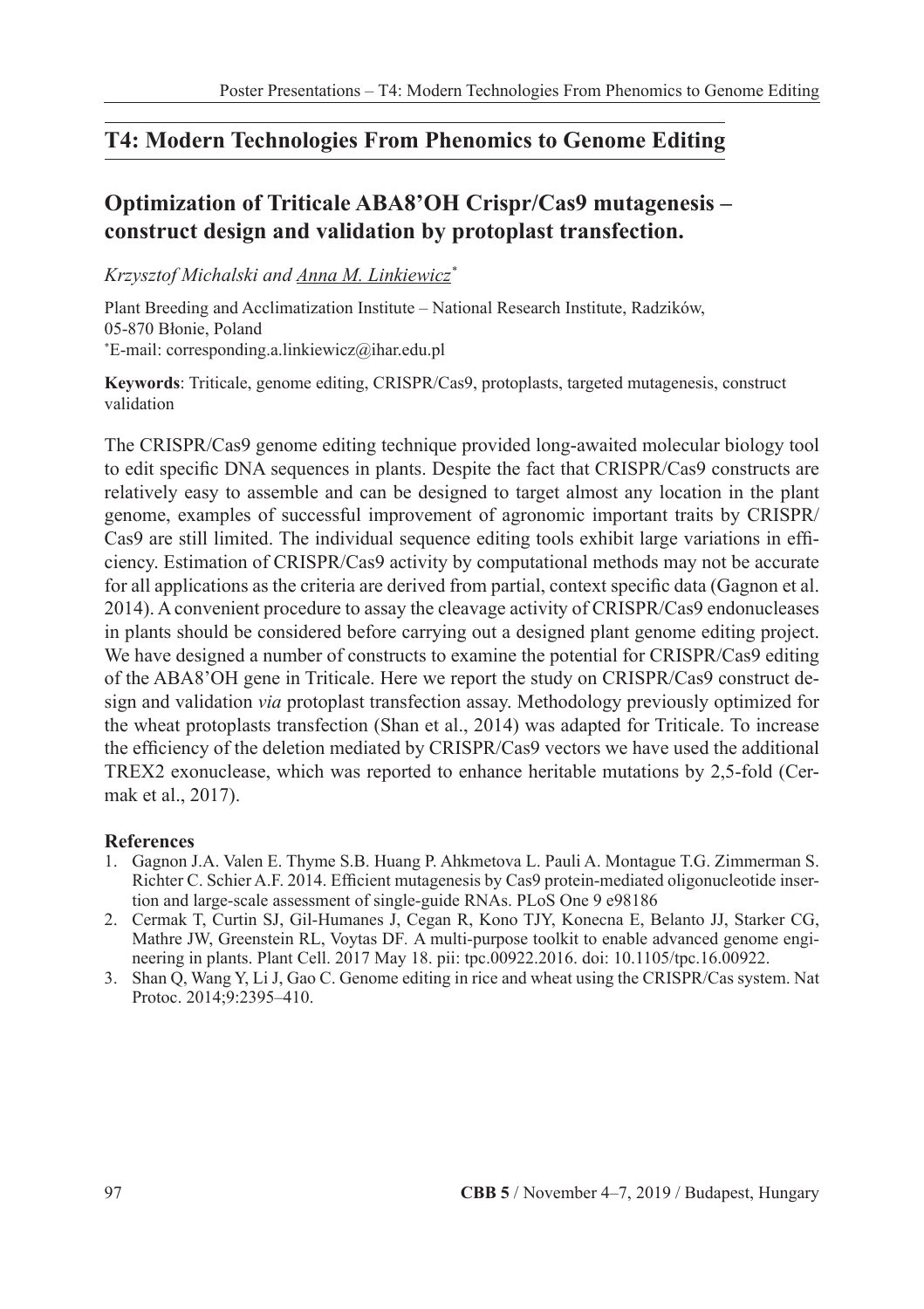## T4: Modern Technologies From Phenomics to Genome Editing

## Optimization of Triticale ABA8'OH Crispr/Cas9 mutagenesis – construct design and validation by protoplast transfection.

*Krzysztof Michalski and Anna M. Linkiewicz*[*]

Plant Breeding and Acclimatization Institute – National Research Institute, Radzików, 05-870 Błonie, Poland
[*]E-mail: corresponding.a.linkiewicz@ihar.edu.pl

**Keywords**: Triticale, genome editing, CRISPR/Cas9, protoplasts, targeted mutagenesis, construct validation

The CRISPR/Cas9 genome editing technique provided long-awaited molecular biology tool to edit specific DNA sequences in plants. Despite the fact that CRISPR/Cas9 constructs are relatively easy to assemble and can be designed to target almost any location in the plant genome, examples of successful improvement of agronomic important traits by CRISPR/Cas9 are still limited. The individual sequence editing tools exhibit large variations in efficiency. Estimation of CRISPR/Cas9 activity by computational methods may not be accurate for all applications as the criteria are derived from partial, context specific data (Gagnon et al. 2014). A convenient procedure to assay the cleavage activity of CRISPR/Cas9 endonucleases in plants should be considered before carrying out a designed plant genome editing project. We have designed a number of constructs to examine the potential for CRISPR/Cas9 editing of the ABA8'OH gene in Triticale. Here we report the study on CRISPR/Cas9 construct design and validation *via* protoplast transfection assay. Methodology previously optimized for the wheat protoplasts transfection (Shan et al., 2014) was adapted for Triticale. To increase the efficiency of the deletion mediated by CRISPR/Cas9 vectors we have used the additional TREX2 exonuclease, which was reported to enhance heritable mutations by 2,5-fold (Cermak et al., 2017).

### References

1. Gagnon J.A. Valen E. Thyme S.B. Huang P. Ahkmetova L. Pauli A. Montague T.G. Zimmerman S. Richter C. Schier A.F. 2014. Efficient mutagenesis by Cas9 protein-mediated oligonucleotide insertion and large-scale assessment of single-guide RNAs. PLoS One 9 e98186
2. Cermak T, Curtin SJ, Gil-Humanes J, Cegan R, Kono TJY, Konecna E, Belanto JJ, Starker CG, Mathre JW, Greenstein RL, Voytas DF. A multi-purpose toolkit to enable advanced genome engineering in plants. Plant Cell. 2017 May 18. pii: tpc.00922.2016. doi: 10.1105/tpc.16.00922.
3. Shan Q, Wang Y, Li J, Gao C. Genome editing in rice and wheat using the CRISPR/Cas system. Nat Protoc. 2014;9:2395–410.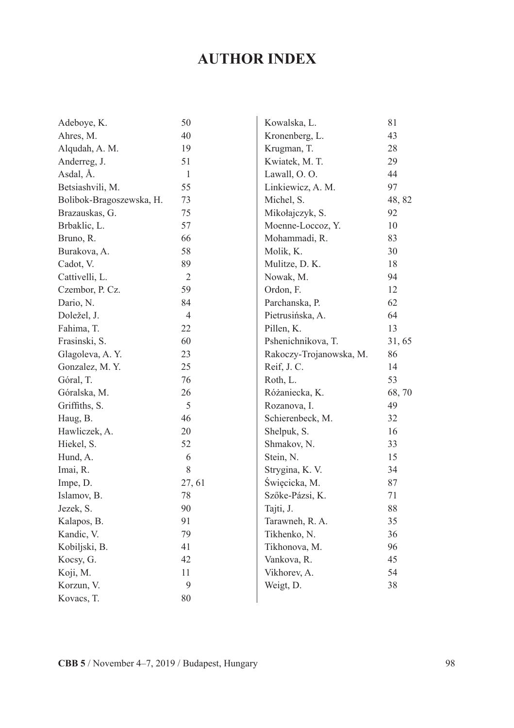# AUTHOR INDEX

| | |
|---|---|
| Adeboye, K. | 50 |
| Ahres, M. | 40 |
| Alqudah, A. M. | 19 |
| Anderreg, J. | 51 |
| Asdal, Å. | 1 |
| Betsiashvili, M. | 55 |
| Bolibok-Bragoszewska, H. | 73 |
| Brazauskas, G. | 75 |
| Brbaklic, L. | 57 |
| Bruno, R. | 66 |
| Burakova, A. | 58 |
| Cadot, V. | 89 |
| Cattivelli, L. | 2 |
| Czembor, P. Cz. | 59 |
| Dario, N. | 84 |
| Doležel, J. | 4 |
| Fahima, T. | 22 |
| Frasinski, S. | 60 |
| Glagoleva, A. Y. | 23 |
| Gonzalez, M. Y. | 25 |
| Góral, T. | 76 |
| Góralska, M. | 26 |
| Griffiths, S. | 5 |
| Haug, B. | 46 |
| Hawliczek, A. | 20 |
| Hiekel, S. | 52 |
| Hund, A. | 6 |
| Imai, R. | 8 |
| Impe, D. | 27, 61 |
| Islamov, B. | 78 |
| Jezek, S. | 90 |
| Kalapos, B. | 91 |
| Kandic, V. | 79 |
| Kobiljski, B. | 41 |
| Kocsy, G. | 42 |
| Koji, M. | 11 |
| Korzun, V. | 9 |
| Kovacs, T. | 80 |
| Kowalska, L. | 81 |
| Kronenberg, L. | 43 |
| Krugman, T. | 28 |
| Kwiatek, M. T. | 29 |
| Lawall, O. O. | 44 |
| Linkiewicz, A. M. | 97 |
| Michel, S. | 48, 82 |
| Mikołajczyk, S. | 92 |
| Moenne-Loccoz, Y. | 10 |
| Mohammadi, R. | 83 |
| Molik, K. | 30 |
| Mulitze, D. K. | 18 |
| Nowak, M. | 94 |
| Ordon, F. | 12 |
| Parchanska, P. | 62 |
| Pietrusińska, A. | 64 |
| Pillen, K. | 13 |
| Pshenichnikova, T. | 31, 65 |
| Rakoczy-Trojanowska, M. | 86 |
| Reif, J. C. | 14 |
| Roth, L. | 53 |
| Różaniecka, K. | 68, 70 |
| Rozanova, I. | 49 |
| Schierenbeck, M. | 32 |
| Shelpuk, S. | 16 |
| Shmakov, N. | 33 |
| Stein, N. | 15 |
| Strygina, K. V. | 34 |
| Święcicka, M. | 87 |
| Szőke-Pázsi, K. | 71 |
| Tajti, J. | 88 |
| Tarawneh, R. A. | 35 |
| Tikhenko, N. | 36 |
| Tikhonova, M. | 96 |
| Vankova, R. | 45 |
| Vikhorev, A. | 54 |
| Weigt, D. | 38 |